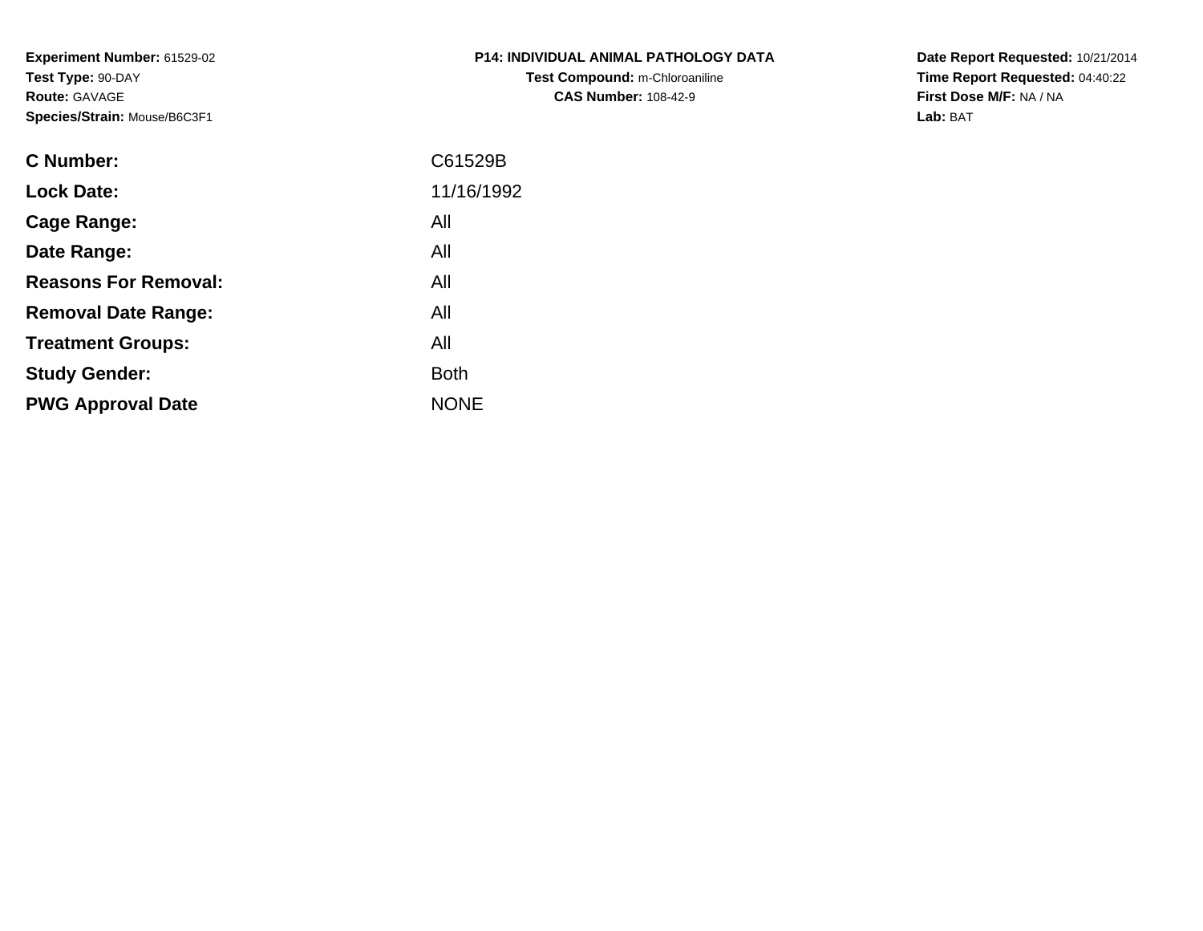**Experiment Number:** 61529-02
**Test Type:** 90-DAY
**Route:** GAVAGE
**Species/Strain:** Mouse/B6C3F1

**P14: INDIVIDUAL ANIMAL PATHOLOGY DATA**
**Test Compound:** m-Chloroaniline
**CAS Number:** 108-42-9

**Date Report Requested:** 10/21/2014
**Time Report Requested:** 04:40:22
**First Dose M/F:** NA / NA
**Lab:** BAT

| | |
|---|---|
| **C Number:** | C61529B |
| **Lock Date:** | 11/16/1992 |
| **Cage Range:** | All |
| **Date Range:** | All |
| **Reasons For Removal:** | All |
| **Removal Date Range:** | All |
| **Treatment Groups:** | All |
| **Study Gender:** | Both |
| **PWG Approval Date** | NONE |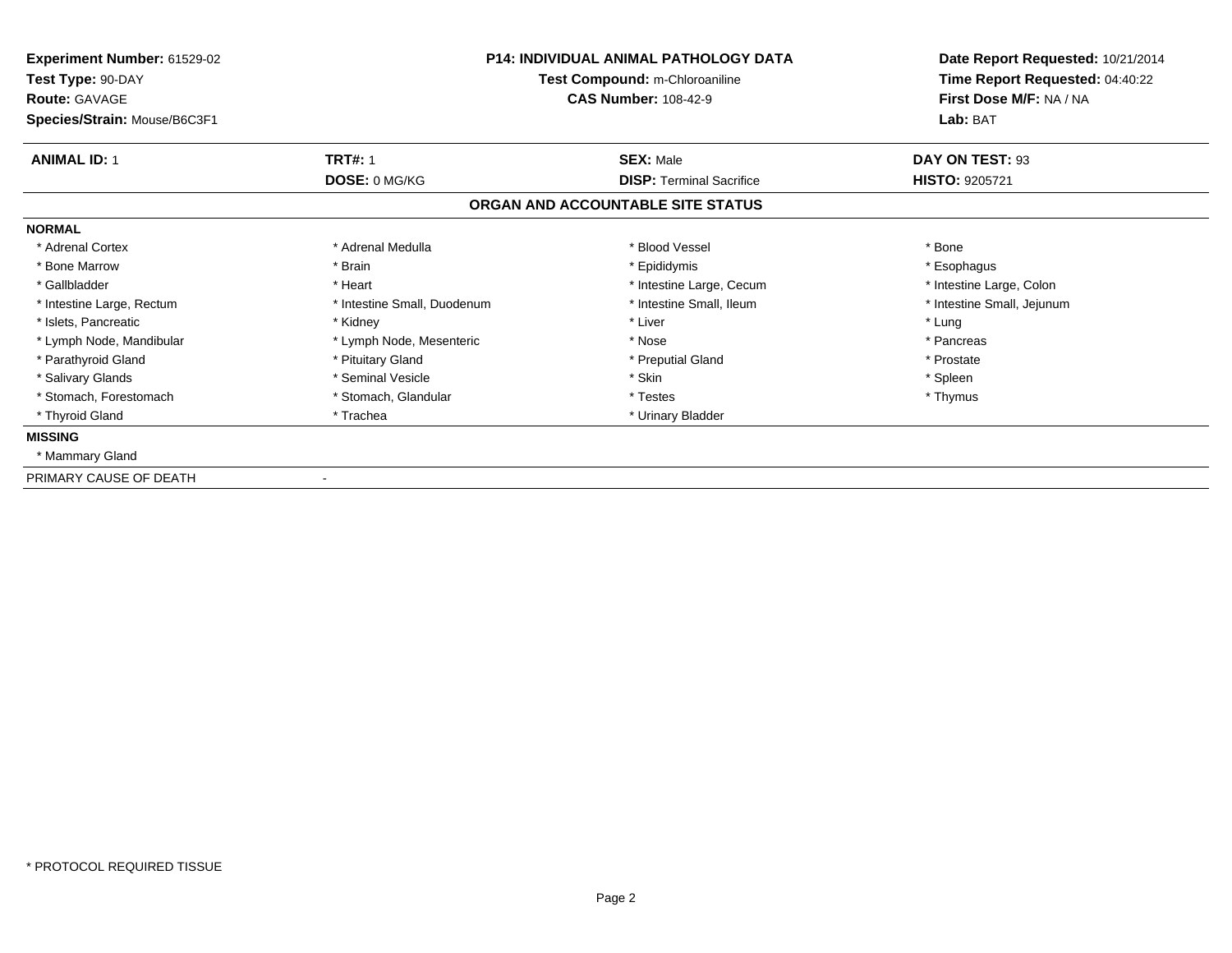**Experiment Number:** 61529-02
**Test Type:** 90-DAY
**Route:** GAVAGE
**Species/Strain:** Mouse/B6C3F1

**P14: INDIVIDUAL ANIMAL PATHOLOGY DATA**
**Test Compound:** m-Chloroaniline
**CAS Number:** 108-42-9

**Date Report Requested:** 10/21/2014
**Time Report Requested:** 04:40:22
**First Dose M/F:** NA / NA
**Lab:** BAT

| **ANIMAL ID:** 1 | **TRT#:** 1 | **SEX:** Male | **DAY ON TEST:** 93 |
|---|---|---|---|
| | **DOSE:** 0 MG/KG | **DISP:** Terminal Sacrifice | **HISTO:** 9205721 |

## ORGAN AND ACCOUNTABLE SITE STATUS

**NORMAL**

| | | | |
|---|---|---|---|
| * Adrenal Cortex | * Adrenal Medulla | * Blood Vessel | * Bone |
| * Bone Marrow | * Brain | * Epididymis | * Esophagus |
| * Gallbladder | * Heart | * Intestine Large, Cecum | * Intestine Large, Colon |
| * Intestine Large, Rectum | * Intestine Small, Duodenum | * Intestine Small, Ileum | * Intestine Small, Jejunum |
| * Islets, Pancreatic | * Kidney | * Liver | * Lung |
| * Lymph Node, Mandibular | * Lymph Node, Mesenteric | * Nose | * Pancreas |
| * Parathyroid Gland | * Pituitary Gland | * Preputial Gland | * Prostate |
| * Salivary Glands | * Seminal Vesicle | * Skin | * Spleen |
| * Stomach, Forestomach | * Stomach, Glandular | * Testes | * Thymus |
| * Thyroid Gland | * Trachea | * Urinary Bladder | |

**MISSING**

* Mammary Gland

PRIMARY CAUSE OF DEATH -

* PROTOCOL REQUIRED TISSUE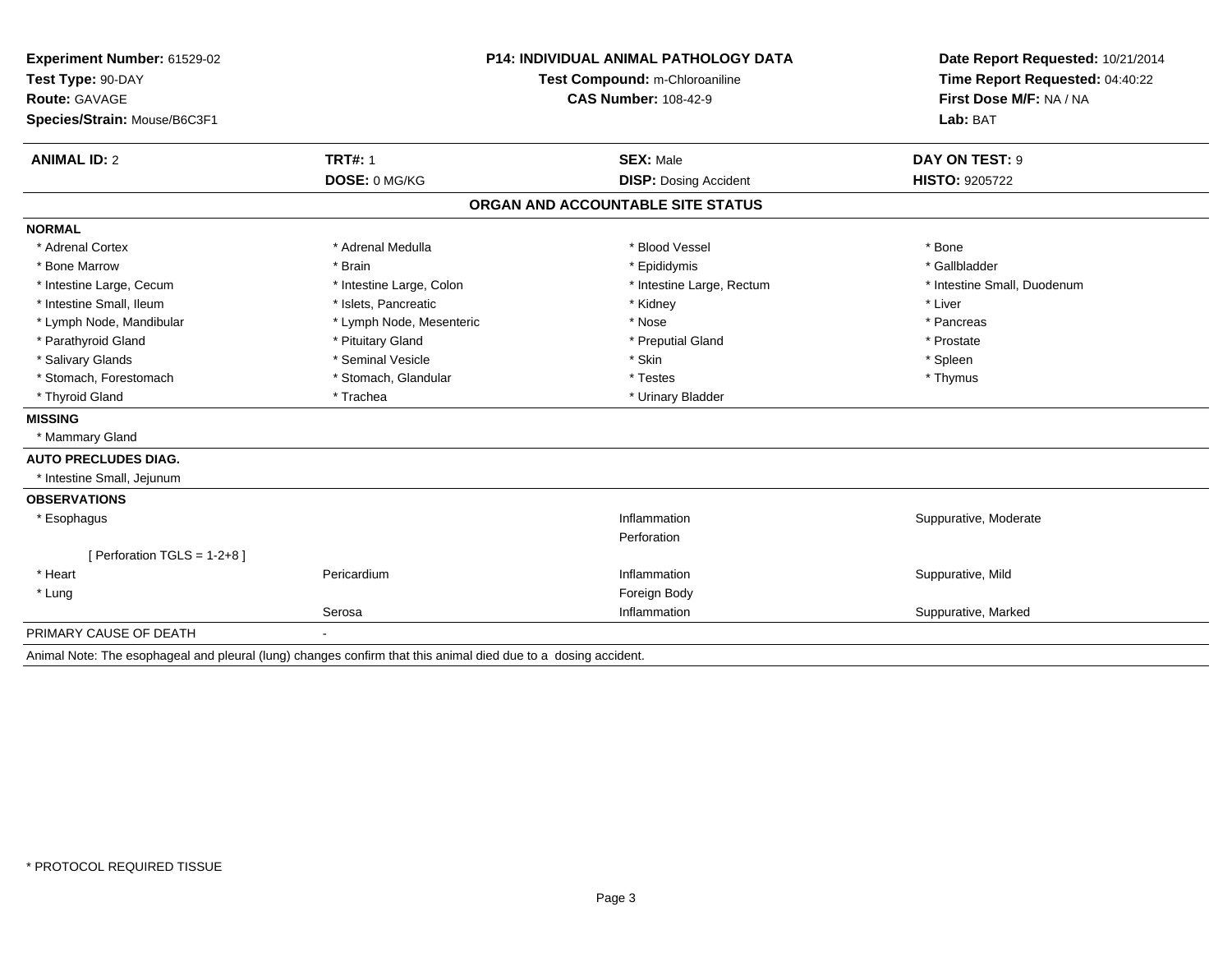**Experiment Number:** 61529-02
**Test Type:** 90-DAY
**Route:** GAVAGE
**Species/Strain:** Mouse/B6C3F1

**P14: INDIVIDUAL ANIMAL PATHOLOGY DATA**
**Test Compound:** m-Chloroaniline
**CAS Number:** 108-42-9

**Date Report Requested:** 10/21/2014
**Time Report Requested:** 04:40:22
**First Dose M/F:** NA / NA
**Lab:** BAT

| **ANIMAL ID:** 2 | **TRT#:** 1 | **SEX:** Male | **DAY ON TEST:** 9 |
|---|---|---|---|
| | **DOSE:** 0 MG/KG | **DISP:** Dosing Accident | **HISTO:** 9205722 |

## ORGAN AND ACCOUNTABLE SITE STATUS

**NORMAL**

| | | | |
|---|---|---|---|
| * Adrenal Cortex | * Adrenal Medulla | * Blood Vessel | * Bone |
| * Bone Marrow | * Brain | * Epididymis | * Gallbladder |
| * Intestine Large, Cecum | * Intestine Large, Colon | * Intestine Large, Rectum | * Intestine Small, Duodenum |
| * Intestine Small, Ileum | * Islets, Pancreatic | * Kidney | * Liver |
| * Lymph Node, Mandibular | * Lymph Node, Mesenteric | * Nose | * Pancreas |
| * Parathyroid Gland | * Pituitary Gland | * Preputial Gland | * Prostate |
| * Salivary Glands | * Seminal Vesicle | * Skin | * Spleen |
| * Stomach, Forestomach | * Stomach, Glandular | * Testes | * Thymus |
| * Thyroid Gland | * Trachea | * Urinary Bladder | |

**MISSING**

* Mammary Gland

**AUTO PRECLUDES DIAG.**

* Intestine Small, Jejunum

**OBSERVATIONS**

| | | | |
|---|---|---|---|
| * Esophagus | | Inflammation | Suppurative, Moderate |
| | | Perforation | |
| [ Perforation TGLS = 1-2+8 ] | | | |
| * Heart | Pericardium | Inflammation | Suppurative, Mild |
| * Lung | | Foreign Body | |
| | Serosa | Inflammation | Suppurative, Marked |

PRIMARY CAUSE OF DEATH -

Animal Note: The esophageal and pleural (lung) changes confirm that this animal died due to a dosing accident.

* PROTOCOL REQUIRED TISSUE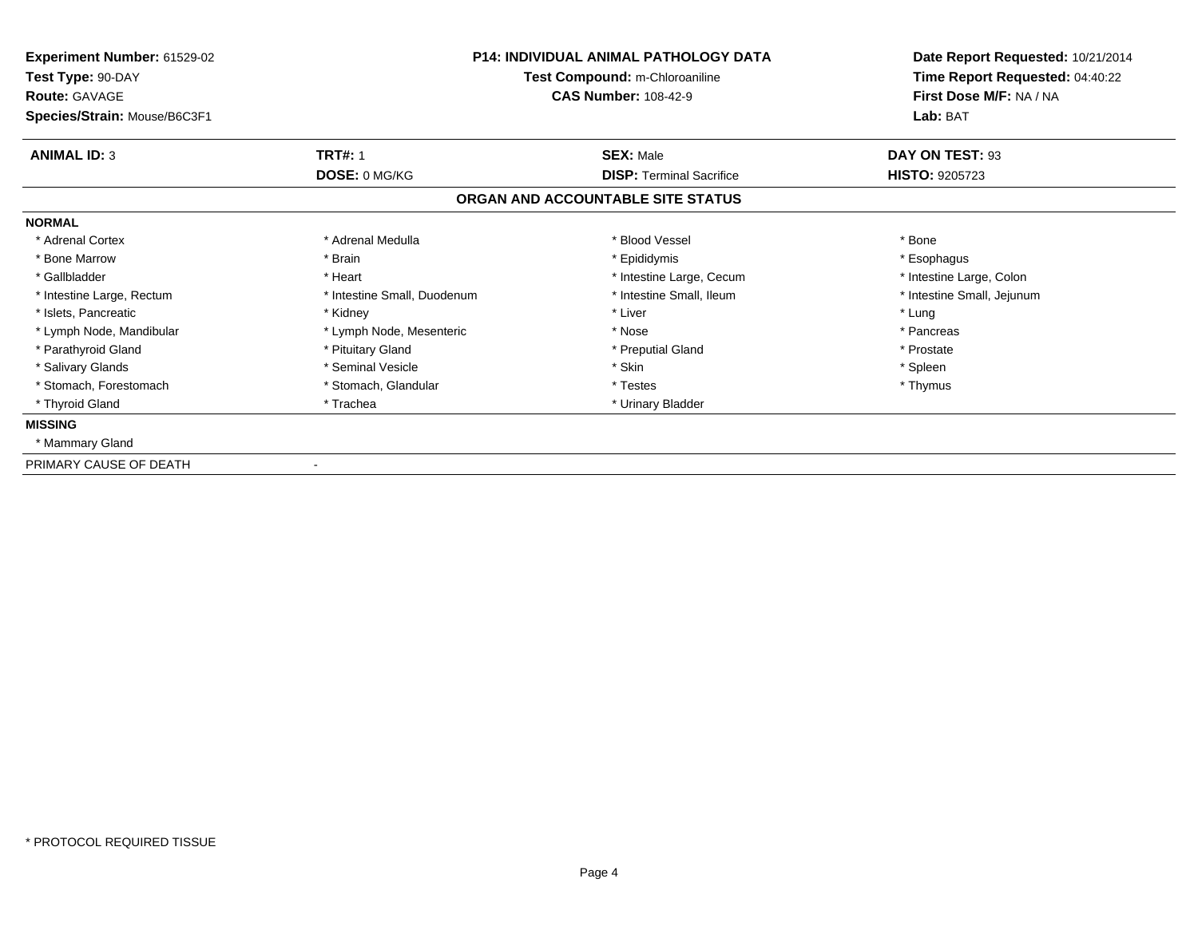**Experiment Number:** 61529-02
**Test Type:** 90-DAY
**Route:** GAVAGE
**Species/Strain:** Mouse/B6C3F1

**P14: INDIVIDUAL ANIMAL PATHOLOGY DATA**
**Test Compound:** m-Chloroaniline
**CAS Number:** 108-42-9

**Date Report Requested:** 10/21/2014
**Time Report Requested:** 04:40:22
**First Dose M/F:** NA / NA
**Lab:** BAT

| **ANIMAL ID:** 3 | **TRT#:** 1 | **SEX:** Male | **DAY ON TEST:** 93 |
|---|---|---|---|
| | **DOSE:** 0 MG/KG | **DISP:** Terminal Sacrifice | **HISTO:** 9205723 |

## ORGAN AND ACCOUNTABLE SITE STATUS

**NORMAL**

| | | | |
|---|---|---|---|
| * Adrenal Cortex | * Adrenal Medulla | * Blood Vessel | * Bone |
| * Bone Marrow | * Brain | * Epididymis | * Esophagus |
| * Gallbladder | * Heart | * Intestine Large, Cecum | * Intestine Large, Colon |
| * Intestine Large, Rectum | * Intestine Small, Duodenum | * Intestine Small, Ileum | * Intestine Small, Jejunum |
| * Islets, Pancreatic | * Kidney | * Liver | * Lung |
| * Lymph Node, Mandibular | * Lymph Node, Mesenteric | * Nose | * Pancreas |
| * Parathyroid Gland | * Pituitary Gland | * Preputial Gland | * Prostate |
| * Salivary Glands | * Seminal Vesicle | * Skin | * Spleen |
| * Stomach, Forestomach | * Stomach, Glandular | * Testes | * Thymus |
| * Thyroid Gland | * Trachea | * Urinary Bladder | |

**MISSING**

* Mammary Gland

PRIMARY CAUSE OF DEATH -

* PROTOCOL REQUIRED TISSUE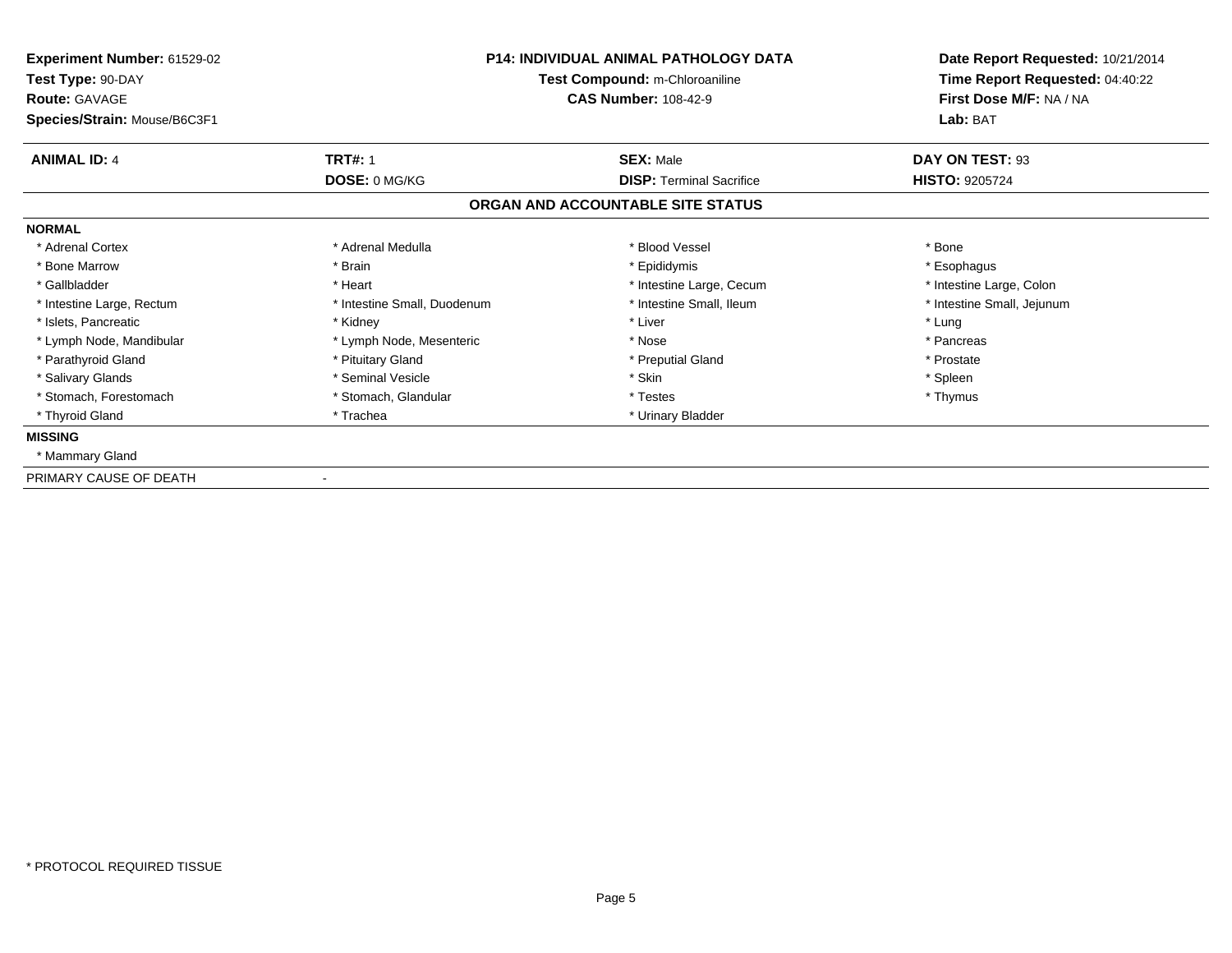**Experiment Number:** 61529-02
**Test Type:** 90-DAY
**Route:** GAVAGE
**Species/Strain:** Mouse/B6C3F1

**P14: INDIVIDUAL ANIMAL PATHOLOGY DATA**
**Test Compound:** m-Chloroaniline
**CAS Number:** 108-42-9

**Date Report Requested:** 10/21/2014
**Time Report Requested:** 04:40:22
**First Dose M/F:** NA / NA
**Lab:** BAT

| **ANIMAL ID:** 4 | **TRT#:** 1 | **SEX:** Male | **DAY ON TEST:** 93 |
|---|---|---|---|
| | **DOSE:** 0 MG/KG | **DISP:** Terminal Sacrifice | **HISTO:** 9205724 |

## ORGAN AND ACCOUNTABLE SITE STATUS

**NORMAL**

| | | | |
|---|---|---|---|
| * Adrenal Cortex | * Adrenal Medulla | * Blood Vessel | * Bone |
| * Bone Marrow | * Brain | * Epididymis | * Esophagus |
| * Gallbladder | * Heart | * Intestine Large, Cecum | * Intestine Large, Colon |
| * Intestine Large, Rectum | * Intestine Small, Duodenum | * Intestine Small, Ileum | * Intestine Small, Jejunum |
| * Islets, Pancreatic | * Kidney | * Liver | * Lung |
| * Lymph Node, Mandibular | * Lymph Node, Mesenteric | * Nose | * Pancreas |
| * Parathyroid Gland | * Pituitary Gland | * Preputial Gland | * Prostate |
| * Salivary Glands | * Seminal Vesicle | * Skin | * Spleen |
| * Stomach, Forestomach | * Stomach, Glandular | * Testes | * Thymus |
| * Thyroid Gland | * Trachea | * Urinary Bladder | |

**MISSING**

* Mammary Gland

PRIMARY CAUSE OF DEATH -

* PROTOCOL REQUIRED TISSUE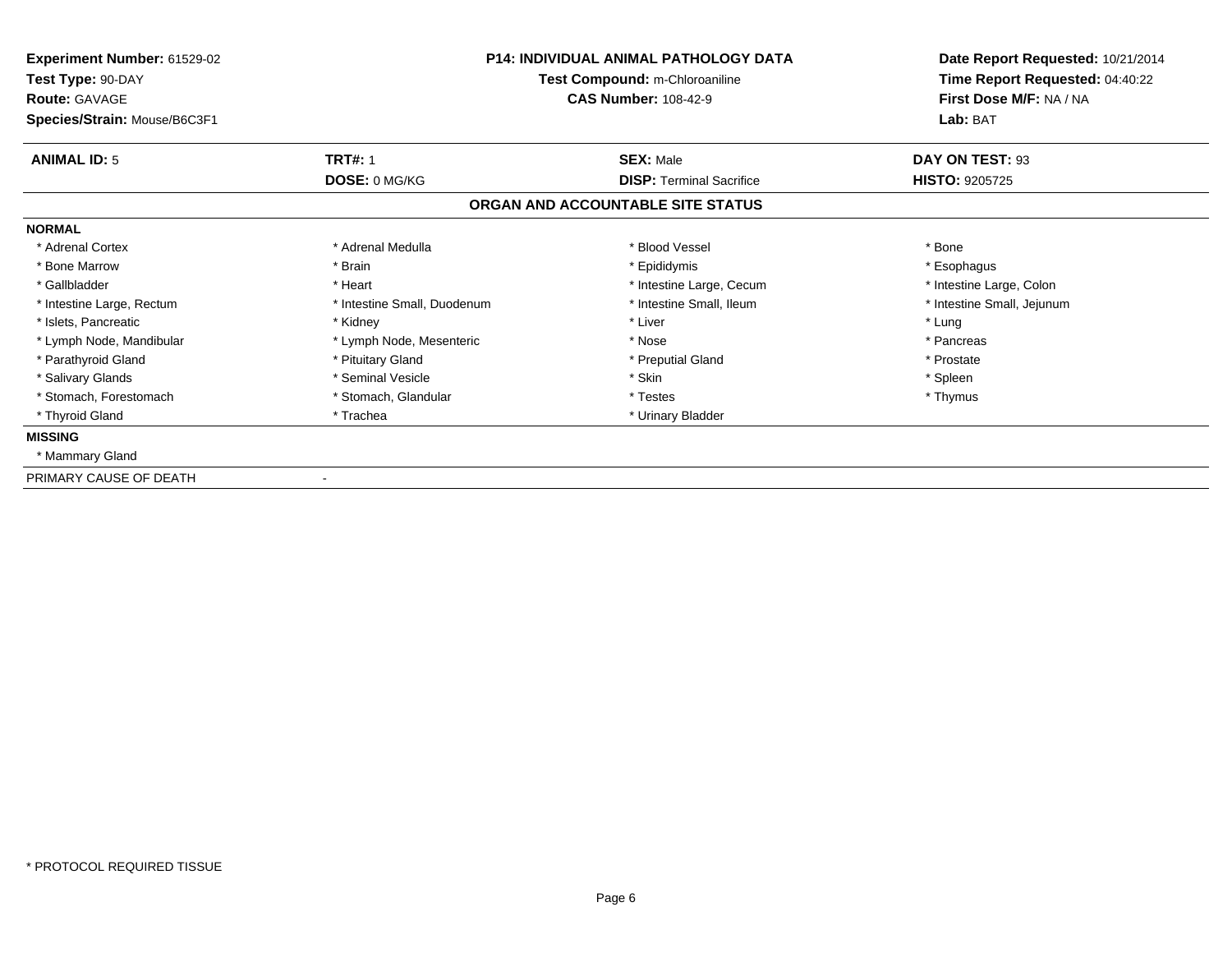**Experiment Number:** 61529-02
**Test Type:** 90-DAY
**Route:** GAVAGE
**Species/Strain:** Mouse/B6C3F1

**P14: INDIVIDUAL ANIMAL PATHOLOGY DATA**
**Test Compound:** m-Chloroaniline
**CAS Number:** 108-42-9

**Date Report Requested:** 10/21/2014
**Time Report Requested:** 04:40:22
**First Dose M/F:** NA / NA
**Lab:** BAT

| **ANIMAL ID:** 5 | **TRT#:** 1 | **SEX:** Male | **DAY ON TEST:** 93 |
|---|---|---|---|
| | **DOSE:** 0 MG/KG | **DISP:** Terminal Sacrifice | **HISTO:** 9205725 |

## ORGAN AND ACCOUNTABLE SITE STATUS

**NORMAL**

| | | | |
|---|---|---|---|
| * Adrenal Cortex | * Adrenal Medulla | * Blood Vessel | * Bone |
| * Bone Marrow | * Brain | * Epididymis | * Esophagus |
| * Gallbladder | * Heart | * Intestine Large, Cecum | * Intestine Large, Colon |
| * Intestine Large, Rectum | * Intestine Small, Duodenum | * Intestine Small, Ileum | * Intestine Small, Jejunum |
| * Islets, Pancreatic | * Kidney | * Liver | * Lung |
| * Lymph Node, Mandibular | * Lymph Node, Mesenteric | * Nose | * Pancreas |
| * Parathyroid Gland | * Pituitary Gland | * Preputial Gland | * Prostate |
| * Salivary Glands | * Seminal Vesicle | * Skin | * Spleen |
| * Stomach, Forestomach | * Stomach, Glandular | * Testes | * Thymus |
| * Thyroid Gland | * Trachea | * Urinary Bladder | |

**MISSING**

* Mammary Gland

PRIMARY CAUSE OF DEATH -

* PROTOCOL REQUIRED TISSUE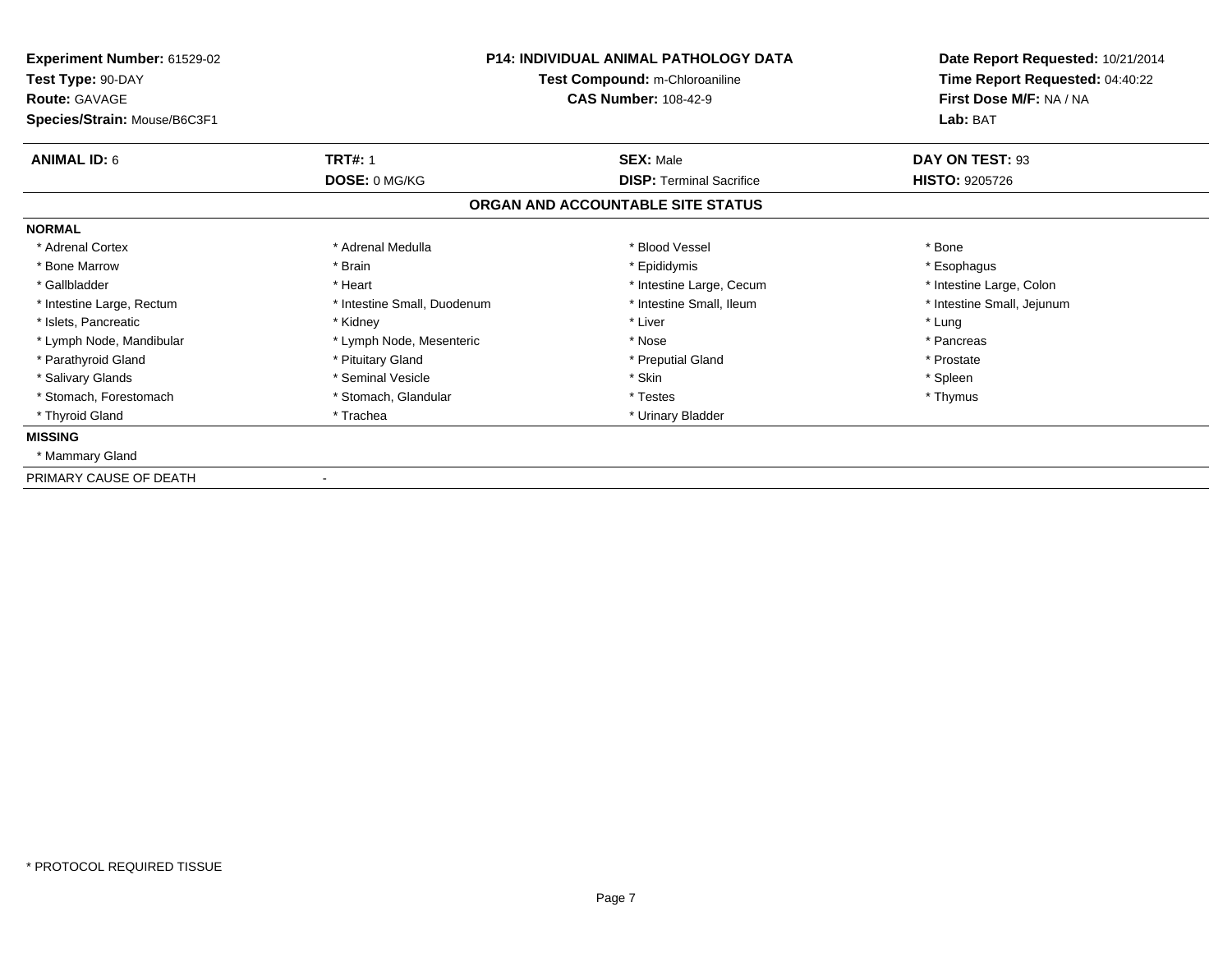**Experiment Number:** 61529-02
**Test Type:** 90-DAY
**Route:** GAVAGE
**Species/Strain:** Mouse/B6C3F1

**P14: INDIVIDUAL ANIMAL PATHOLOGY DATA**
**Test Compound:** m-Chloroaniline
**CAS Number:** 108-42-9

**Date Report Requested:** 10/21/2014
**Time Report Requested:** 04:40:22
**First Dose M/F:** NA / NA
**Lab:** BAT

| **ANIMAL ID:** 6 | **TRT#:** 1 | **SEX:** Male | **DAY ON TEST:** 93 |
|---|---|---|---|
| | **DOSE:** 0 MG/KG | **DISP:** Terminal Sacrifice | **HISTO:** 9205726 |

## ORGAN AND ACCOUNTABLE SITE STATUS

**NORMAL**

| | | | |
|---|---|---|---|
| * Adrenal Cortex | * Adrenal Medulla | * Blood Vessel | * Bone |
| * Bone Marrow | * Brain | * Epididymis | * Esophagus |
| * Gallbladder | * Heart | * Intestine Large, Cecum | * Intestine Large, Colon |
| * Intestine Large, Rectum | * Intestine Small, Duodenum | * Intestine Small, Ileum | * Intestine Small, Jejunum |
| * Islets, Pancreatic | * Kidney | * Liver | * Lung |
| * Lymph Node, Mandibular | * Lymph Node, Mesenteric | * Nose | * Pancreas |
| * Parathyroid Gland | * Pituitary Gland | * Preputial Gland | * Prostate |
| * Salivary Glands | * Seminal Vesicle | * Skin | * Spleen |
| * Stomach, Forestomach | * Stomach, Glandular | * Testes | * Thymus |
| * Thyroid Gland | * Trachea | * Urinary Bladder | |

**MISSING**

* Mammary Gland

PRIMARY CAUSE OF DEATH -

* PROTOCOL REQUIRED TISSUE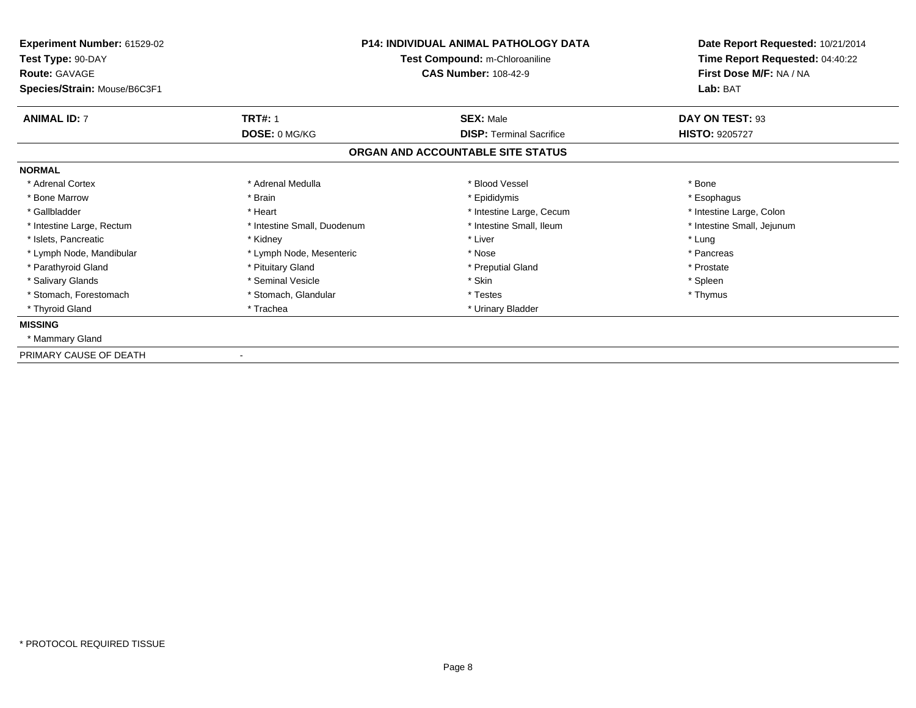**Experiment Number:** 61529-02
**Test Type:** 90-DAY
**Route:** GAVAGE
**Species/Strain:** Mouse/B6C3F1

**P14: INDIVIDUAL ANIMAL PATHOLOGY DATA**
**Test Compound:** m-Chloroaniline
**CAS Number:** 108-42-9

**Date Report Requested:** 10/21/2014
**Time Report Requested:** 04:40:22
**First Dose M/F:** NA / NA
**Lab:** BAT

| **ANIMAL ID:** 7 | **TRT#:** 1 | **SEX:** Male | **DAY ON TEST:** 93 |
|---|---|---|---|
| | **DOSE:** 0 MG/KG | **DISP:** Terminal Sacrifice | **HISTO:** 9205727 |

## ORGAN AND ACCOUNTABLE SITE STATUS

**NORMAL**

| | | | |
|---|---|---|---|
| * Adrenal Cortex | * Adrenal Medulla | * Blood Vessel | * Bone |
| * Bone Marrow | * Brain | * Epididymis | * Esophagus |
| * Gallbladder | * Heart | * Intestine Large, Cecum | * Intestine Large, Colon |
| * Intestine Large, Rectum | * Intestine Small, Duodenum | * Intestine Small, Ileum | * Intestine Small, Jejunum |
| * Islets, Pancreatic | * Kidney | * Liver | * Lung |
| * Lymph Node, Mandibular | * Lymph Node, Mesenteric | * Nose | * Pancreas |
| * Parathyroid Gland | * Pituitary Gland | * Preputial Gland | * Prostate |
| * Salivary Glands | * Seminal Vesicle | * Skin | * Spleen |
| * Stomach, Forestomach | * Stomach, Glandular | * Testes | * Thymus |
| * Thyroid Gland | * Trachea | * Urinary Bladder | |

**MISSING**

* Mammary Gland

PRIMARY CAUSE OF DEATH -

* PROTOCOL REQUIRED TISSUE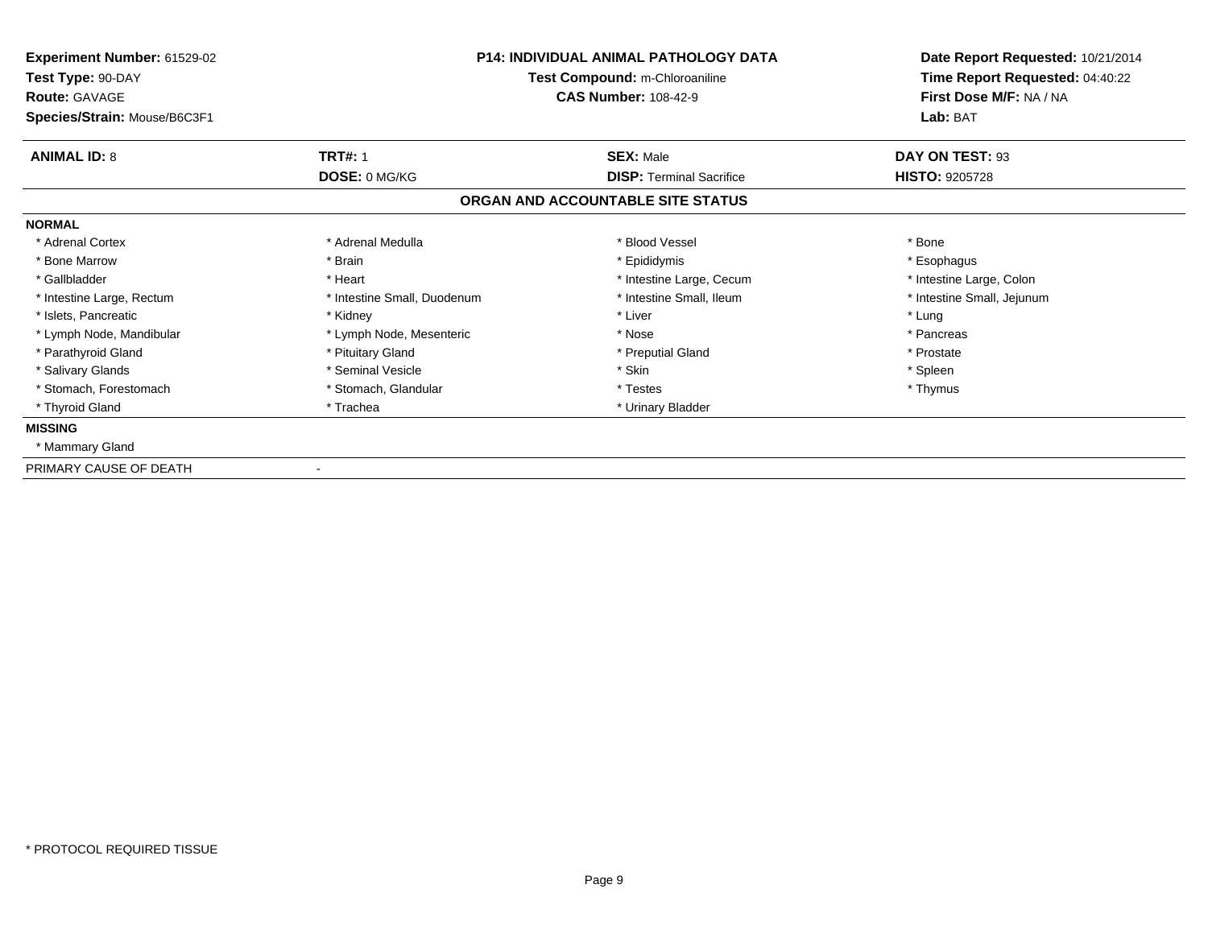**Experiment Number:** 61529-02
**Test Type:** 90-DAY
**Route:** GAVAGE
**Species/Strain:** Mouse/B6C3F1

**P14: INDIVIDUAL ANIMAL PATHOLOGY DATA**
**Test Compound:** m-Chloroaniline
**CAS Number:** 108-42-9

**Date Report Requested:** 10/21/2014
**Time Report Requested:** 04:40:22
**First Dose M/F:** NA / NA
**Lab:** BAT

| **ANIMAL ID:** 8 | **TRT#:** 1 | **SEX:** Male | **DAY ON TEST:** 93 |
|---|---|---|---|
| | **DOSE:** 0 MG/KG | **DISP:** Terminal Sacrifice | **HISTO:** 9205728 |

## ORGAN AND ACCOUNTABLE SITE STATUS

**NORMAL**

| | | | |
|---|---|---|---|
| * Adrenal Cortex | * Adrenal Medulla | * Blood Vessel | * Bone |
| * Bone Marrow | * Brain | * Epididymis | * Esophagus |
| * Gallbladder | * Heart | * Intestine Large, Cecum | * Intestine Large, Colon |
| * Intestine Large, Rectum | * Intestine Small, Duodenum | * Intestine Small, Ileum | * Intestine Small, Jejunum |
| * Islets, Pancreatic | * Kidney | * Liver | * Lung |
| * Lymph Node, Mandibular | * Lymph Node, Mesenteric | * Nose | * Pancreas |
| * Parathyroid Gland | * Pituitary Gland | * Preputial Gland | * Prostate |
| * Salivary Glands | * Seminal Vesicle | * Skin | * Spleen |
| * Stomach, Forestomach | * Stomach, Glandular | * Testes | * Thymus |
| * Thyroid Gland | * Trachea | * Urinary Bladder | |

**MISSING**

* Mammary Gland

PRIMARY CAUSE OF DEATH -

\* PROTOCOL REQUIRED TISSUE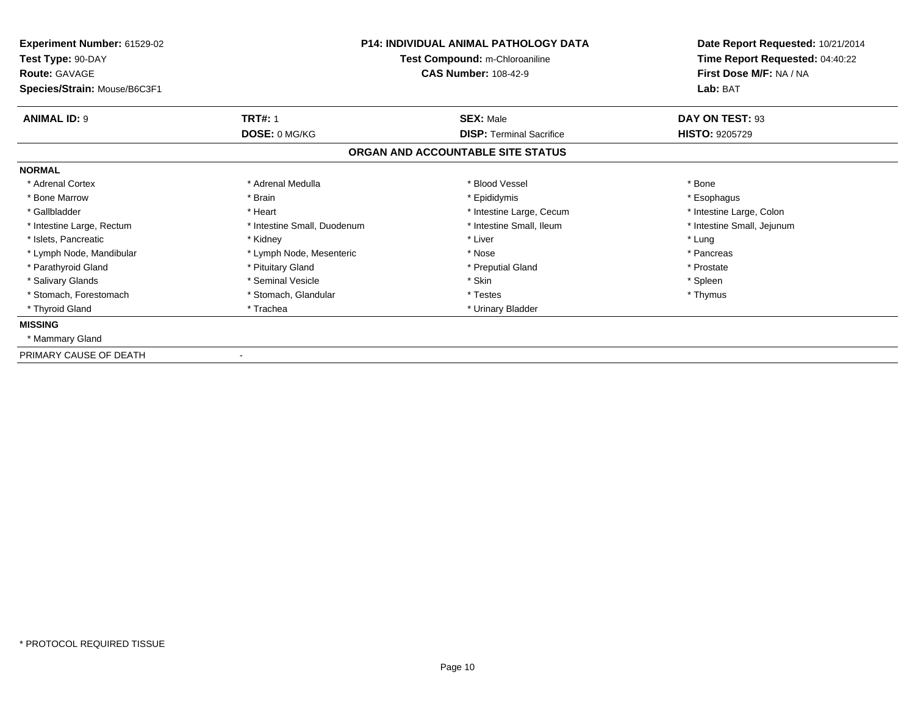**Experiment Number:** 61529-02
**Test Type:** 90-DAY
**Route:** GAVAGE
**Species/Strain:** Mouse/B6C3F1

**P14: INDIVIDUAL ANIMAL PATHOLOGY DATA**
**Test Compound:** m-Chloroaniline
**CAS Number:** 108-42-9

**Date Report Requested:** 10/21/2014
**Time Report Requested:** 04:40:22
**First Dose M/F:** NA / NA
**Lab:** BAT

| **ANIMAL ID:** 9 | **TRT#:** 1 | **SEX:** Male | **DAY ON TEST:** 93 |
|---|---|---|---|
| | **DOSE:** 0 MG/KG | **DISP:** Terminal Sacrifice | **HISTO:** 9205729 |

## ORGAN AND ACCOUNTABLE SITE STATUS

**NORMAL**

| | | | |
|---|---|---|---|
| * Adrenal Cortex | * Adrenal Medulla | * Blood Vessel | * Bone |
| * Bone Marrow | * Brain | * Epididymis | * Esophagus |
| * Gallbladder | * Heart | * Intestine Large, Cecum | * Intestine Large, Colon |
| * Intestine Large, Rectum | * Intestine Small, Duodenum | * Intestine Small, Ileum | * Intestine Small, Jejunum |
| * Islets, Pancreatic | * Kidney | * Liver | * Lung |
| * Lymph Node, Mandibular | * Lymph Node, Mesenteric | * Nose | * Pancreas |
| * Parathyroid Gland | * Pituitary Gland | * Preputial Gland | * Prostate |
| * Salivary Glands | * Seminal Vesicle | * Skin | * Spleen |
| * Stomach, Forestomach | * Stomach, Glandular | * Testes | * Thymus |
| * Thyroid Gland | * Trachea | * Urinary Bladder | |

**MISSING**

* Mammary Gland

PRIMARY CAUSE OF DEATH -

* PROTOCOL REQUIRED TISSUE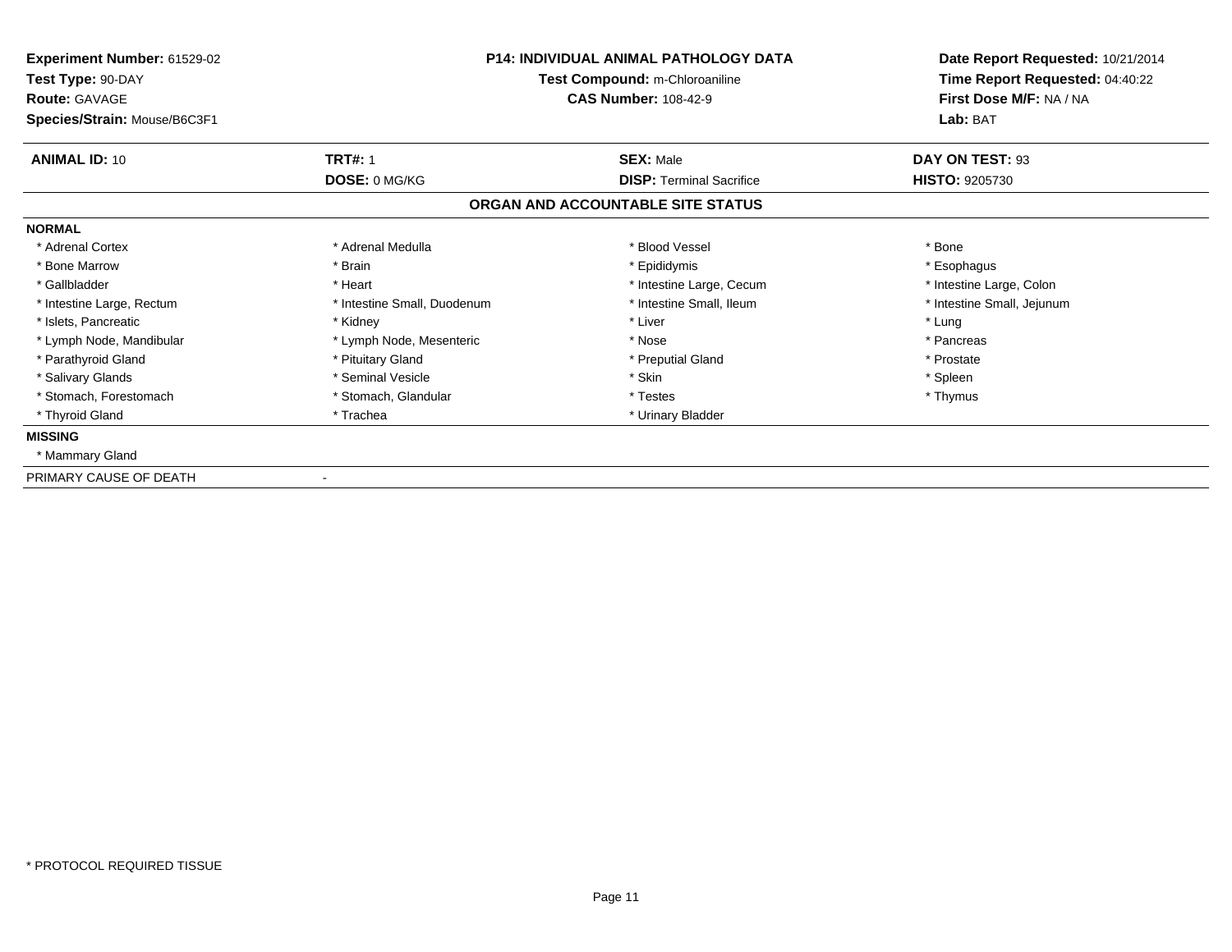**Experiment Number:** 61529-02
**Test Type:** 90-DAY
**Route:** GAVAGE
**Species/Strain:** Mouse/B6C3F1

**P14: INDIVIDUAL ANIMAL PATHOLOGY DATA**
**Test Compound:** m-Chloroaniline
**CAS Number:** 108-42-9

**Date Report Requested:** 10/21/2014
**Time Report Requested:** 04:40:22
**First Dose M/F:** NA / NA
**Lab:** BAT

| **ANIMAL ID:** 10 | **TRT#:** 1 | **SEX:** Male | **DAY ON TEST:** 93 |
|---|---|---|---|
| | **DOSE:** 0 MG/KG | **DISP:** Terminal Sacrifice | **HISTO:** 9205730 |

## ORGAN AND ACCOUNTABLE SITE STATUS

**NORMAL**

| | | | |
|---|---|---|---|
| * Adrenal Cortex | * Adrenal Medulla | * Blood Vessel | * Bone |
| * Bone Marrow | * Brain | * Epididymis | * Esophagus |
| * Gallbladder | * Heart | * Intestine Large, Cecum | * Intestine Large, Colon |
| * Intestine Large, Rectum | * Intestine Small, Duodenum | * Intestine Small, Ileum | * Intestine Small, Jejunum |
| * Islets, Pancreatic | * Kidney | * Liver | * Lung |
| * Lymph Node, Mandibular | * Lymph Node, Mesenteric | * Nose | * Pancreas |
| * Parathyroid Gland | * Pituitary Gland | * Preputial Gland | * Prostate |
| * Salivary Glands | * Seminal Vesicle | * Skin | * Spleen |
| * Stomach, Forestomach | * Stomach, Glandular | * Testes | * Thymus |
| * Thyroid Gland | * Trachea | * Urinary Bladder | |

**MISSING**

* Mammary Gland

PRIMARY CAUSE OF DEATH -

* PROTOCOL REQUIRED TISSUE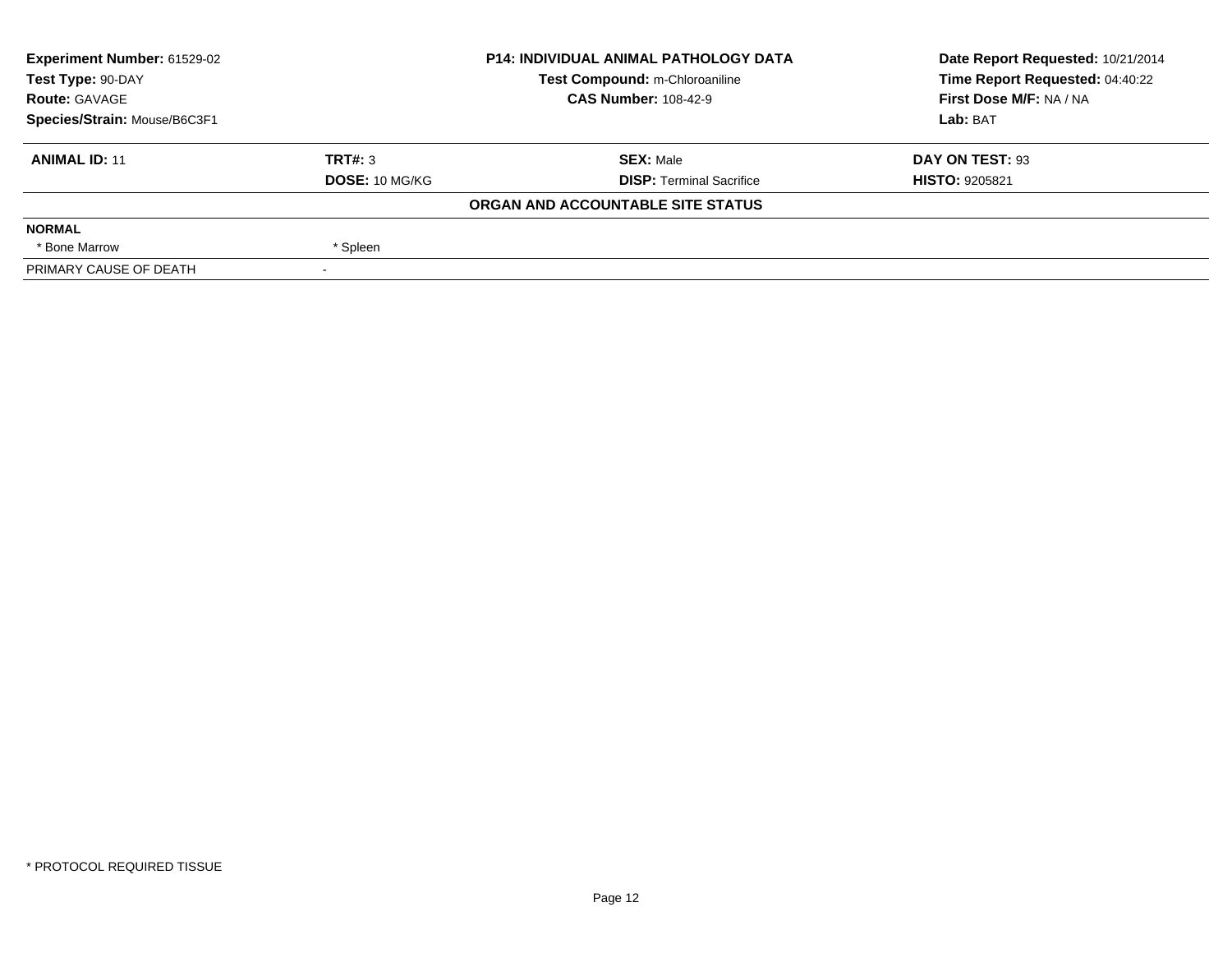| **Experiment Number:** 61529-02 | **P14: INDIVIDUAL ANIMAL PATHOLOGY DATA** | **Date Report Requested:** 10/21/2014 |
|---|---|---|
| **Test Type:** 90-DAY | **Test Compound:** m-Chloroaniline | **Time Report Requested:** 04:40:22 |
| **Route:** GAVAGE | **CAS Number:** 108-42-9 | **First Dose M/F:** NA / NA |
| **Species/Strain:** Mouse/B6C3F1 | | **Lab:** BAT |

| **ANIMAL ID:** 11 | **TRT#:** 3 | **SEX:** Male | **DAY ON TEST:** 93 |
|---|---|---|---|
| | **DOSE:** 10 MG/KG | **DISP:** Terminal Sacrifice | **HISTO:** 9205821 |

**ORGAN AND ACCOUNTABLE SITE STATUS**

| **NORMAL** | | | |
|---|---|---|---|
| * Bone Marrow | * Spleen | | |
| PRIMARY CAUSE OF DEATH | - | | |

* PROTOCOL REQUIRED TISSUE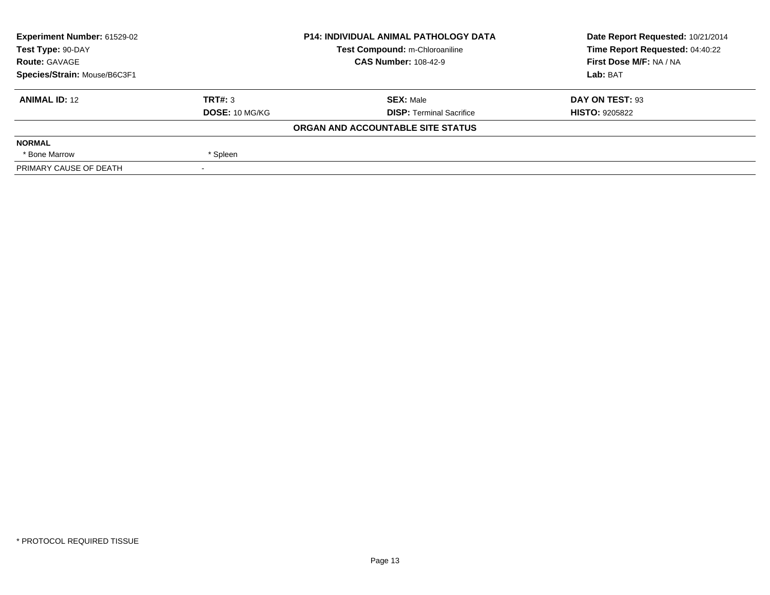**Experiment Number:** 61529-02
**Test Type:** 90-DAY
**Route:** GAVAGE
**Species/Strain:** Mouse/B6C3F1

**P14: INDIVIDUAL ANIMAL PATHOLOGY DATA**
**Test Compound:** m-Chloroaniline
**CAS Number:** 108-42-9

**Date Report Requested:** 10/21/2014
**Time Report Requested:** 04:40:22
**First Dose M/F:** NA / NA
**Lab:** BAT

| **ANIMAL ID:** 12 | **TRT#:** 3 | **SEX:** Male | **DAY ON TEST:** 93 |
|---|---|---|---|
| | **DOSE:** 10 MG/KG | **DISP:** Terminal Sacrifice | **HISTO:** 9205822 |

**ORGAN AND ACCOUNTABLE SITE STATUS**

| **NORMAL** | | | |
|---|---|---|---|
| * Bone Marrow | * Spleen | | |
| PRIMARY CAUSE OF DEATH | - | | |

* PROTOCOL REQUIRED TISSUE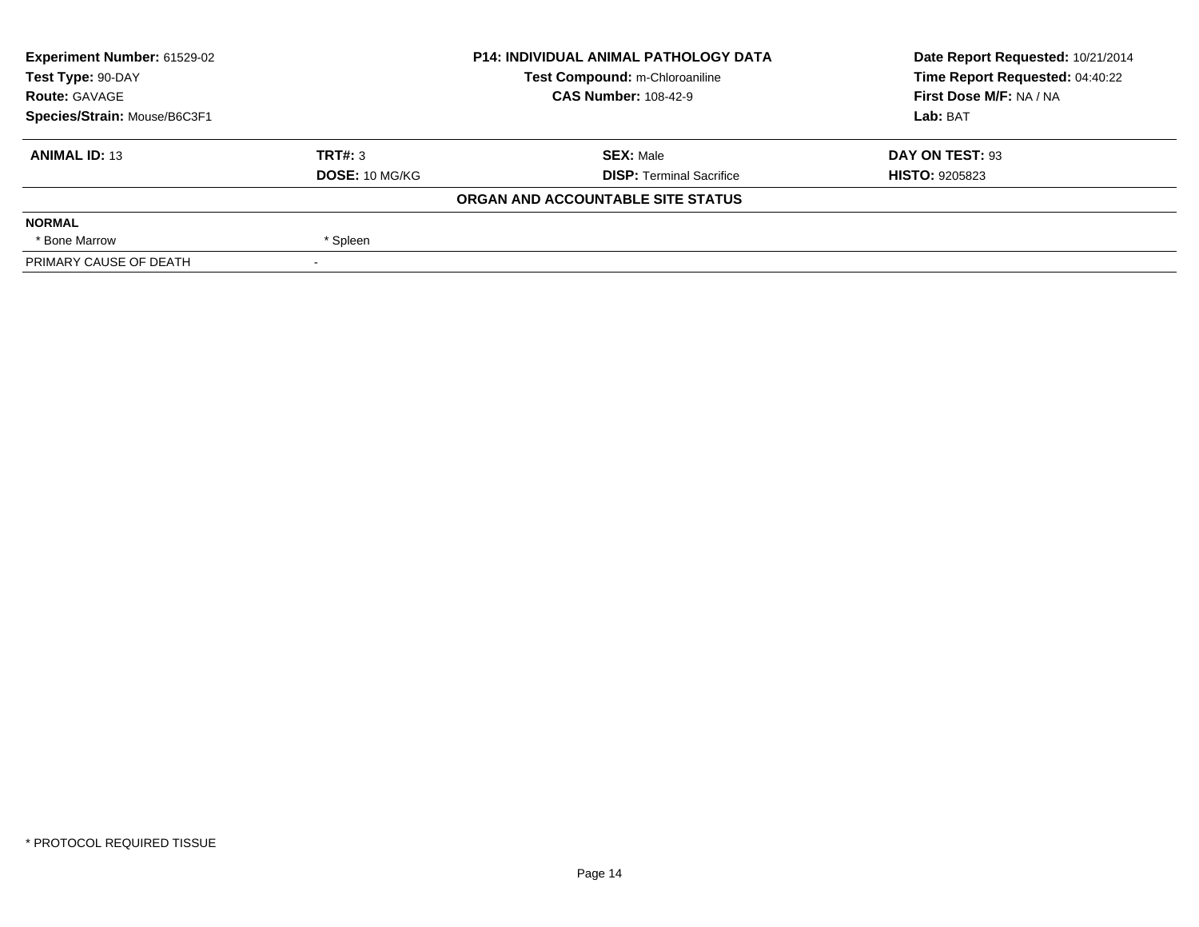| Experiment Number: 61529-02 | P14: INDIVIDUAL ANIMAL PATHOLOGY DATA | Date Report Requested: 10/21/2014 |
|---|---|---|
| Test Type: 90-DAY | Test Compound: m-Chloroaniline | Time Report Requested: 04:40:22 |
| Route: GAVAGE | CAS Number: 108-42-9 | First Dose M/F: NA / NA |
| Species/Strain: Mouse/B6C3F1 | | Lab: BAT |

| **ANIMAL ID:** 13 | **TRT#:** 3 | **SEX:** Male | **DAY ON TEST:** 93 |
|---|---|---|---|
| | **DOSE:** 10 MG/KG | **DISP:** Terminal Sacrifice | **HISTO:** 9205823 |

**ORGAN AND ACCOUNTABLE SITE STATUS**

| **NORMAL** | | | |
|---|---|---|---|
| * Bone Marrow | * Spleen | | |
| PRIMARY CAUSE OF DEATH | - | | |

* PROTOCOL REQUIRED TISSUE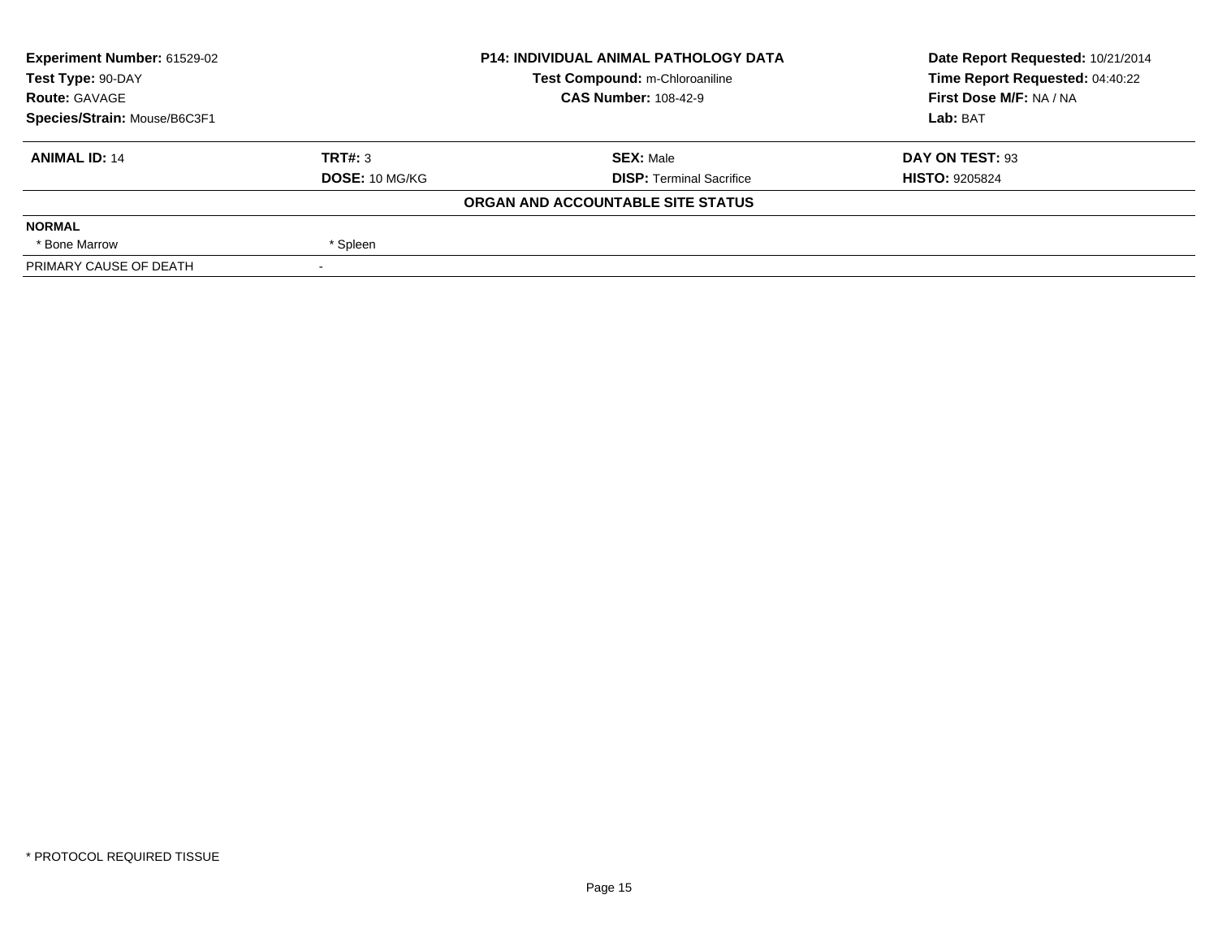| Experiment Number: 61529-02 | P14: INDIVIDUAL ANIMAL PATHOLOGY DATA | Date Report Requested: 10/21/2014 |
|---|---|---|
| Test Type: 90-DAY | Test Compound: m-Chloroaniline | Time Report Requested: 04:40:22 |
| Route: GAVAGE | CAS Number: 108-42-9 | First Dose M/F: NA / NA |
| Species/Strain: Mouse/B6C3F1 | | Lab: BAT |

| ANIMAL ID: 14 | TRT#: 3 | SEX: Male | DAY ON TEST: 93 |
|---|---|---|---|
| | DOSE: 10 MG/KG | DISP: Terminal Sacrifice | HISTO: 9205824 |

**ORGAN AND ACCOUNTABLE SITE STATUS**

| NORMAL | | | |
|---|---|---|---|
| * Bone Marrow | * Spleen | | |
| PRIMARY CAUSE OF DEATH | - | | |

* PROTOCOL REQUIRED TISSUE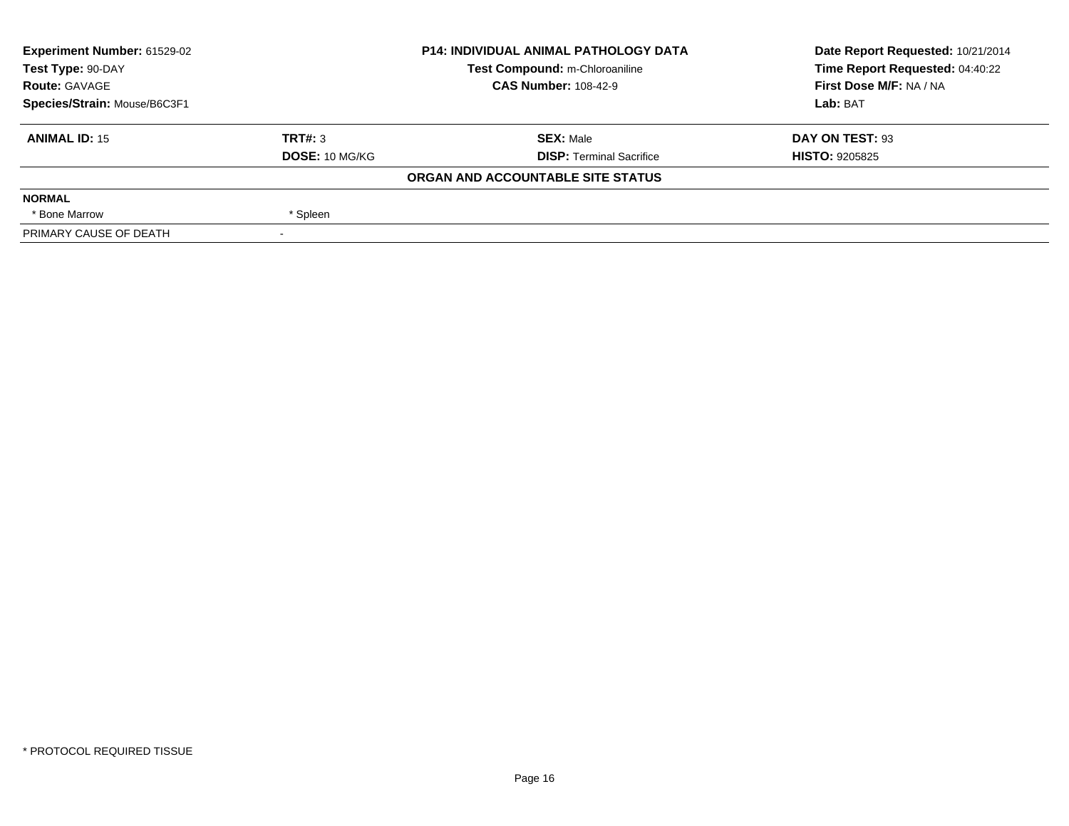| Experiment Number: 61529-02 | P14: INDIVIDUAL ANIMAL PATHOLOGY DATA | Date Report Requested: 10/21/2014 |
|---|---|---|
| Test Type: 90-DAY | Test Compound: m-Chloroaniline | Time Report Requested: 04:40:22 |
| Route: GAVAGE | CAS Number: 108-42-9 | First Dose M/F: NA / NA |
| Species/Strain: Mouse/B6C3F1 | | Lab: BAT |

| ANIMAL ID: 15 | TRT#: 3 | SEX: Male | DAY ON TEST: 93 |
|---|---|---|---|
| | DOSE: 10 MG/KG | DISP: Terminal Sacrifice | HISTO: 9205825 |

**ORGAN AND ACCOUNTABLE SITE STATUS**

| NORMAL | |
|---|---|
| * Bone Marrow | * Spleen |
| PRIMARY CAUSE OF DEATH | - |

* PROTOCOL REQUIRED TISSUE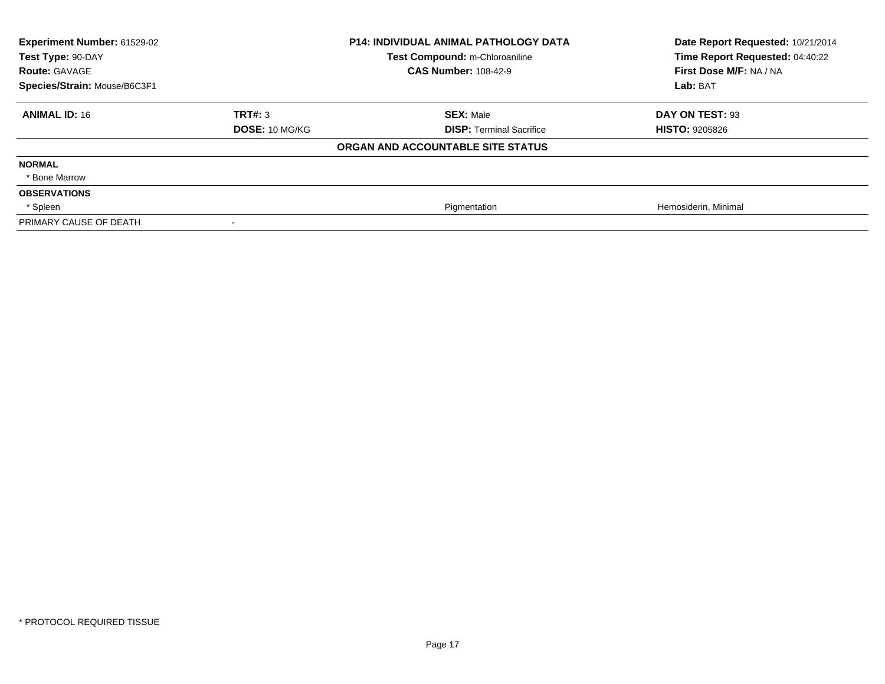| Experiment Number: 61529-02 | P14: INDIVIDUAL ANIMAL PATHOLOGY DATA | Date Report Requested: 10/21/2014 |
|---|---|---|
| Test Type: 90-DAY | Test Compound: m-Chloroaniline | Time Report Requested: 04:40:22 |
| Route: GAVAGE | CAS Number: 108-42-9 | First Dose M/F: NA / NA |
| Species/Strain: Mouse/B6C3F1 | | Lab: BAT |

| ANIMAL ID: 16 | TRT#: 3 | SEX: Male | DAY ON TEST: 93 |
|---|---|---|---|
| | DOSE: 10 MG/KG | DISP: Terminal Sacrifice | HISTO: 9205826 |
| | | **ORGAN AND ACCOUNTABLE SITE STATUS** | |
| **NORMAL** | | | |
| * Bone Marrow | | | |
| **OBSERVATIONS** | | | |
| * Spleen | | Pigmentation | Hemosiderin, Minimal |
| PRIMARY CAUSE OF DEATH | - | | |

* PROTOCOL REQUIRED TISSUE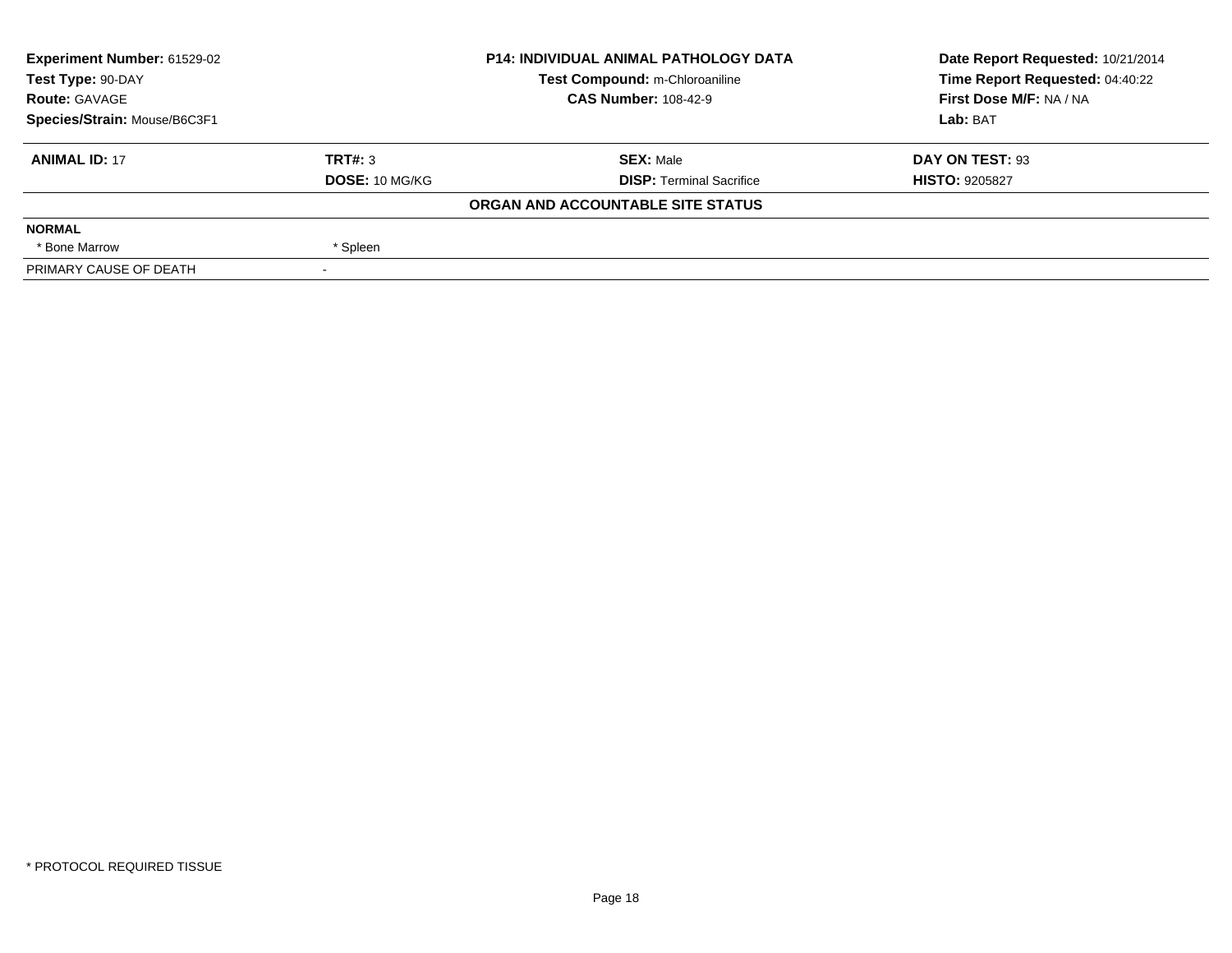| Experiment Number: 61529-02 | P14: INDIVIDUAL ANIMAL PATHOLOGY DATA | Date Report Requested: 10/21/2014 |
|---|---|---|
| Test Type: 90-DAY | Test Compound: m-Chloroaniline | Time Report Requested: 04:40:22 |
| Route: GAVAGE | CAS Number: 108-42-9 | First Dose M/F: NA / NA |
| Species/Strain: Mouse/B6C3F1 | | Lab: BAT |

| ANIMAL ID: 17 | TRT#: 3 | SEX: Male | DAY ON TEST: 93 |
|---|---|---|---|
| | DOSE: 10 MG/KG | DISP: Terminal Sacrifice | HISTO: 9205827 |

**ORGAN AND ACCOUNTABLE SITE STATUS**

| NORMAL | | | |
|---|---|---|---|
| * Bone Marrow | * Spleen | | |
| PRIMARY CAUSE OF DEATH | - | | |

\* PROTOCOL REQUIRED TISSUE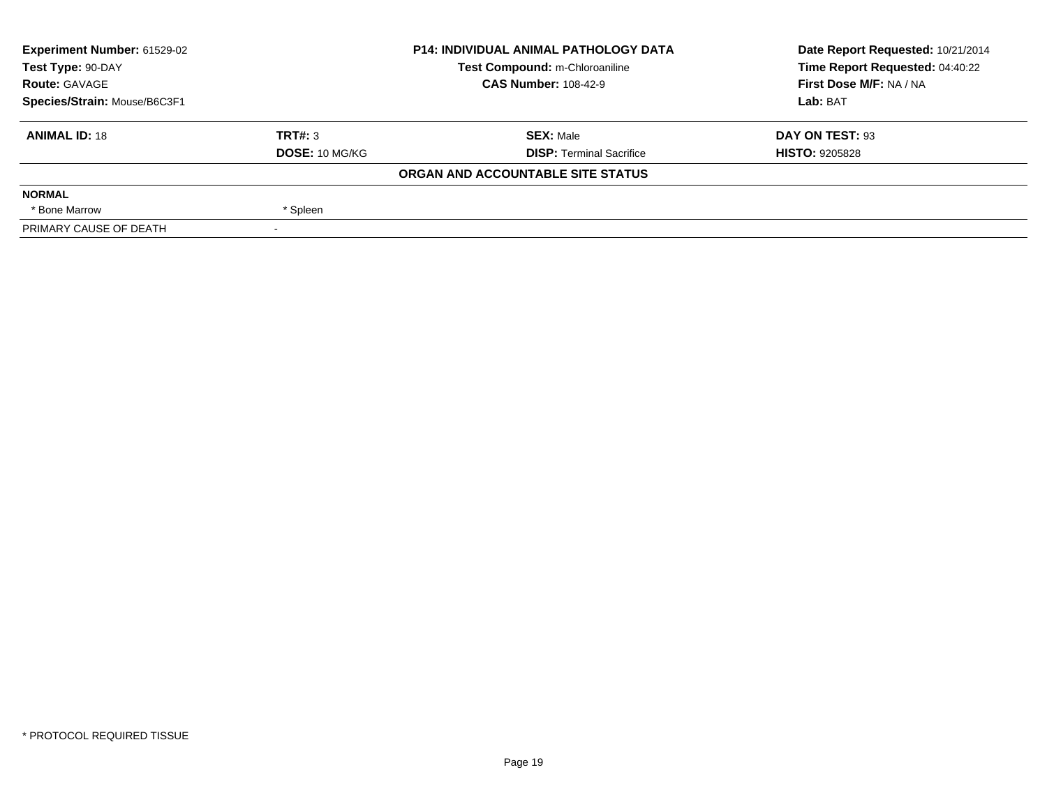| Experiment Number: 61529-02 | P14: INDIVIDUAL ANIMAL PATHOLOGY DATA | Date Report Requested: 10/21/2014 |
|---|---|---|
| Test Type: 90-DAY | Test Compound: m-Chloroaniline | Time Report Requested: 04:40:22 |
| Route: GAVAGE | CAS Number: 108-42-9 | First Dose M/F: NA / NA |
| Species/Strain: Mouse/B6C3F1 | | Lab: BAT |

| ANIMAL ID: 18 | TRT#: 3 | SEX: Male | DAY ON TEST: 93 |
|---|---|---|---|
| | DOSE: 10 MG/KG | DISP: Terminal Sacrifice | HISTO: 9205828 |

**ORGAN AND ACCOUNTABLE SITE STATUS**

| NORMAL | |
|---|---|
| * Bone Marrow | * Spleen |
| PRIMARY CAUSE OF DEATH | - |

* PROTOCOL REQUIRED TISSUE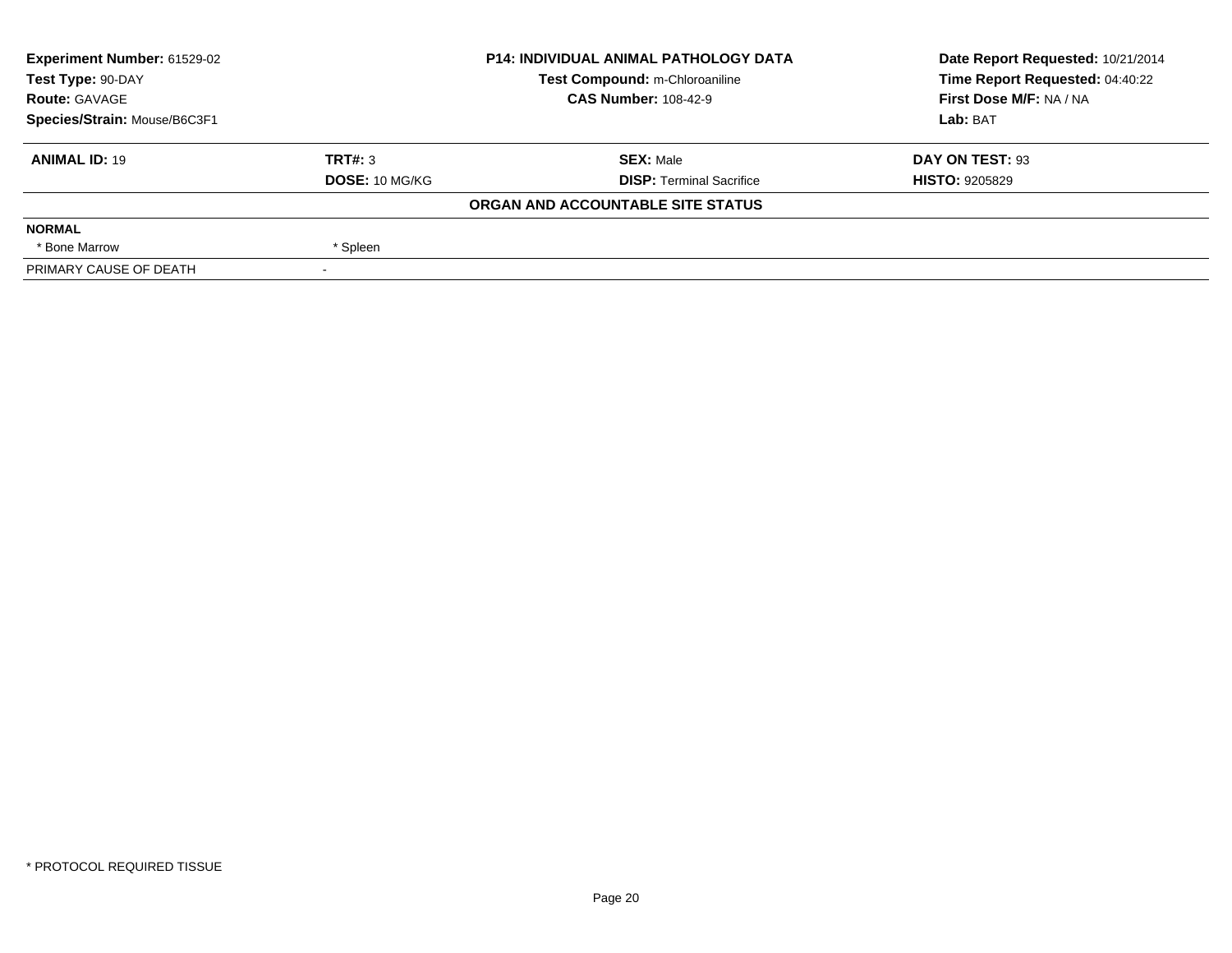| **Experiment Number:** 61529-02 | **P14: INDIVIDUAL ANIMAL PATHOLOGY DATA** | **Date Report Requested:** 10/21/2014 |
|---|---|---|
| **Test Type:** 90-DAY | **Test Compound:** m-Chloroaniline | **Time Report Requested:** 04:40:22 |
| **Route:** GAVAGE | **CAS Number:** 108-42-9 | **First Dose M/F:** NA / NA |
| **Species/Strain:** Mouse/B6C3F1 | | **Lab:** BAT |

| **ANIMAL ID:** 19 | **TRT#:** 3 | **SEX:** Male | **DAY ON TEST:** 93 |
|---|---|---|---|
| | **DOSE:** 10 MG/KG | **DISP:** Terminal Sacrifice | **HISTO:** 9205829 |

**ORGAN AND ACCOUNTABLE SITE STATUS**

| **NORMAL** | |
|---|---|
| * Bone Marrow | * Spleen |
| PRIMARY CAUSE OF DEATH | - |

* PROTOCOL REQUIRED TISSUE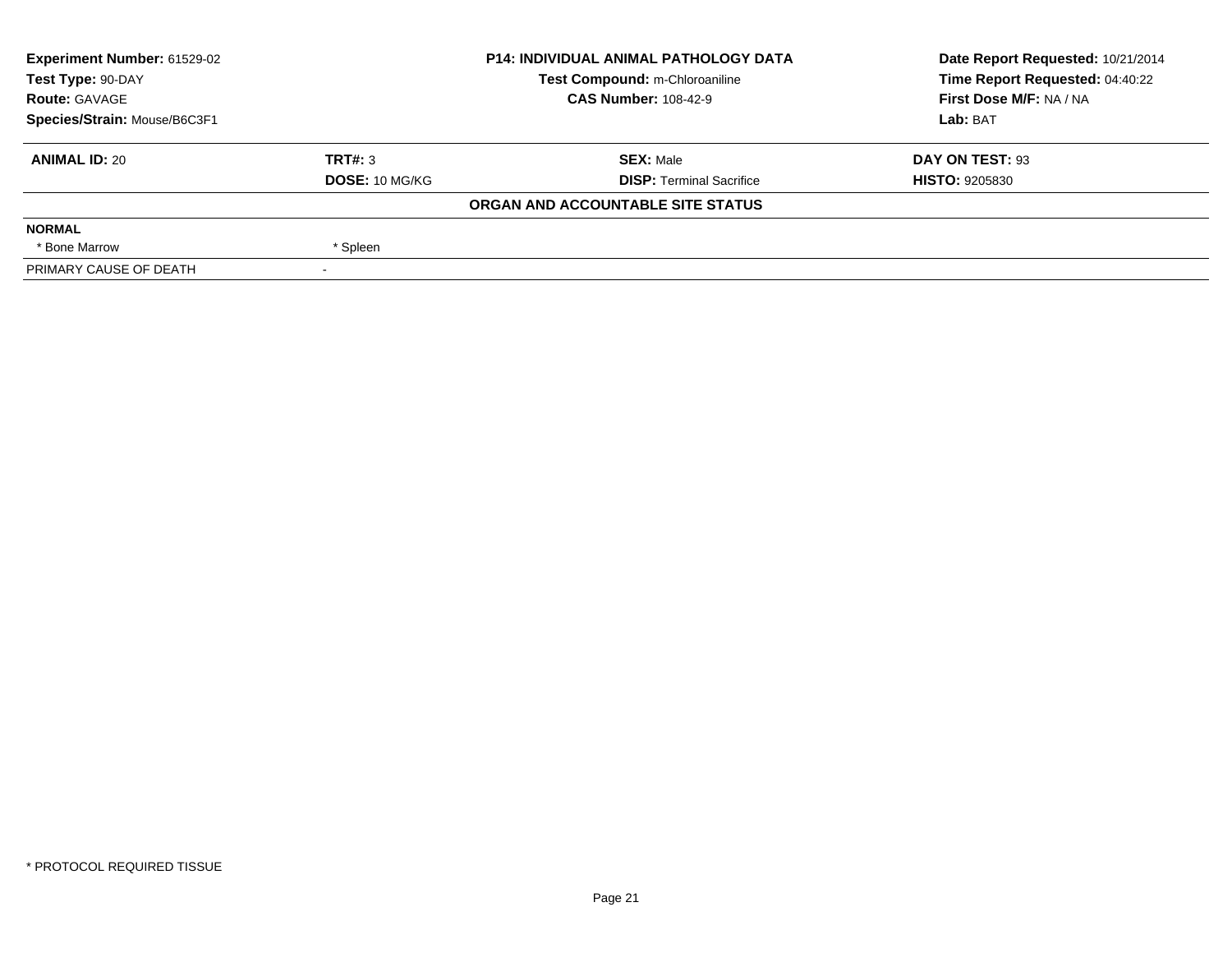| Experiment Number: 61529-02 | P14: INDIVIDUAL ANIMAL PATHOLOGY DATA | Date Report Requested: 10/21/2014 |
|---|---|---|
| Test Type: 90-DAY | Test Compound: m-Chloroaniline | Time Report Requested: 04:40:22 |
| Route: GAVAGE | CAS Number: 108-42-9 | First Dose M/F: NA / NA |
| Species/Strain: Mouse/B6C3F1 | | Lab: BAT |

| ANIMAL ID: 20 | TRT#: 3 | SEX: Male | DAY ON TEST: 93 |
|---|---|---|---|
| | DOSE: 10 MG/KG | DISP: Terminal Sacrifice | HISTO: 9205830 |

**ORGAN AND ACCOUNTABLE SITE STATUS**

| NORMAL | | | |
|---|---|---|---|
| * Bone Marrow | * Spleen | | |
| PRIMARY CAUSE OF DEATH | - | | |

* PROTOCOL REQUIRED TISSUE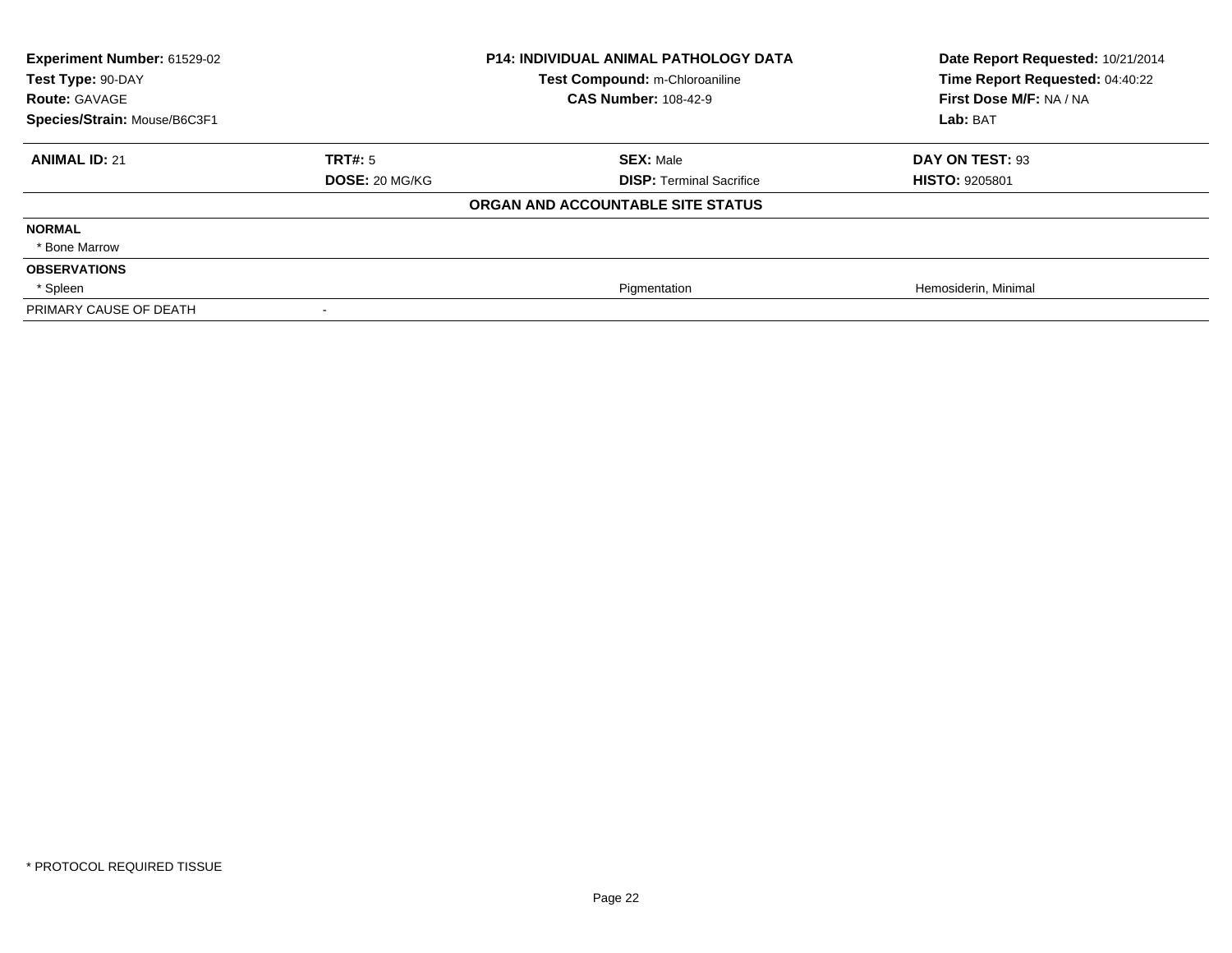**Experiment Number:** 61529-02
**Test Type:** 90-DAY
**Route:** GAVAGE
**Species/Strain:** Mouse/B6C3F1

**P14: INDIVIDUAL ANIMAL PATHOLOGY DATA**
**Test Compound:** m-Chloroaniline
**CAS Number:** 108-42-9

**Date Report Requested:** 10/21/2014
**Time Report Requested:** 04:40:22
**First Dose M/F:** NA / NA
**Lab:** BAT

| **ANIMAL ID:** 21 | **TRT#:** 5 | **SEX:** Male | **DAY ON TEST:** 93 |
|---|---|---|---|
| | **DOSE:** 20 MG/KG | **DISP:** Terminal Sacrifice | **HISTO:** 9205801 |
| | | **ORGAN AND ACCOUNTABLE SITE STATUS** | |
| **NORMAL** | | | |
| * Bone Marrow | | | |
| **OBSERVATIONS** | | | |
| * Spleen | | Pigmentation | Hemosiderin, Minimal |
| PRIMARY CAUSE OF DEATH | - | | |

* PROTOCOL REQUIRED TISSUE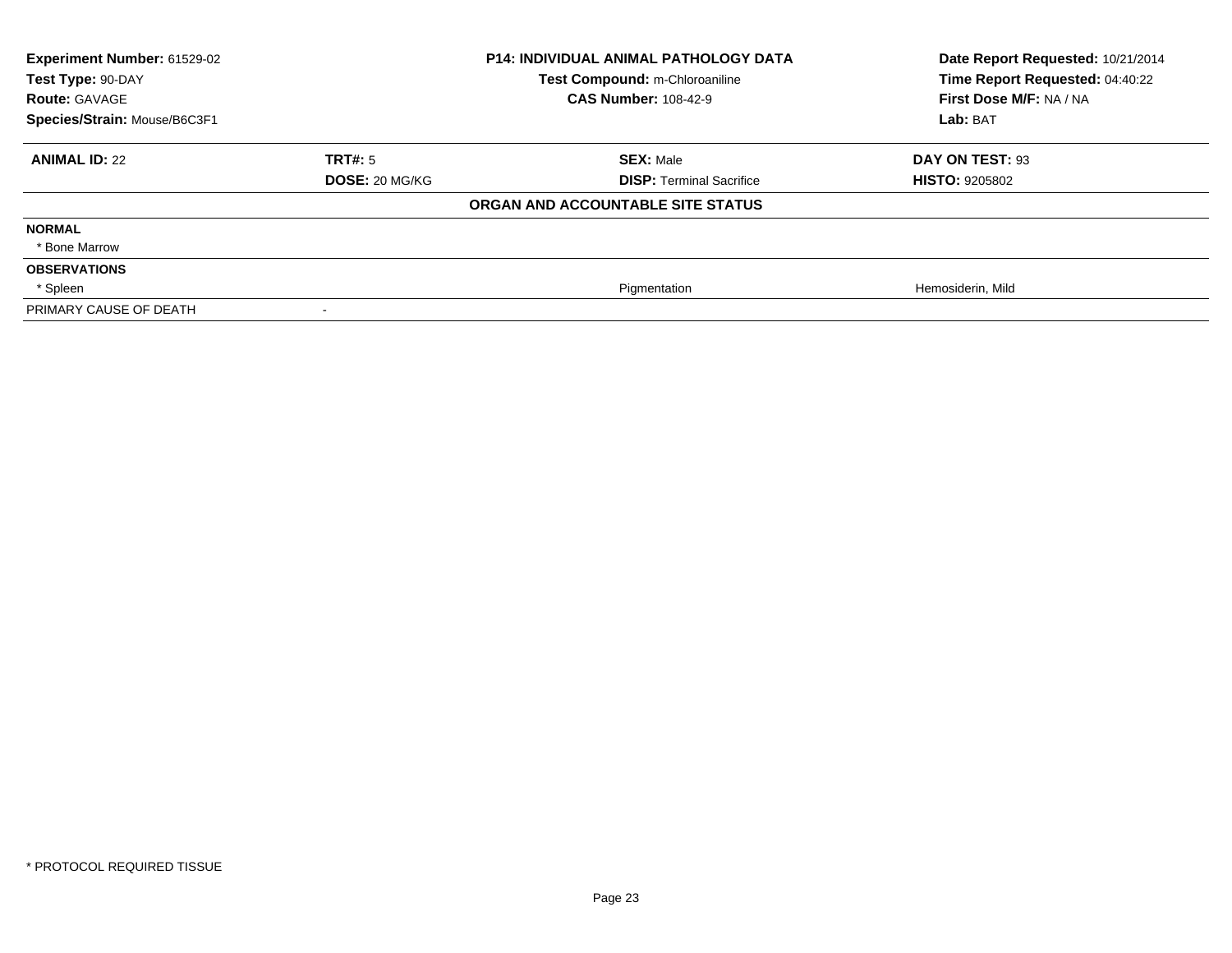| Experiment Number: 61529-02 | P14: INDIVIDUAL ANIMAL PATHOLOGY DATA | Date Report Requested: 10/21/2014 |
|---|---|---|
| Test Type: 90-DAY | Test Compound: m-Chloroaniline | Time Report Requested: 04:40:22 |
| Route: GAVAGE | CAS Number: 108-42-9 | First Dose M/F: NA / NA |
| Species/Strain: Mouse/B6C3F1 | | Lab: BAT |

| ANIMAL ID: 22 | TRT#: 5 | SEX: Male | DAY ON TEST: 93 |
|---|---|---|---|
| | DOSE: 20 MG/KG | DISP: Terminal Sacrifice | HISTO: 9205802 |

**ORGAN AND ACCOUNTABLE SITE STATUS**

| | | | |
|---|---|---|---|
| **NORMAL** | | | |
| * Bone Marrow | | | |
| **OBSERVATIONS** | | | |
| * Spleen | | Pigmentation | Hemosiderin, Mild |
| PRIMARY CAUSE OF DEATH | - | | |

* PROTOCOL REQUIRED TISSUE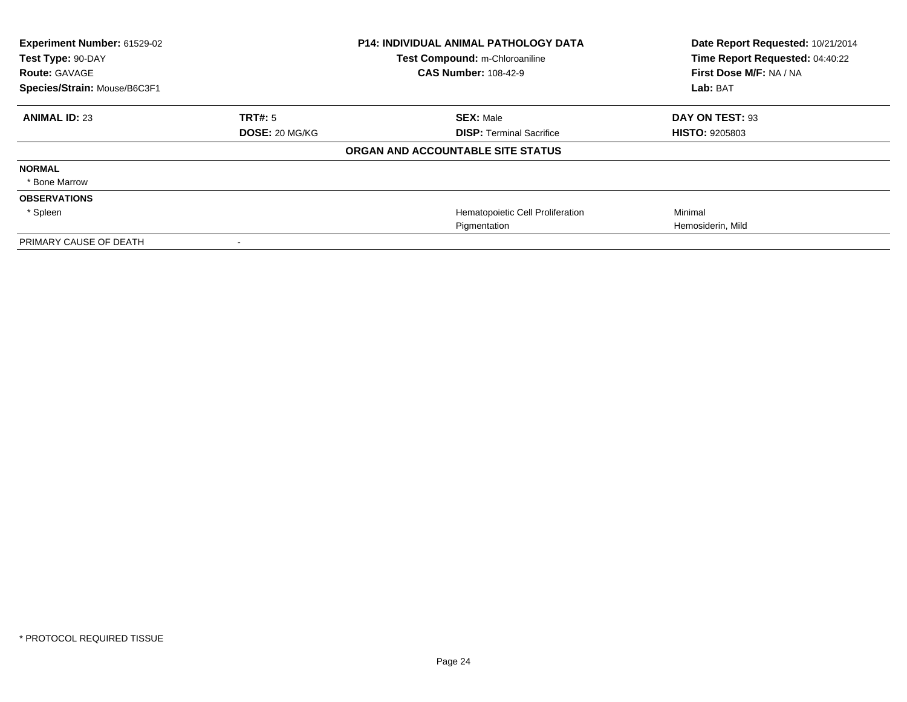| Experiment Number: 61529-02 | P14: INDIVIDUAL ANIMAL PATHOLOGY DATA | Date Report Requested: 10/21/2014 |
|---|---|---|
| Test Type: 90-DAY | Test Compound: m-Chloroaniline | Time Report Requested: 04:40:22 |
| Route: GAVAGE | CAS Number: 108-42-9 | First Dose M/F: NA / NA |
| Species/Strain: Mouse/B6C3F1 | | Lab: BAT |

| ANIMAL ID: 23 | TRT#: 5 | SEX: Male | DAY ON TEST: 93 |
|---|---|---|---|
| | DOSE: 20 MG/KG | DISP: Terminal Sacrifice | HISTO: 9205803 |

**ORGAN AND ACCOUNTABLE SITE STATUS**

| | | | |
|---|---|---|---|
| **NORMAL** | | | |
| * Bone Marrow | | | |
| **OBSERVATIONS** | | | |
| * Spleen | | Hematopoietic Cell Proliferation | Minimal |
| | | Pigmentation | Hemosiderin, Mild |
| PRIMARY CAUSE OF DEATH | - | | |

* PROTOCOL REQUIRED TISSUE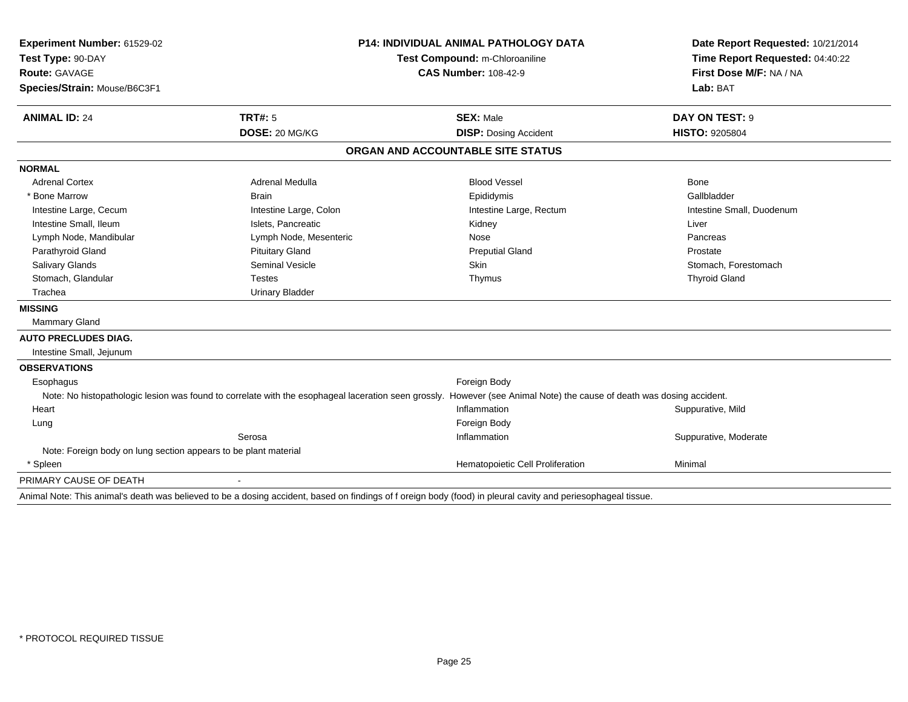**Experiment Number:** 61529-02
**Test Type:** 90-DAY
**Route:** GAVAGE
**Species/Strain:** Mouse/B6C3F1

**P14: INDIVIDUAL ANIMAL PATHOLOGY DATA**
**Test Compound:** m-Chloroaniline
**CAS Number:** 108-42-9

**Date Report Requested:** 10/21/2014
**Time Report Requested:** 04:40:22
**First Dose M/F:** NA / NA
**Lab:** BAT

| **ANIMAL ID:** 24 | **TRT#:** 5 | **SEX:** Male | **DAY ON TEST:** 9 |
|---|---|---|---|
| | **DOSE:** 20 MG/KG | **DISP:** Dosing Accident | **HISTO:** 9205804 |

## ORGAN AND ACCOUNTABLE SITE STATUS

**NORMAL**

| | | | |
|---|---|---|---|
| Adrenal Cortex | Adrenal Medulla | Blood Vessel | Bone |
| * Bone Marrow | Brain | Epididymis | Gallbladder |
| Intestine Large, Cecum | Intestine Large, Colon | Intestine Large, Rectum | Intestine Small, Duodenum |
| Intestine Small, Ileum | Islets, Pancreatic | Kidney | Liver |
| Lymph Node, Mandibular | Lymph Node, Mesenteric | Nose | Pancreas |
| Parathyroid Gland | Pituitary Gland | Preputial Gland | Prostate |
| Salivary Glands | Seminal Vesicle | Skin | Stomach, Forestomach |
| Stomach, Glandular | Testes | Thymus | Thyroid Gland |
| Trachea | Urinary Bladder | | |

**MISSING**

Mammary Gland

**AUTO PRECLUDES DIAG.**

Intestine Small, Jejunum

**OBSERVATIONS**

| | | | |
|---|---|---|---|
| Esophagus | | Foreign Body | |

Note: No histopathologic lesion was found to correlate with the esophageal laceration seen grossly. However (see Animal Note) the cause of death was dosing accident.

| | | | |
|---|---|---|---|
| Heart | | Inflammation | Suppurative, Mild |
| Lung | | Foreign Body | |
| | Serosa | Inflammation | Suppurative, Moderate |

Note: Foreign body on lung section appears to be plant material

| | | | |
|---|---|---|---|
| * Spleen | | Hematopoietic Cell Proliferation | Minimal |

PRIMARY CAUSE OF DEATH -

Animal Note: This animal's death was believed to be a dosing accident, based on findings of f oreign body (food) in pleural cavity and periesophageal tissue.

\* PROTOCOL REQUIRED TISSUE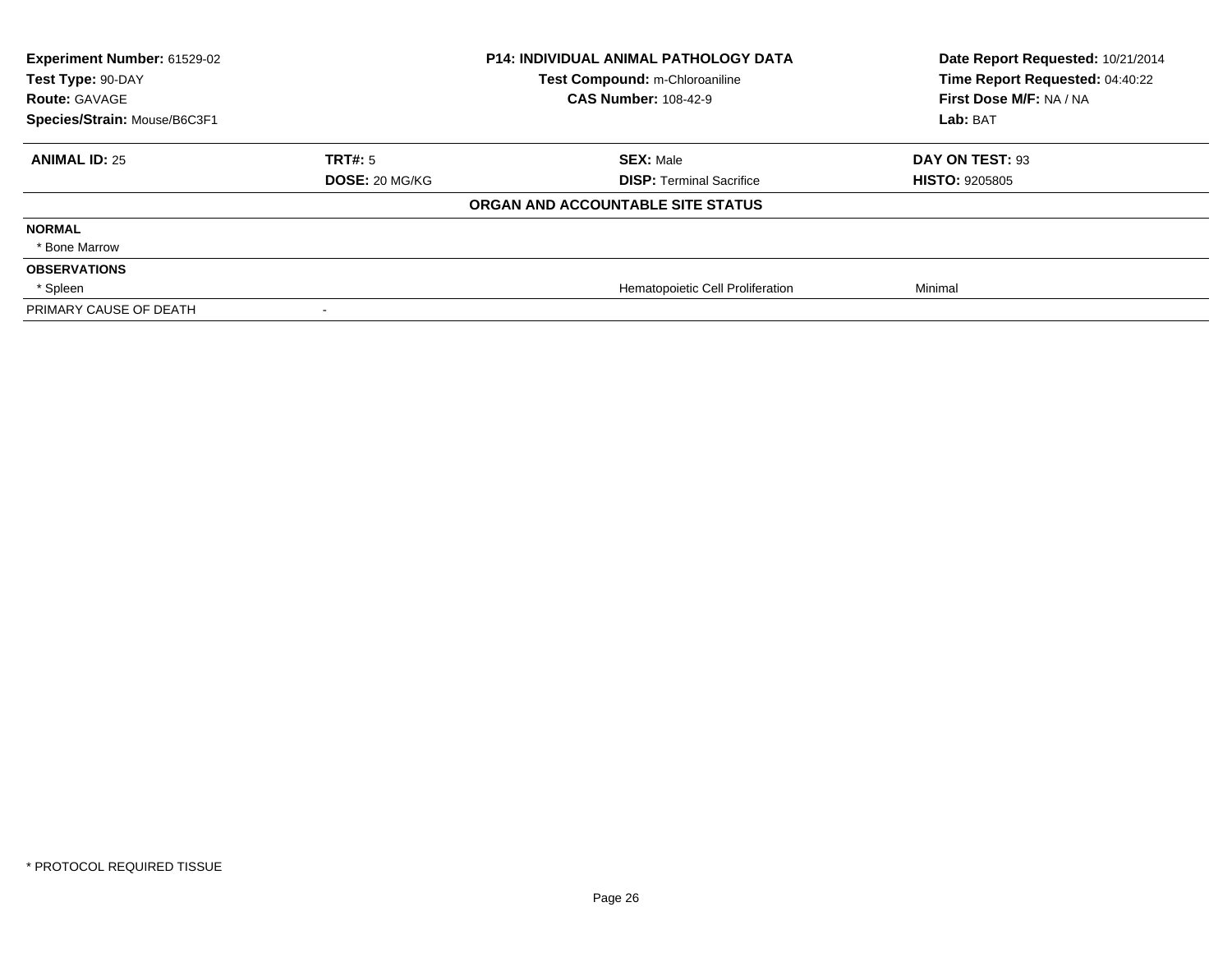| Experiment Number: 61529-02 | P14: INDIVIDUAL ANIMAL PATHOLOGY DATA | Date Report Requested: 10/21/2014 |
|---|---|---|
| Test Type: 90-DAY | Test Compound: m-Chloroaniline | Time Report Requested: 04:40:22 |
| Route: GAVAGE | CAS Number: 108-42-9 | First Dose M/F: NA / NA |
| Species/Strain: Mouse/B6C3F1 | | Lab: BAT |

| ANIMAL ID: 25 | TRT#: 5 | SEX: Male | DAY ON TEST: 93 |
|---|---|---|---|
| | DOSE: 20 MG/KG | DISP: Terminal Sacrifice | HISTO: 9205805 |

**ORGAN AND ACCOUNTABLE SITE STATUS**

| | | | |
|---|---|---|---|
| **NORMAL** | | | |
| * Bone Marrow | | | |
| **OBSERVATIONS** | | | |
| * Spleen | | Hematopoietic Cell Proliferation | Minimal |
| PRIMARY CAUSE OF DEATH | - | | |

* PROTOCOL REQUIRED TISSUE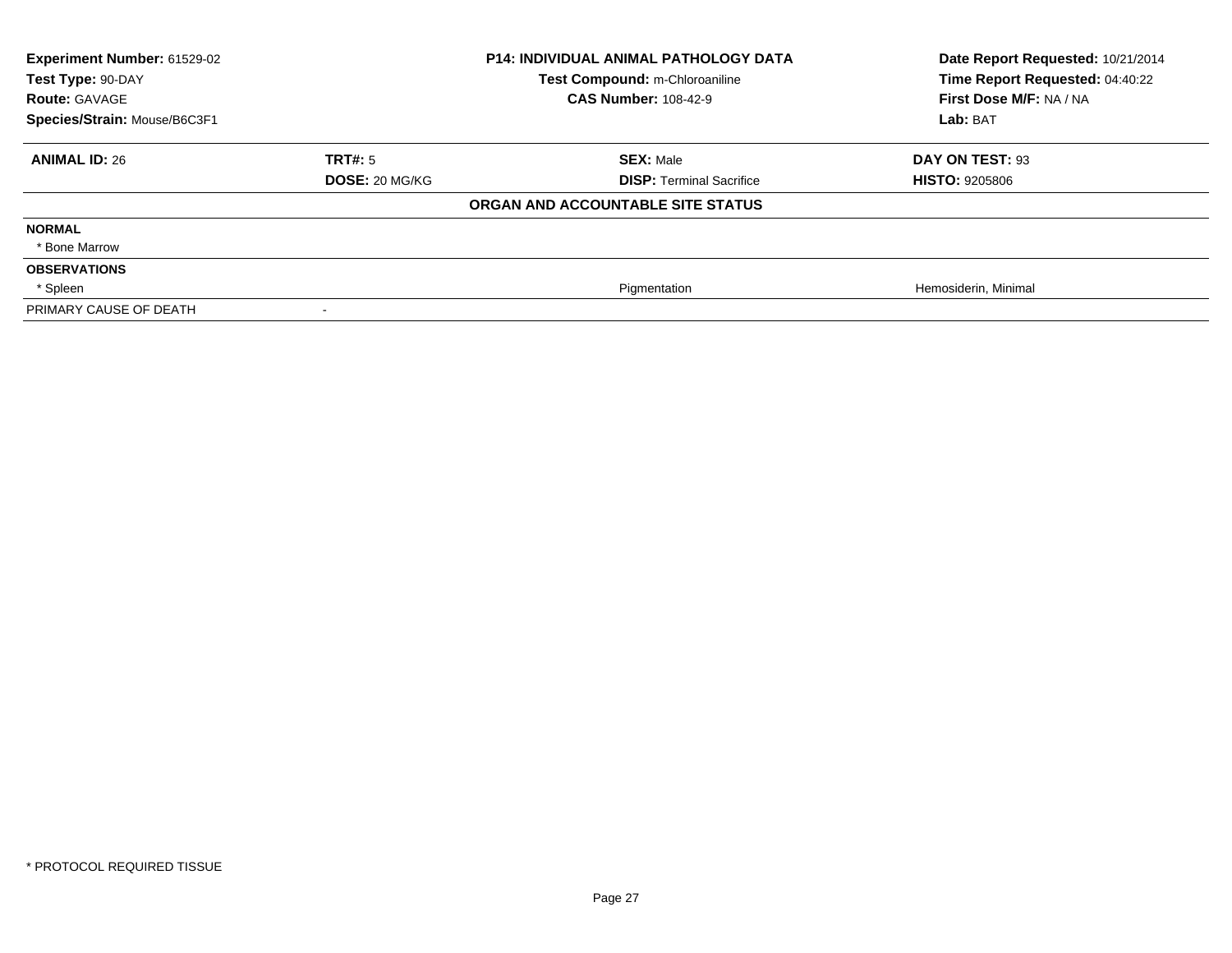| **Experiment Number:** 61529-02 | **P14: INDIVIDUAL ANIMAL PATHOLOGY DATA** | **Date Report Requested:** 10/21/2014 |
|---|---|---|
| **Test Type:** 90-DAY | **Test Compound:** m-Chloroaniline | **Time Report Requested:** 04:40:22 |
| **Route:** GAVAGE | **CAS Number:** 108-42-9 | **First Dose M/F:** NA / NA |
| **Species/Strain:** Mouse/B6C3F1 | | **Lab:** BAT |

| **ANIMAL ID:** 26 | **TRT#:** 5 | **SEX:** Male | **DAY ON TEST:** 93 |
|---|---|---|---|
| | **DOSE:** 20 MG/KG | **DISP:** Terminal Sacrifice | **HISTO:** 9205806 |
| | | **ORGAN AND ACCOUNTABLE SITE STATUS** | |
| **NORMAL** | | | |
| * Bone Marrow | | | |
| **OBSERVATIONS** | | | |
| * Spleen | | Pigmentation | Hemosiderin, Minimal |
| PRIMARY CAUSE OF DEATH | - | | |

* PROTOCOL REQUIRED TISSUE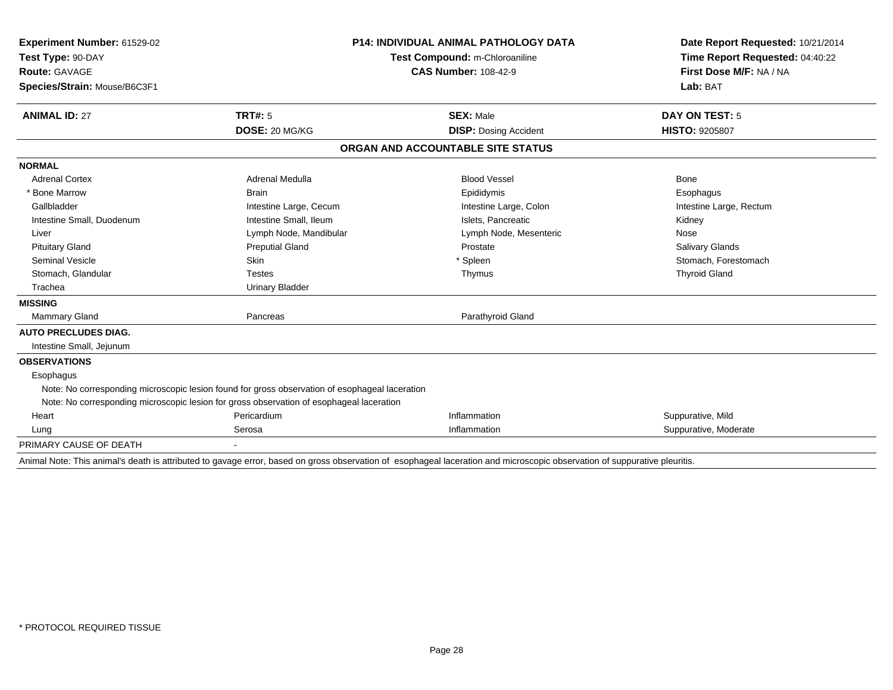**Experiment Number:** 61529-02
**Test Type:** 90-DAY
**Route:** GAVAGE
**Species/Strain:** Mouse/B6C3F1

**P14: INDIVIDUAL ANIMAL PATHOLOGY DATA**
**Test Compound:** m-Chloroaniline
**CAS Number:** 108-42-9

**Date Report Requested:** 10/21/2014
**Time Report Requested:** 04:40:22
**First Dose M/F:** NA / NA
**Lab:** BAT

| **ANIMAL ID:** 27 | **TRT#:** 5 | **SEX:** Male | **DAY ON TEST:** 5 |
|---|---|---|---|
| | **DOSE:** 20 MG/KG | **DISP:** Dosing Accident | **HISTO:** 9205807 |

## ORGAN AND ACCOUNTABLE SITE STATUS

| | | | |
|---|---|---|---|
| **NORMAL** | | | |
| Adrenal Cortex | Adrenal Medulla | Blood Vessel | Bone |
| * Bone Marrow | Brain | Epididymis | Esophagus |
| Gallbladder | Intestine Large, Cecum | Intestine Large, Colon | Intestine Large, Rectum |
| Intestine Small, Duodenum | Intestine Small, Ileum | Islets, Pancreatic | Kidney |
| Liver | Lymph Node, Mandibular | Lymph Node, Mesenteric | Nose |
| Pituitary Gland | Preputial Gland | Prostate | Salivary Glands |
| Seminal Vesicle | Skin | * Spleen | Stomach, Forestomach |
| Stomach, Glandular | Testes | Thymus | Thyroid Gland |
| Trachea | Urinary Bladder | | |
| **MISSING** | | | |
| Mammary Gland | Pancreas | Parathyroid Gland | |
| **AUTO PRECLUDES DIAG.** | | | |
| Intestine Small, Jejunum | | | |
| **OBSERVATIONS** | | | |
| Esophagus | | | |
| Note: No corresponding microscopic lesion found for gross observation of esophageal laceration | | | |
| Note: No corresponding microscopic lesion for gross observation of esophageal laceration | | | |
| Heart | Pericardium | Inflammation | Suppurative, Mild |
| Lung | Serosa | Inflammation | Suppurative, Moderate |
| PRIMARY CAUSE OF DEATH | - | | |

Animal Note: This animal's death is attributed to gavage error, based on gross observation of esophageal laceration and microscopic observation of suppurative pleuritis.

* PROTOCOL REQUIRED TISSUE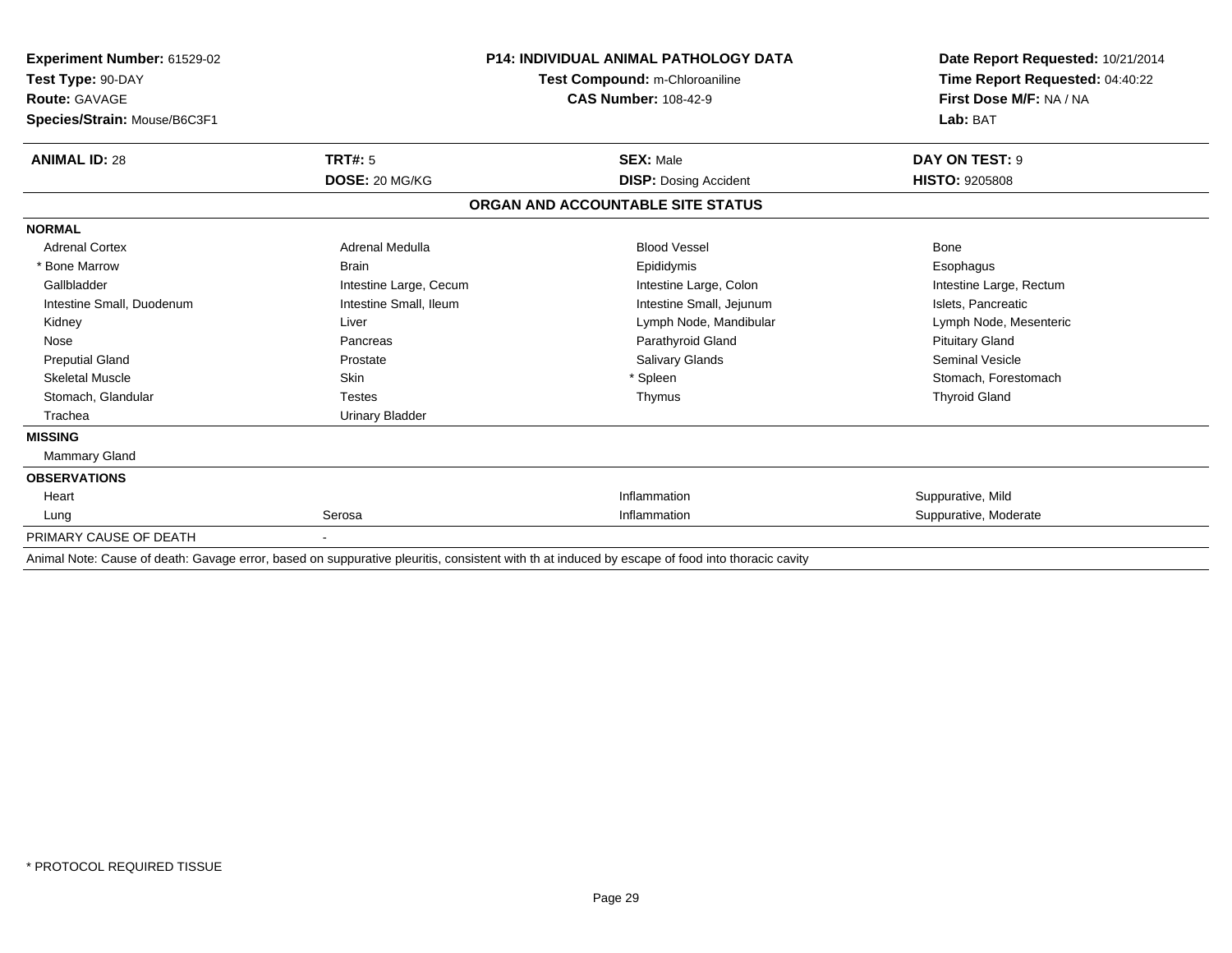**Experiment Number:** 61529-02
**Test Type:** 90-DAY
**Route:** GAVAGE
**Species/Strain:** Mouse/B6C3F1

**P14: INDIVIDUAL ANIMAL PATHOLOGY DATA**
**Test Compound:** m-Chloroaniline
**CAS Number:** 108-42-9

**Date Report Requested:** 10/21/2014
**Time Report Requested:** 04:40:22
**First Dose M/F:** NA / NA
**Lab:** BAT

| **ANIMAL ID:** 28 | **TRT#:** 5 | **SEX:** Male | **DAY ON TEST:** 9 |
|---|---|---|---|
| | **DOSE:** 20 MG/KG | **DISP:** Dosing Accident | **HISTO:** 9205808 |

## ORGAN AND ACCOUNTABLE SITE STATUS

**NORMAL**

| | | | |
|---|---|---|---|
| Adrenal Cortex | Adrenal Medulla | Blood Vessel | Bone |
| * Bone Marrow | Brain | Epididymis | Esophagus |
| Gallbladder | Intestine Large, Cecum | Intestine Large, Colon | Intestine Large, Rectum |
| Intestine Small, Duodenum | Intestine Small, Ileum | Intestine Small, Jejunum | Islets, Pancreatic |
| Kidney | Liver | Lymph Node, Mandibular | Lymph Node, Mesenteric |
| Nose | Pancreas | Parathyroid Gland | Pituitary Gland |
| Preputial Gland | Prostate | Salivary Glands | Seminal Vesicle |
| Skeletal Muscle | Skin | * Spleen | Stomach, Forestomach |
| Stomach, Glandular | Testes | Thymus | Thyroid Gland |
| Trachea | Urinary Bladder | | |

**MISSING**

Mammary Gland

**OBSERVATIONS**

| | | | |
|---|---|---|---|
| Heart | | Inflammation | Suppurative, Mild |
| Lung | Serosa | Inflammation | Suppurative, Moderate |

PRIMARY CAUSE OF DEATH -

Animal Note: Cause of death: Gavage error, based on suppurative pleuritis, consistent with th at induced by escape of food into thoracic cavity

* PROTOCOL REQUIRED TISSUE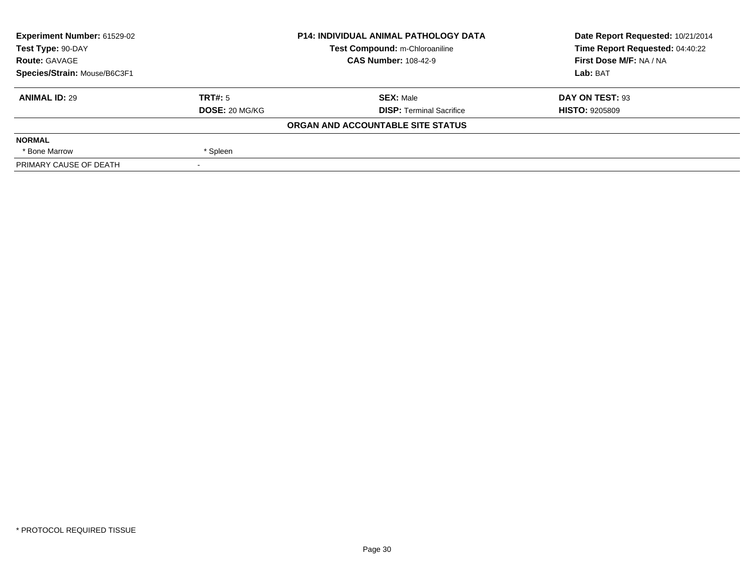| Experiment Number: 61529-02 | P14: INDIVIDUAL ANIMAL PATHOLOGY DATA | Date Report Requested: 10/21/2014 |
|---|---|---|
| Test Type: 90-DAY | Test Compound: m-Chloroaniline | Time Report Requested: 04:40:22 |
| Route: GAVAGE | CAS Number: 108-42-9 | First Dose M/F: NA / NA |
| Species/Strain: Mouse/B6C3F1 | | Lab: BAT |

| ANIMAL ID: 29 | TRT#: 5 | SEX: Male | DAY ON TEST: 93 |
|---|---|---|---|
| | DOSE: 20 MG/KG | DISP: Terminal Sacrifice | HISTO: 9205809 |

**ORGAN AND ACCOUNTABLE SITE STATUS**

| NORMAL | |
|---|---|
| * Bone Marrow | * Spleen |
| PRIMARY CAUSE OF DEATH | - |

* PROTOCOL REQUIRED TISSUE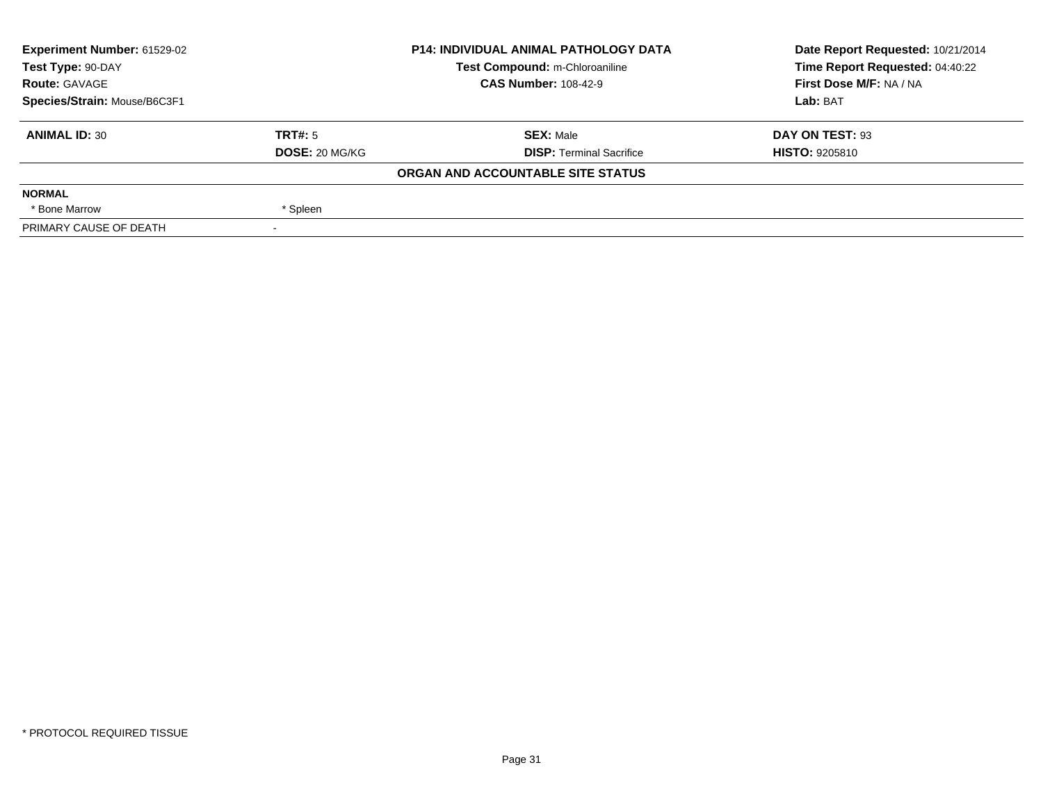| **Experiment Number:** 61529-02 | **P14: INDIVIDUAL ANIMAL PATHOLOGY DATA** | **Date Report Requested:** 10/21/2014 |
|---|---|---|
| **Test Type:** 90-DAY | **Test Compound:** m-Chloroaniline | **Time Report Requested:** 04:40:22 |
| **Route:** GAVAGE | **CAS Number:** 108-42-9 | **First Dose M/F:** NA / NA |
| **Species/Strain:** Mouse/B6C3F1 | | **Lab:** BAT |

| **ANIMAL ID:** 30 | **TRT#:** 5 | **SEX:** Male | **DAY ON TEST:** 93 |
|---|---|---|---|
| | **DOSE:** 20 MG/KG | **DISP:** Terminal Sacrifice | **HISTO:** 9205810 |

**ORGAN AND ACCOUNTABLE SITE STATUS**

| **NORMAL** | | | |
|---|---|---|---|
| * Bone Marrow | * Spleen | | |
| PRIMARY CAUSE OF DEATH | - | | |

* PROTOCOL REQUIRED TISSUE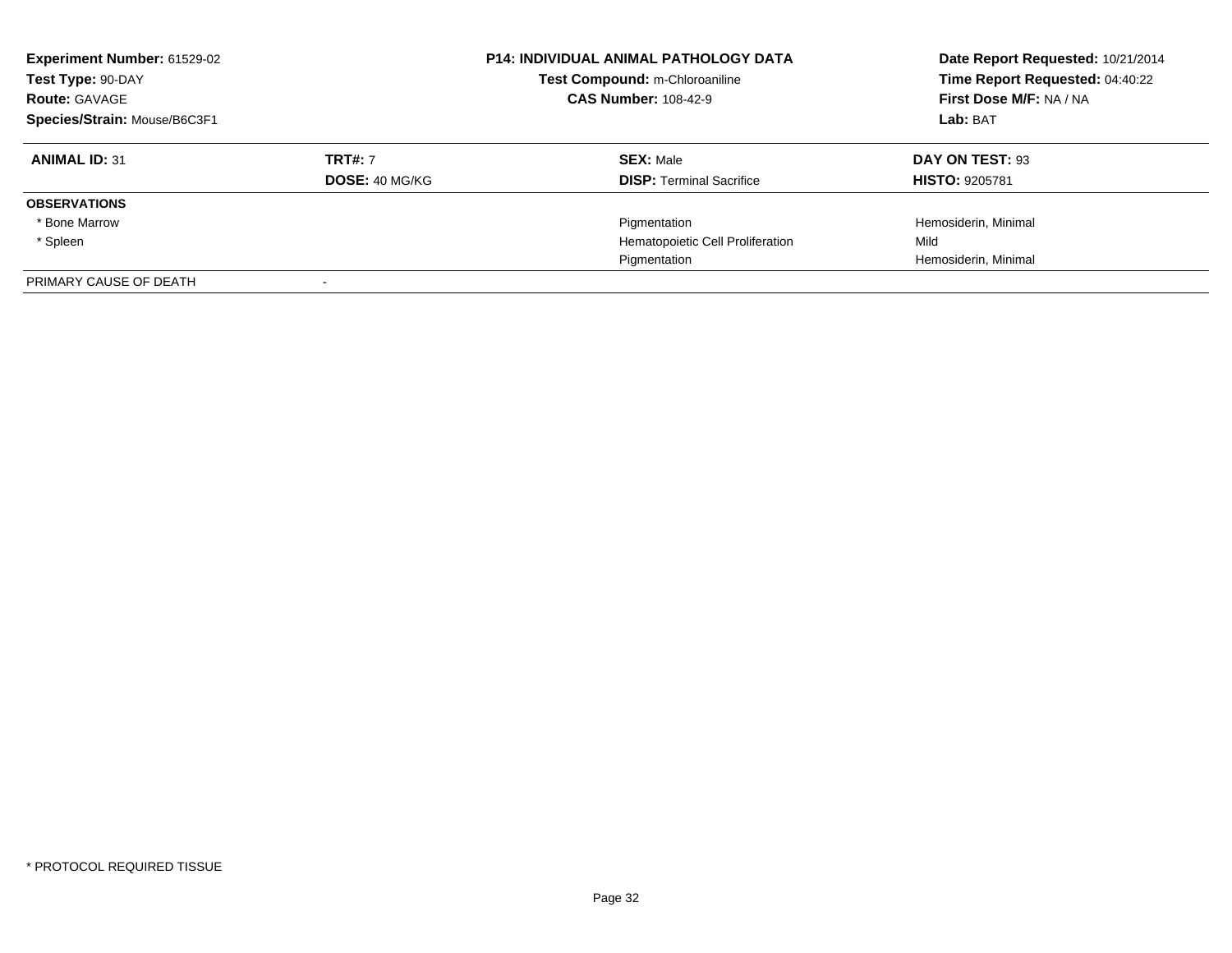| **Experiment Number:** 61529-02 | **P14: INDIVIDUAL ANIMAL PATHOLOGY DATA** | **Date Report Requested:** 10/21/2014 |
|---|---|---|
| **Test Type:** 90-DAY | **Test Compound:** m-Chloroaniline | **Time Report Requested:** 04:40:22 |
| **Route:** GAVAGE | **CAS Number:** 108-42-9 | **First Dose M/F:** NA / NA |
| **Species/Strain:** Mouse/B6C3F1 | | **Lab:** BAT |

| **ANIMAL ID:** 31 | **TRT#:** 7 | **SEX:** Male | **DAY ON TEST:** 93 |
|---|---|---|---|
| | **DOSE:** 40 MG/KG | **DISP:** Terminal Sacrifice | **HISTO:** 9205781 |
| **OBSERVATIONS** | | | |
| * Bone Marrow | | Pigmentation | Hemosiderin, Minimal |
| * Spleen | | Hematopoietic Cell Proliferation | Mild |
| | | Pigmentation | Hemosiderin, Minimal |
| PRIMARY CAUSE OF DEATH | - | | |

* PROTOCOL REQUIRED TISSUE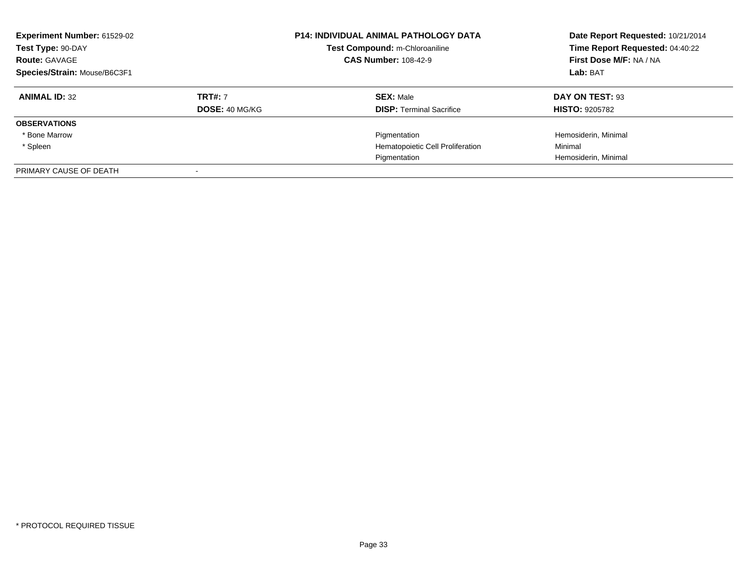**Experiment Number:** 61529-02
**Test Type:** 90-DAY
**Route:** GAVAGE
**Species/Strain:** Mouse/B6C3F1

**P14: INDIVIDUAL ANIMAL PATHOLOGY DATA**
**Test Compound:** m-Chloroaniline
**CAS Number:** 108-42-9

**Date Report Requested:** 10/21/2014
**Time Report Requested:** 04:40:22
**First Dose M/F:** NA / NA
**Lab:** BAT

| **ANIMAL ID:** 32 | **TRT#:** 7 | **SEX:** Male | **DAY ON TEST:** 93 |
|---|---|---|---|
| | **DOSE:** 40 MG/KG | **DISP:** Terminal Sacrifice | **HISTO:** 9205782 |
| **OBSERVATIONS** | | | |
| * Bone Marrow | | Pigmentation | Hemosiderin, Minimal |
| * Spleen | | Hematopoietic Cell Proliferation | Minimal |
| | | Pigmentation | Hemosiderin, Minimal |
| PRIMARY CAUSE OF DEATH | - | | |

* PROTOCOL REQUIRED TISSUE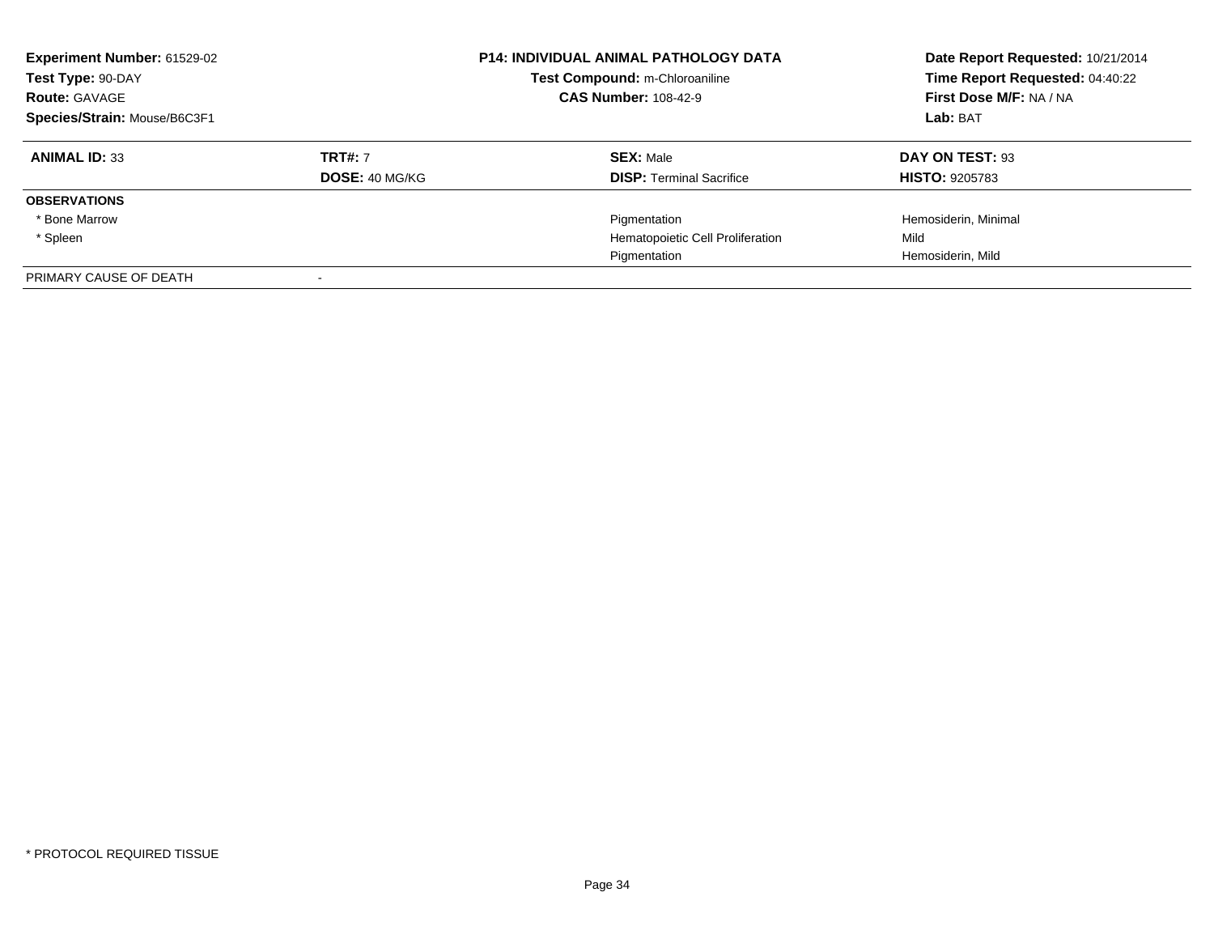**Experiment Number:** 61529-02
**Test Type:** 90-DAY
**Route:** GAVAGE
**Species/Strain:** Mouse/B6C3F1

**P14: INDIVIDUAL ANIMAL PATHOLOGY DATA**
**Test Compound:** m-Chloroaniline
**CAS Number:** 108-42-9

**Date Report Requested:** 10/21/2014
**Time Report Requested:** 04:40:22
**First Dose M/F:** NA / NA
**Lab:** BAT

| **ANIMAL ID:** 33 | **TRT#:** 7 | **SEX:** Male | **DAY ON TEST:** 93 |
|---|---|---|---|
| | **DOSE:** 40 MG/KG | **DISP:** Terminal Sacrifice | **HISTO:** 9205783 |
| **OBSERVATIONS** | | | |
| * Bone Marrow | | Pigmentation | Hemosiderin, Minimal |
| * Spleen | | Hematopoietic Cell Proliferation | Mild |
| | | Pigmentation | Hemosiderin, Mild |
| PRIMARY CAUSE OF DEATH | - | | |

* PROTOCOL REQUIRED TISSUE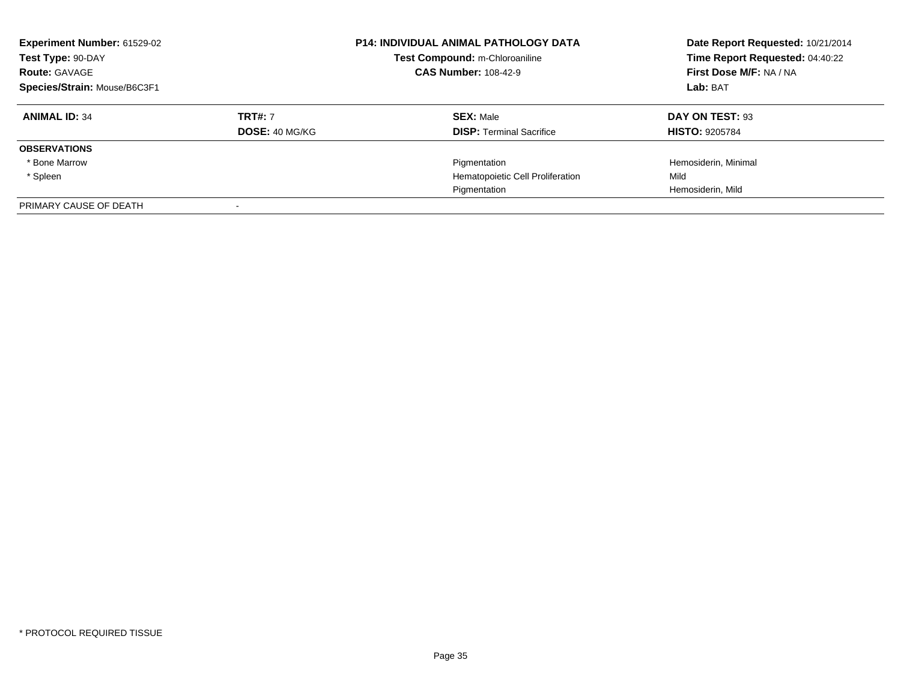**Experiment Number:** 61529-02
**Test Type:** 90-DAY
**Route:** GAVAGE
**Species/Strain:** Mouse/B6C3F1

**P14: INDIVIDUAL ANIMAL PATHOLOGY DATA**
**Test Compound:** m-Chloroaniline
**CAS Number:** 108-42-9

**Date Report Requested:** 10/21/2014
**Time Report Requested:** 04:40:22
**First Dose M/F:** NA / NA
**Lab:** BAT

| **ANIMAL ID:** 34 | **TRT#:** 7 | **SEX:** Male | **DAY ON TEST:** 93 |
|---|---|---|---|
| | **DOSE:** 40 MG/KG | **DISP:** Terminal Sacrifice | **HISTO:** 9205784 |
| **OBSERVATIONS** | | | |
| * Bone Marrow | | Pigmentation | Hemosiderin, Minimal |
| * Spleen | | Hematopoietic Cell Proliferation | Mild |
| | | Pigmentation | Hemosiderin, Mild |
| PRIMARY CAUSE OF DEATH | - | | |

* PROTOCOL REQUIRED TISSUE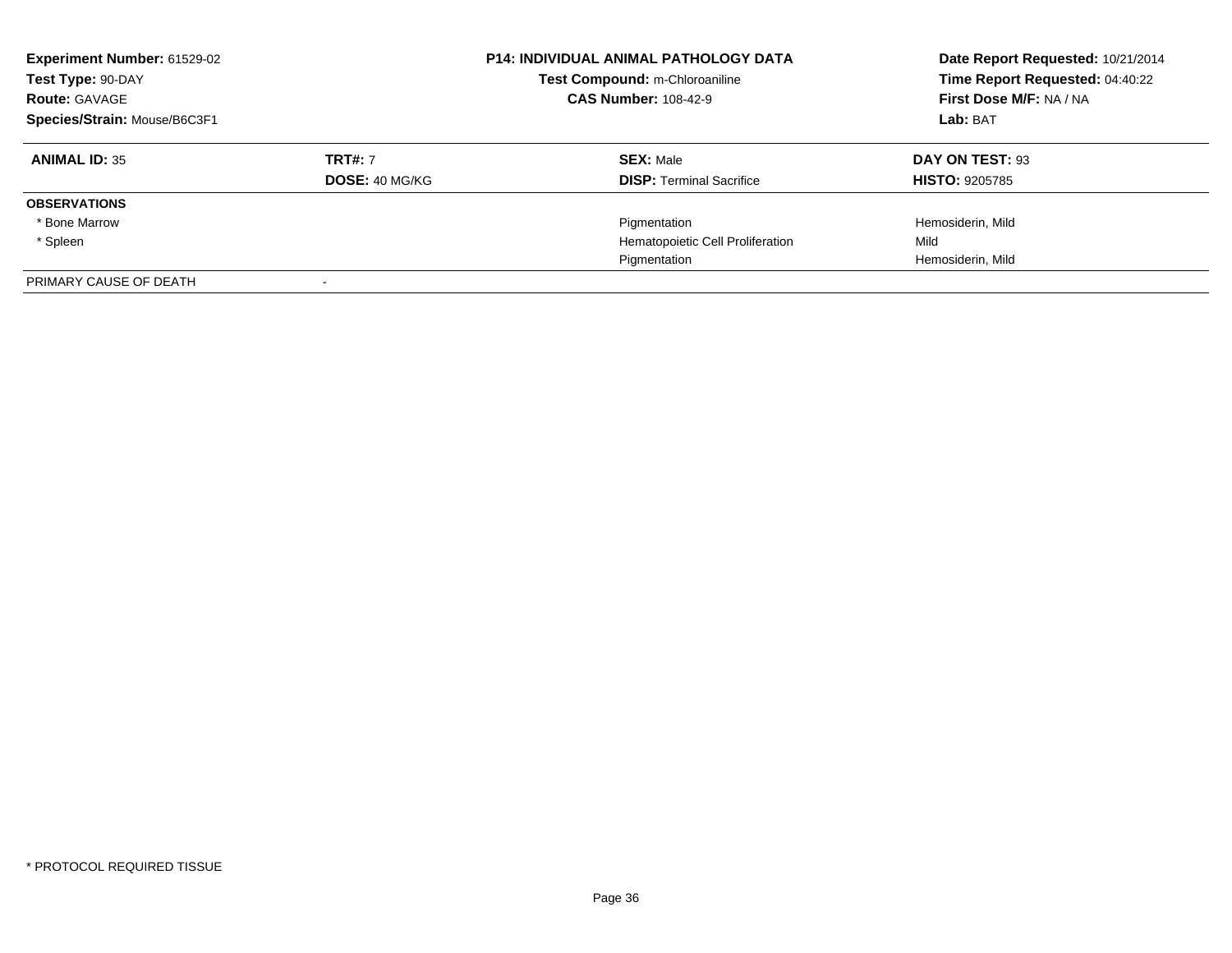**Experiment Number:** 61529-02
**Test Type:** 90-DAY
**Route:** GAVAGE
**Species/Strain:** Mouse/B6C3F1

**P14: INDIVIDUAL ANIMAL PATHOLOGY DATA**
**Test Compound:** m-Chloroaniline
**CAS Number:** 108-42-9

**Date Report Requested:** 10/21/2014
**Time Report Requested:** 04:40:22
**First Dose M/F:** NA / NA
**Lab:** BAT

| **ANIMAL ID:** 35 | **TRT#:** 7 | **SEX:** Male | **DAY ON TEST:** 93 |
|---|---|---|---|
| | **DOSE:** 40 MG/KG | **DISP:** Terminal Sacrifice | **HISTO:** 9205785 |
| **OBSERVATIONS** | | | |
| * Bone Marrow | | Pigmentation | Hemosiderin, Mild |
| * Spleen | | Hematopoietic Cell Proliferation | Mild |
| | | Pigmentation | Hemosiderin, Mild |
| PRIMARY CAUSE OF DEATH | - | | |

* PROTOCOL REQUIRED TISSUE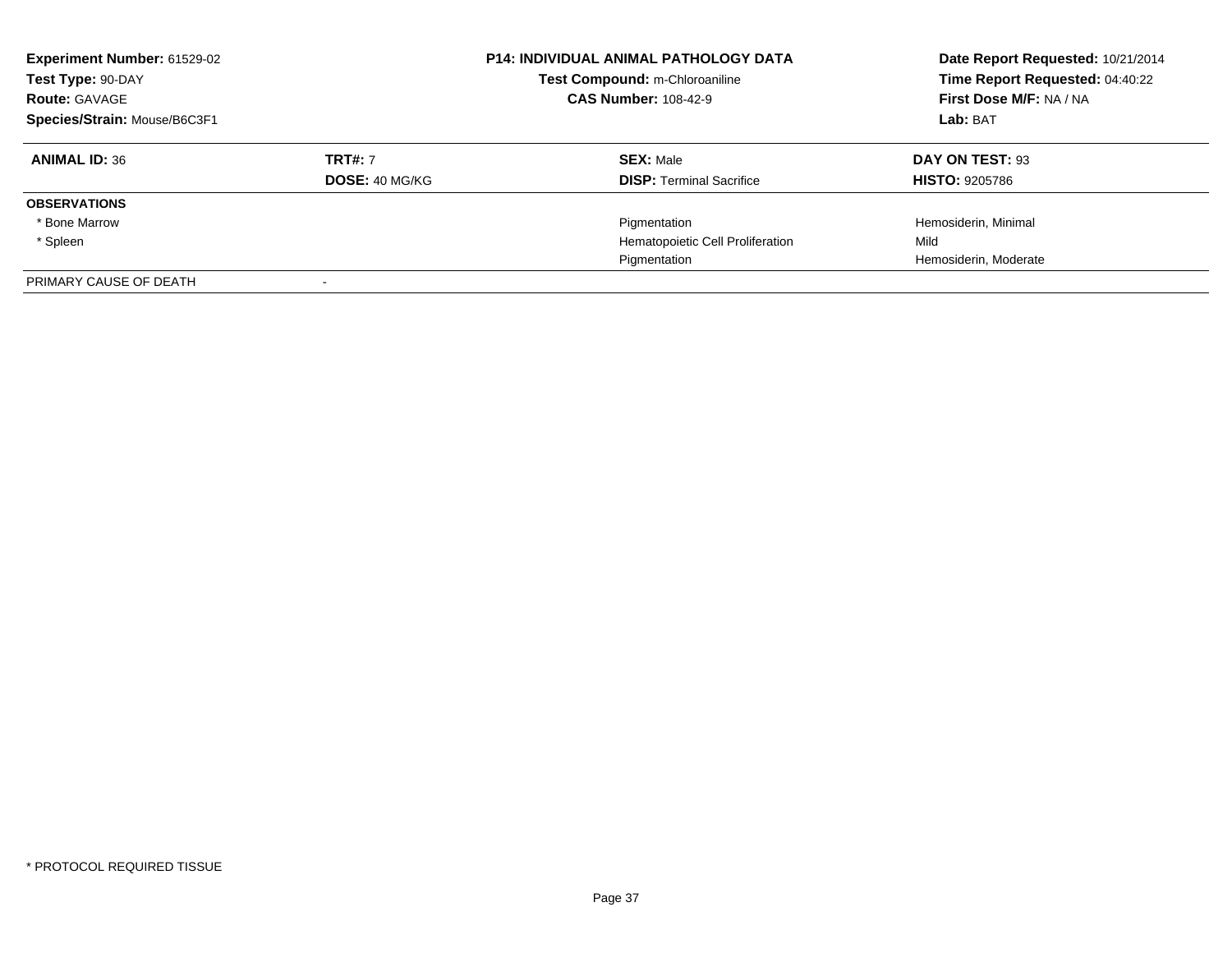**Experiment Number:** 61529-02
**Test Type:** 90-DAY
**Route:** GAVAGE
**Species/Strain:** Mouse/B6C3F1

**P14: INDIVIDUAL ANIMAL PATHOLOGY DATA**
**Test Compound:** m-Chloroaniline
**CAS Number:** 108-42-9

**Date Report Requested:** 10/21/2014
**Time Report Requested:** 04:40:22
**First Dose M/F:** NA / NA
**Lab:** BAT

| **ANIMAL ID:** 36 | **TRT#:** 7 | **SEX:** Male | **DAY ON TEST:** 93 |
|---|---|---|---|
| | **DOSE:** 40 MG/KG | **DISP:** Terminal Sacrifice | **HISTO:** 9205786 |
| **OBSERVATIONS** | | | |
| * Bone Marrow | | Pigmentation | Hemosiderin, Minimal |
| * Spleen | | Hematopoietic Cell Proliferation | Mild |
| | | Pigmentation | Hemosiderin, Moderate |
| PRIMARY CAUSE OF DEATH | - | | |

* PROTOCOL REQUIRED TISSUE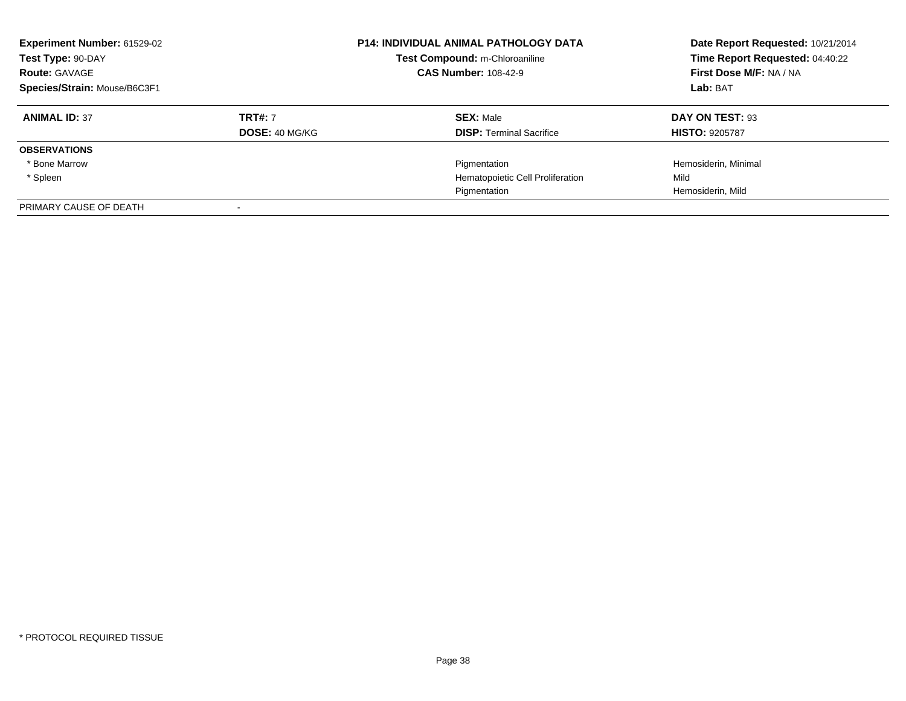**Experiment Number:** 61529-02
**Test Type:** 90-DAY
**Route:** GAVAGE
**Species/Strain:** Mouse/B6C3F1

**P14: INDIVIDUAL ANIMAL PATHOLOGY DATA**
**Test Compound:** m-Chloroaniline
**CAS Number:** 108-42-9

**Date Report Requested:** 10/21/2014
**Time Report Requested:** 04:40:22
**First Dose M/F:** NA / NA
**Lab:** BAT

| **ANIMAL ID:** 37 | **TRT#:** 7 | **SEX:** Male | **DAY ON TEST:** 93 |
|---|---|---|---|
| | **DOSE:** 40 MG/KG | **DISP:** Terminal Sacrifice | **HISTO:** 9205787 |
| **OBSERVATIONS** | | | |
| * Bone Marrow | | Pigmentation | Hemosiderin, Minimal |
| * Spleen | | Hematopoietic Cell Proliferation | Mild |
| | | Pigmentation | Hemosiderin, Mild |
| PRIMARY CAUSE OF DEATH | - | | |

* PROTOCOL REQUIRED TISSUE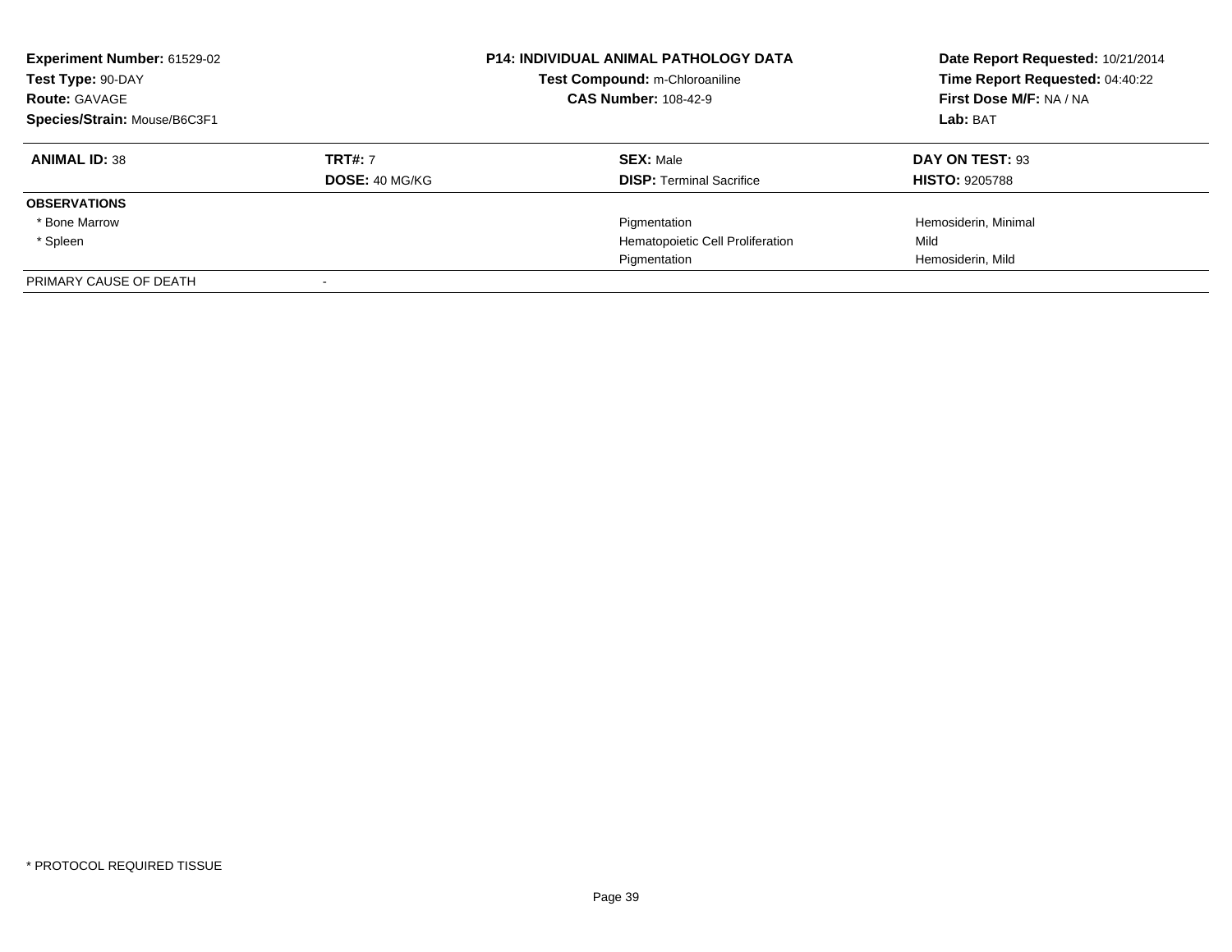**Experiment Number:** 61529-02
**Test Type:** 90-DAY
**Route:** GAVAGE
**Species/Strain:** Mouse/B6C3F1

**P14: INDIVIDUAL ANIMAL PATHOLOGY DATA**
**Test Compound:** m-Chloroaniline
**CAS Number:** 108-42-9

**Date Report Requested:** 10/21/2014
**Time Report Requested:** 04:40:22
**First Dose M/F:** NA / NA
**Lab:** BAT

| **ANIMAL ID:** 38 | **TRT#:** 7 | **SEX:** Male | **DAY ON TEST:** 93 |
|---|---|---|---|
| | **DOSE:** 40 MG/KG | **DISP:** Terminal Sacrifice | **HISTO:** 9205788 |
| **OBSERVATIONS** | | | |
| * Bone Marrow | | Pigmentation | Hemosiderin, Minimal |
| * Spleen | | Hematopoietic Cell Proliferation | Mild |
| | | Pigmentation | Hemosiderin, Mild |
| PRIMARY CAUSE OF DEATH | - | | |

* PROTOCOL REQUIRED TISSUE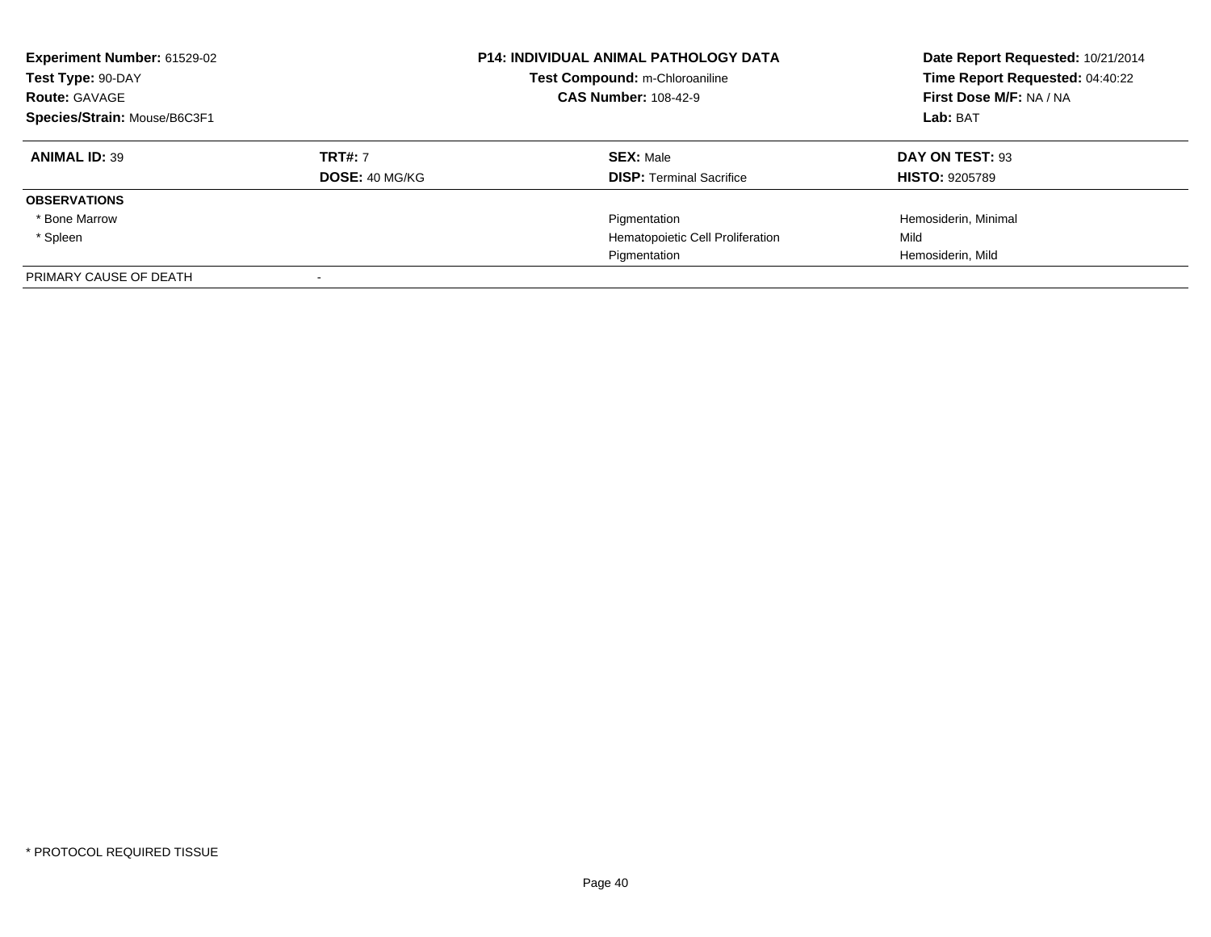**Experiment Number:** 61529-02
**Test Type:** 90-DAY
**Route:** GAVAGE
**Species/Strain:** Mouse/B6C3F1

**P14: INDIVIDUAL ANIMAL PATHOLOGY DATA**
**Test Compound:** m-Chloroaniline
**CAS Number:** 108-42-9

**Date Report Requested:** 10/21/2014
**Time Report Requested:** 04:40:22
**First Dose M/F:** NA / NA
**Lab:** BAT

| **ANIMAL ID:** 39 | **TRT#:** 7 | **SEX:** Male | **DAY ON TEST:** 93 |
|---|---|---|---|
| | **DOSE:** 40 MG/KG | **DISP:** Terminal Sacrifice | **HISTO:** 9205789 |
| **OBSERVATIONS** | | | |
| * Bone Marrow | | Pigmentation | Hemosiderin, Minimal |
| * Spleen | | Hematopoietic Cell Proliferation | Mild |
| | | Pigmentation | Hemosiderin, Mild |
| PRIMARY CAUSE OF DEATH | - | | |

* PROTOCOL REQUIRED TISSUE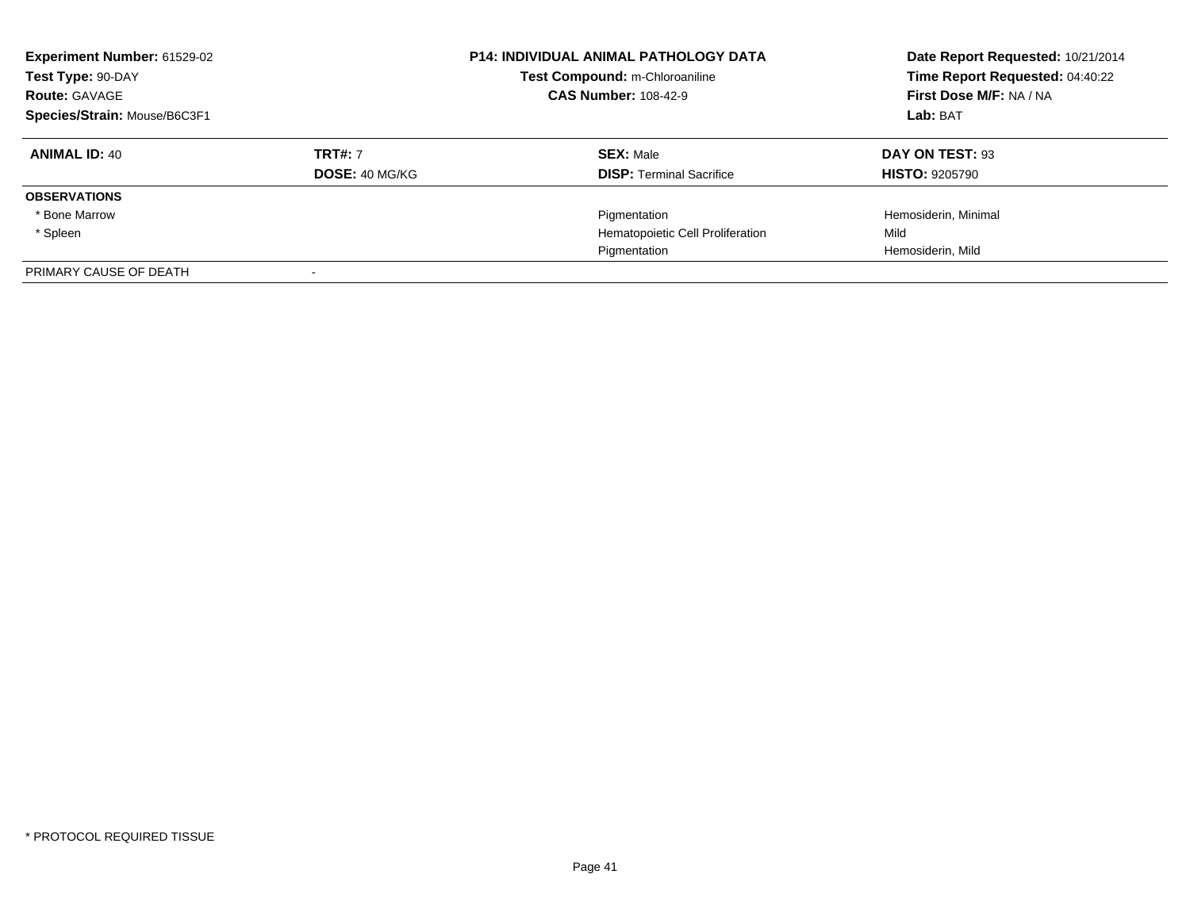**Experiment Number:** 61529-02
**Test Type:** 90-DAY
**Route:** GAVAGE
**Species/Strain:** Mouse/B6C3F1

**P14: INDIVIDUAL ANIMAL PATHOLOGY DATA**
**Test Compound:** m-Chloroaniline
**CAS Number:** 108-42-9

**Date Report Requested:** 10/21/2014
**Time Report Requested:** 04:40:22
**First Dose M/F:** NA / NA
**Lab:** BAT

| **ANIMAL ID:** 40 | **TRT#:** 7 | **SEX:** Male | **DAY ON TEST:** 93 |
|---|---|---|---|
| | **DOSE:** 40 MG/KG | **DISP:** Terminal Sacrifice | **HISTO:** 9205790 |
| **OBSERVATIONS** | | | |
| * Bone Marrow | | Pigmentation | Hemosiderin, Minimal |
| * Spleen | | Hematopoietic Cell Proliferation | Mild |
| | | Pigmentation | Hemosiderin, Mild |
| PRIMARY CAUSE OF DEATH | - | | |

* PROTOCOL REQUIRED TISSUE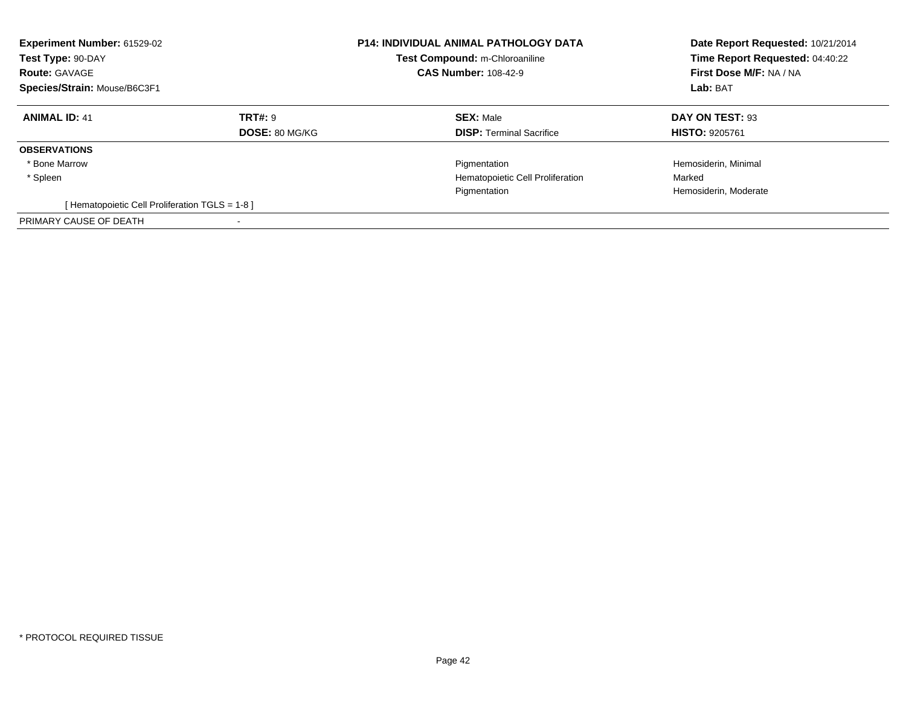**Experiment Number:** 61529-02
**Test Type:** 90-DAY
**Route:** GAVAGE
**Species/Strain:** Mouse/B6C3F1

**P14: INDIVIDUAL ANIMAL PATHOLOGY DATA**
**Test Compound:** m-Chloroaniline
**CAS Number:** 108-42-9

**Date Report Requested:** 10/21/2014
**Time Report Requested:** 04:40:22
**First Dose M/F:** NA / NA
**Lab:** BAT

| **ANIMAL ID:** 41 | **TRT#:** 9 | **SEX:** Male | **DAY ON TEST:** 93 |
|---|---|---|---|
| | **DOSE:** 80 MG/KG | **DISP:** Terminal Sacrifice | **HISTO:** 9205761 |
| **OBSERVATIONS** | | | |
| * Bone Marrow | | Pigmentation | Hemosiderin, Minimal |
| * Spleen | | Hematopoietic Cell Proliferation | Marked |
| | | Pigmentation | Hemosiderin, Moderate |
| [ Hematopoietic Cell Proliferation TGLS = 1-8 ] | | | |
| PRIMARY CAUSE OF DEATH | - | | |

* PROTOCOL REQUIRED TISSUE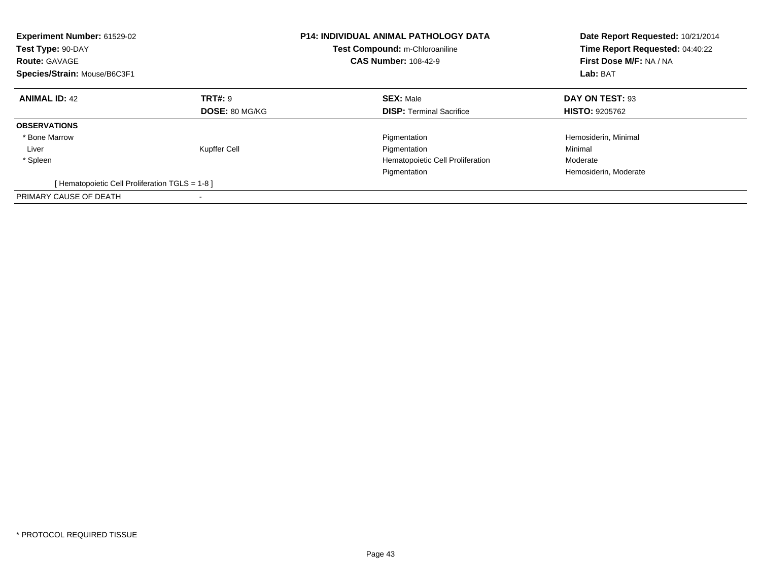**Experiment Number:** 61529-02
**Test Type:** 90-DAY
**Route:** GAVAGE
**Species/Strain:** Mouse/B6C3F1

**P14: INDIVIDUAL ANIMAL PATHOLOGY DATA**
**Test Compound:** m-Chloroaniline
**CAS Number:** 108-42-9

**Date Report Requested:** 10/21/2014
**Time Report Requested:** 04:40:22
**First Dose M/F:** NA / NA
**Lab:** BAT

| **ANIMAL ID:** 42 | **TRT#:** 9 | **SEX:** Male | **DAY ON TEST:** 93 |
|---|---|---|---|
| | **DOSE:** 80 MG/KG | **DISP:** Terminal Sacrifice | **HISTO:** 9205762 |
| **OBSERVATIONS** | | | |
| * Bone Marrow | | Pigmentation | Hemosiderin, Minimal |
| Liver | Kupffer Cell | Pigmentation | Minimal |
| * Spleen | | Hematopoietic Cell Proliferation | Moderate |
| | | Pigmentation | Hemosiderin, Moderate |
| [ Hematopoietic Cell Proliferation TGLS = 1-8 ] | | | |
| PRIMARY CAUSE OF DEATH | - | | |

* PROTOCOL REQUIRED TISSUE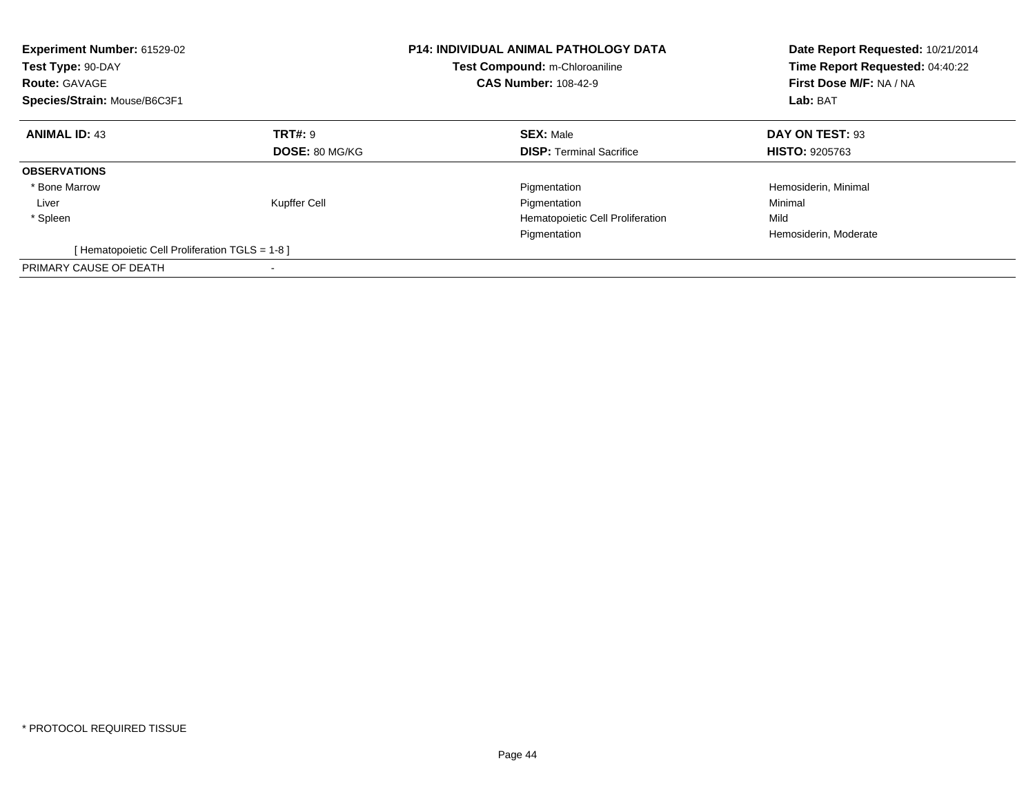**Experiment Number:** 61529-02
**Test Type:** 90-DAY
**Route:** GAVAGE
**Species/Strain:** Mouse/B6C3F1

**P14: INDIVIDUAL ANIMAL PATHOLOGY DATA**
**Test Compound:** m-Chloroaniline
**CAS Number:** 108-42-9

**Date Report Requested:** 10/21/2014
**Time Report Requested:** 04:40:22
**First Dose M/F:** NA / NA
**Lab:** BAT

| **ANIMAL ID:** 43 | **TRT#:** 9 | **SEX:** Male | **DAY ON TEST:** 93 |
|---|---|---|---|
| | **DOSE:** 80 MG/KG | **DISP:** Terminal Sacrifice | **HISTO:** 9205763 |
| **OBSERVATIONS** | | | |
| * Bone Marrow | | Pigmentation | Hemosiderin, Minimal |
| Liver | Kupffer Cell | Pigmentation | Minimal |
| * Spleen | | Hematopoietic Cell Proliferation | Mild |
| | | Pigmentation | Hemosiderin, Moderate |
| [ Hematopoietic Cell Proliferation TGLS = 1-8 ] | | | |
| PRIMARY CAUSE OF DEATH | - | | |

* PROTOCOL REQUIRED TISSUE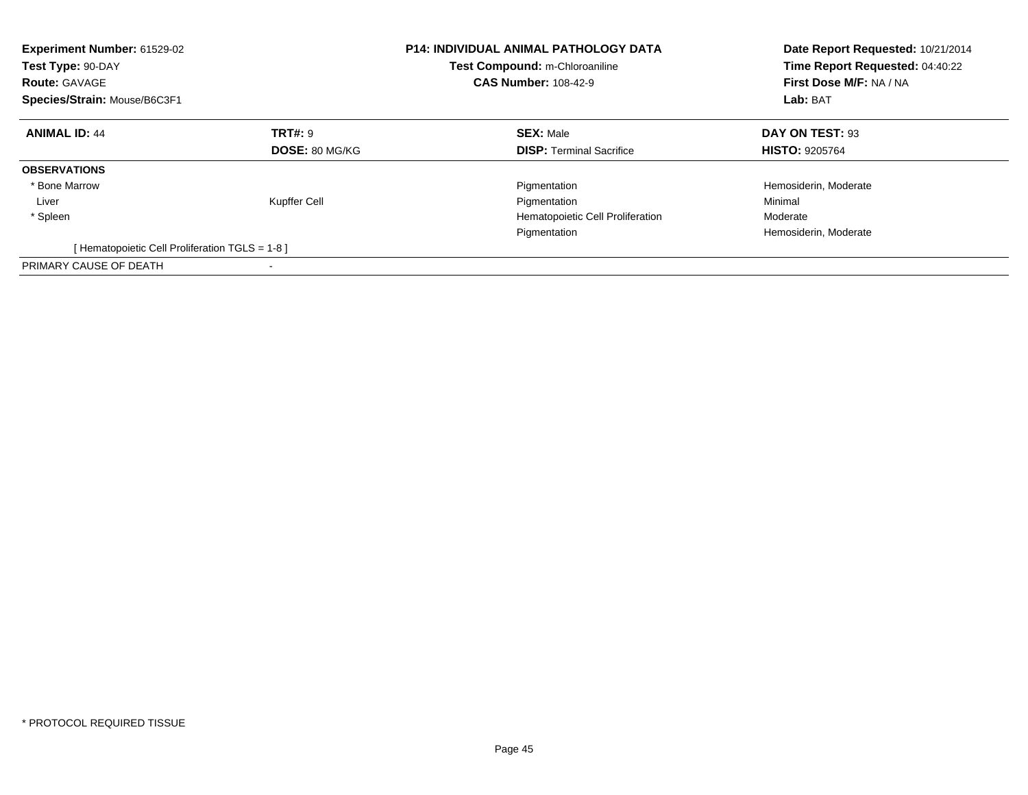**Experiment Number:** 61529-02
**Test Type:** 90-DAY
**Route:** GAVAGE
**Species/Strain:** Mouse/B6C3F1

**P14: INDIVIDUAL ANIMAL PATHOLOGY DATA**
**Test Compound:** m-Chloroaniline
**CAS Number:** 108-42-9

**Date Report Requested:** 10/21/2014
**Time Report Requested:** 04:40:22
**First Dose M/F:** NA / NA
**Lab:** BAT

| **ANIMAL ID:** 44 | **TRT#:** 9 | **SEX:** Male | **DAY ON TEST:** 93 |
|---|---|---|---|
| | **DOSE:** 80 MG/KG | **DISP:** Terminal Sacrifice | **HISTO:** 9205764 |
| **OBSERVATIONS** | | | |
| * Bone Marrow | | Pigmentation | Hemosiderin, Moderate |
| Liver | Kupffer Cell | Pigmentation | Minimal |
| * Spleen | | Hematopoietic Cell Proliferation | Moderate |
| | | Pigmentation | Hemosiderin, Moderate |
| [ Hematopoietic Cell Proliferation TGLS = 1-8 ] | | | |
| PRIMARY CAUSE OF DEATH | - | | |

* PROTOCOL REQUIRED TISSUE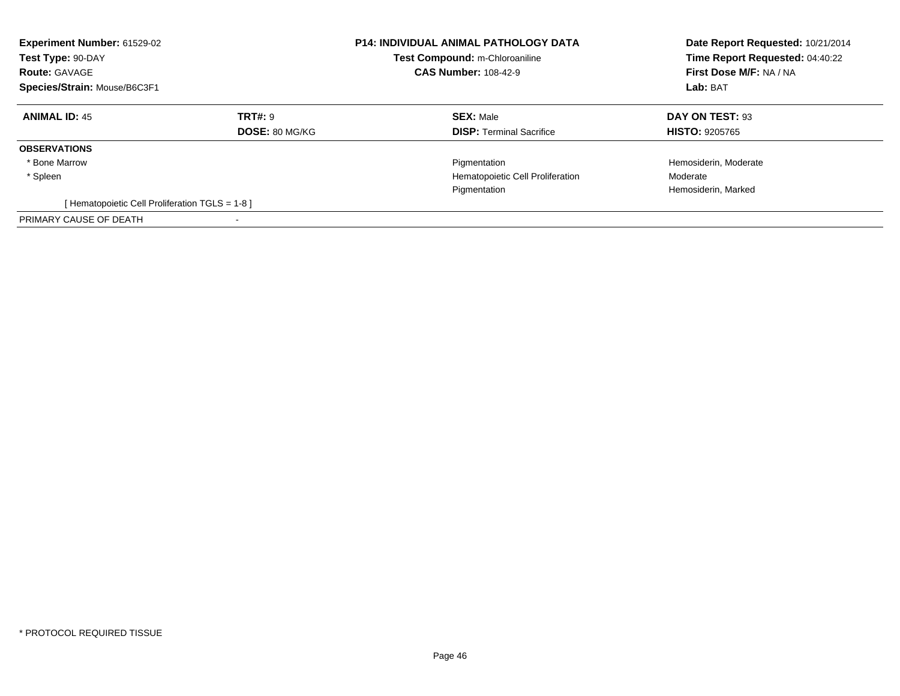| Experiment Number: 61529-02 | P14: INDIVIDUAL ANIMAL PATHOLOGY DATA | Date Report Requested: 10/21/2014 |
|---|---|---|
| Test Type: 90-DAY | Test Compound: m-Chloroaniline | Time Report Requested: 04:40:22 |
| Route: GAVAGE | CAS Number: 108-42-9 | First Dose M/F: NA / NA |
| Species/Strain: Mouse/B6C3F1 | | Lab: BAT |

| **ANIMAL ID:** 45 | **TRT#:** 9 | **SEX:** Male | **DAY ON TEST:** 93 |
|---|---|---|---|
| | **DOSE:** 80 MG/KG | **DISP:** Terminal Sacrifice | **HISTO:** 9205765 |
| **OBSERVATIONS** | | | |
| * Bone Marrow | | Pigmentation | Hemosiderin, Moderate |
| * Spleen | | Hematopoietic Cell Proliferation | Moderate |
| | | Pigmentation | Hemosiderin, Marked |
| [ Hematopoietic Cell Proliferation TGLS = 1-8 ] | | | |
| PRIMARY CAUSE OF DEATH | - | | |

* PROTOCOL REQUIRED TISSUE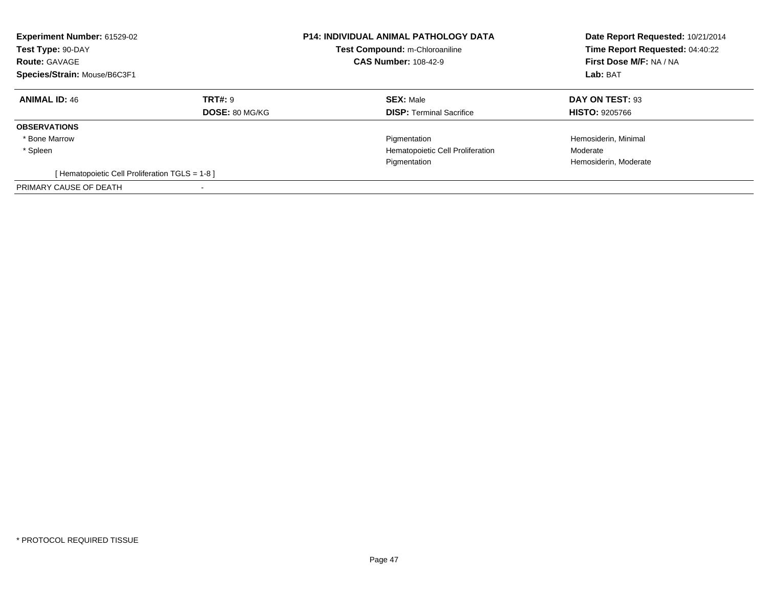**Experiment Number:** 61529-02
**Test Type:** 90-DAY
**Route:** GAVAGE
**Species/Strain:** Mouse/B6C3F1

**P14: INDIVIDUAL ANIMAL PATHOLOGY DATA**
**Test Compound:** m-Chloroaniline
**CAS Number:** 108-42-9

**Date Report Requested:** 10/21/2014
**Time Report Requested:** 04:40:22
**First Dose M/F:** NA / NA
**Lab:** BAT

| **ANIMAL ID:** 46 | **TRT#:** 9 | **SEX:** Male | **DAY ON TEST:** 93 |
|---|---|---|---|
| | **DOSE:** 80 MG/KG | **DISP:** Terminal Sacrifice | **HISTO:** 9205766 |
| **OBSERVATIONS** | | | |
| * Bone Marrow | | Pigmentation | Hemosiderin, Minimal |
| * Spleen | | Hematopoietic Cell Proliferation | Moderate |
| | | Pigmentation | Hemosiderin, Moderate |
| [ Hematopoietic Cell Proliferation TGLS = 1-8 ] | | | |
| PRIMARY CAUSE OF DEATH | - | | |

* PROTOCOL REQUIRED TISSUE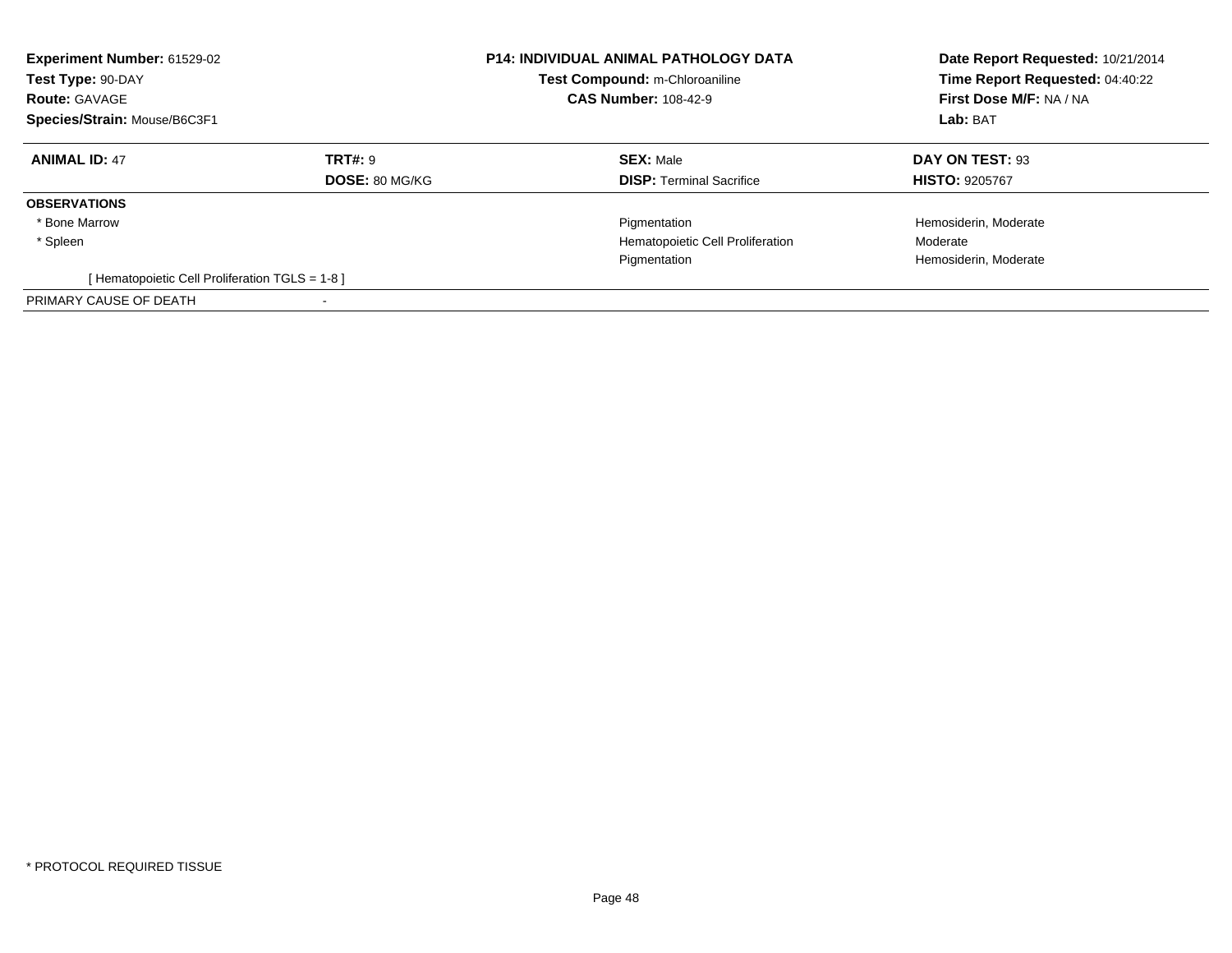**Experiment Number:** 61529-02
**Test Type:** 90-DAY
**Route:** GAVAGE
**Species/Strain:** Mouse/B6C3F1

**P14: INDIVIDUAL ANIMAL PATHOLOGY DATA**
**Test Compound:** m-Chloroaniline
**CAS Number:** 108-42-9

**Date Report Requested:** 10/21/2014
**Time Report Requested:** 04:40:22
**First Dose M/F:** NA / NA
**Lab:** BAT

| **ANIMAL ID:** 47 | **TRT#:** 9 | **SEX:** Male | **DAY ON TEST:** 93 |
|---|---|---|---|
| | **DOSE:** 80 MG/KG | **DISP:** Terminal Sacrifice | **HISTO:** 9205767 |
| **OBSERVATIONS** | | | |
| * Bone Marrow | | Pigmentation | Hemosiderin, Moderate |
| * Spleen | | Hematopoietic Cell Proliferation | Moderate |
| | | Pigmentation | Hemosiderin, Moderate |
| [ Hematopoietic Cell Proliferation TGLS = 1-8 ] | | | |
| PRIMARY CAUSE OF DEATH | - | | |

* PROTOCOL REQUIRED TISSUE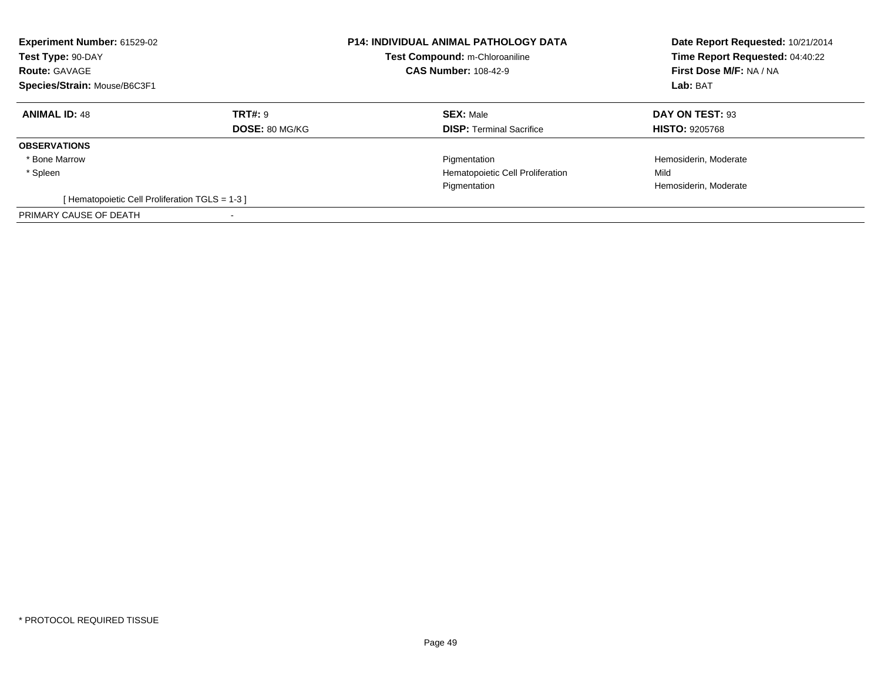**Experiment Number:** 61529-02
**Test Type:** 90-DAY
**Route:** GAVAGE
**Species/Strain:** Mouse/B6C3F1

**P14: INDIVIDUAL ANIMAL PATHOLOGY DATA**
**Test Compound:** m-Chloroaniline
**CAS Number:** 108-42-9

**Date Report Requested:** 10/21/2014
**Time Report Requested:** 04:40:22
**First Dose M/F:** NA / NA
**Lab:** BAT

| **ANIMAL ID:** 48 | **TRT#:** 9 | **SEX:** Male | **DAY ON TEST:** 93 |
|---|---|---|---|
| | **DOSE:** 80 MG/KG | **DISP:** Terminal Sacrifice | **HISTO:** 9205768 |
| **OBSERVATIONS** | | | |
| * Bone Marrow | | Pigmentation | Hemosiderin, Moderate |
| * Spleen | | Hematopoietic Cell Proliferation | Mild |
| | | Pigmentation | Hemosiderin, Moderate |
| [ Hematopoietic Cell Proliferation TGLS = 1-3 ] | | | |
| PRIMARY CAUSE OF DEATH | - | | |

* PROTOCOL REQUIRED TISSUE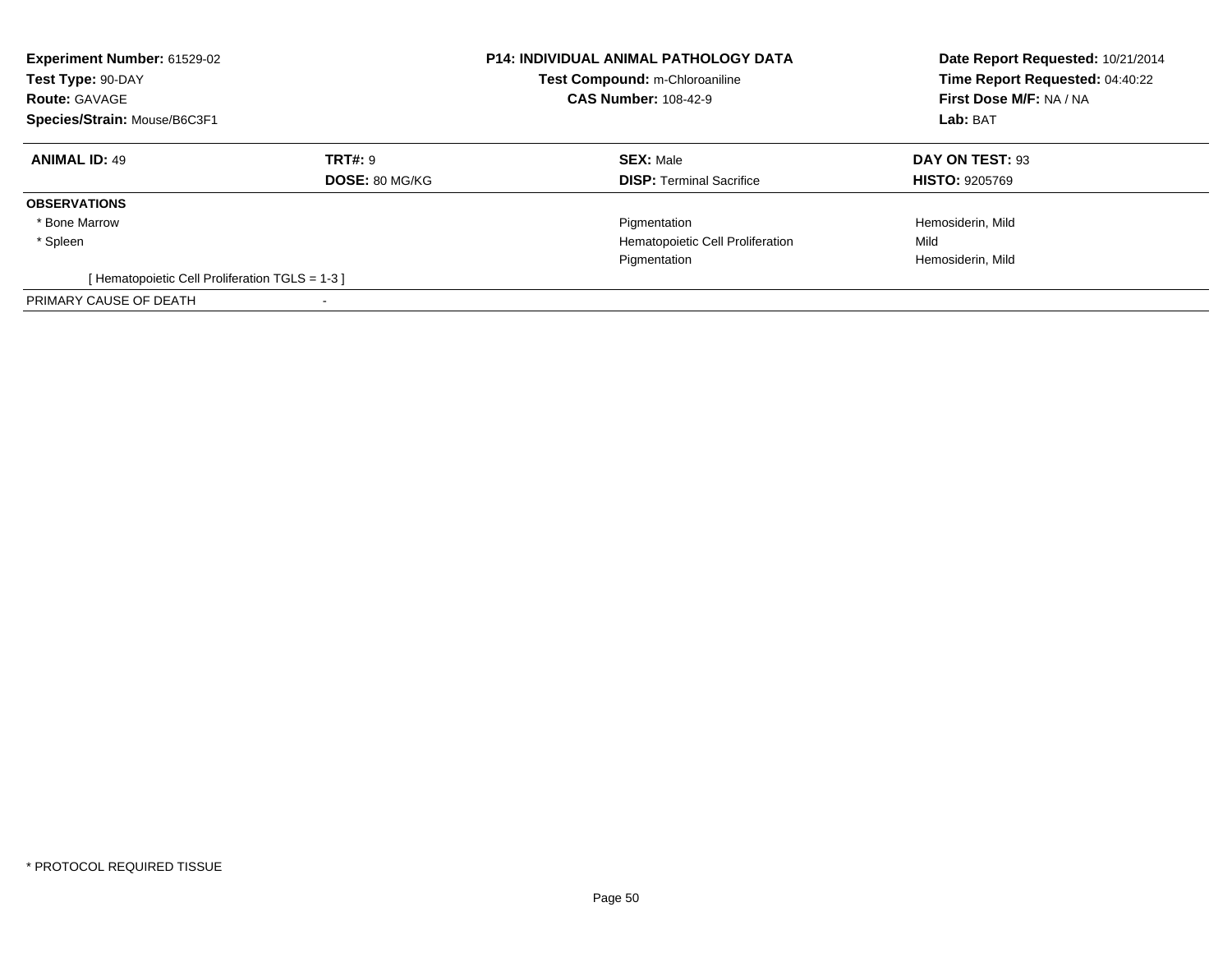**Experiment Number:** 61529-02
**Test Type:** 90-DAY
**Route:** GAVAGE
**Species/Strain:** Mouse/B6C3F1

**P14: INDIVIDUAL ANIMAL PATHOLOGY DATA**
**Test Compound:** m-Chloroaniline
**CAS Number:** 108-42-9

**Date Report Requested:** 10/21/2014
**Time Report Requested:** 04:40:22
**First Dose M/F:** NA / NA
**Lab:** BAT

| **ANIMAL ID:** 49 | **TRT#:** 9 | **SEX:** Male | **DAY ON TEST:** 93 |
|---|---|---|---|
| | **DOSE:** 80 MG/KG | **DISP:** Terminal Sacrifice | **HISTO:** 9205769 |
| **OBSERVATIONS** | | | |
| * Bone Marrow | | Pigmentation | Hemosiderin, Mild |
| * Spleen | | Hematopoietic Cell Proliferation | Mild |
| | | Pigmentation | Hemosiderin, Mild |
| [ Hematopoietic Cell Proliferation TGLS = 1-3 ] | | | |
| PRIMARY CAUSE OF DEATH | - | | |

* PROTOCOL REQUIRED TISSUE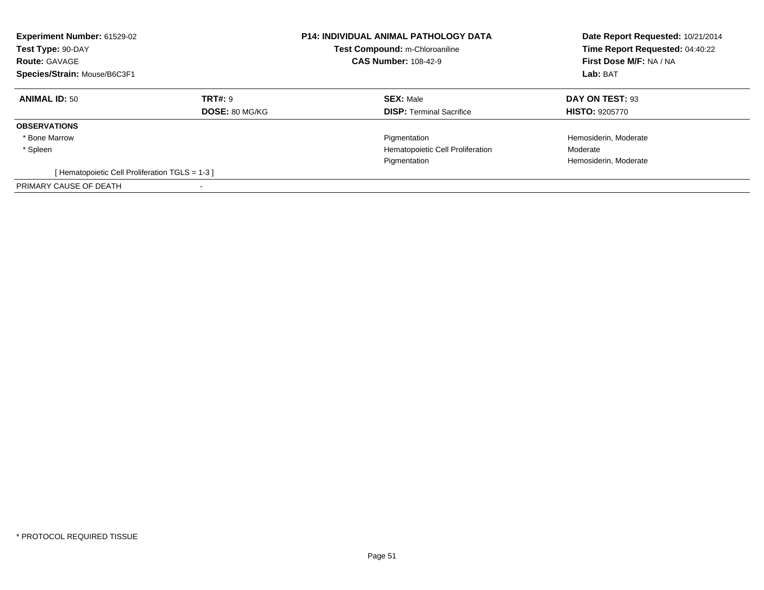**Experiment Number:** 61529-02
**Test Type:** 90-DAY
**Route:** GAVAGE
**Species/Strain:** Mouse/B6C3F1

**P14: INDIVIDUAL ANIMAL PATHOLOGY DATA**
**Test Compound:** m-Chloroaniline
**CAS Number:** 108-42-9

**Date Report Requested:** 10/21/2014
**Time Report Requested:** 04:40:22
**First Dose M/F:** NA / NA
**Lab:** BAT

| **ANIMAL ID:** 50 | **TRT#:** 9 | **SEX:** Male | **DAY ON TEST:** 93 |
|---|---|---|---|
| | **DOSE:** 80 MG/KG | **DISP:** Terminal Sacrifice | **HISTO:** 9205770 |
| **OBSERVATIONS** | | | |
| * Bone Marrow | | Pigmentation | Hemosiderin, Moderate |
| * Spleen | | Hematopoietic Cell Proliferation | Moderate |
| | | Pigmentation | Hemosiderin, Moderate |
| [ Hematopoietic Cell Proliferation TGLS = 1-3 ] | | | |
| PRIMARY CAUSE OF DEATH | - | | |

* PROTOCOL REQUIRED TISSUE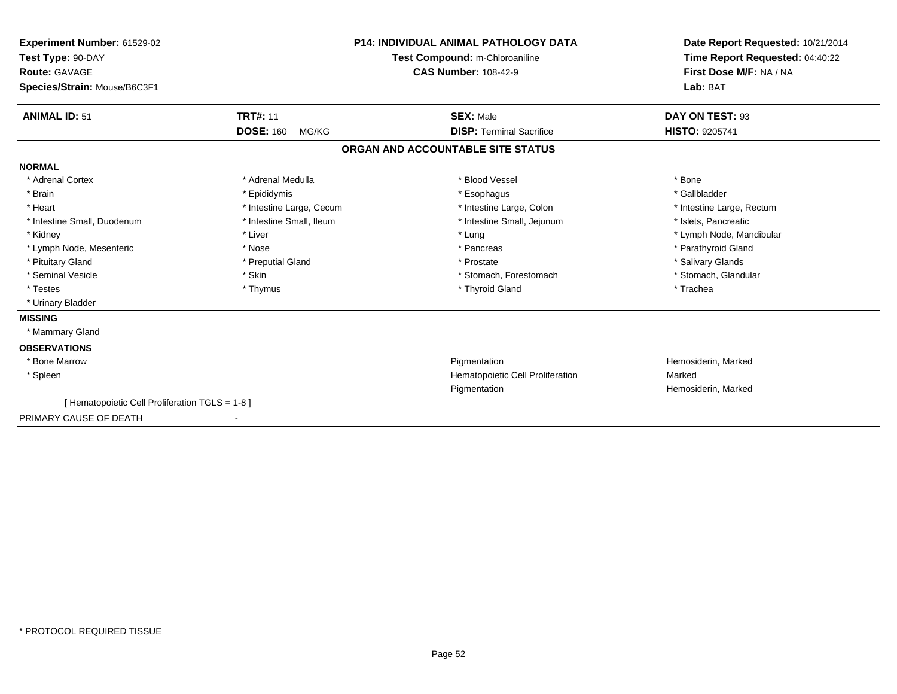**Experiment Number:** 61529-02
**Test Type:** 90-DAY
**Route:** GAVAGE
**Species/Strain:** Mouse/B6C3F1

**P14: INDIVIDUAL ANIMAL PATHOLOGY DATA**
**Test Compound:** m-Chloroaniline
**CAS Number:** 108-42-9

**Date Report Requested:** 10/21/2014
**Time Report Requested:** 04:40:22
**First Dose M/F:** NA / NA
**Lab:** BAT

| **ANIMAL ID:** 51 | **TRT#:** 11 | **SEX:** Male | **DAY ON TEST:** 93 |
|---|---|---|---|
| | **DOSE:** 160 MG/KG | **DISP:** Terminal Sacrifice | **HISTO:** 9205741 |

## ORGAN AND ACCOUNTABLE SITE STATUS

**NORMAL**

| | | | |
|---|---|---|---|
| * Adrenal Cortex | * Adrenal Medulla | * Blood Vessel | * Bone |
| * Brain | * Epididymis | * Esophagus | * Gallbladder |
| * Heart | * Intestine Large, Cecum | * Intestine Large, Colon | * Intestine Large, Rectum |
| * Intestine Small, Duodenum | * Intestine Small, Ileum | * Intestine Small, Jejunum | * Islets, Pancreatic |
| * Kidney | * Liver | * Lung | * Lymph Node, Mandibular |
| * Lymph Node, Mesenteric | * Nose | * Pancreas | * Parathyroid Gland |
| * Pituitary Gland | * Preputial Gland | * Prostate | * Salivary Glands |
| * Seminal Vesicle | * Skin | * Stomach, Forestomach | * Stomach, Glandular |
| * Testes | * Thymus | * Thyroid Gland | * Trachea |
| * Urinary Bladder | | | |

**MISSING**

* Mammary Gland

**OBSERVATIONS**

| | | |
|---|---|---|
| * Bone Marrow | Pigmentation | Hemosiderin, Marked |
| * Spleen | Hematopoietic Cell Proliferation | Marked |
| | Pigmentation | Hemosiderin, Marked |

[ Hematopoietic Cell Proliferation TGLS = 1-8 ]

PRIMARY CAUSE OF DEATH -

* PROTOCOL REQUIRED TISSUE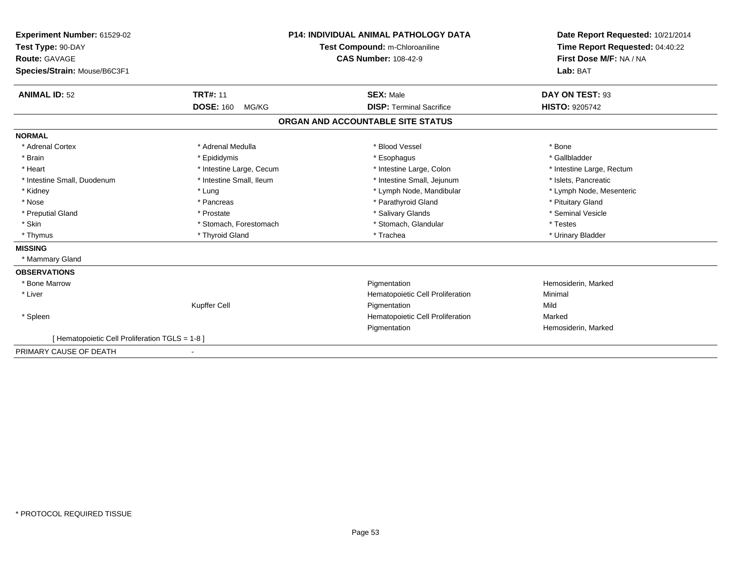**Experiment Number:** 61529-02
**Test Type:** 90-DAY
**Route:** GAVAGE
**Species/Strain:** Mouse/B6C3F1

**P14: INDIVIDUAL ANIMAL PATHOLOGY DATA**
**Test Compound:** m-Chloroaniline
**CAS Number:** 108-42-9

**Date Report Requested:** 10/21/2014
**Time Report Requested:** 04:40:22
**First Dose M/F:** NA / NA
**Lab:** BAT

| **ANIMAL ID:** 52 | **TRT#:** 11 | **SEX:** Male | **DAY ON TEST:** 93 |
|---|---|---|---|
| | **DOSE:** 160 MG/KG | **DISP:** Terminal Sacrifice | **HISTO:** 9205742 |

## ORGAN AND ACCOUNTABLE SITE STATUS

**NORMAL**

| | | | |
|---|---|---|---|
| * Adrenal Cortex | * Adrenal Medulla | * Blood Vessel | * Bone |
| * Brain | * Epididymis | * Esophagus | * Gallbladder |
| * Heart | * Intestine Large, Cecum | * Intestine Large, Colon | * Intestine Large, Rectum |
| * Intestine Small, Duodenum | * Intestine Small, Ileum | * Intestine Small, Jejunum | * Islets, Pancreatic |
| * Kidney | * Lung | * Lymph Node, Mandibular | * Lymph Node, Mesenteric |
| * Nose | * Pancreas | * Parathyroid Gland | * Pituitary Gland |
| * Preputial Gland | * Prostate | * Salivary Glands | * Seminal Vesicle |
| * Skin | * Stomach, Forestomach | * Stomach, Glandular | * Testes |
| * Thymus | * Thyroid Gland | * Trachea | * Urinary Bladder |

**MISSING**

* Mammary Gland

**OBSERVATIONS**

| | | | |
|---|---|---|---|
| * Bone Marrow | | Pigmentation | Hemosiderin, Marked |
| * Liver | | Hematopoietic Cell Proliferation | Minimal |
| | Kupffer Cell | Pigmentation | Mild |
| * Spleen | | Hematopoietic Cell Proliferation | Marked |
| | | Pigmentation | Hemosiderin, Marked |

[ Hematopoietic Cell Proliferation TGLS = 1-8 ]

PRIMARY CAUSE OF DEATH -

* PROTOCOL REQUIRED TISSUE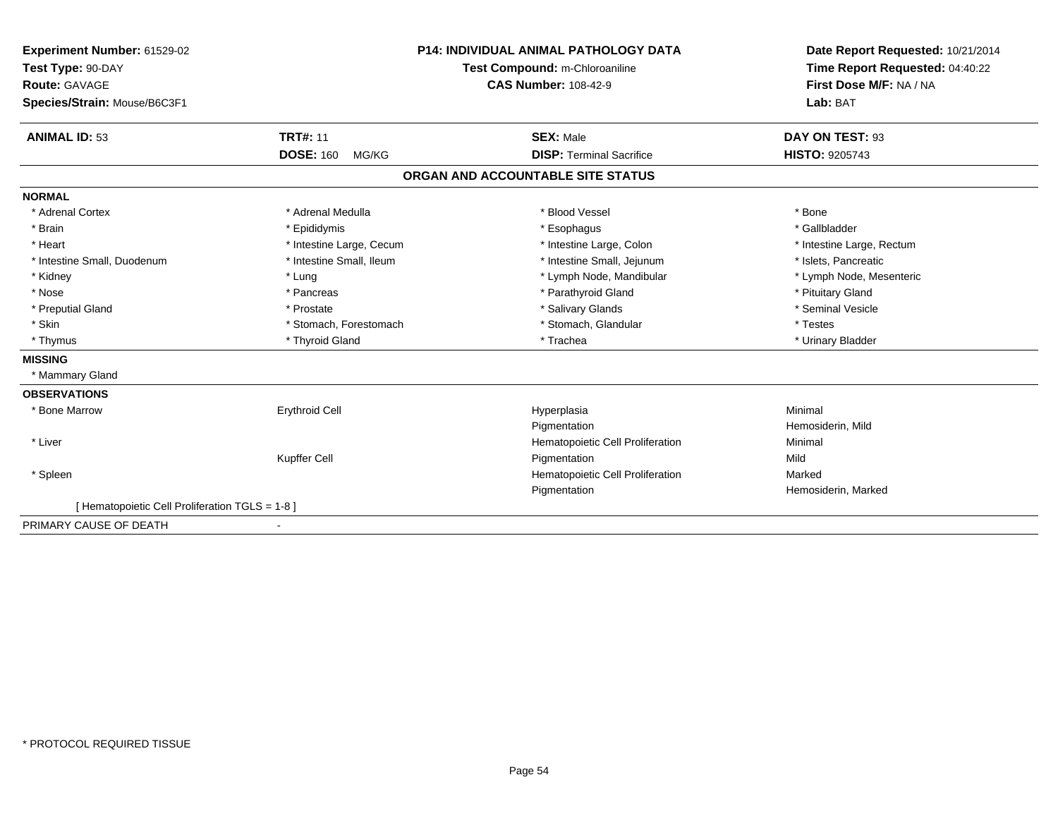**Experiment Number:** 61529-02
**Test Type:** 90-DAY
**Route:** GAVAGE
**Species/Strain:** Mouse/B6C3F1

**P14: INDIVIDUAL ANIMAL PATHOLOGY DATA**
**Test Compound:** m-Chloroaniline
**CAS Number:** 108-42-9

**Date Report Requested:** 10/21/2014
**Time Report Requested:** 04:40:22
**First Dose M/F:** NA / NA
**Lab:** BAT

| **ANIMAL ID:** 53 | **TRT#:** 11 | **SEX:** Male | **DAY ON TEST:** 93 |
|---|---|---|---|
| | **DOSE:** 160 MG/KG | **DISP:** Terminal Sacrifice | **HISTO:** 9205743 |

## ORGAN AND ACCOUNTABLE SITE STATUS

**NORMAL**

| | | | |
|---|---|---|---|
| * Adrenal Cortex | * Adrenal Medulla | * Blood Vessel | * Bone |
| * Brain | * Epididymis | * Esophagus | * Gallbladder |
| * Heart | * Intestine Large, Cecum | * Intestine Large, Colon | * Intestine Large, Rectum |
| * Intestine Small, Duodenum | * Intestine Small, Ileum | * Intestine Small, Jejunum | * Islets, Pancreatic |
| * Kidney | * Lung | * Lymph Node, Mandibular | * Lymph Node, Mesenteric |
| * Nose | * Pancreas | * Parathyroid Gland | * Pituitary Gland |
| * Preputial Gland | * Prostate | * Salivary Glands | * Seminal Vesicle |
| * Skin | * Stomach, Forestomach | * Stomach, Glandular | * Testes |
| * Thymus | * Thyroid Gland | * Trachea | * Urinary Bladder |

**MISSING**

* Mammary Gland

**OBSERVATIONS**

| | | | |
|---|---|---|---|
| * Bone Marrow | Erythroid Cell | Hyperplasia | Minimal |
| | | Pigmentation | Hemosiderin, Mild |
| * Liver | | Hematopoietic Cell Proliferation | Minimal |
| | Kupffer Cell | Pigmentation | Mild |
| * Spleen | | Hematopoietic Cell Proliferation | Marked |
| | | Pigmentation | Hemosiderin, Marked |

[ Hematopoietic Cell Proliferation TGLS = 1-8 ]

PRIMARY CAUSE OF DEATH -

* PROTOCOL REQUIRED TISSUE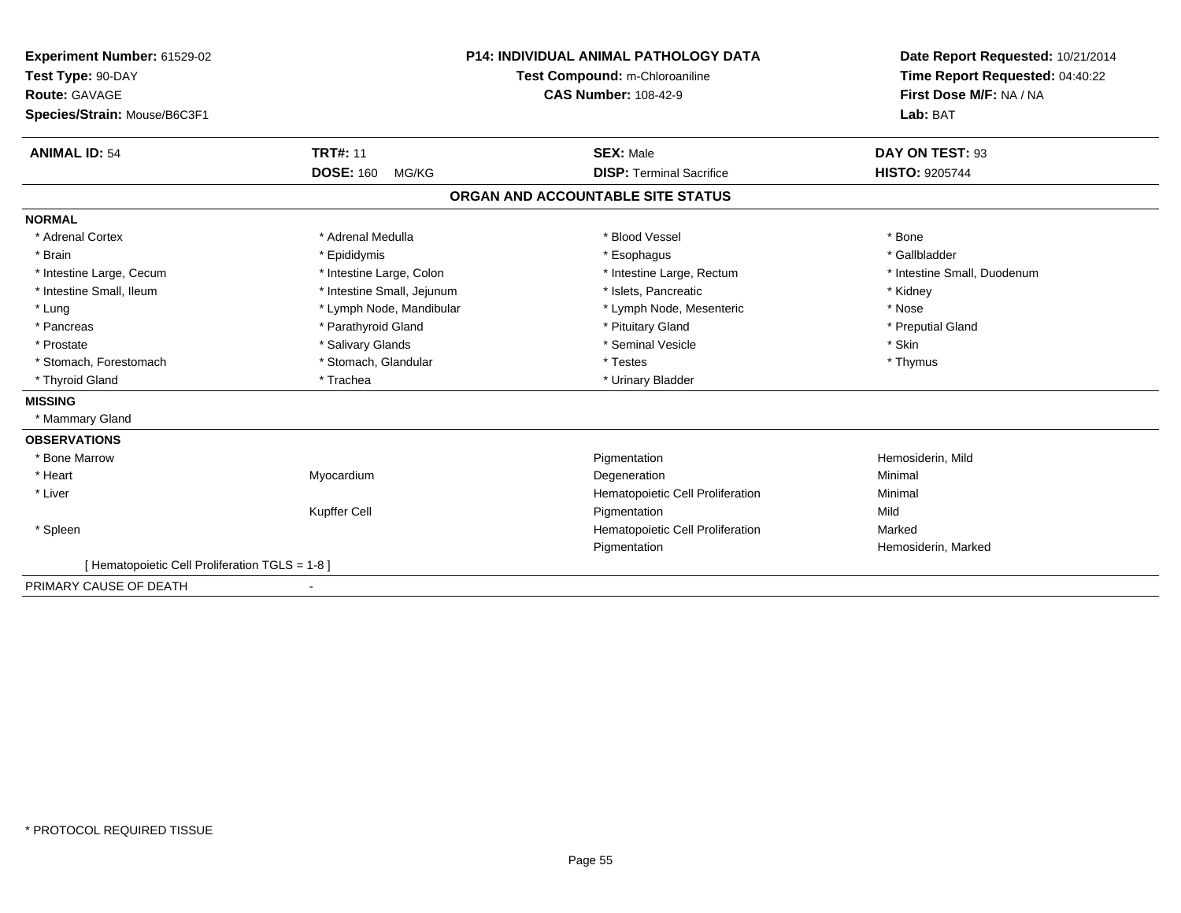**Experiment Number:** 61529-02
**Test Type:** 90-DAY
**Route:** GAVAGE
**Species/Strain:** Mouse/B6C3F1

**P14: INDIVIDUAL ANIMAL PATHOLOGY DATA**
**Test Compound:** m-Chloroaniline
**CAS Number:** 108-42-9

**Date Report Requested:** 10/21/2014
**Time Report Requested:** 04:40:22
**First Dose M/F:** NA / NA
**Lab:** BAT

| **ANIMAL ID:** 54 | **TRT#:** 11 | **SEX:** Male | **DAY ON TEST:** 93 |
|---|---|---|---|
| | **DOSE:** 160 MG/KG | **DISP:** Terminal Sacrifice | **HISTO:** 9205744 |

## ORGAN AND ACCOUNTABLE SITE STATUS

**NORMAL**

| | | | |
|---|---|---|---|
| * Adrenal Cortex | * Adrenal Medulla | * Blood Vessel | * Bone |
| * Brain | * Epididymis | * Esophagus | * Gallbladder |
| * Intestine Large, Cecum | * Intestine Large, Colon | * Intestine Large, Rectum | * Intestine Small, Duodenum |
| * Intestine Small, Ileum | * Intestine Small, Jejunum | * Islets, Pancreatic | * Kidney |
| * Lung | * Lymph Node, Mandibular | * Lymph Node, Mesenteric | * Nose |
| * Pancreas | * Parathyroid Gland | * Pituitary Gland | * Preputial Gland |
| * Prostate | * Salivary Glands | * Seminal Vesicle | * Skin |
| * Stomach, Forestomach | * Stomach, Glandular | * Testes | * Thymus |
| * Thyroid Gland | * Trachea | * Urinary Bladder | |

**MISSING**

* Mammary Gland

**OBSERVATIONS**

| | | | |
|---|---|---|---|
| * Bone Marrow | | Pigmentation | Hemosiderin, Mild |
| * Heart | Myocardium | Degeneration | Minimal |
| * Liver | | Hematopoietic Cell Proliferation | Minimal |
| | Kupffer Cell | Pigmentation | Mild |
| * Spleen | | Hematopoietic Cell Proliferation | Marked |
| | | Pigmentation | Hemosiderin, Marked |

[ Hematopoietic Cell Proliferation TGLS = 1-8 ]

PRIMARY CAUSE OF DEATH -

* PROTOCOL REQUIRED TISSUE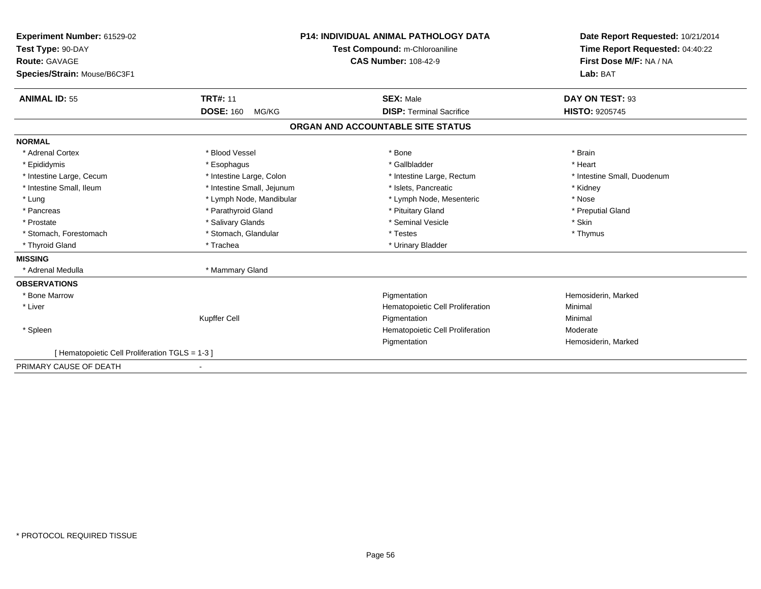**Experiment Number:** 61529-02
**Test Type:** 90-DAY
**Route:** GAVAGE
**Species/Strain:** Mouse/B6C3F1

**P14: INDIVIDUAL ANIMAL PATHOLOGY DATA**
**Test Compound:** m-Chloroaniline
**CAS Number:** 108-42-9

**Date Report Requested:** 10/21/2014
**Time Report Requested:** 04:40:22
**First Dose M/F:** NA / NA
**Lab:** BAT

| **ANIMAL ID:** 55 | **TRT#:** 11 | **SEX:** Male | **DAY ON TEST:** 93 |
|---|---|---|---|
| | **DOSE:** 160 MG/KG | **DISP:** Terminal Sacrifice | **HISTO:** 9205745 |

## ORGAN AND ACCOUNTABLE SITE STATUS

| | | | |
|---|---|---|---|
| **NORMAL** | | | |
| * Adrenal Cortex | * Blood Vessel | * Bone | * Brain |
| * Epididymis | * Esophagus | * Gallbladder | * Heart |
| * Intestine Large, Cecum | * Intestine Large, Colon | * Intestine Large, Rectum | * Intestine Small, Duodenum |
| * Intestine Small, Ileum | * Intestine Small, Jejunum | * Islets, Pancreatic | * Kidney |
| * Lung | * Lymph Node, Mandibular | * Lymph Node, Mesenteric | * Nose |
| * Pancreas | * Parathyroid Gland | * Pituitary Gland | * Preputial Gland |
| * Prostate | * Salivary Glands | * Seminal Vesicle | * Skin |
| * Stomach, Forestomach | * Stomach, Glandular | * Testes | * Thymus |
| * Thyroid Gland | * Trachea | * Urinary Bladder | |
| **MISSING** | | | |
| * Adrenal Medulla | * Mammary Gland | | |
| **OBSERVATIONS** | | | |
| * Bone Marrow | | Pigmentation | Hemosiderin, Marked |
| * Liver | | Hematopoietic Cell Proliferation | Minimal |
| | Kupffer Cell | Pigmentation | Minimal |
| * Spleen | | Hematopoietic Cell Proliferation | Moderate |
| | | Pigmentation | Hemosiderin, Marked |
| [ Hematopoietic Cell Proliferation TGLS = 1-3 ] | | | |
| PRIMARY CAUSE OF DEATH | - | | |

* PROTOCOL REQUIRED TISSUE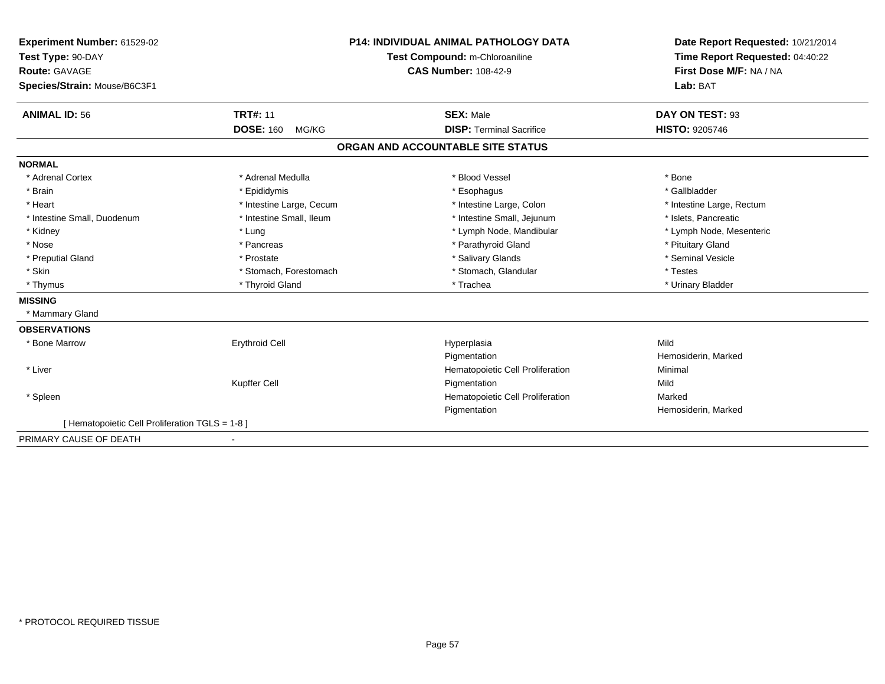**Experiment Number:** 61529-02
**Test Type:** 90-DAY
**Route:** GAVAGE
**Species/Strain:** Mouse/B6C3F1

**P14: INDIVIDUAL ANIMAL PATHOLOGY DATA**
**Test Compound:** m-Chloroaniline
**CAS Number:** 108-42-9

**Date Report Requested:** 10/21/2014
**Time Report Requested:** 04:40:22
**First Dose M/F:** NA / NA
**Lab:** BAT

| **ANIMAL ID:** 56 | **TRT#:** 11 | **SEX:** Male | **DAY ON TEST:** 93 |
|---|---|---|---|
| | **DOSE:** 160 MG/KG | **DISP:** Terminal Sacrifice | **HISTO:** 9205746 |

## ORGAN AND ACCOUNTABLE SITE STATUS

**NORMAL**

| | | | |
|---|---|---|---|
| * Adrenal Cortex | * Adrenal Medulla | * Blood Vessel | * Bone |
| * Brain | * Epididymis | * Esophagus | * Gallbladder |
| * Heart | * Intestine Large, Cecum | * Intestine Large, Colon | * Intestine Large, Rectum |
| * Intestine Small, Duodenum | * Intestine Small, Ileum | * Intestine Small, Jejunum | * Islets, Pancreatic |
| * Kidney | * Lung | * Lymph Node, Mandibular | * Lymph Node, Mesenteric |
| * Nose | * Pancreas | * Parathyroid Gland | * Pituitary Gland |
| * Preputial Gland | * Prostate | * Salivary Glands | * Seminal Vesicle |
| * Skin | * Stomach, Forestomach | * Stomach, Glandular | * Testes |
| * Thymus | * Thyroid Gland | * Trachea | * Urinary Bladder |

**MISSING**

* Mammary Gland

**OBSERVATIONS**

| | | | |
|---|---|---|---|
| * Bone Marrow | Erythroid Cell | Hyperplasia | Mild |
| | | Pigmentation | Hemosiderin, Marked |
| * Liver | | Hematopoietic Cell Proliferation | Minimal |
| | Kupffer Cell | Pigmentation | Mild |
| * Spleen | | Hematopoietic Cell Proliferation | Marked |
| | | Pigmentation | Hemosiderin, Marked |

[ Hematopoietic Cell Proliferation TGLS = 1-8 ]

PRIMARY CAUSE OF DEATH -

* PROTOCOL REQUIRED TISSUE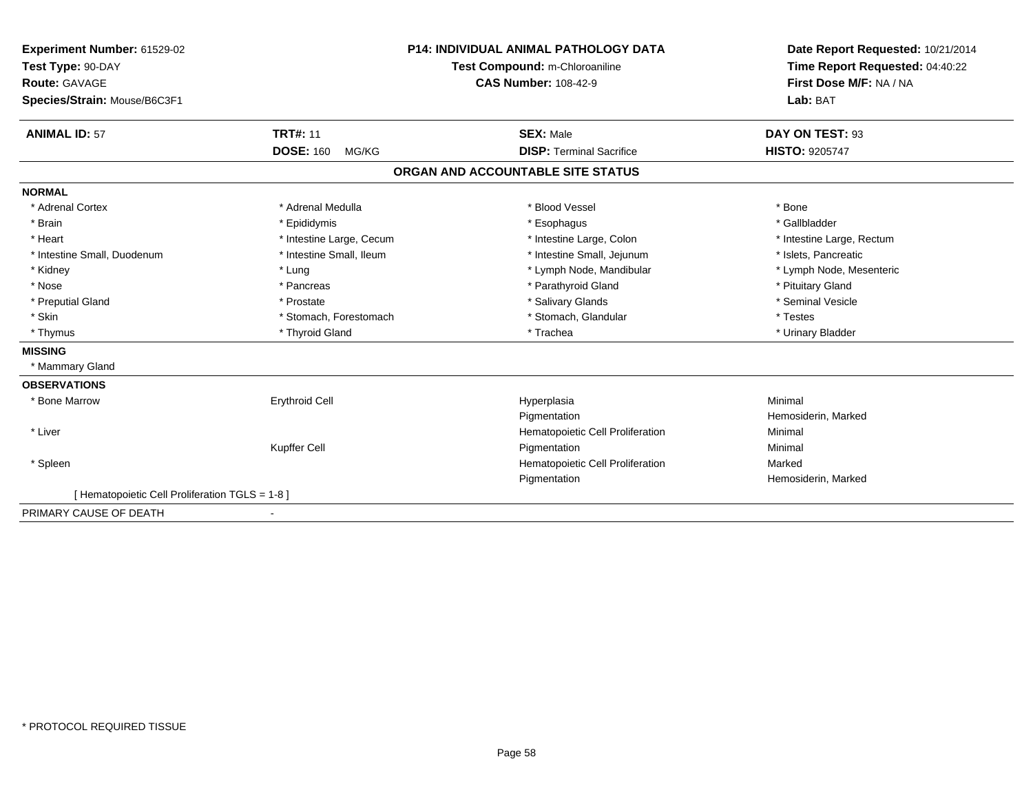**Experiment Number:** 61529-02
**Test Type:** 90-DAY
**Route:** GAVAGE
**Species/Strain:** Mouse/B6C3F1

## P14: INDIVIDUAL ANIMAL PATHOLOGY DATA

**Test Compound:** m-Chloroaniline
**CAS Number:** 108-42-9

**Date Report Requested:** 10/21/2014
**Time Report Requested:** 04:40:22
**First Dose M/F:** NA / NA
**Lab:** BAT

| **ANIMAL ID:** 57 | **TRT#:** 11 | **SEX:** Male | **DAY ON TEST:** 93 |
|---|---|---|---|
| | **DOSE:** 160 MG/KG | **DISP:** Terminal Sacrifice | **HISTO:** 9205747 |

### ORGAN AND ACCOUNTABLE SITE STATUS

**NORMAL**

| | | | |
|---|---|---|---|
| * Adrenal Cortex | * Adrenal Medulla | * Blood Vessel | * Bone |
| * Brain | * Epididymis | * Esophagus | * Gallbladder |
| * Heart | * Intestine Large, Cecum | * Intestine Large, Colon | * Intestine Large, Rectum |
| * Intestine Small, Duodenum | * Intestine Small, Ileum | * Intestine Small, Jejunum | * Islets, Pancreatic |
| * Kidney | * Lung | * Lymph Node, Mandibular | * Lymph Node, Mesenteric |
| * Nose | * Pancreas | * Parathyroid Gland | * Pituitary Gland |
| * Preputial Gland | * Prostate | * Salivary Glands | * Seminal Vesicle |
| * Skin | * Stomach, Forestomach | * Stomach, Glandular | * Testes |
| * Thymus | * Thyroid Gland | * Trachea | * Urinary Bladder |

**MISSING**

* Mammary Gland

**OBSERVATIONS**

| | | | |
|---|---|---|---|
| * Bone Marrow | Erythroid Cell | Hyperplasia | Minimal |
| | | Pigmentation | Hemosiderin, Marked |
| * Liver | | Hematopoietic Cell Proliferation | Minimal |
| | Kupffer Cell | Pigmentation | Minimal |
| * Spleen | | Hematopoietic Cell Proliferation | Marked |
| | | Pigmentation | Hemosiderin, Marked |

[ Hematopoietic Cell Proliferation TGLS = 1-8 ]

PRIMARY CAUSE OF DEATH -

* PROTOCOL REQUIRED TISSUE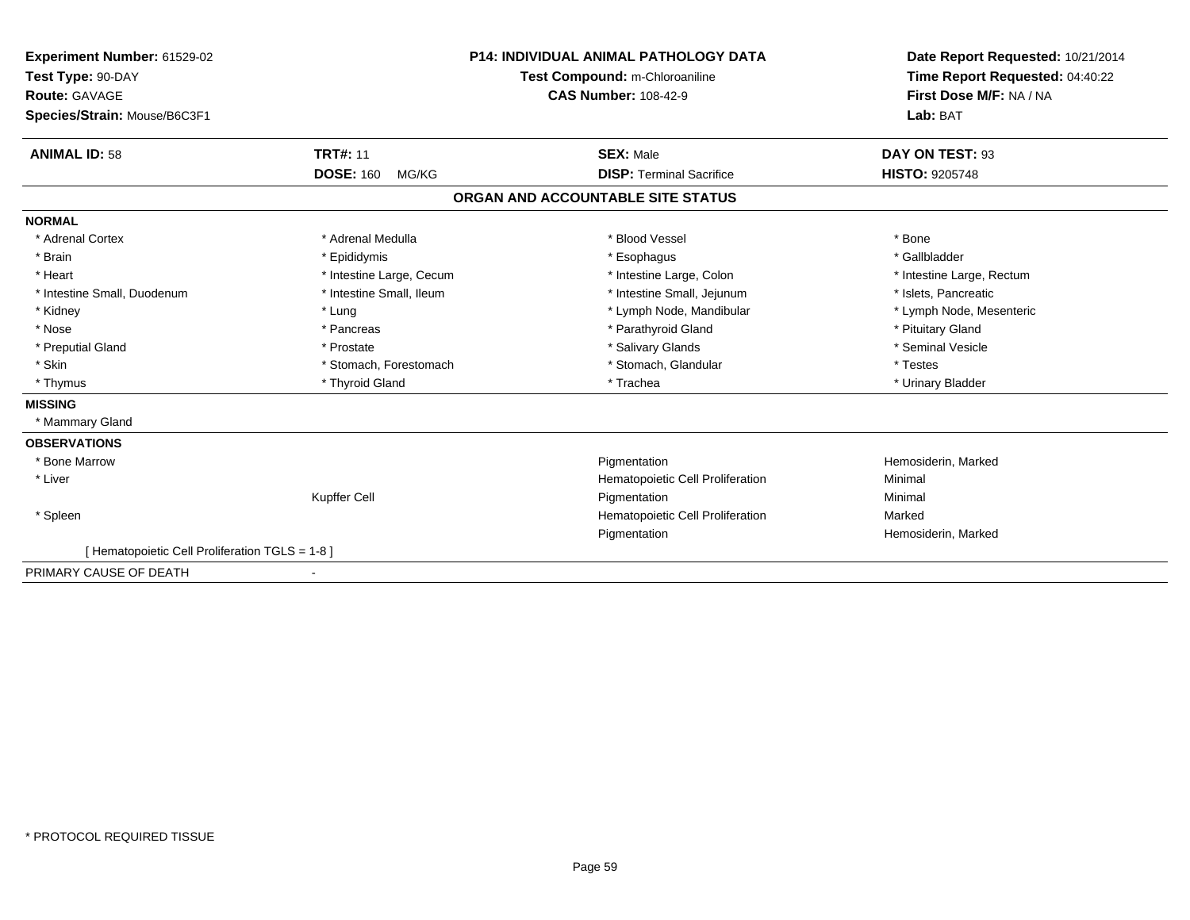**Experiment Number:** 61529-02
**Test Type:** 90-DAY
**Route:** GAVAGE
**Species/Strain:** Mouse/B6C3F1

**P14: INDIVIDUAL ANIMAL PATHOLOGY DATA**
**Test Compound:** m-Chloroaniline
**CAS Number:** 108-42-9

**Date Report Requested:** 10/21/2014
**Time Report Requested:** 04:40:22
**First Dose M/F:** NA / NA
**Lab:** BAT

| **ANIMAL ID:** 58 | **TRT#:** 11 | **SEX:** Male | **DAY ON TEST:** 93 |
|---|---|---|---|
| | **DOSE:** 160 MG/KG | **DISP:** Terminal Sacrifice | **HISTO:** 9205748 |

## ORGAN AND ACCOUNTABLE SITE STATUS

**NORMAL**

| | | | |
|---|---|---|---|
| * Adrenal Cortex | * Adrenal Medulla | * Blood Vessel | * Bone |
| * Brain | * Epididymis | * Esophagus | * Gallbladder |
| * Heart | * Intestine Large, Cecum | * Intestine Large, Colon | * Intestine Large, Rectum |
| * Intestine Small, Duodenum | * Intestine Small, Ileum | * Intestine Small, Jejunum | * Islets, Pancreatic |
| * Kidney | * Lung | * Lymph Node, Mandibular | * Lymph Node, Mesenteric |
| * Nose | * Pancreas | * Parathyroid Gland | * Pituitary Gland |
| * Preputial Gland | * Prostate | * Salivary Glands | * Seminal Vesicle |
| * Skin | * Stomach, Forestomach | * Stomach, Glandular | * Testes |
| * Thymus | * Thyroid Gland | * Trachea | * Urinary Bladder |

**MISSING**

* Mammary Gland

**OBSERVATIONS**

| | | | |
|---|---|---|---|
| * Bone Marrow | | Pigmentation | Hemosiderin, Marked |
| * Liver | | Hematopoietic Cell Proliferation | Minimal |
| | Kupffer Cell | Pigmentation | Minimal |
| * Spleen | | Hematopoietic Cell Proliferation | Marked |
| | | Pigmentation | Hemosiderin, Marked |

[ Hematopoietic Cell Proliferation TGLS = 1-8 ]

PRIMARY CAUSE OF DEATH -

\* PROTOCOL REQUIRED TISSUE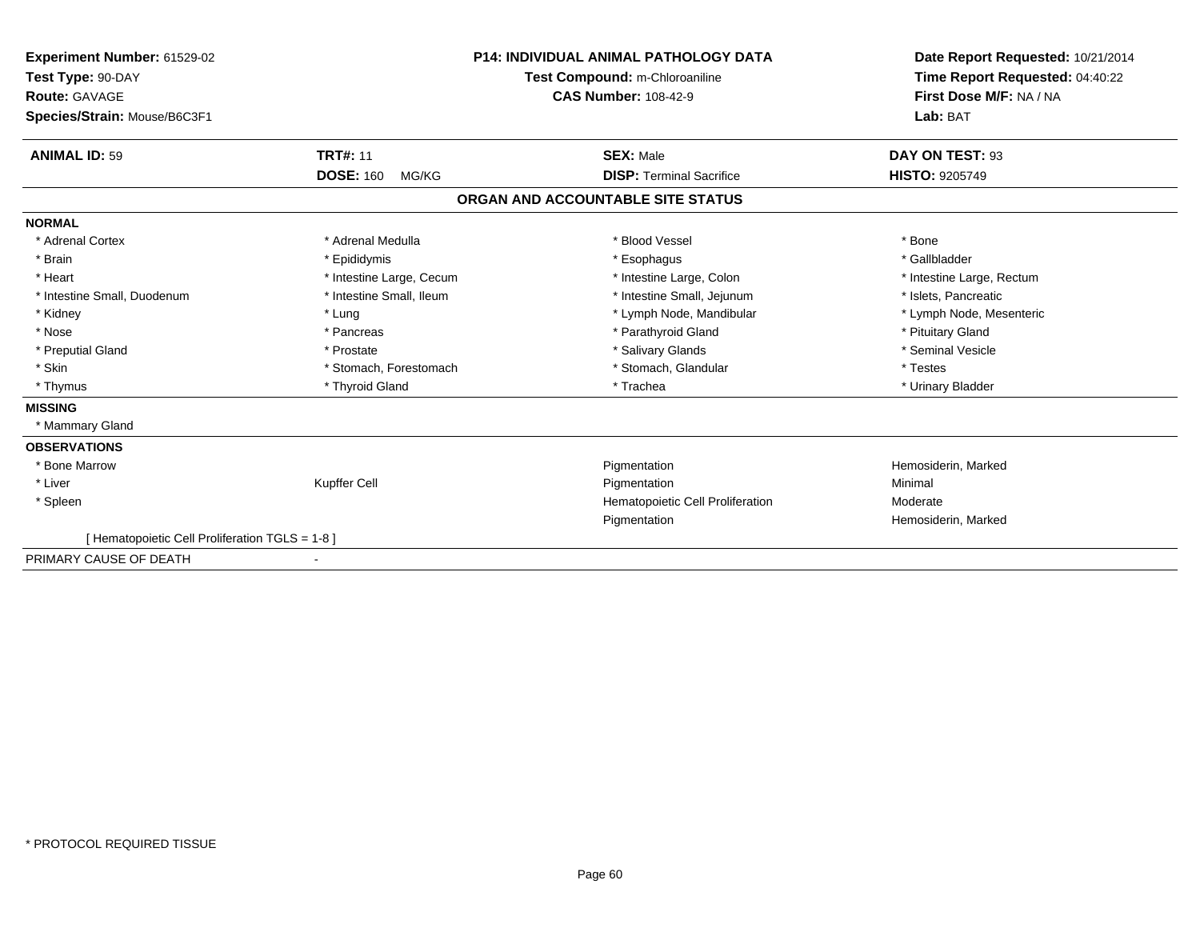**Experiment Number:** 61529-02
**Test Type:** 90-DAY
**Route:** GAVAGE
**Species/Strain:** Mouse/B6C3F1

**P14: INDIVIDUAL ANIMAL PATHOLOGY DATA**
**Test Compound:** m-Chloroaniline
**CAS Number:** 108-42-9

**Date Report Requested:** 10/21/2014
**Time Report Requested:** 04:40:22
**First Dose M/F:** NA / NA
**Lab:** BAT

| **ANIMAL ID:** 59 | **TRT#:** 11 | **SEX:** Male | **DAY ON TEST:** 93 |
|---|---|---|---|
| | **DOSE:** 160 MG/KG | **DISP:** Terminal Sacrifice | **HISTO:** 9205749 |

## ORGAN AND ACCOUNTABLE SITE STATUS

**NORMAL**

| | | | |
|---|---|---|---|
| * Adrenal Cortex | * Adrenal Medulla | * Blood Vessel | * Bone |
| * Brain | * Epididymis | * Esophagus | * Gallbladder |
| * Heart | * Intestine Large, Cecum | * Intestine Large, Colon | * Intestine Large, Rectum |
| * Intestine Small, Duodenum | * Intestine Small, Ileum | * Intestine Small, Jejunum | * Islets, Pancreatic |
| * Kidney | * Lung | * Lymph Node, Mandibular | * Lymph Node, Mesenteric |
| * Nose | * Pancreas | * Parathyroid Gland | * Pituitary Gland |
| * Preputial Gland | * Prostate | * Salivary Glands | * Seminal Vesicle |
| * Skin | * Stomach, Forestomach | * Stomach, Glandular | * Testes |
| * Thymus | * Thyroid Gland | * Trachea | * Urinary Bladder |

**MISSING**

* Mammary Gland

**OBSERVATIONS**

| | | | |
|---|---|---|---|
| * Bone Marrow | | Pigmentation | Hemosiderin, Marked |
| * Liver | Kupffer Cell | Pigmentation | Minimal |
| * Spleen | | Hematopoietic Cell Proliferation | Moderate |
| | | Pigmentation | Hemosiderin, Marked |

[ Hematopoietic Cell Proliferation TGLS = 1-8 ]

PRIMARY CAUSE OF DEATH -

* PROTOCOL REQUIRED TISSUE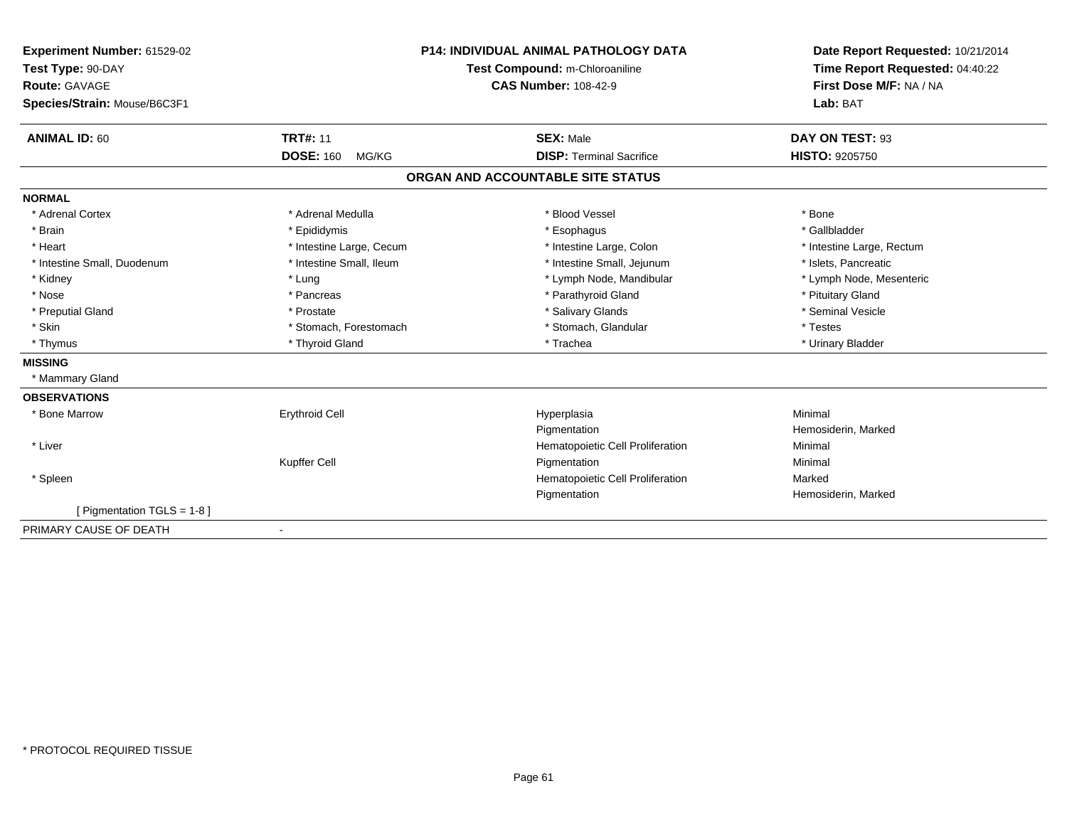**Experiment Number:** 61529-02
**Test Type:** 90-DAY
**Route:** GAVAGE
**Species/Strain:** Mouse/B6C3F1

**P14: INDIVIDUAL ANIMAL PATHOLOGY DATA**
**Test Compound:** m-Chloroaniline
**CAS Number:** 108-42-9

**Date Report Requested:** 10/21/2014
**Time Report Requested:** 04:40:22
**First Dose M/F:** NA / NA
**Lab:** BAT

| **ANIMAL ID:** 60 | **TRT#:** 11 | **SEX:** Male | **DAY ON TEST:** 93 |
|---|---|---|---|
| | **DOSE:** 160 MG/KG | **DISP:** Terminal Sacrifice | **HISTO:** 9205750 |

**ORGAN AND ACCOUNTABLE SITE STATUS**

**NORMAL**

| | | | |
|---|---|---|---|
| * Adrenal Cortex | * Adrenal Medulla | * Blood Vessel | * Bone |
| * Brain | * Epididymis | * Esophagus | * Gallbladder |
| * Heart | * Intestine Large, Cecum | * Intestine Large, Colon | * Intestine Large, Rectum |
| * Intestine Small, Duodenum | * Intestine Small, Ileum | * Intestine Small, Jejunum | * Islets, Pancreatic |
| * Kidney | * Lung | * Lymph Node, Mandibular | * Lymph Node, Mesenteric |
| * Nose | * Pancreas | * Parathyroid Gland | * Pituitary Gland |
| * Preputial Gland | * Prostate | * Salivary Glands | * Seminal Vesicle |
| * Skin | * Stomach, Forestomach | * Stomach, Glandular | * Testes |
| * Thymus | * Thyroid Gland | * Trachea | * Urinary Bladder |

**MISSING**

* Mammary Gland

**OBSERVATIONS**

| | | | |
|---|---|---|---|
| * Bone Marrow | Erythroid Cell | Hyperplasia | Minimal |
| | | Pigmentation | Hemosiderin, Marked |
| * Liver | | Hematopoietic Cell Proliferation | Minimal |
| | Kupffer Cell | Pigmentation | Minimal |
| * Spleen | | Hematopoietic Cell Proliferation | Marked |
| | | Pigmentation | Hemosiderin, Marked |
| [ Pigmentation TGLS = 1-8 ] | | | |

PRIMARY CAUSE OF DEATH -

* PROTOCOL REQUIRED TISSUE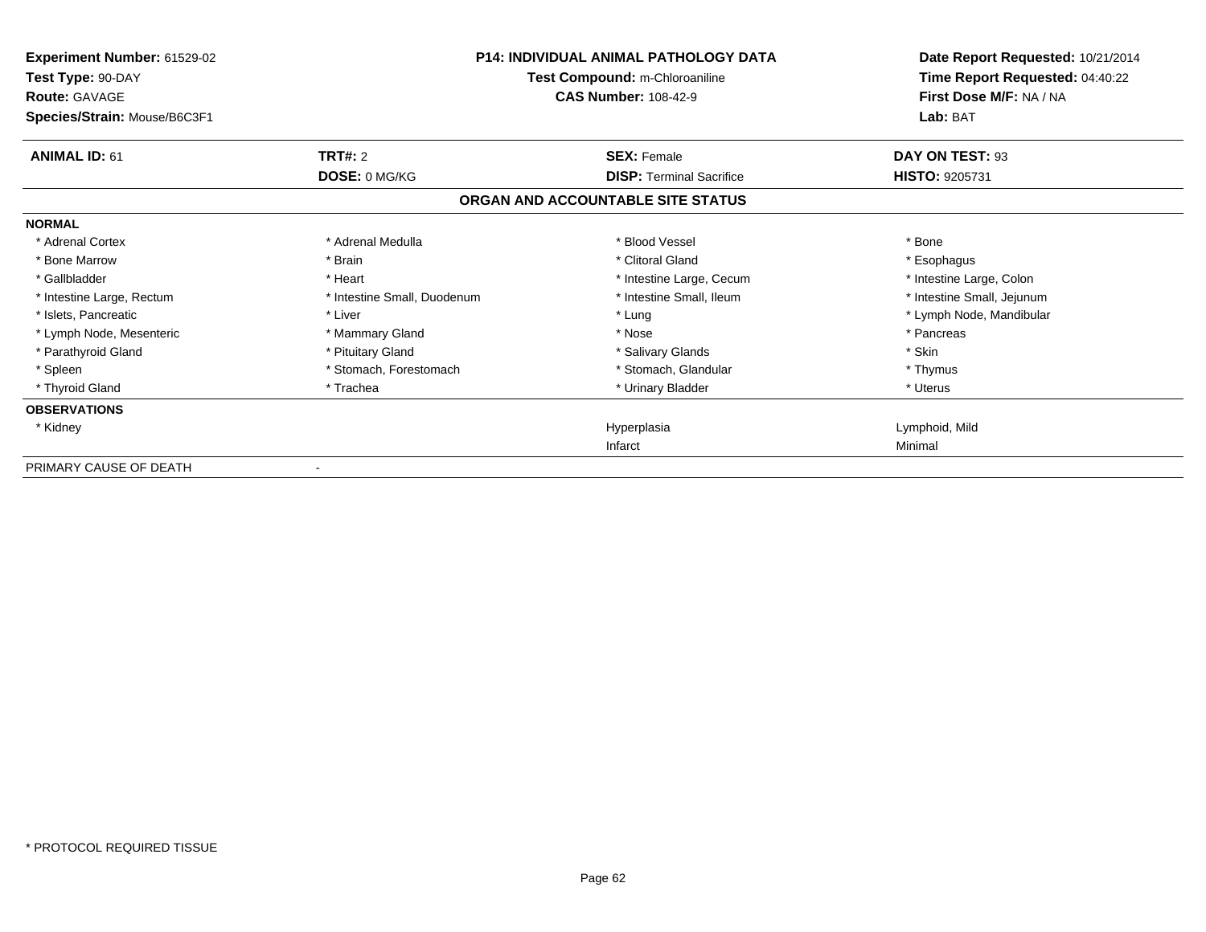**Experiment Number:** 61529-02
**Test Type:** 90-DAY
**Route:** GAVAGE
**Species/Strain:** Mouse/B6C3F1

**P14: INDIVIDUAL ANIMAL PATHOLOGY DATA**
**Test Compound:** m-Chloroaniline
**CAS Number:** 108-42-9

**Date Report Requested:** 10/21/2014
**Time Report Requested:** 04:40:22
**First Dose M/F:** NA / NA
**Lab:** BAT

| **ANIMAL ID:** 61 | **TRT#:** 2 | **SEX:** Female | **DAY ON TEST:** 93 |
|---|---|---|---|
| | **DOSE:** 0 MG/KG | **DISP:** Terminal Sacrifice | **HISTO:** 9205731 |

**ORGAN AND ACCOUNTABLE SITE STATUS**

| | | | |
|---|---|---|---|
| **NORMAL** | | | |
| * Adrenal Cortex | * Adrenal Medulla | * Blood Vessel | * Bone |
| * Bone Marrow | * Brain | * Clitoral Gland | * Esophagus |
| * Gallbladder | * Heart | * Intestine Large, Cecum | * Intestine Large, Colon |
| * Intestine Large, Rectum | * Intestine Small, Duodenum | * Intestine Small, Ileum | * Intestine Small, Jejunum |
| * Islets, Pancreatic | * Liver | * Lung | * Lymph Node, Mandibular |
| * Lymph Node, Mesenteric | * Mammary Gland | * Nose | * Pancreas |
| * Parathyroid Gland | * Pituitary Gland | * Salivary Glands | * Skin |
| * Spleen | * Stomach, Forestomach | * Stomach, Glandular | * Thymus |
| * Thyroid Gland | * Trachea | * Urinary Bladder | * Uterus |
| **OBSERVATIONS** | | | |
| * Kidney | | Hyperplasia | Lymphoid, Mild |
| | | Infarct | Minimal |
| PRIMARY CAUSE OF DEATH | - | | |

* PROTOCOL REQUIRED TISSUE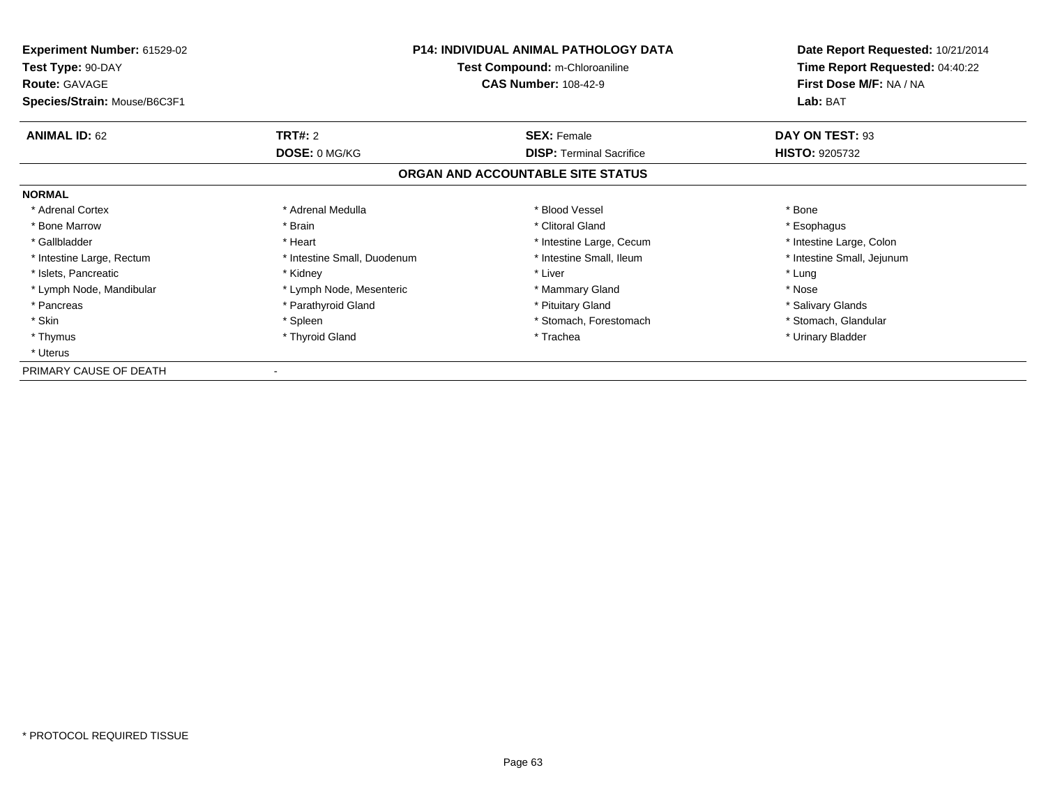**Experiment Number:** 61529-02
**Test Type:** 90-DAY
**Route:** GAVAGE
**Species/Strain:** Mouse/B6C3F1

**P14: INDIVIDUAL ANIMAL PATHOLOGY DATA**
**Test Compound:** m-Chloroaniline
**CAS Number:** 108-42-9

**Date Report Requested:** 10/21/2014
**Time Report Requested:** 04:40:22
**First Dose M/F:** NA / NA
**Lab:** BAT

| **ANIMAL ID:** 62 | **TRT#:** 2 | **SEX:** Female | **DAY ON TEST:** 93 |
|---|---|---|---|
| | **DOSE:** 0 MG/KG | **DISP:** Terminal Sacrifice | **HISTO:** 9205732 |

## ORGAN AND ACCOUNTABLE SITE STATUS

**NORMAL**

| | | | |
|---|---|---|---|
| * Adrenal Cortex | * Adrenal Medulla | * Blood Vessel | * Bone |
| * Bone Marrow | * Brain | * Clitoral Gland | * Esophagus |
| * Gallbladder | * Heart | * Intestine Large, Cecum | * Intestine Large, Colon |
| * Intestine Large, Rectum | * Intestine Small, Duodenum | * Intestine Small, Ileum | * Intestine Small, Jejunum |
| * Islets, Pancreatic | * Kidney | * Liver | * Lung |
| * Lymph Node, Mandibular | * Lymph Node, Mesenteric | * Mammary Gland | * Nose |
| * Pancreas | * Parathyroid Gland | * Pituitary Gland | * Salivary Glands |
| * Skin | * Spleen | * Stomach, Forestomach | * Stomach, Glandular |
| * Thymus | * Thyroid Gland | * Trachea | * Urinary Bladder |
| * Uterus | | | |

PRIMARY CAUSE OF DEATH -

* PROTOCOL REQUIRED TISSUE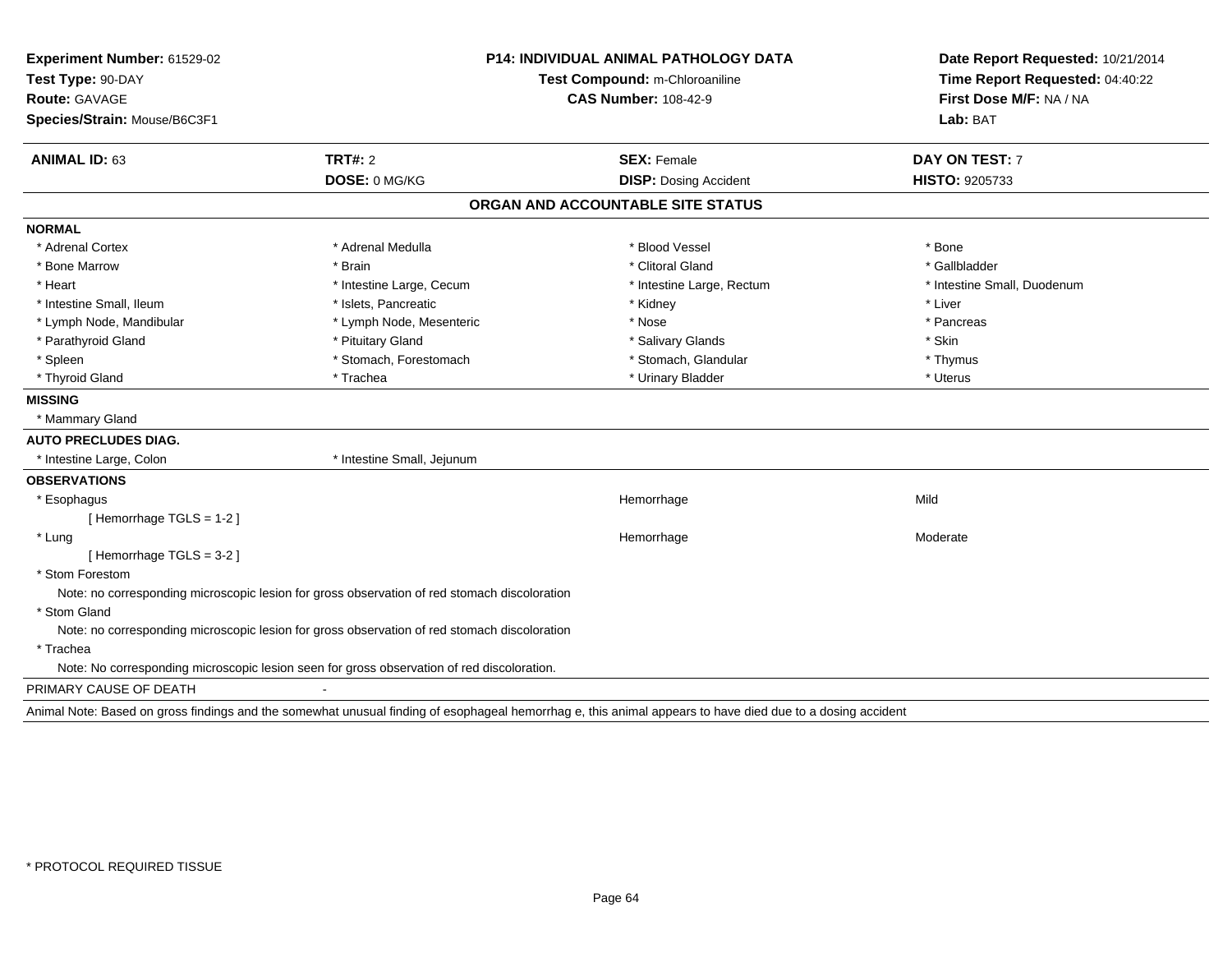**Experiment Number:** 61529-02
**Test Type:** 90-DAY
**Route:** GAVAGE
**Species/Strain:** Mouse/B6C3F1

**P14: INDIVIDUAL ANIMAL PATHOLOGY DATA**
**Test Compound:** m-Chloroaniline
**CAS Number:** 108-42-9

**Date Report Requested:** 10/21/2014
**Time Report Requested:** 04:40:22
**First Dose M/F:** NA / NA
**Lab:** BAT

| **ANIMAL ID:** 63 | **TRT#:** 2 | **SEX:** Female | **DAY ON TEST:** 7 |
|---|---|---|---|
| | **DOSE:** 0 MG/KG | **DISP:** Dosing Accident | **HISTO:** 9205733 |

## ORGAN AND ACCOUNTABLE SITE STATUS

**NORMAL**

| | | | |
|---|---|---|---|
| * Adrenal Cortex | * Adrenal Medulla | * Blood Vessel | * Bone |
| * Bone Marrow | * Brain | * Clitoral Gland | * Gallbladder |
| * Heart | * Intestine Large, Cecum | * Intestine Large, Rectum | * Intestine Small, Duodenum |
| * Intestine Small, Ileum | * Islets, Pancreatic | * Kidney | * Liver |
| * Lymph Node, Mandibular | * Lymph Node, Mesenteric | * Nose | * Pancreas |
| * Parathyroid Gland | * Pituitary Gland | * Salivary Glands | * Skin |
| * Spleen | * Stomach, Forestomach | * Stomach, Glandular | * Thymus |
| * Thyroid Gland | * Trachea | * Urinary Bladder | * Uterus |

**MISSING**

* Mammary Gland

**AUTO PRECLUDES DIAG.**

* Intestine Large, Colon
* Intestine Small, Jejunum

**OBSERVATIONS**

| | | |
|---|---|---|
| * Esophagus | Hemorrhage | Mild |
| [ Hemorrhage TGLS = 1-2 ] | | |
| * Lung | Hemorrhage | Moderate |
| [ Hemorrhage TGLS = 3-2 ] | | |

* Stom Forestom
  Note: no corresponding microscopic lesion for gross observation of red stomach discoloration
* Stom Gland
  Note: no corresponding microscopic lesion for gross observation of red stomach discoloration
* Trachea
  Note: No corresponding microscopic lesion seen for gross observation of red discoloration.

PRIMARY CAUSE OF DEATH -

Animal Note: Based on gross findings and the somewhat unusual finding of esophageal hemorrhag e, this animal appears to have died due to a dosing accident

* PROTOCOL REQUIRED TISSUE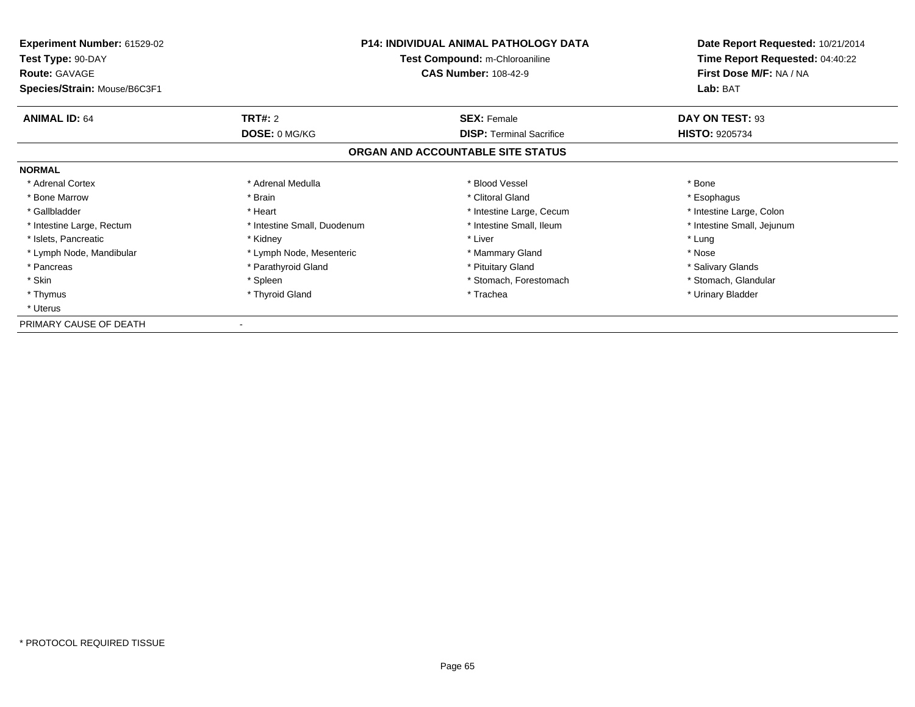**Experiment Number:** 61529-02
**Test Type:** 90-DAY
**Route:** GAVAGE
**Species/Strain:** Mouse/B6C3F1

**P14: INDIVIDUAL ANIMAL PATHOLOGY DATA**
**Test Compound:** m-Chloroaniline
**CAS Number:** 108-42-9

**Date Report Requested:** 10/21/2014
**Time Report Requested:** 04:40:22
**First Dose M/F:** NA / NA
**Lab:** BAT

| **ANIMAL ID:** 64 | **TRT#:** 2 | **SEX:** Female | **DAY ON TEST:** 93 |
|---|---|---|---|
| | **DOSE:** 0 MG/KG | **DISP:** Terminal Sacrifice | **HISTO:** 9205734 |

## ORGAN AND ACCOUNTABLE SITE STATUS

**NORMAL**

| | | | |
|---|---|---|---|
| * Adrenal Cortex | * Adrenal Medulla | * Blood Vessel | * Bone |
| * Bone Marrow | * Brain | * Clitoral Gland | * Esophagus |
| * Gallbladder | * Heart | * Intestine Large, Cecum | * Intestine Large, Colon |
| * Intestine Large, Rectum | * Intestine Small, Duodenum | * Intestine Small, Ileum | * Intestine Small, Jejunum |
| * Islets, Pancreatic | * Kidney | * Liver | * Lung |
| * Lymph Node, Mandibular | * Lymph Node, Mesenteric | * Mammary Gland | * Nose |
| * Pancreas | * Parathyroid Gland | * Pituitary Gland | * Salivary Glands |
| * Skin | * Spleen | * Stomach, Forestomach | * Stomach, Glandular |
| * Thymus | * Thyroid Gland | * Trachea | * Urinary Bladder |
| * Uterus | | | |

PRIMARY CAUSE OF DEATH -

* PROTOCOL REQUIRED TISSUE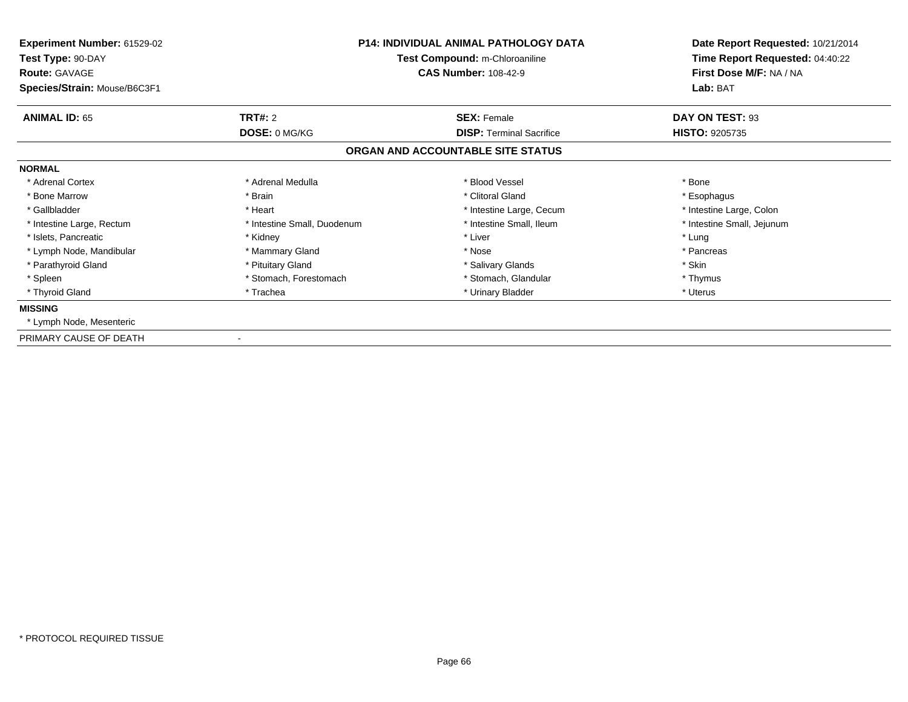**Experiment Number:** 61529-02
**Test Type:** 90-DAY
**Route:** GAVAGE
**Species/Strain:** Mouse/B6C3F1

**P14: INDIVIDUAL ANIMAL PATHOLOGY DATA**
**Test Compound:** m-Chloroaniline
**CAS Number:** 108-42-9

**Date Report Requested:** 10/21/2014
**Time Report Requested:** 04:40:22
**First Dose M/F:** NA / NA
**Lab:** BAT

| **ANIMAL ID:** 65 | **TRT#:** 2 | **SEX:** Female | **DAY ON TEST:** 93 |
|---|---|---|---|
| | **DOSE:** 0 MG/KG | **DISP:** Terminal Sacrifice | **HISTO:** 9205735 |

**ORGAN AND ACCOUNTABLE SITE STATUS**

**NORMAL**

| | | | |
|---|---|---|---|
| * Adrenal Cortex | * Adrenal Medulla | * Blood Vessel | * Bone |
| * Bone Marrow | * Brain | * Clitoral Gland | * Esophagus |
| * Gallbladder | * Heart | * Intestine Large, Cecum | * Intestine Large, Colon |
| * Intestine Large, Rectum | * Intestine Small, Duodenum | * Intestine Small, Ileum | * Intestine Small, Jejunum |
| * Islets, Pancreatic | * Kidney | * Liver | * Lung |
| * Lymph Node, Mandibular | * Mammary Gland | * Nose | * Pancreas |
| * Parathyroid Gland | * Pituitary Gland | * Salivary Glands | * Skin |
| * Spleen | * Stomach, Forestomach | * Stomach, Glandular | * Thymus |
| * Thyroid Gland | * Trachea | * Urinary Bladder | * Uterus |

**MISSING**

* Lymph Node, Mesenteric

PRIMARY CAUSE OF DEATH -

* PROTOCOL REQUIRED TISSUE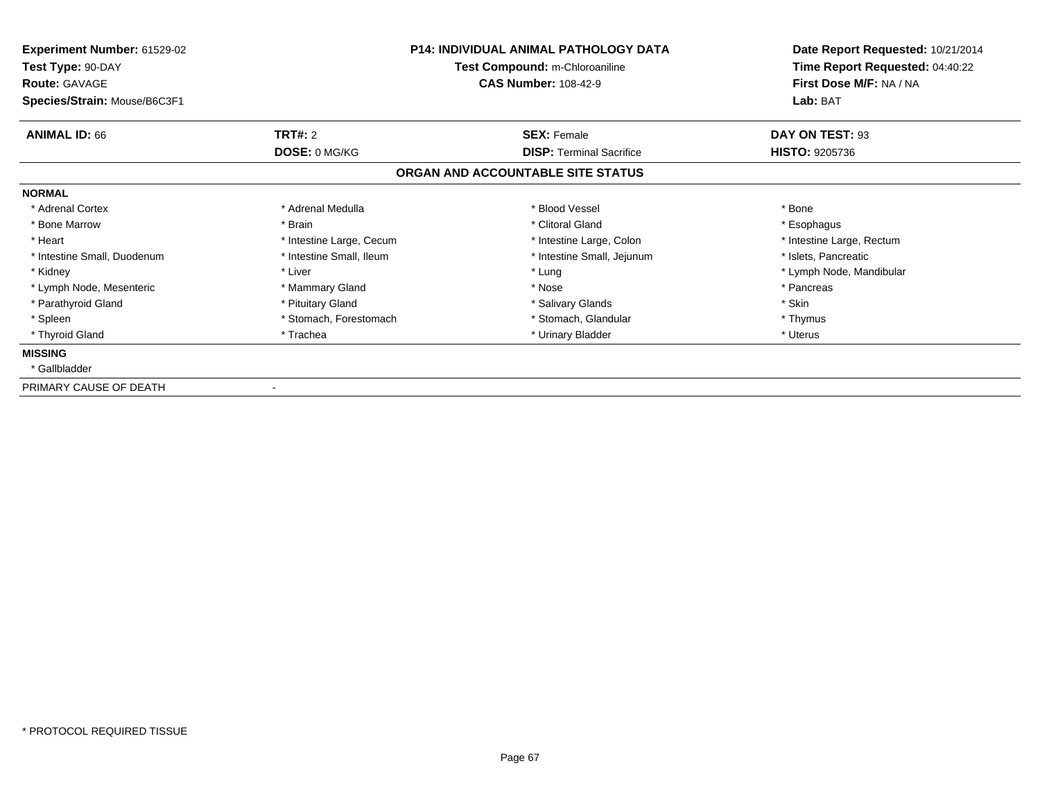**Experiment Number:** 61529-02
**Test Type:** 90-DAY
**Route:** GAVAGE
**Species/Strain:** Mouse/B6C3F1

**P14: INDIVIDUAL ANIMAL PATHOLOGY DATA**
**Test Compound:** m-Chloroaniline
**CAS Number:** 108-42-9

**Date Report Requested:** 10/21/2014
**Time Report Requested:** 04:40:22
**First Dose M/F:** NA / NA
**Lab:** BAT

| **ANIMAL ID:** 66 | **TRT#:** 2 | **SEX:** Female | **DAY ON TEST:** 93 |
|---|---|---|---|
| | **DOSE:** 0 MG/KG | **DISP:** Terminal Sacrifice | **HISTO:** 9205736 |

**ORGAN AND ACCOUNTABLE SITE STATUS**

**NORMAL**

| | | | |
|---|---|---|---|
| * Adrenal Cortex | * Adrenal Medulla | * Blood Vessel | * Bone |
| * Bone Marrow | * Brain | * Clitoral Gland | * Esophagus |
| * Heart | * Intestine Large, Cecum | * Intestine Large, Colon | * Intestine Large, Rectum |
| * Intestine Small, Duodenum | * Intestine Small, Ileum | * Intestine Small, Jejunum | * Islets, Pancreatic |
| * Kidney | * Liver | * Lung | * Lymph Node, Mandibular |
| * Lymph Node, Mesenteric | * Mammary Gland | * Nose | * Pancreas |
| * Parathyroid Gland | * Pituitary Gland | * Salivary Glands | * Skin |
| * Spleen | * Stomach, Forestomach | * Stomach, Glandular | * Thymus |
| * Thyroid Gland | * Trachea | * Urinary Bladder | * Uterus |

**MISSING**

* Gallbladder

PRIMARY CAUSE OF DEATH -

* PROTOCOL REQUIRED TISSUE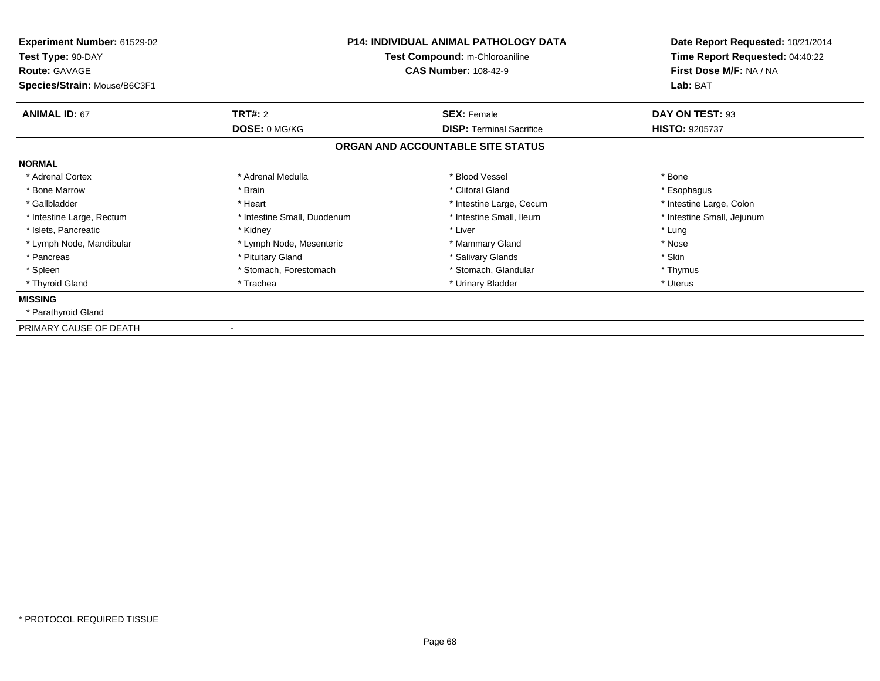**Experiment Number:** 61529-02
**Test Type:** 90-DAY
**Route:** GAVAGE
**Species/Strain:** Mouse/B6C3F1

**P14: INDIVIDUAL ANIMAL PATHOLOGY DATA**
**Test Compound:** m-Chloroaniline
**CAS Number:** 108-42-9

**Date Report Requested:** 10/21/2014
**Time Report Requested:** 04:40:22
**First Dose M/F:** NA / NA
**Lab:** BAT

| **ANIMAL ID:** 67 | **TRT#:** 2 | **SEX:** Female | **DAY ON TEST:** 93 |
|---|---|---|---|
| | **DOSE:** 0 MG/KG | **DISP:** Terminal Sacrifice | **HISTO:** 9205737 |

## ORGAN AND ACCOUNTABLE SITE STATUS

**NORMAL**

| | | | |
|---|---|---|---|
| * Adrenal Cortex | * Adrenal Medulla | * Blood Vessel | * Bone |
| * Bone Marrow | * Brain | * Clitoral Gland | * Esophagus |
| * Gallbladder | * Heart | * Intestine Large, Cecum | * Intestine Large, Colon |
| * Intestine Large, Rectum | * Intestine Small, Duodenum | * Intestine Small, Ileum | * Intestine Small, Jejunum |
| * Islets, Pancreatic | * Kidney | * Liver | * Lung |
| * Lymph Node, Mandibular | * Lymph Node, Mesenteric | * Mammary Gland | * Nose |
| * Pancreas | * Pituitary Gland | * Salivary Glands | * Skin |
| * Spleen | * Stomach, Forestomach | * Stomach, Glandular | * Thymus |
| * Thyroid Gland | * Trachea | * Urinary Bladder | * Uterus |

**MISSING**

* Parathyroid Gland

PRIMARY CAUSE OF DEATH -

* PROTOCOL REQUIRED TISSUE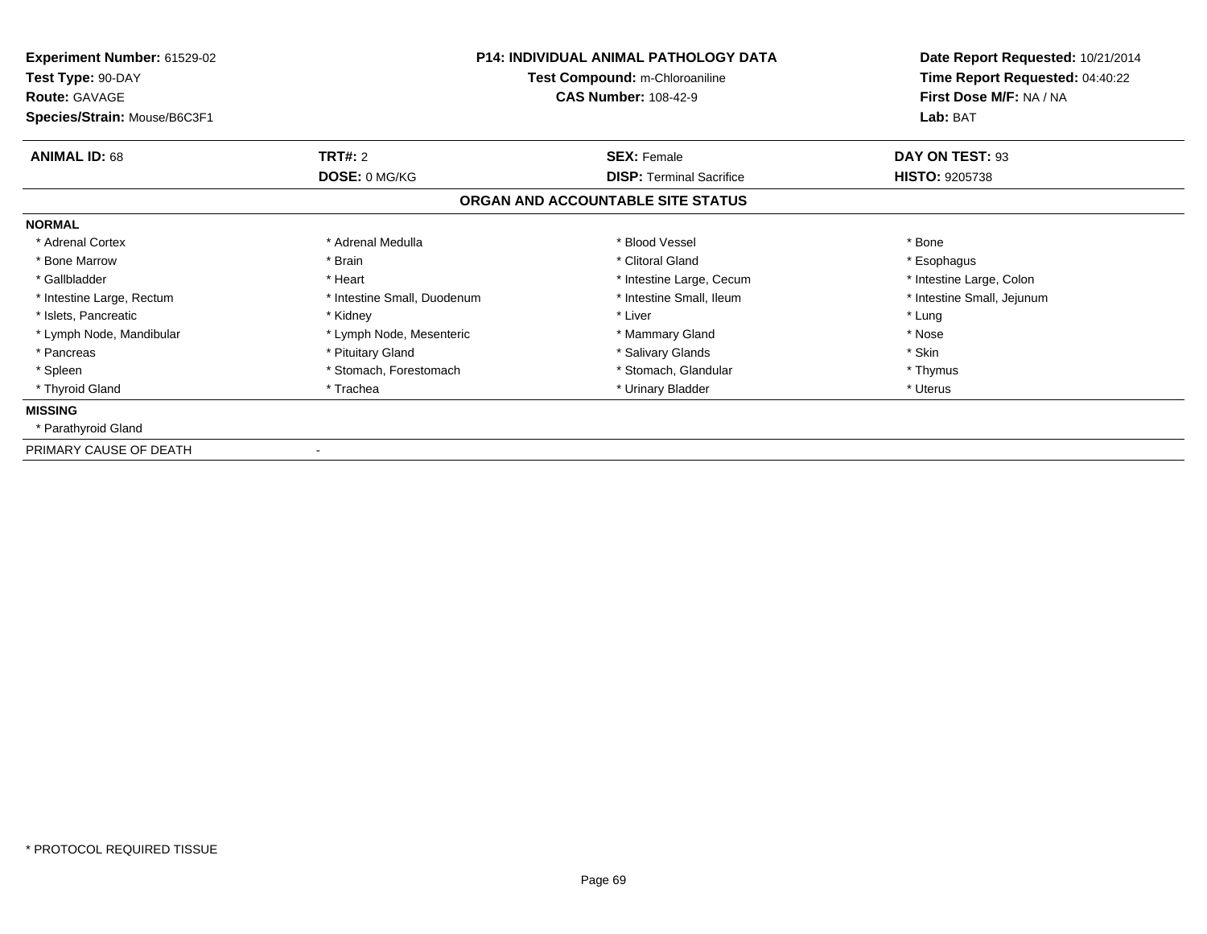**Experiment Number:** 61529-02
**Test Type:** 90-DAY
**Route:** GAVAGE
**Species/Strain:** Mouse/B6C3F1

**P14: INDIVIDUAL ANIMAL PATHOLOGY DATA**
**Test Compound:** m-Chloroaniline
**CAS Number:** 108-42-9

**Date Report Requested:** 10/21/2014
**Time Report Requested:** 04:40:22
**First Dose M/F:** NA / NA
**Lab:** BAT

| **ANIMAL ID:** 68 | **TRT#:** 2 | **SEX:** Female | **DAY ON TEST:** 93 |
|---|---|---|---|
| | **DOSE:** 0 MG/KG | **DISP:** Terminal Sacrifice | **HISTO:** 9205738 |

## ORGAN AND ACCOUNTABLE SITE STATUS

**NORMAL**

| | | | |
|---|---|---|---|
| * Adrenal Cortex | * Adrenal Medulla | * Blood Vessel | * Bone |
| * Bone Marrow | * Brain | * Clitoral Gland | * Esophagus |
| * Gallbladder | * Heart | * Intestine Large, Cecum | * Intestine Large, Colon |
| * Intestine Large, Rectum | * Intestine Small, Duodenum | * Intestine Small, Ileum | * Intestine Small, Jejunum |
| * Islets, Pancreatic | * Kidney | * Liver | * Lung |
| * Lymph Node, Mandibular | * Lymph Node, Mesenteric | * Mammary Gland | * Nose |
| * Pancreas | * Pituitary Gland | * Salivary Glands | * Skin |
| * Spleen | * Stomach, Forestomach | * Stomach, Glandular | * Thymus |
| * Thyroid Gland | * Trachea | * Urinary Bladder | * Uterus |

**MISSING**

* Parathyroid Gland

PRIMARY CAUSE OF DEATH -

* PROTOCOL REQUIRED TISSUE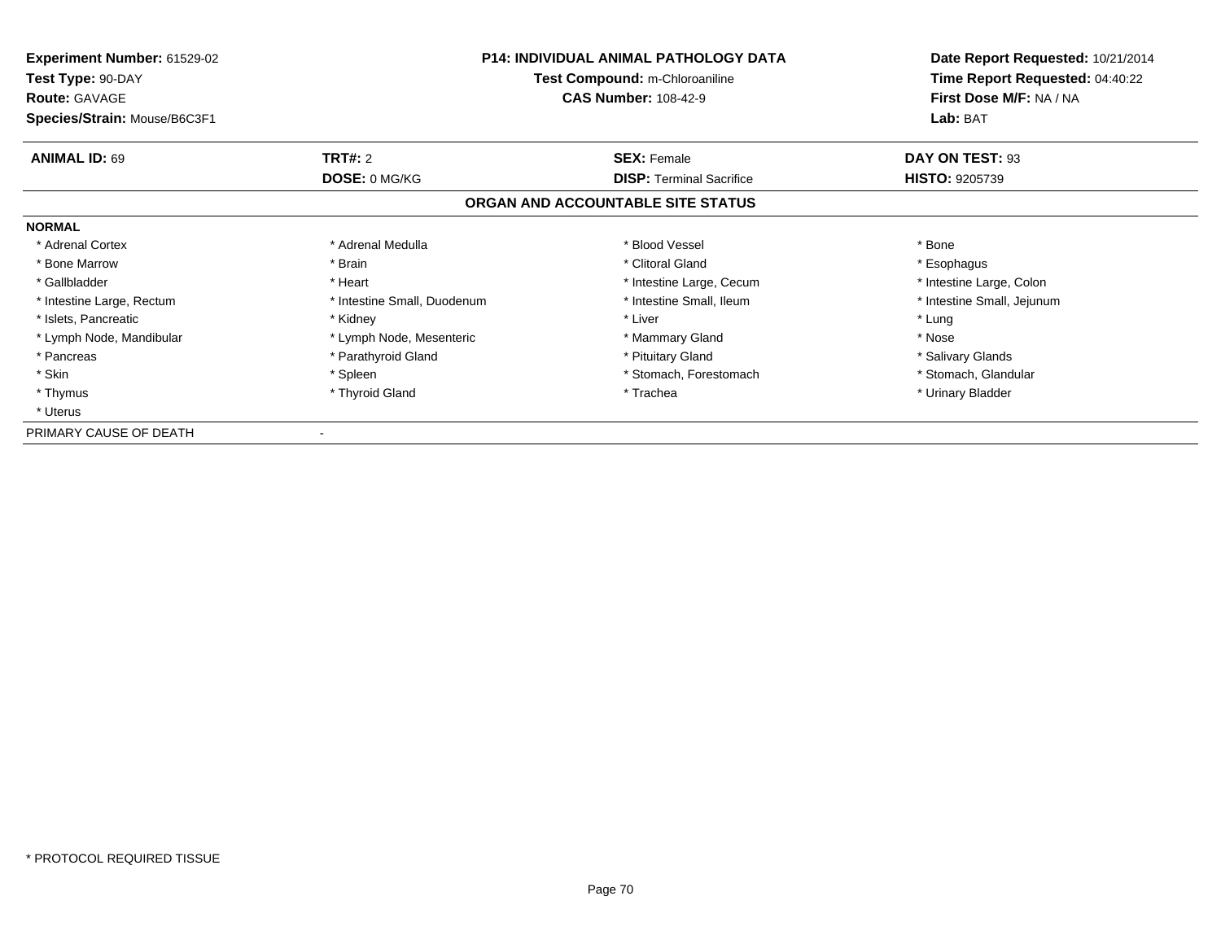**Experiment Number:** 61529-02
**Test Type:** 90-DAY
**Route:** GAVAGE
**Species/Strain:** Mouse/B6C3F1

**P14: INDIVIDUAL ANIMAL PATHOLOGY DATA**
**Test Compound:** m-Chloroaniline
**CAS Number:** 108-42-9

**Date Report Requested:** 10/21/2014
**Time Report Requested:** 04:40:22
**First Dose M/F:** NA / NA
**Lab:** BAT

| **ANIMAL ID:** 69 | **TRT#:** 2 | **SEX:** Female | **DAY ON TEST:** 93 |
|---|---|---|---|
| | **DOSE:** 0 MG/KG | **DISP:** Terminal Sacrifice | **HISTO:** 9205739 |

## ORGAN AND ACCOUNTABLE SITE STATUS

**NORMAL**

| | | | |
|---|---|---|---|
| * Adrenal Cortex | * Adrenal Medulla | * Blood Vessel | * Bone |
| * Bone Marrow | * Brain | * Clitoral Gland | * Esophagus |
| * Gallbladder | * Heart | * Intestine Large, Cecum | * Intestine Large, Colon |
| * Intestine Large, Rectum | * Intestine Small, Duodenum | * Intestine Small, Ileum | * Intestine Small, Jejunum |
| * Islets, Pancreatic | * Kidney | * Liver | * Lung |
| * Lymph Node, Mandibular | * Lymph Node, Mesenteric | * Mammary Gland | * Nose |
| * Pancreas | * Parathyroid Gland | * Pituitary Gland | * Salivary Glands |
| * Skin | * Spleen | * Stomach, Forestomach | * Stomach, Glandular |
| * Thymus | * Thyroid Gland | * Trachea | * Urinary Bladder |
| * Uterus | | | |

PRIMARY CAUSE OF DEATH -

* PROTOCOL REQUIRED TISSUE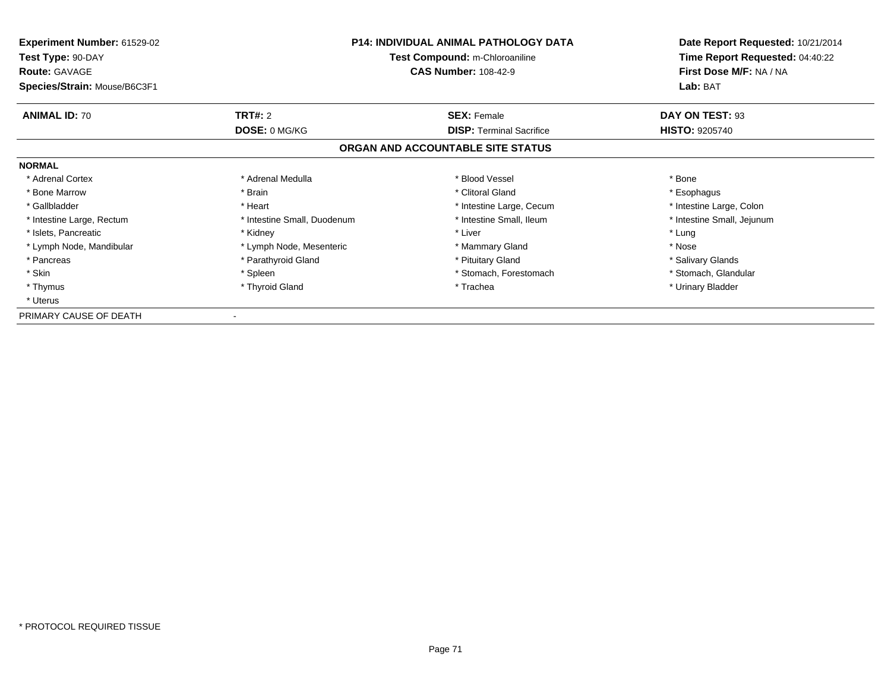**Experiment Number:** 61529-02
**Test Type:** 90-DAY
**Route:** GAVAGE
**Species/Strain:** Mouse/B6C3F1

**P14: INDIVIDUAL ANIMAL PATHOLOGY DATA**
**Test Compound:** m-Chloroaniline
**CAS Number:** 108-42-9

**Date Report Requested:** 10/21/2014
**Time Report Requested:** 04:40:22
**First Dose M/F:** NA / NA
**Lab:** BAT

| **ANIMAL ID:** 70 | **TRT#:** 2 | **SEX:** Female | **DAY ON TEST:** 93 |
|---|---|---|---|
| | **DOSE:** 0 MG/KG | **DISP:** Terminal Sacrifice | **HISTO:** 9205740 |

## ORGAN AND ACCOUNTABLE SITE STATUS

**NORMAL**

| | | | |
|---|---|---|---|
| * Adrenal Cortex | * Adrenal Medulla | * Blood Vessel | * Bone |
| * Bone Marrow | * Brain | * Clitoral Gland | * Esophagus |
| * Gallbladder | * Heart | * Intestine Large, Cecum | * Intestine Large, Colon |
| * Intestine Large, Rectum | * Intestine Small, Duodenum | * Intestine Small, Ileum | * Intestine Small, Jejunum |
| * Islets, Pancreatic | * Kidney | * Liver | * Lung |
| * Lymph Node, Mandibular | * Lymph Node, Mesenteric | * Mammary Gland | * Nose |
| * Pancreas | * Parathyroid Gland | * Pituitary Gland | * Salivary Glands |
| * Skin | * Spleen | * Stomach, Forestomach | * Stomach, Glandular |
| * Thymus | * Thyroid Gland | * Trachea | * Urinary Bladder |
| * Uterus | | | |

PRIMARY CAUSE OF DEATH -

* PROTOCOL REQUIRED TISSUE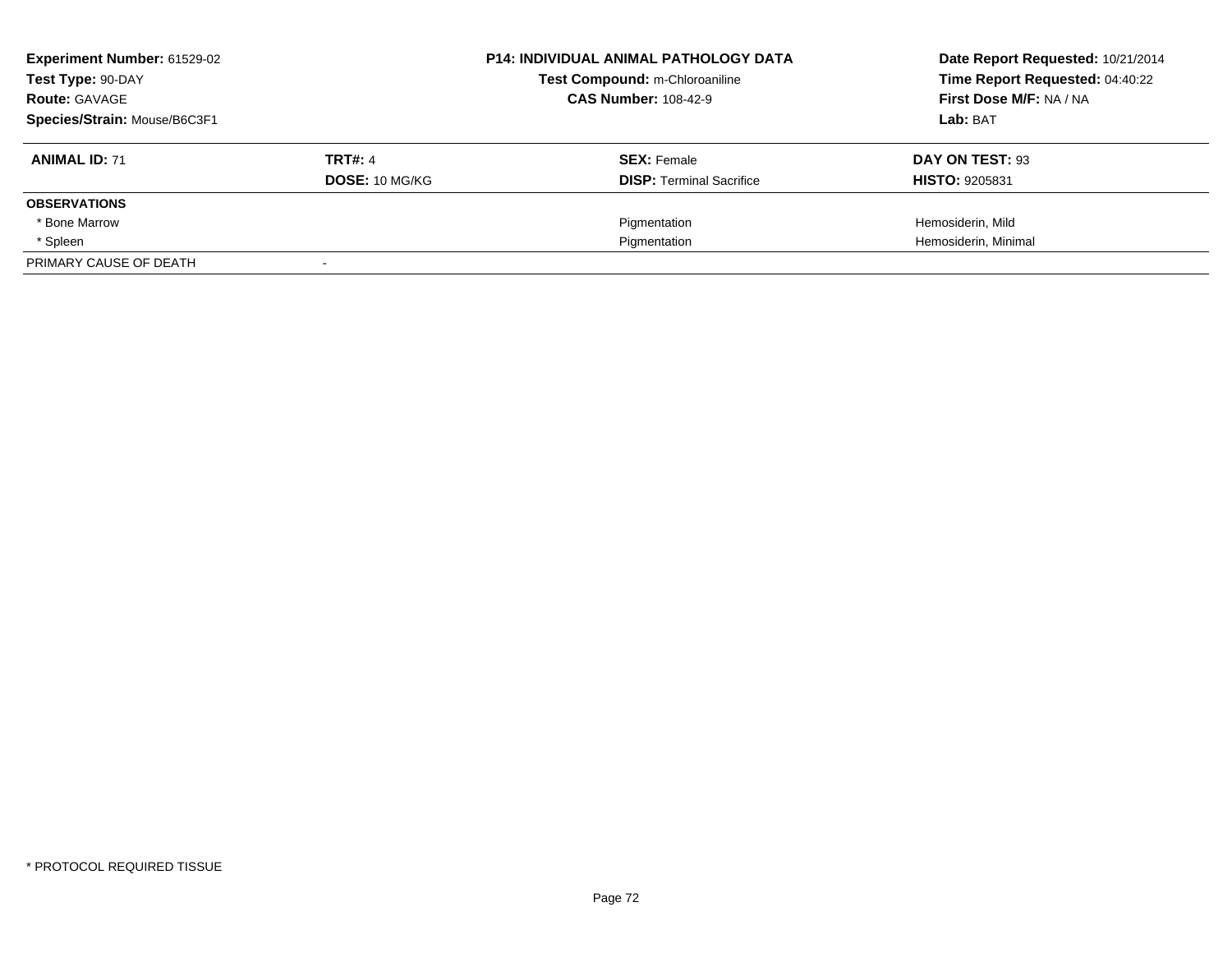**Experiment Number:** 61529-02
**Test Type:** 90-DAY
**Route:** GAVAGE
**Species/Strain:** Mouse/B6C3F1

**P14: INDIVIDUAL ANIMAL PATHOLOGY DATA**
**Test Compound:** m-Chloroaniline
**CAS Number:** 108-42-9

**Date Report Requested:** 10/21/2014
**Time Report Requested:** 04:40:22
**First Dose M/F:** NA / NA
**Lab:** BAT

| **ANIMAL ID:** 71 | **TRT#:** 4 | **SEX:** Female | **DAY ON TEST:** 93 |
|---|---|---|---|
| | **DOSE:** 10 MG/KG | **DISP:** Terminal Sacrifice | **HISTO:** 9205831 |
| **OBSERVATIONS** | | | |
| * Bone Marrow | | Pigmentation | Hemosiderin, Mild |
| * Spleen | | Pigmentation | Hemosiderin, Minimal |
| PRIMARY CAUSE OF DEATH | - | | |

* PROTOCOL REQUIRED TISSUE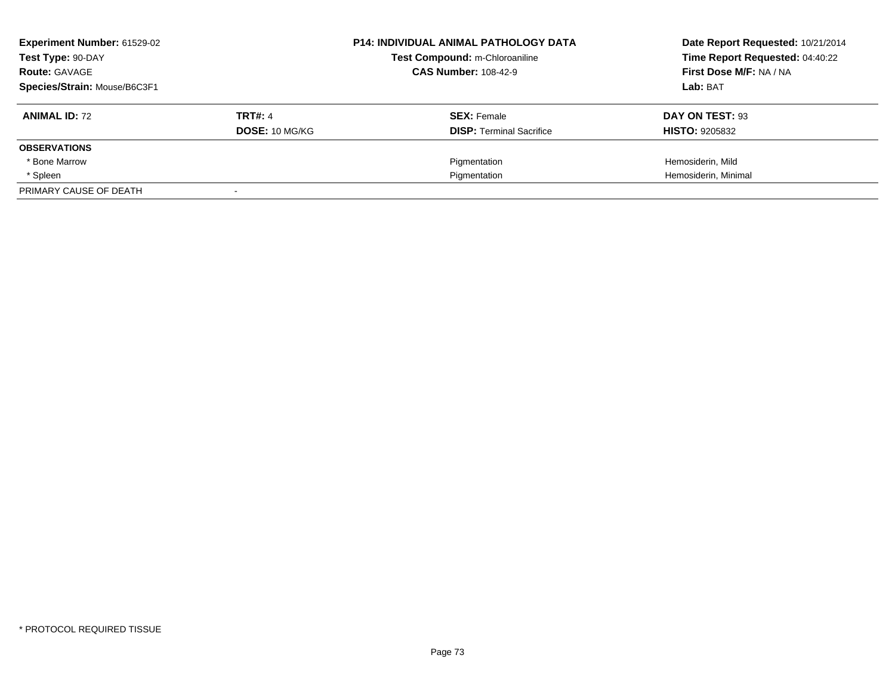**Experiment Number:** 61529-02
**Test Type:** 90-DAY
**Route:** GAVAGE
**Species/Strain:** Mouse/B6C3F1

**P14: INDIVIDUAL ANIMAL PATHOLOGY DATA**
**Test Compound:** m-Chloroaniline
**CAS Number:** 108-42-9

**Date Report Requested:** 10/21/2014
**Time Report Requested:** 04:40:22
**First Dose M/F:** NA / NA
**Lab:** BAT

| **ANIMAL ID:** 72 | **TRT#:** 4 | **SEX:** Female | **DAY ON TEST:** 93 |
|---|---|---|---|
| | **DOSE:** 10 MG/KG | **DISP:** Terminal Sacrifice | **HISTO:** 9205832 |
| **OBSERVATIONS** | | | |
| * Bone Marrow | | Pigmentation | Hemosiderin, Mild |
| * Spleen | | Pigmentation | Hemosiderin, Minimal |
| PRIMARY CAUSE OF DEATH | - | | |

* PROTOCOL REQUIRED TISSUE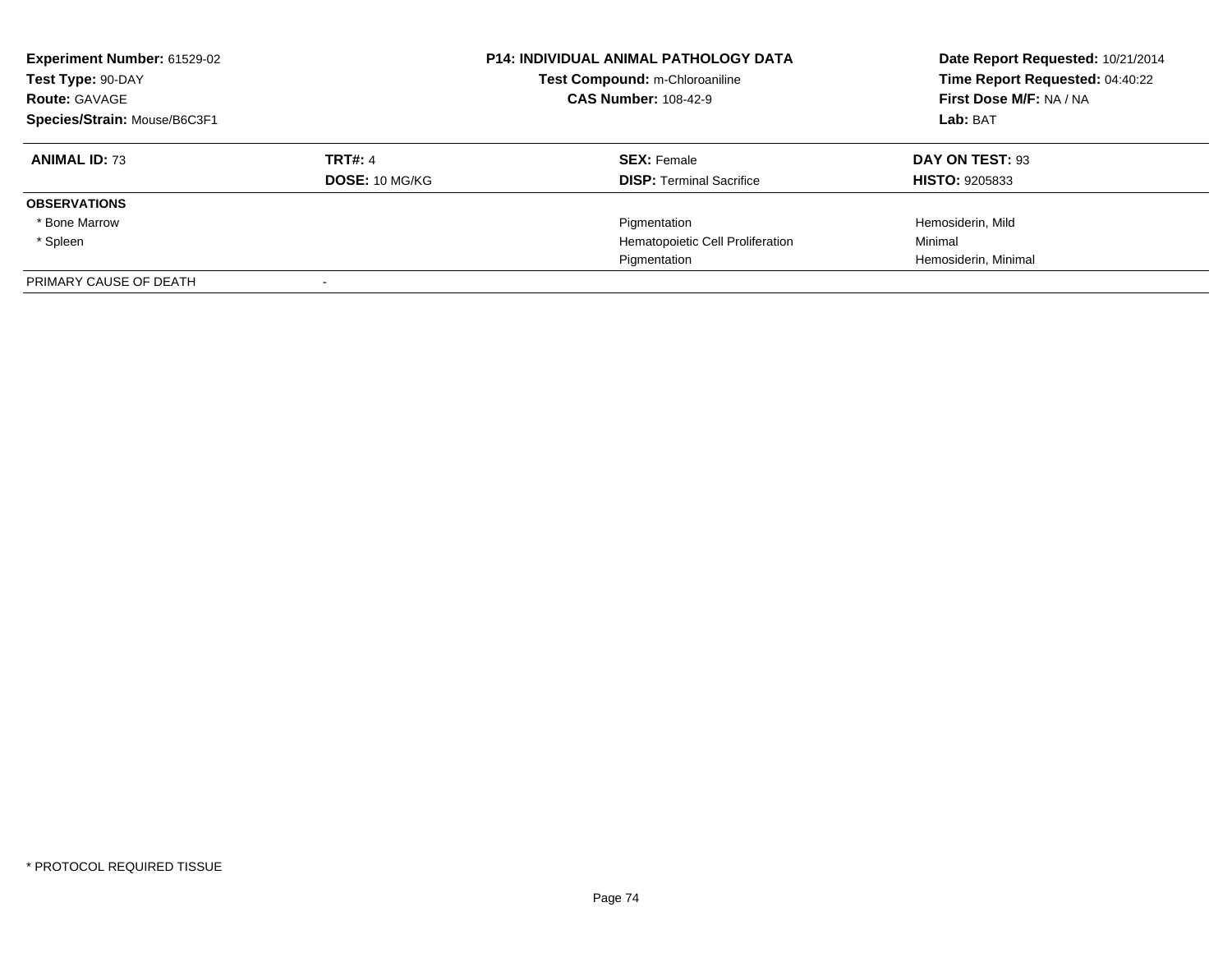**Experiment Number:** 61529-02
**Test Type:** 90-DAY
**Route:** GAVAGE
**Species/Strain:** Mouse/B6C3F1

**P14: INDIVIDUAL ANIMAL PATHOLOGY DATA**
**Test Compound:** m-Chloroaniline
**CAS Number:** 108-42-9

**Date Report Requested:** 10/21/2014
**Time Report Requested:** 04:40:22
**First Dose M/F:** NA / NA
**Lab:** BAT

| **ANIMAL ID:** 73 | **TRT#:** 4 | **SEX:** Female | **DAY ON TEST:** 93 |
|---|---|---|---|
| | **DOSE:** 10 MG/KG | **DISP:** Terminal Sacrifice | **HISTO:** 9205833 |
| **OBSERVATIONS** | | | |
| * Bone Marrow | | Pigmentation | Hemosiderin, Mild |
| * Spleen | | Hematopoietic Cell Proliferation | Minimal |
| | | Pigmentation | Hemosiderin, Minimal |
| PRIMARY CAUSE OF DEATH | - | | |

* PROTOCOL REQUIRED TISSUE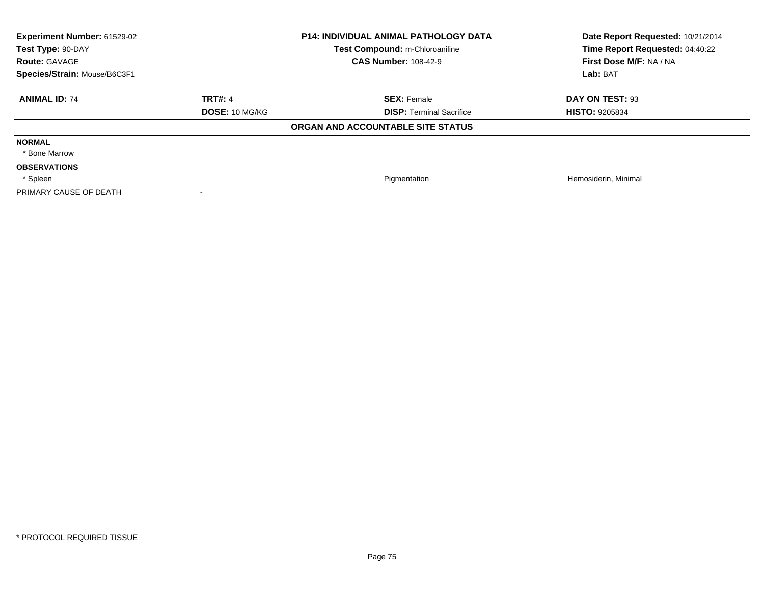**Experiment Number:** 61529-02
**Test Type:** 90-DAY
**Route:** GAVAGE
**Species/Strain:** Mouse/B6C3F1

**P14: INDIVIDUAL ANIMAL PATHOLOGY DATA**
**Test Compound:** m-Chloroaniline
**CAS Number:** 108-42-9

**Date Report Requested:** 10/21/2014
**Time Report Requested:** 04:40:22
**First Dose M/F:** NA / NA
**Lab:** BAT

| **ANIMAL ID:** 74 | **TRT#:** 4 | **SEX:** Female | **DAY ON TEST:** 93 |
|---|---|---|---|
| | **DOSE:** 10 MG/KG | **DISP:** Terminal Sacrifice | **HISTO:** 9205834 |
| | | **ORGAN AND ACCOUNTABLE SITE STATUS** | |
| **NORMAL** | | | |
| * Bone Marrow | | | |
| **OBSERVATIONS** | | | |
| * Spleen | | Pigmentation | Hemosiderin, Minimal |
| PRIMARY CAUSE OF DEATH | - | | |

* PROTOCOL REQUIRED TISSUE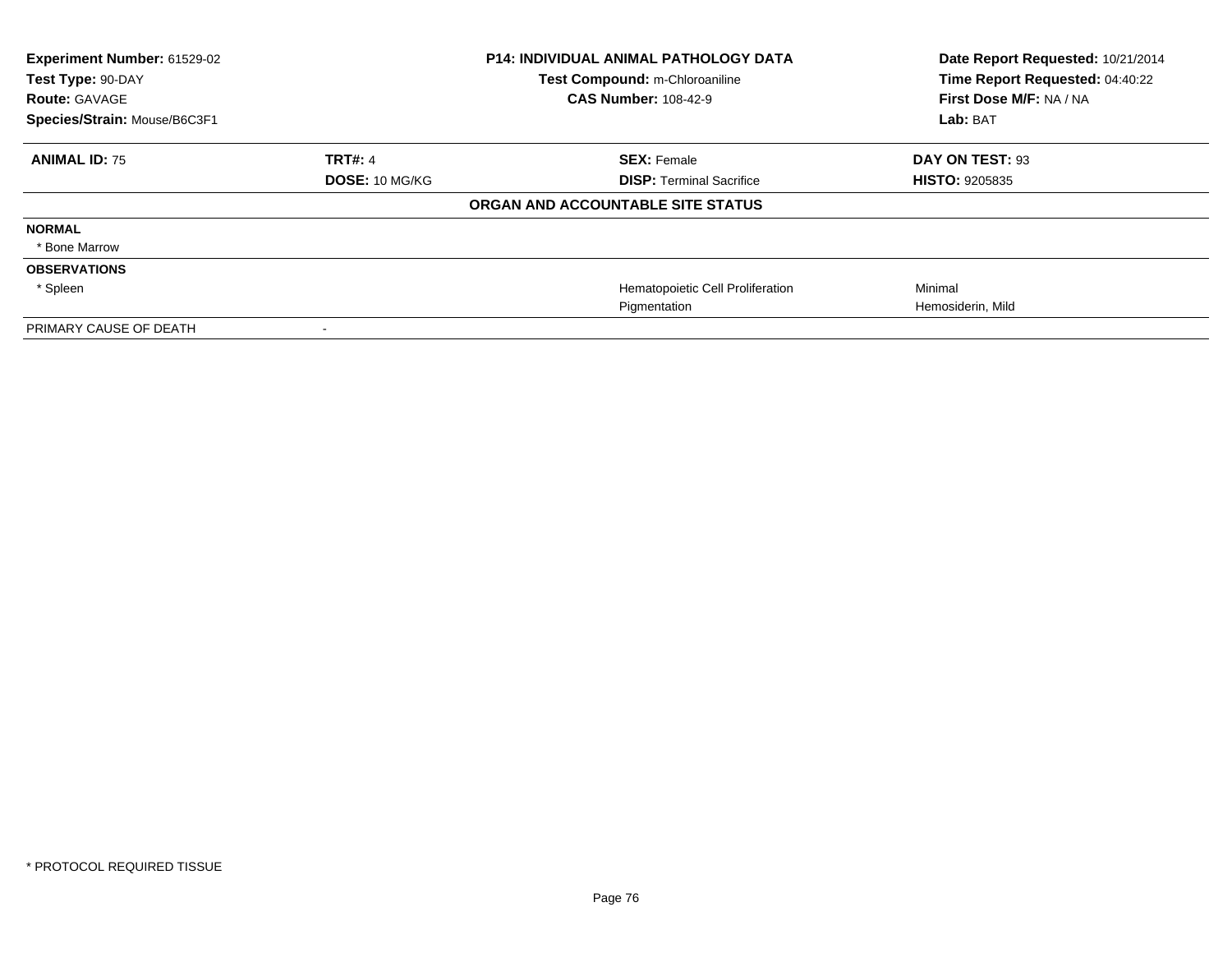| **Experiment Number:** 61529-02 | **P14: INDIVIDUAL ANIMAL PATHOLOGY DATA** | **Date Report Requested:** 10/21/2014 |
|---|---|---|
| **Test Type:** 90-DAY | **Test Compound:** m-Chloroaniline | **Time Report Requested:** 04:40:22 |
| **Route:** GAVAGE | **CAS Number:** 108-42-9 | **First Dose M/F:** NA / NA |
| **Species/Strain:** Mouse/B6C3F1 | | **Lab:** BAT |

| **ANIMAL ID:** 75 | **TRT#:** 4 | **SEX:** Female | **DAY ON TEST:** 93 |
|---|---|---|---|
| | **DOSE:** 10 MG/KG | **DISP:** Terminal Sacrifice | **HISTO:** 9205835 |

**ORGAN AND ACCOUNTABLE SITE STATUS**

| | | | |
|---|---|---|---|
| **NORMAL** | | | |
| * Bone Marrow | | | |
| **OBSERVATIONS** | | | |
| * Spleen | | Hematopoietic Cell Proliferation | Minimal |
| | | Pigmentation | Hemosiderin, Mild |
| PRIMARY CAUSE OF DEATH | - | | |

* PROTOCOL REQUIRED TISSUE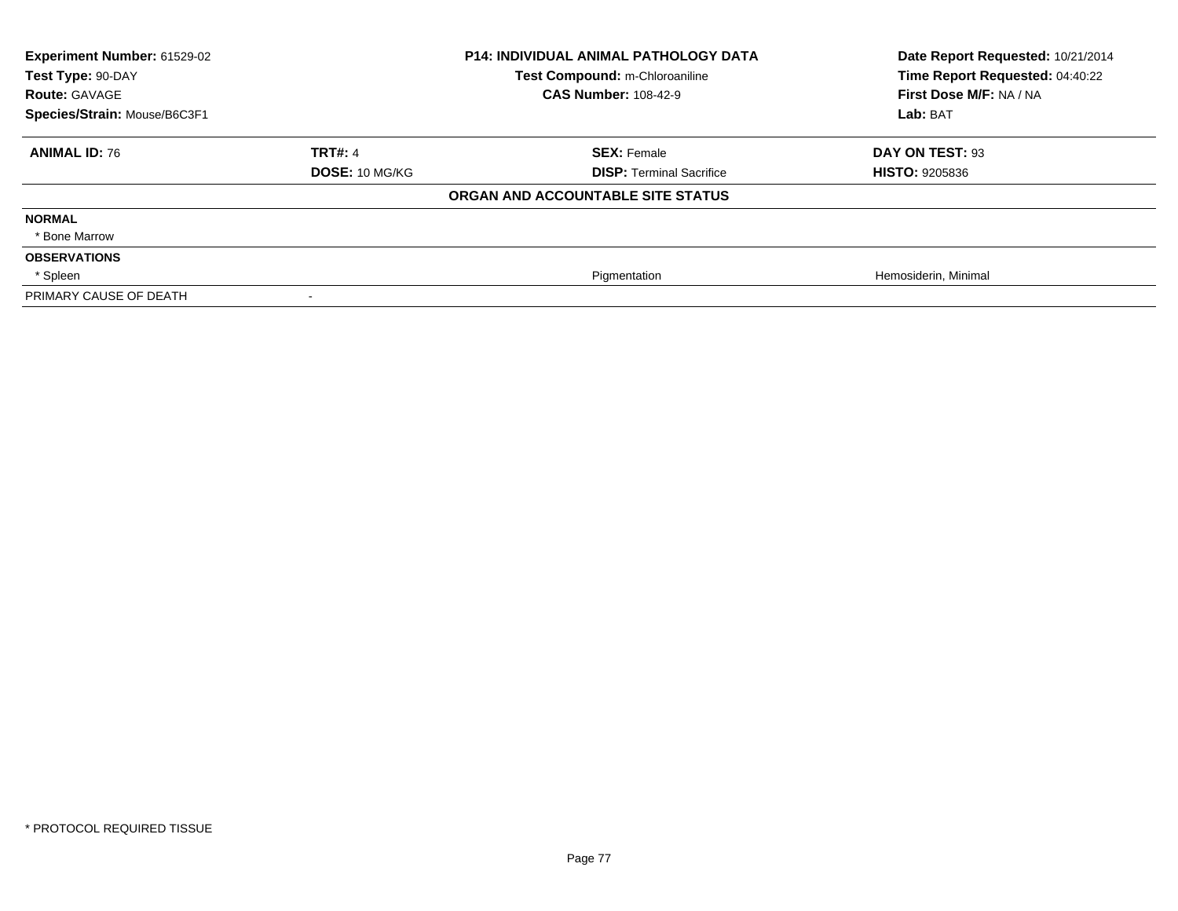| Experiment Number: 61529-02 | P14: INDIVIDUAL ANIMAL PATHOLOGY DATA | Date Report Requested: 10/21/2014 |
|---|---|---|
| Test Type: 90-DAY | Test Compound: m-Chloroaniline | Time Report Requested: 04:40:22 |
| Route: GAVAGE | CAS Number: 108-42-9 | First Dose M/F: NA / NA |
| Species/Strain: Mouse/B6C3F1 | | Lab: BAT |

| ANIMAL ID: 76 | TRT#: 4 | SEX: Female | DAY ON TEST: 93 |
|---|---|---|---|
| | DOSE: 10 MG/KG | DISP: Terminal Sacrifice | HISTO: 9205836 |

**ORGAN AND ACCOUNTABLE SITE STATUS**

| | | | |
|---|---|---|---|
| **NORMAL** | | | |
| * Bone Marrow | | | |
| **OBSERVATIONS** | | | |
| * Spleen | | Pigmentation | Hemosiderin, Minimal |
| PRIMARY CAUSE OF DEATH | - | | |

* PROTOCOL REQUIRED TISSUE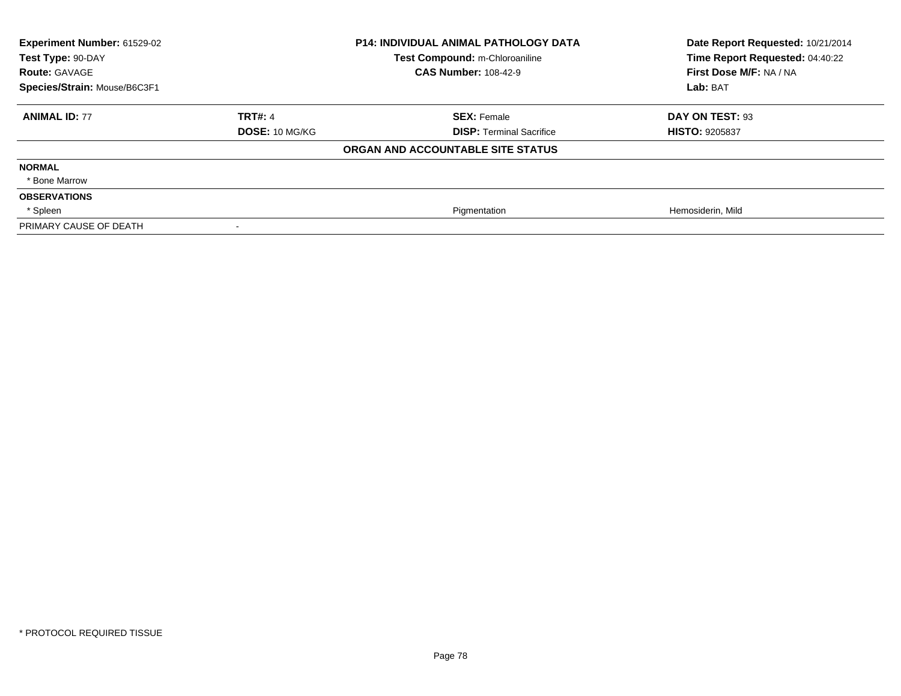| **Experiment Number:** 61529-02 | **P14: INDIVIDUAL ANIMAL PATHOLOGY DATA** | **Date Report Requested:** 10/21/2014 |
|---|---|---|
| **Test Type:** 90-DAY | **Test Compound:** m-Chloroaniline | **Time Report Requested:** 04:40:22 |
| **Route:** GAVAGE | **CAS Number:** 108-42-9 | **First Dose M/F:** NA / NA |
| **Species/Strain:** Mouse/B6C3F1 | | **Lab:** BAT |

| **ANIMAL ID:** 77 | **TRT#:** 4 | **SEX:** Female | **DAY ON TEST:** 93 |
|---|---|---|---|
| | **DOSE:** 10 MG/KG | **DISP:** Terminal Sacrifice | **HISTO:** 9205837 |
| | | **ORGAN AND ACCOUNTABLE SITE STATUS** | |
| **NORMAL** | | | |
| * Bone Marrow | | | |
| **OBSERVATIONS** | | | |
| * Spleen | | Pigmentation | Hemosiderin, Mild |
| PRIMARY CAUSE OF DEATH | - | | |

* PROTOCOL REQUIRED TISSUE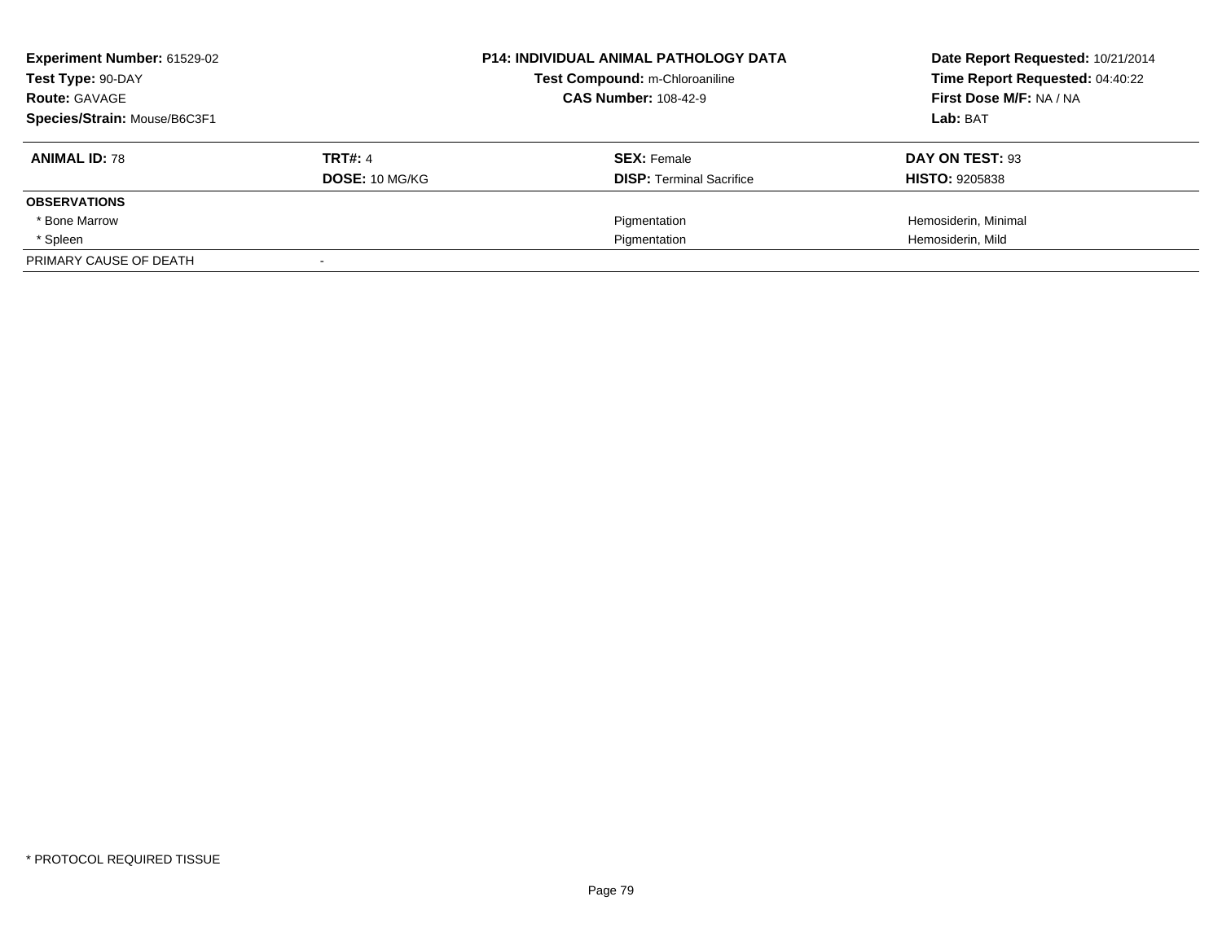| **Experiment Number:** 61529-02 | **P14: INDIVIDUAL ANIMAL PATHOLOGY DATA** | **Date Report Requested:** 10/21/2014 |
|---|---|---|
| **Test Type:** 90-DAY | **Test Compound:** m-Chloroaniline | **Time Report Requested:** 04:40:22 |
| **Route:** GAVAGE | **CAS Number:** 108-42-9 | **First Dose M/F:** NA / NA |
| **Species/Strain:** Mouse/B6C3F1 | | **Lab:** BAT |

| **ANIMAL ID:** 78 | **TRT#:** 4 | **SEX:** Female | **DAY ON TEST:** 93 |
|---|---|---|---|
| | **DOSE:** 10 MG/KG | **DISP:** Terminal Sacrifice | **HISTO:** 9205838 |
| **OBSERVATIONS** | | | |
| * Bone Marrow | | Pigmentation | Hemosiderin, Minimal |
| * Spleen | | Pigmentation | Hemosiderin, Mild |
| PRIMARY CAUSE OF DEATH | - | | |

* PROTOCOL REQUIRED TISSUE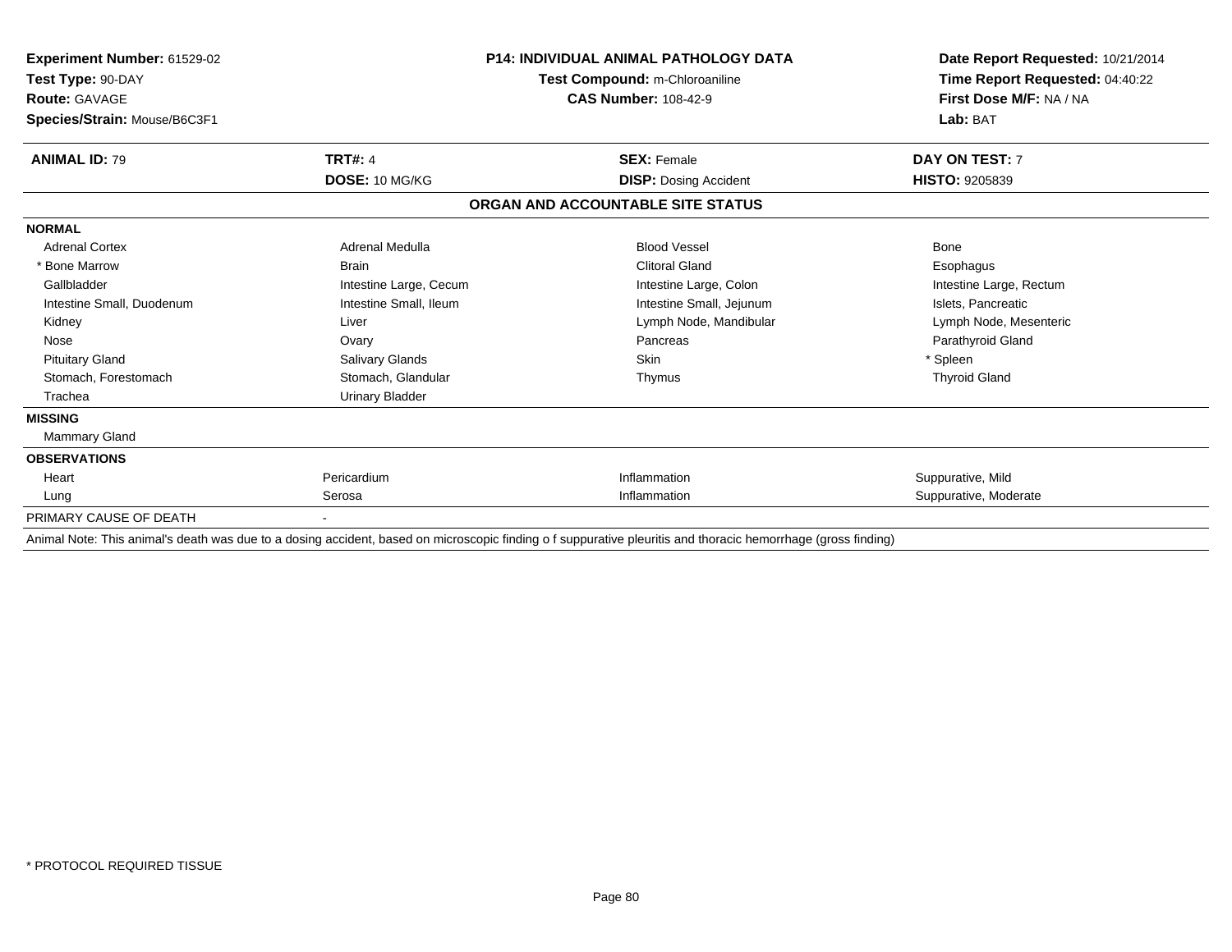**Experiment Number:** 61529-02
**Test Type:** 90-DAY
**Route:** GAVAGE
**Species/Strain:** Mouse/B6C3F1

**P14: INDIVIDUAL ANIMAL PATHOLOGY DATA**
**Test Compound:** m-Chloroaniline
**CAS Number:** 108-42-9

**Date Report Requested:** 10/21/2014
**Time Report Requested:** 04:40:22
**First Dose M/F:** NA / NA
**Lab:** BAT

| **ANIMAL ID:** 79 | **TRT#:** 4 | **SEX:** Female | **DAY ON TEST:** 7 |
|---|---|---|---|
| | **DOSE:** 10 MG/KG | **DISP:** Dosing Accident | **HISTO:** 9205839 |

## ORGAN AND ACCOUNTABLE SITE STATUS

**NORMAL**

| | | | |
|---|---|---|---|
| Adrenal Cortex | Adrenal Medulla | Blood Vessel | Bone |
| * Bone Marrow | Brain | Clitoral Gland | Esophagus |
| Gallbladder | Intestine Large, Cecum | Intestine Large, Colon | Intestine Large, Rectum |
| Intestine Small, Duodenum | Intestine Small, Ileum | Intestine Small, Jejunum | Islets, Pancreatic |
| Kidney | Liver | Lymph Node, Mandibular | Lymph Node, Mesenteric |
| Nose | Ovary | Pancreas | Parathyroid Gland |
| Pituitary Gland | Salivary Glands | Skin | * Spleen |
| Stomach, Forestomach | Stomach, Glandular | Thymus | Thyroid Gland |
| Trachea | Urinary Bladder | | |

**MISSING**

Mammary Gland

**OBSERVATIONS**

| | | | |
|---|---|---|---|
| Heart | Pericardium | Inflammation | Suppurative, Mild |
| Lung | Serosa | Inflammation | Suppurative, Moderate |

PRIMARY CAUSE OF DEATH -

Animal Note: This animal's death was due to a dosing accident, based on microscopic finding o f suppurative pleuritis and thoracic hemorrhage (gross finding)

* PROTOCOL REQUIRED TISSUE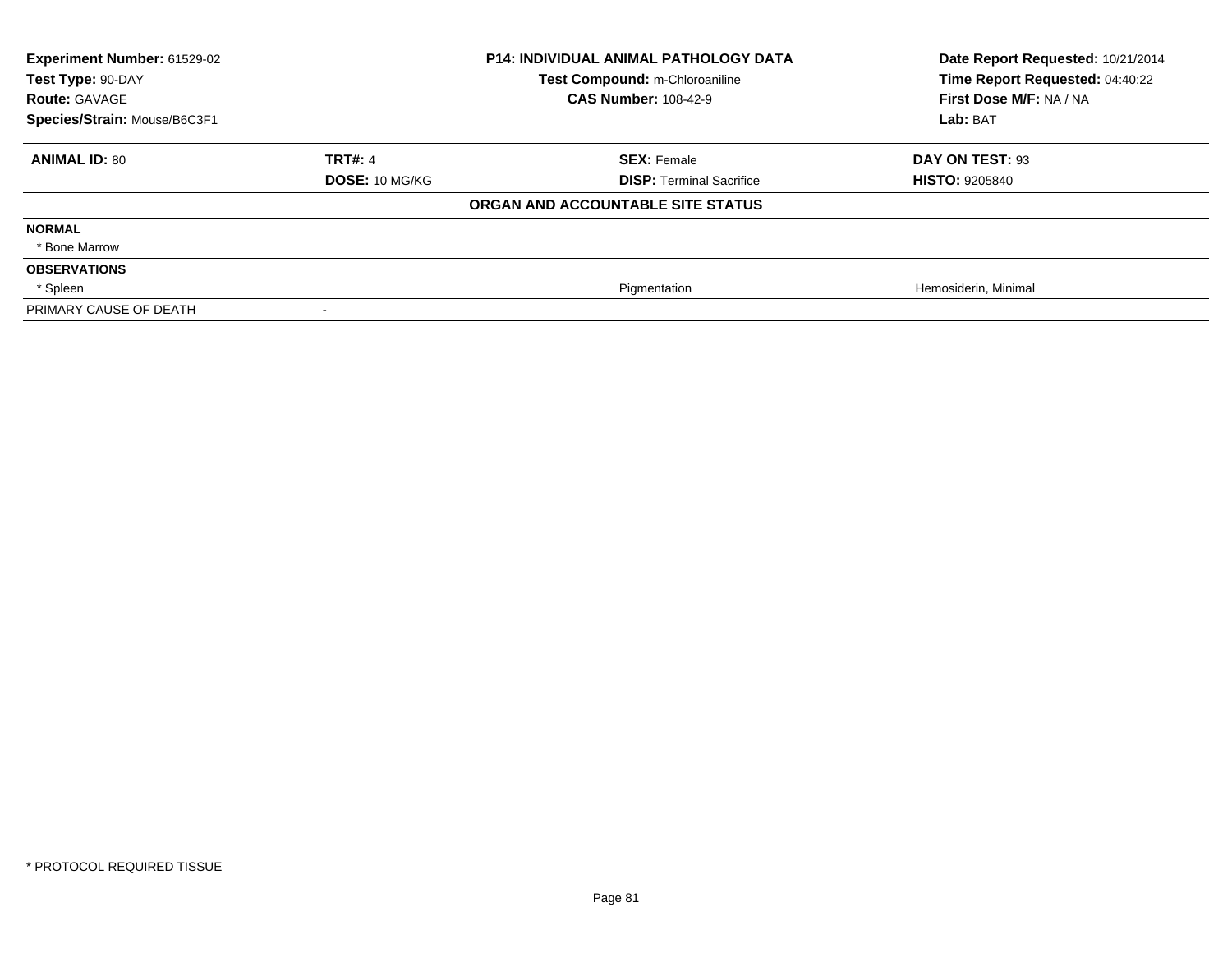| Experiment Number: 61529-02 | P14: INDIVIDUAL ANIMAL PATHOLOGY DATA | Date Report Requested: 10/21/2014 |
|---|---|---|
| Test Type: 90-DAY | Test Compound: m-Chloroaniline | Time Report Requested: 04:40:22 |
| Route: GAVAGE | CAS Number: 108-42-9 | First Dose M/F: NA / NA |
| Species/Strain: Mouse/B6C3F1 | | Lab: BAT |

| ANIMAL ID: 80 | TRT#: 4 | SEX: Female | DAY ON TEST: 93 |
|---|---|---|---|
| | DOSE: 10 MG/KG | DISP: Terminal Sacrifice | HISTO: 9205840 |

**ORGAN AND ACCOUNTABLE SITE STATUS**

| | | | |
|---|---|---|---|
| **NORMAL** | | | |
| * Bone Marrow | | | |
| **OBSERVATIONS** | | | |
| * Spleen | | Pigmentation | Hemosiderin, Minimal |
| PRIMARY CAUSE OF DEATH | - | | |

* PROTOCOL REQUIRED TISSUE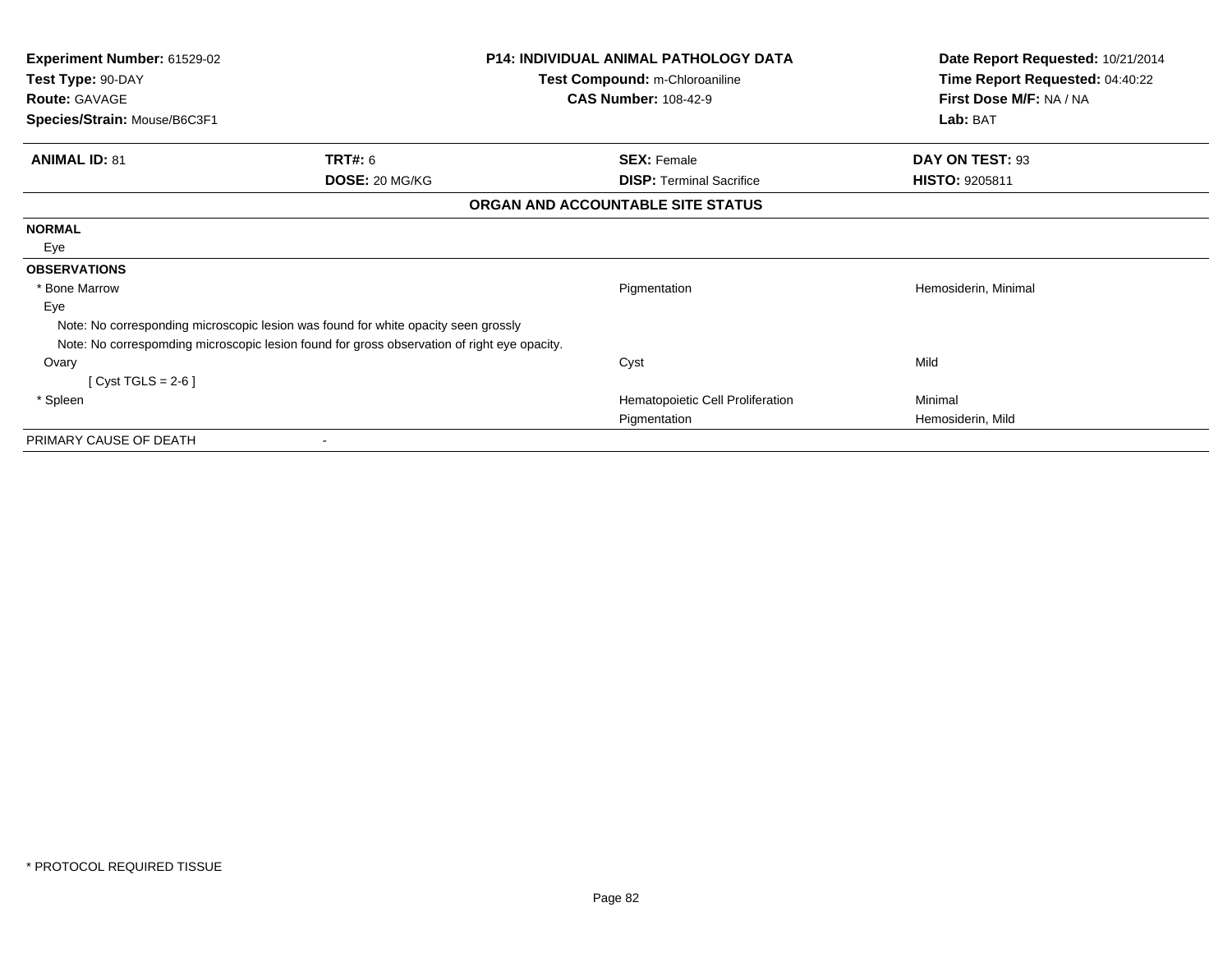**Experiment Number:** 61529-02
**Test Type:** 90-DAY
**Route:** GAVAGE
**Species/Strain:** Mouse/B6C3F1

**P14: INDIVIDUAL ANIMAL PATHOLOGY DATA**
**Test Compound:** m-Chloroaniline
**CAS Number:** 108-42-9

**Date Report Requested:** 10/21/2014
**Time Report Requested:** 04:40:22
**First Dose M/F:** NA / NA
**Lab:** BAT

| **ANIMAL ID:** 81 | **TRT#:** 6 | **SEX:** Female | **DAY ON TEST:** 93 |
|---|---|---|---|
| | **DOSE:** 20 MG/KG | **DISP:** Terminal Sacrifice | **HISTO:** 9205811 |

## ORGAN AND ACCOUNTABLE SITE STATUS

**NORMAL**

Eye

**OBSERVATIONS**

| Organ | | Observation | Severity |
|---|---|---|---|
| * Bone Marrow | | Pigmentation | Hemosiderin, Minimal |
| Eye | | | |
| Note: No corresponding microscopic lesion was found for white opacity seen grossly | | | |
| Note: No correspomding microscopic lesion found for gross observation of right eye opacity. | | | |
| Ovary | | Cyst | Mild |
| [ Cyst TGLS = 2-6 ] | | | |
| * Spleen | | Hematopoietic Cell Proliferation | Minimal |
| | | Pigmentation | Hemosiderin, Mild |

PRIMARY CAUSE OF DEATH -

* PROTOCOL REQUIRED TISSUE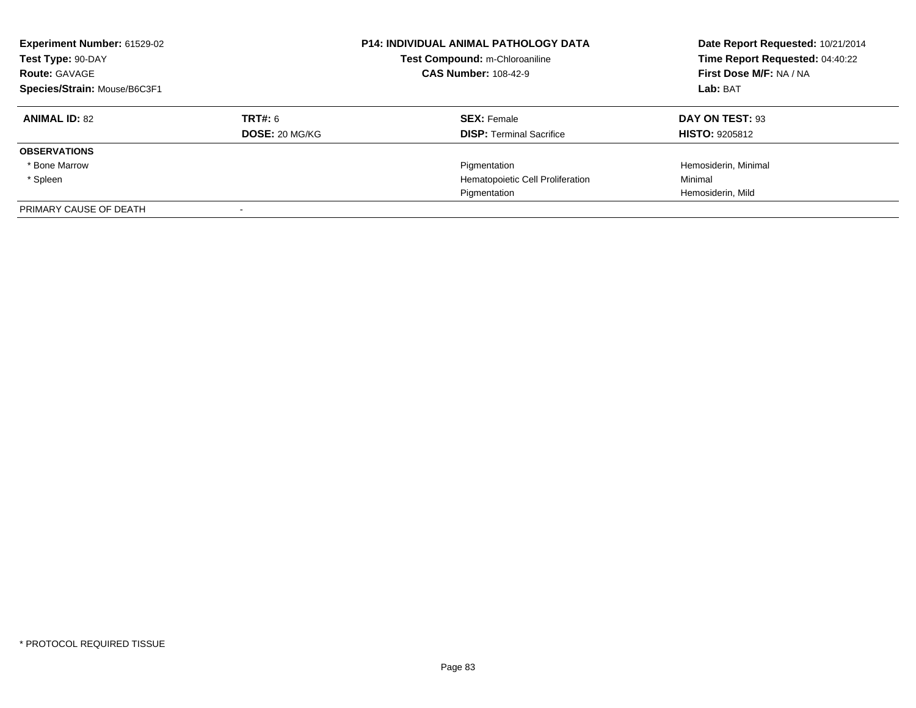| **Experiment Number:** 61529-02 | **P14: INDIVIDUAL ANIMAL PATHOLOGY DATA** | **Date Report Requested:** 10/21/2014 |
|---|---|---|
| **Test Type:** 90-DAY | **Test Compound:** m-Chloroaniline | **Time Report Requested:** 04:40:22 |
| **Route:** GAVAGE | **CAS Number:** 108-42-9 | **First Dose M/F:** NA / NA |
| **Species/Strain:** Mouse/B6C3F1 | | **Lab:** BAT |

| **ANIMAL ID:** 82 | **TRT#:** 6 | **SEX:** Female | **DAY ON TEST:** 93 |
|---|---|---|---|
| | **DOSE:** 20 MG/KG | **DISP:** Terminal Sacrifice | **HISTO:** 9205812 |
| **OBSERVATIONS** | | | |
| * Bone Marrow | | Pigmentation | Hemosiderin, Minimal |
| * Spleen | | Hematopoietic Cell Proliferation | Minimal |
| | | Pigmentation | Hemosiderin, Mild |
| PRIMARY CAUSE OF DEATH | - | | |

* PROTOCOL REQUIRED TISSUE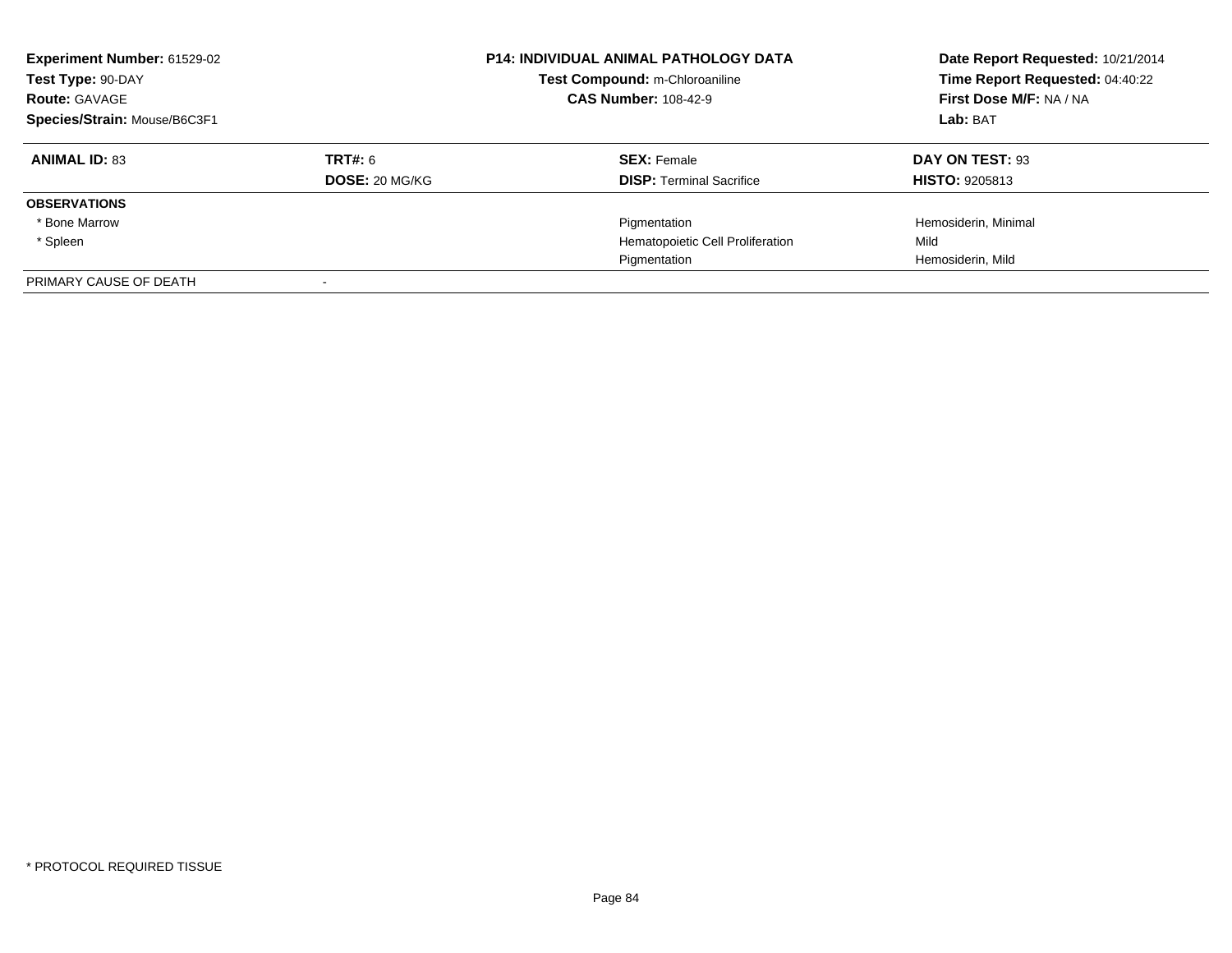**Experiment Number:** 61529-02
**Test Type:** 90-DAY
**Route:** GAVAGE
**Species/Strain:** Mouse/B6C3F1

**P14: INDIVIDUAL ANIMAL PATHOLOGY DATA**
**Test Compound:** m-Chloroaniline
**CAS Number:** 108-42-9

**Date Report Requested:** 10/21/2014
**Time Report Requested:** 04:40:22
**First Dose M/F:** NA / NA
**Lab:** BAT

| **ANIMAL ID:** 83 | **TRT#:** 6 | **SEX:** Female | **DAY ON TEST:** 93 |
|---|---|---|---|
| | **DOSE:** 20 MG/KG | **DISP:** Terminal Sacrifice | **HISTO:** 9205813 |
| **OBSERVATIONS** | | | |
| * Bone Marrow | | Pigmentation | Hemosiderin, Minimal |
| * Spleen | | Hematopoietic Cell Proliferation | Mild |
| | | Pigmentation | Hemosiderin, Mild |
| PRIMARY CAUSE OF DEATH | - | | |

* PROTOCOL REQUIRED TISSUE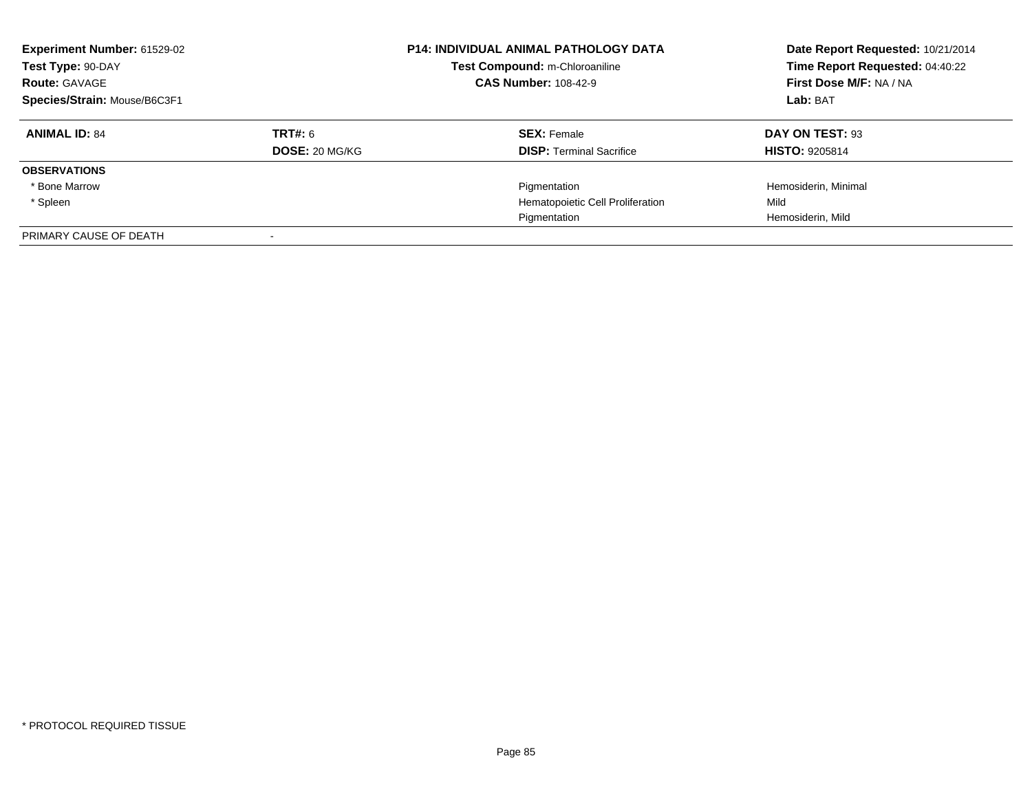**Experiment Number:** 61529-02
**Test Type:** 90-DAY
**Route:** GAVAGE
**Species/Strain:** Mouse/B6C3F1

**P14: INDIVIDUAL ANIMAL PATHOLOGY DATA**
**Test Compound:** m-Chloroaniline
**CAS Number:** 108-42-9

**Date Report Requested:** 10/21/2014
**Time Report Requested:** 04:40:22
**First Dose M/F:** NA / NA
**Lab:** BAT

| **ANIMAL ID:** 84 | **TRT#:** 6 | **SEX:** Female | **DAY ON TEST:** 93 |
|---|---|---|---|
| | **DOSE:** 20 MG/KG | **DISP:** Terminal Sacrifice | **HISTO:** 9205814 |
| **OBSERVATIONS** | | | |
| * Bone Marrow | | Pigmentation | Hemosiderin, Minimal |
| * Spleen | | Hematopoietic Cell Proliferation | Mild |
| | | Pigmentation | Hemosiderin, Mild |
| PRIMARY CAUSE OF DEATH | - | | |

* PROTOCOL REQUIRED TISSUE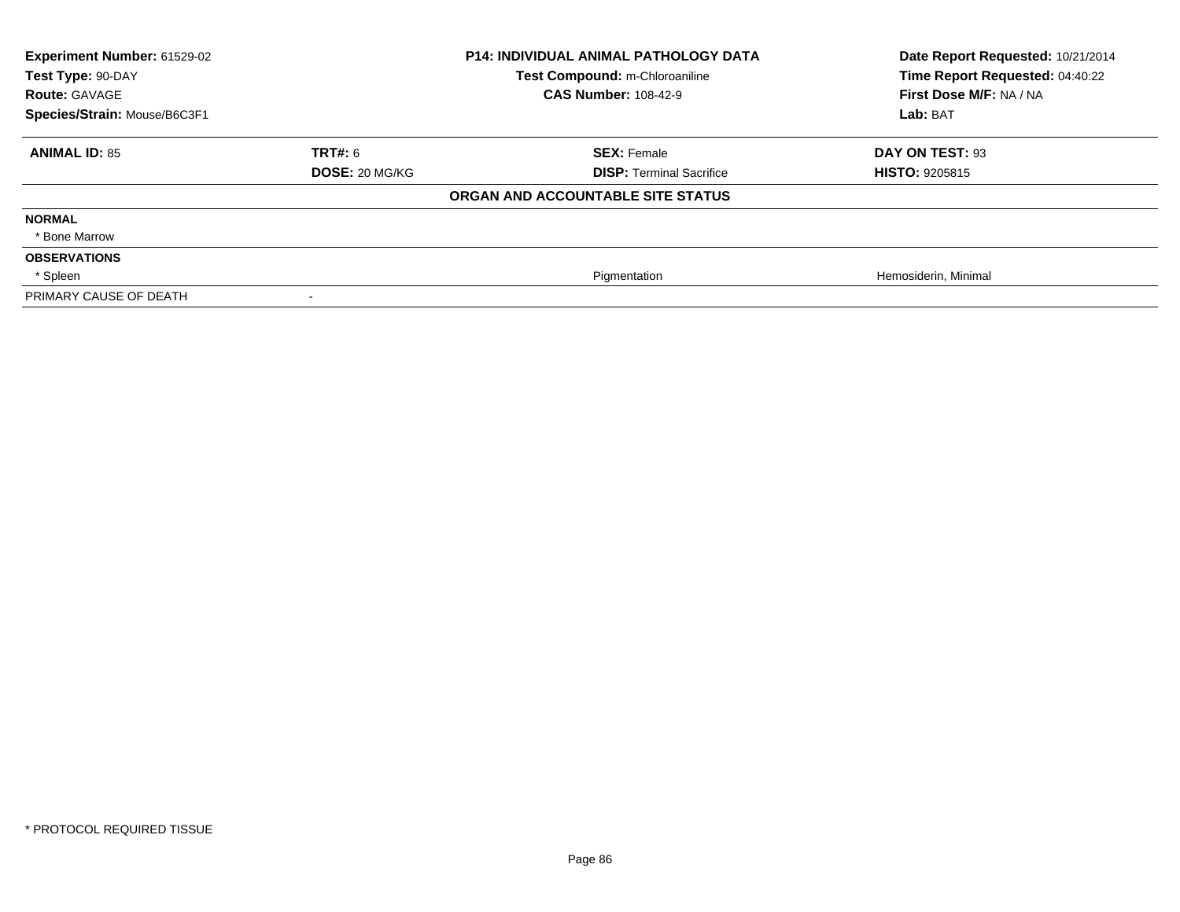| **Experiment Number:** 61529-02 | **P14: INDIVIDUAL ANIMAL PATHOLOGY DATA** | **Date Report Requested:** 10/21/2014 |
|---|---|---|
| **Test Type:** 90-DAY | **Test Compound:** m-Chloroaniline | **Time Report Requested:** 04:40:22 |
| **Route:** GAVAGE | **CAS Number:** 108-42-9 | **First Dose M/F:** NA / NA |
| **Species/Strain:** Mouse/B6C3F1 | | **Lab:** BAT |

| **ANIMAL ID:** 85 | **TRT#:** 6 | **SEX:** Female | **DAY ON TEST:** 93 |
|---|---|---|---|
| | **DOSE:** 20 MG/KG | **DISP:** Terminal Sacrifice | **HISTO:** 9205815 |
| | | **ORGAN AND ACCOUNTABLE SITE STATUS** | |
| **NORMAL** | | | |
| * Bone Marrow | | | |
| **OBSERVATIONS** | | | |
| * Spleen | | Pigmentation | Hemosiderin, Minimal |
| PRIMARY CAUSE OF DEATH | - | | |

* PROTOCOL REQUIRED TISSUE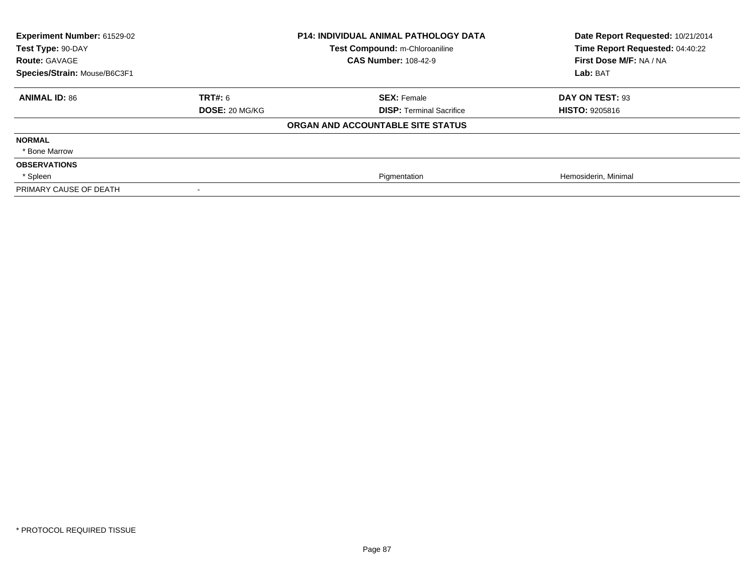| **Experiment Number:** 61529-02 | **P14: INDIVIDUAL ANIMAL PATHOLOGY DATA** | | **Date Report Requested:** 10/21/2014 |
|---|---|---|---|
| **Test Type:** 90-DAY | **Test Compound:** m-Chloroaniline | | **Time Report Requested:** 04:40:22 |
| **Route:** GAVAGE | **CAS Number:** 108-42-9 | | **First Dose M/F:** NA / NA |
| **Species/Strain:** Mouse/B6C3F1 | | | **Lab:** BAT |

| **ANIMAL ID:** 86 | **TRT#:** 6 | **SEX:** Female | **DAY ON TEST:** 93 |
|---|---|---|---|
| | **DOSE:** 20 MG/KG | **DISP:** Terminal Sacrifice | **HISTO:** 9205816 |
| | | **ORGAN AND ACCOUNTABLE SITE STATUS** | |
| **NORMAL** | | | |
| * Bone Marrow | | | |
| **OBSERVATIONS** | | | |
| * Spleen | | Pigmentation | Hemosiderin, Minimal |
| PRIMARY CAUSE OF DEATH | - | | |

* PROTOCOL REQUIRED TISSUE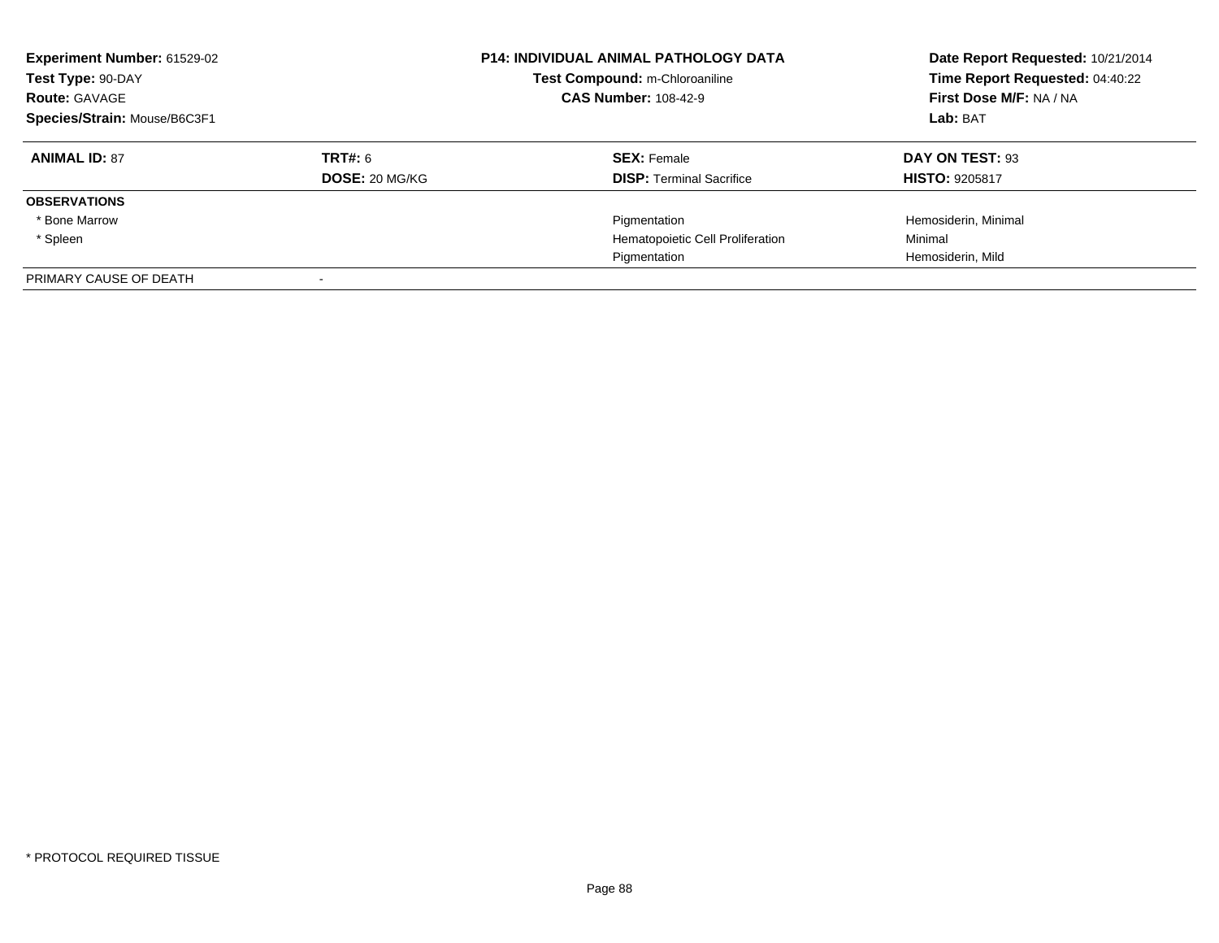**Experiment Number:** 61529-02
**Test Type:** 90-DAY
**Route:** GAVAGE
**Species/Strain:** Mouse/B6C3F1

# P14: INDIVIDUAL ANIMAL PATHOLOGY DATA

**Test Compound:** m-Chloroaniline
**CAS Number:** 108-42-9

**Date Report Requested:** 10/21/2014
**Time Report Requested:** 04:40:22
**First Dose M/F:** NA / NA
**Lab:** BAT

| **ANIMAL ID:** 87 | **TRT#:** 6 | **SEX:** Female | **DAY ON TEST:** 93 |
|---|---|---|---|
| | **DOSE:** 20 MG/KG | **DISP:** Terminal Sacrifice | **HISTO:** 9205817 |
| **OBSERVATIONS** | | | |
| * Bone Marrow | | Pigmentation | Hemosiderin, Minimal |
| * Spleen | | Hematopoietic Cell Proliferation | Minimal |
| | | Pigmentation | Hemosiderin, Mild |
| PRIMARY CAUSE OF DEATH | - | | |

* PROTOCOL REQUIRED TISSUE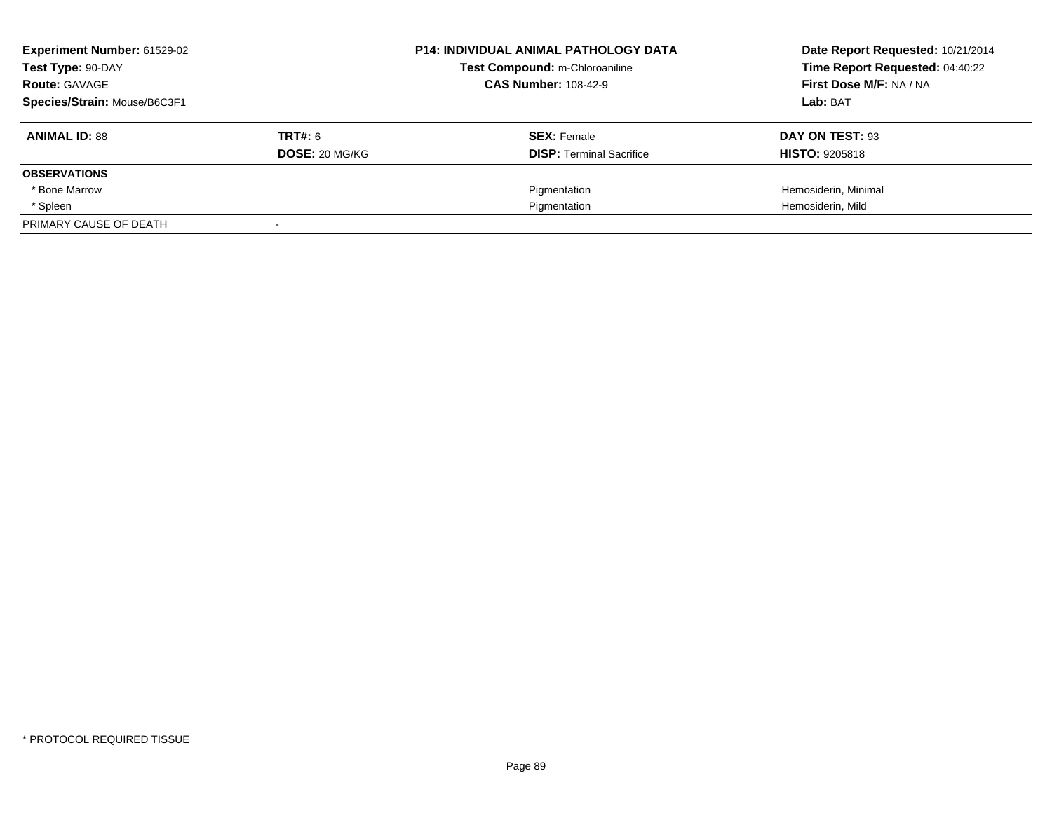**Experiment Number:** 61529-02
**Test Type:** 90-DAY
**Route:** GAVAGE
**Species/Strain:** Mouse/B6C3F1

**P14: INDIVIDUAL ANIMAL PATHOLOGY DATA**
**Test Compound:** m-Chloroaniline
**CAS Number:** 108-42-9

**Date Report Requested:** 10/21/2014
**Time Report Requested:** 04:40:22
**First Dose M/F:** NA / NA
**Lab:** BAT

| **ANIMAL ID:** 88 | **TRT#:** 6 | **SEX:** Female | **DAY ON TEST:** 93 |
|---|---|---|---|
| | **DOSE:** 20 MG/KG | **DISP:** Terminal Sacrifice | **HISTO:** 9205818 |
| **OBSERVATIONS** | | | |
| * Bone Marrow | | Pigmentation | Hemosiderin, Minimal |
| * Spleen | | Pigmentation | Hemosiderin, Mild |
| PRIMARY CAUSE OF DEATH | - | | |

* PROTOCOL REQUIRED TISSUE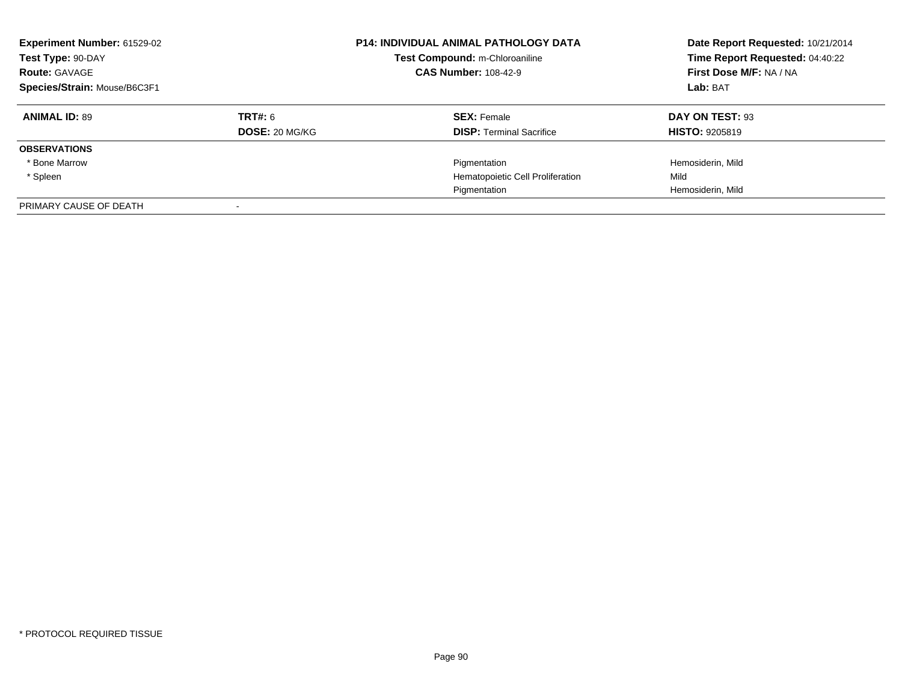**Experiment Number:** 61529-02
**Test Type:** 90-DAY
**Route:** GAVAGE
**Species/Strain:** Mouse/B6C3F1

**P14: INDIVIDUAL ANIMAL PATHOLOGY DATA**
**Test Compound:** m-Chloroaniline
**CAS Number:** 108-42-9

**Date Report Requested:** 10/21/2014
**Time Report Requested:** 04:40:22
**First Dose M/F:** NA / NA
**Lab:** BAT

| **ANIMAL ID:** 89 | **TRT#:** 6 | **SEX:** Female | **DAY ON TEST:** 93 |
|---|---|---|---|
| | **DOSE:** 20 MG/KG | **DISP:** Terminal Sacrifice | **HISTO:** 9205819 |
| **OBSERVATIONS** | | | |
| * Bone Marrow | | Pigmentation | Hemosiderin, Mild |
| * Spleen | | Hematopoietic Cell Proliferation | Mild |
| | | Pigmentation | Hemosiderin, Mild |
| PRIMARY CAUSE OF DEATH | - | | |

* PROTOCOL REQUIRED TISSUE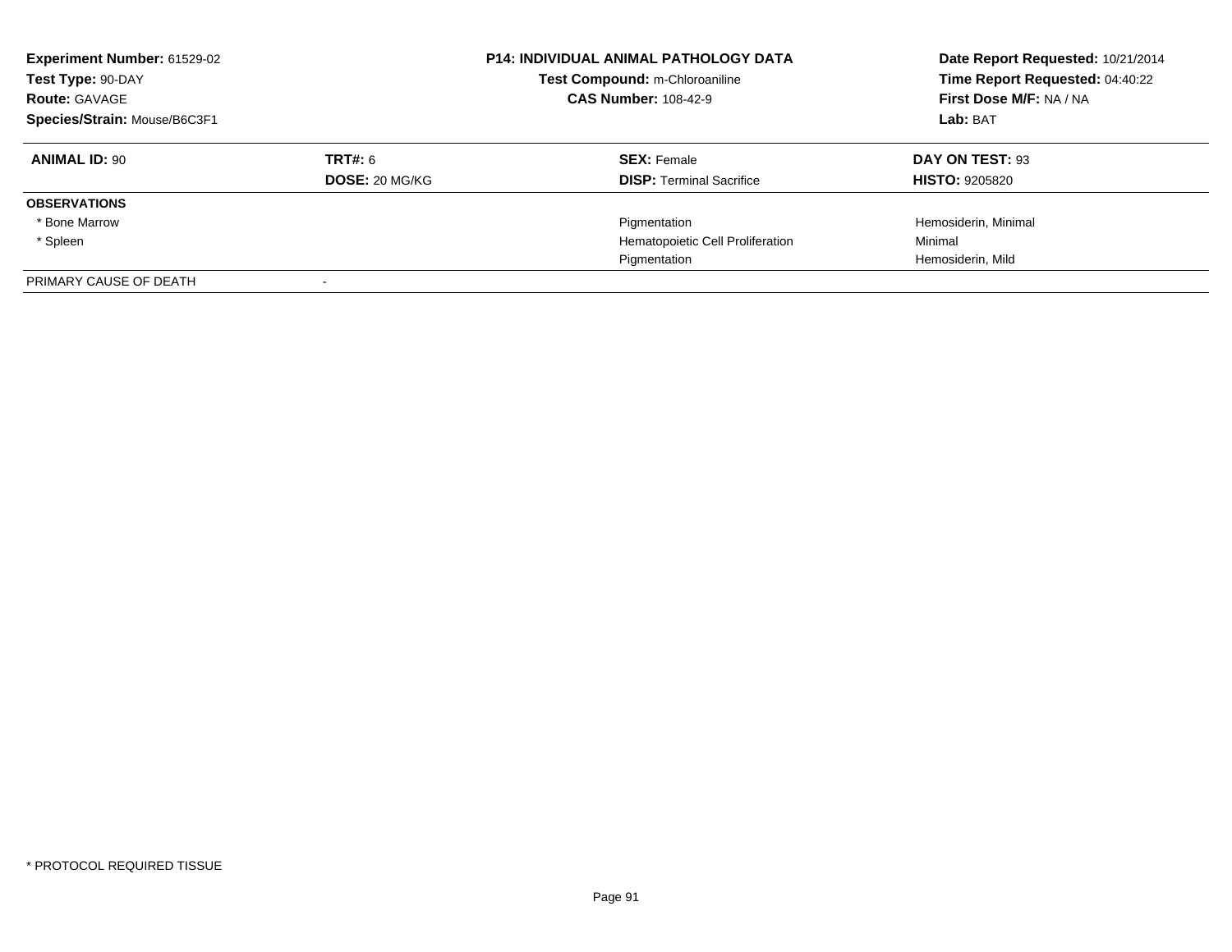**Experiment Number:** 61529-02
**Test Type:** 90-DAY
**Route:** GAVAGE
**Species/Strain:** Mouse/B6C3F1

**P14: INDIVIDUAL ANIMAL PATHOLOGY DATA**
**Test Compound:** m-Chloroaniline
**CAS Number:** 108-42-9

**Date Report Requested:** 10/21/2014
**Time Report Requested:** 04:40:22
**First Dose M/F:** NA / NA
**Lab:** BAT

| **ANIMAL ID:** 90 | **TRT#:** 6 | **SEX:** Female | **DAY ON TEST:** 93 |
|---|---|---|---|
| | **DOSE:** 20 MG/KG | **DISP:** Terminal Sacrifice | **HISTO:** 9205820 |
| **OBSERVATIONS** | | | |
| * Bone Marrow | | Pigmentation | Hemosiderin, Minimal |
| * Spleen | | Hematopoietic Cell Proliferation | Minimal |
| | | Pigmentation | Hemosiderin, Mild |
| PRIMARY CAUSE OF DEATH | - | | |

* PROTOCOL REQUIRED TISSUE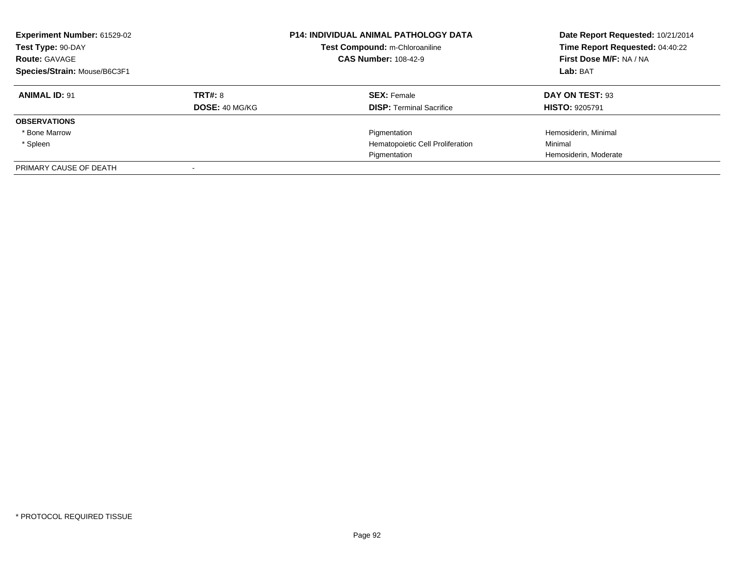**Experiment Number:** 61529-02
**Test Type:** 90-DAY
**Route:** GAVAGE
**Species/Strain:** Mouse/B6C3F1

**P14: INDIVIDUAL ANIMAL PATHOLOGY DATA**
**Test Compound:** m-Chloroaniline
**CAS Number:** 108-42-9

**Date Report Requested:** 10/21/2014
**Time Report Requested:** 04:40:22
**First Dose M/F:** NA / NA
**Lab:** BAT

| **ANIMAL ID:** 91 | **TRT#:** 8 | **SEX:** Female | **DAY ON TEST:** 93 |
|---|---|---|---|
| | **DOSE:** 40 MG/KG | **DISP:** Terminal Sacrifice | **HISTO:** 9205791 |
| **OBSERVATIONS** | | | |
| * Bone Marrow | | Pigmentation | Hemosiderin, Minimal |
| * Spleen | | Hematopoietic Cell Proliferation | Minimal |
| | | Pigmentation | Hemosiderin, Moderate |
| PRIMARY CAUSE OF DEATH | - | | |

* PROTOCOL REQUIRED TISSUE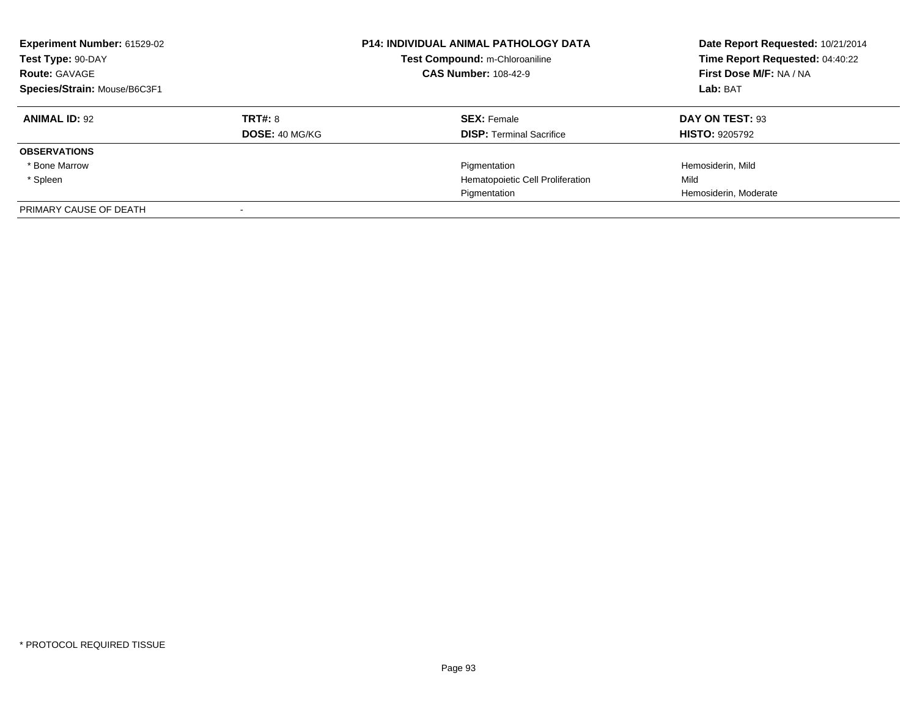**Experiment Number:** 61529-02
**Test Type:** 90-DAY
**Route:** GAVAGE
**Species/Strain:** Mouse/B6C3F1

**P14: INDIVIDUAL ANIMAL PATHOLOGY DATA**
**Test Compound:** m-Chloroaniline
**CAS Number:** 108-42-9

**Date Report Requested:** 10/21/2014
**Time Report Requested:** 04:40:22
**First Dose M/F:** NA / NA
**Lab:** BAT

| **ANIMAL ID:** 92 | **TRT#:** 8 | **SEX:** Female | **DAY ON TEST:** 93 |
|---|---|---|---|
| | **DOSE:** 40 MG/KG | **DISP:** Terminal Sacrifice | **HISTO:** 9205792 |
| **OBSERVATIONS** | | | |
| * Bone Marrow | | Pigmentation | Hemosiderin, Mild |
| * Spleen | | Hematopoietic Cell Proliferation | Mild |
| | | Pigmentation | Hemosiderin, Moderate |
| PRIMARY CAUSE OF DEATH | - | | |

* PROTOCOL REQUIRED TISSUE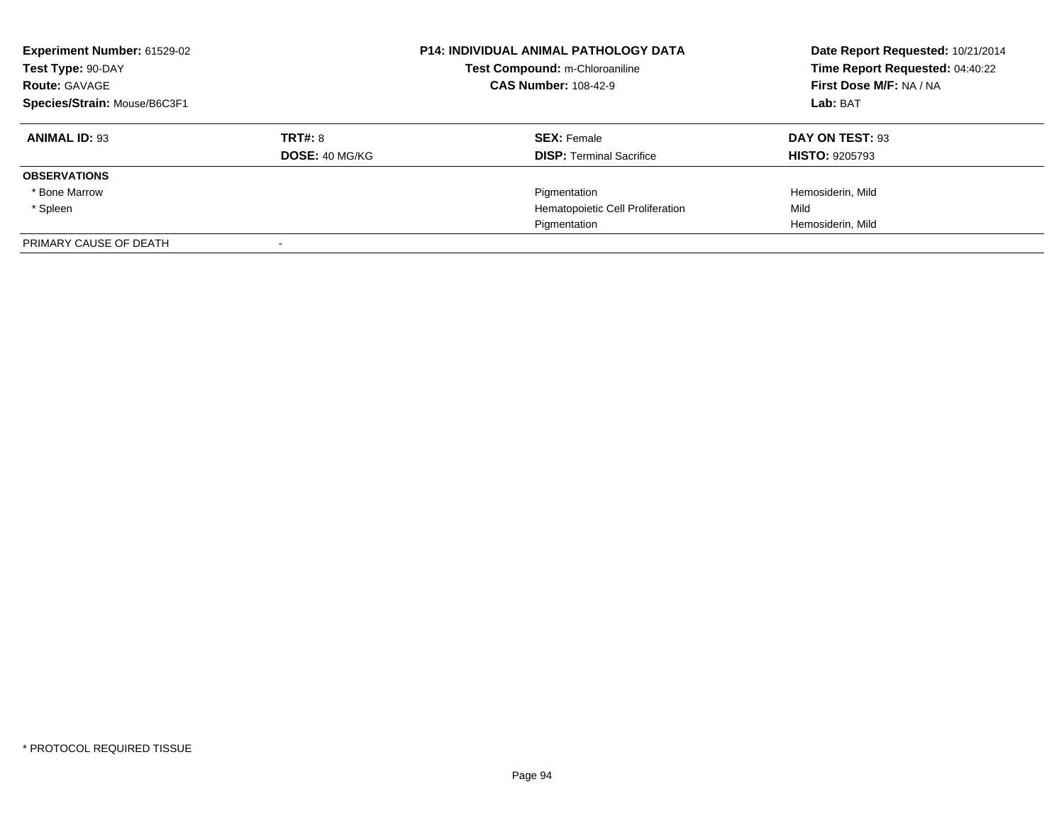**Experiment Number:** 61529-02
**Test Type:** 90-DAY
**Route:** GAVAGE
**Species/Strain:** Mouse/B6C3F1

**P14: INDIVIDUAL ANIMAL PATHOLOGY DATA**
**Test Compound:** m-Chloroaniline
**CAS Number:** 108-42-9

**Date Report Requested:** 10/21/2014
**Time Report Requested:** 04:40:22
**First Dose M/F:** NA / NA
**Lab:** BAT

| **ANIMAL ID:** 93 | **TRT#:** 8 | **SEX:** Female | **DAY ON TEST:** 93 |
|---|---|---|---|
| | **DOSE:** 40 MG/KG | **DISP:** Terminal Sacrifice | **HISTO:** 9205793 |
| **OBSERVATIONS** | | | |
| * Bone Marrow | | Pigmentation | Hemosiderin, Mild |
| * Spleen | | Hematopoietic Cell Proliferation | Mild |
| | | Pigmentation | Hemosiderin, Mild |
| PRIMARY CAUSE OF DEATH | - | | |

* PROTOCOL REQUIRED TISSUE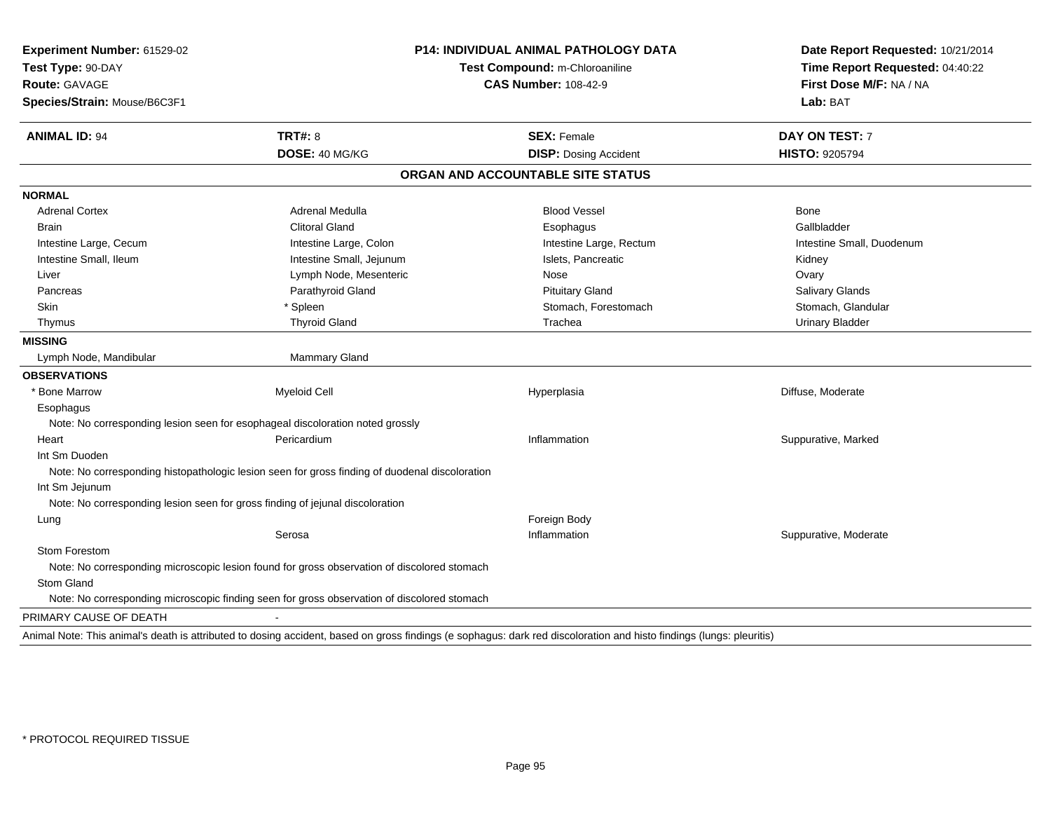**Experiment Number:** 61529-02
**Test Type:** 90-DAY
**Route:** GAVAGE
**Species/Strain:** Mouse/B6C3F1

**P14: INDIVIDUAL ANIMAL PATHOLOGY DATA**
**Test Compound:** m-Chloroaniline
**CAS Number:** 108-42-9

**Date Report Requested:** 10/21/2014
**Time Report Requested:** 04:40:22
**First Dose M/F:** NA / NA
**Lab:** BAT

| **ANIMAL ID:** 94 | **TRT#:** 8 | **SEX:** Female | **DAY ON TEST:** 7 |
|---|---|---|---|
| | **DOSE:** 40 MG/KG | **DISP:** Dosing Accident | **HISTO:** 9205794 |

## ORGAN AND ACCOUNTABLE SITE STATUS

**NORMAL**

| | | | |
|---|---|---|---|
| Adrenal Cortex | Adrenal Medulla | Blood Vessel | Bone |
| Brain | Clitoral Gland | Esophagus | Gallbladder |
| Intestine Large, Cecum | Intestine Large, Colon | Intestine Large, Rectum | Intestine Small, Duodenum |
| Intestine Small, Ileum | Intestine Small, Jejunum | Islets, Pancreatic | Kidney |
| Liver | Lymph Node, Mesenteric | Nose | Ovary |
| Pancreas | Parathyroid Gland | Pituitary Gland | Salivary Glands |
| Skin | * Spleen | Stomach, Forestomach | Stomach, Glandular |
| Thymus | Thyroid Gland | Trachea | Urinary Bladder |

**MISSING**

| | |
|---|---|
| Lymph Node, Mandibular | Mammary Gland |

**OBSERVATIONS**

| | | | |
|---|---|---|---|
| * Bone Marrow | Myeloid Cell | Hyperplasia | Diffuse, Moderate |
| Esophagus | | | |
| Note: No corresponding lesion seen for esophageal discoloration noted grossly | | | |
| Heart | Pericardium | Inflammation | Suppurative, Marked |
| Int Sm Duoden | | | |
| Note: No corresponding histopathologic lesion seen for gross finding of duodenal discoloration | | | |
| Int Sm Jejunum | | | |
| Note: No corresponding lesion seen for gross finding of jejunal discoloration | | | |
| Lung | | Foreign Body | |
| | Serosa | Inflammation | Suppurative, Moderate |
| Stom Forestom | | | |
| Note: No corresponding microscopic lesion found for gross observation of discolored stomach | | | |
| Stom Gland | | | |
| Note: No corresponding microscopic finding seen for gross observation of discolored stomach | | | |

PRIMARY CAUSE OF DEATH -

Animal Note: This animal's death is attributed to dosing accident, based on gross findings (e sophagus: dark red discoloration and histo findings (lungs: pleuritis)

\* PROTOCOL REQUIRED TISSUE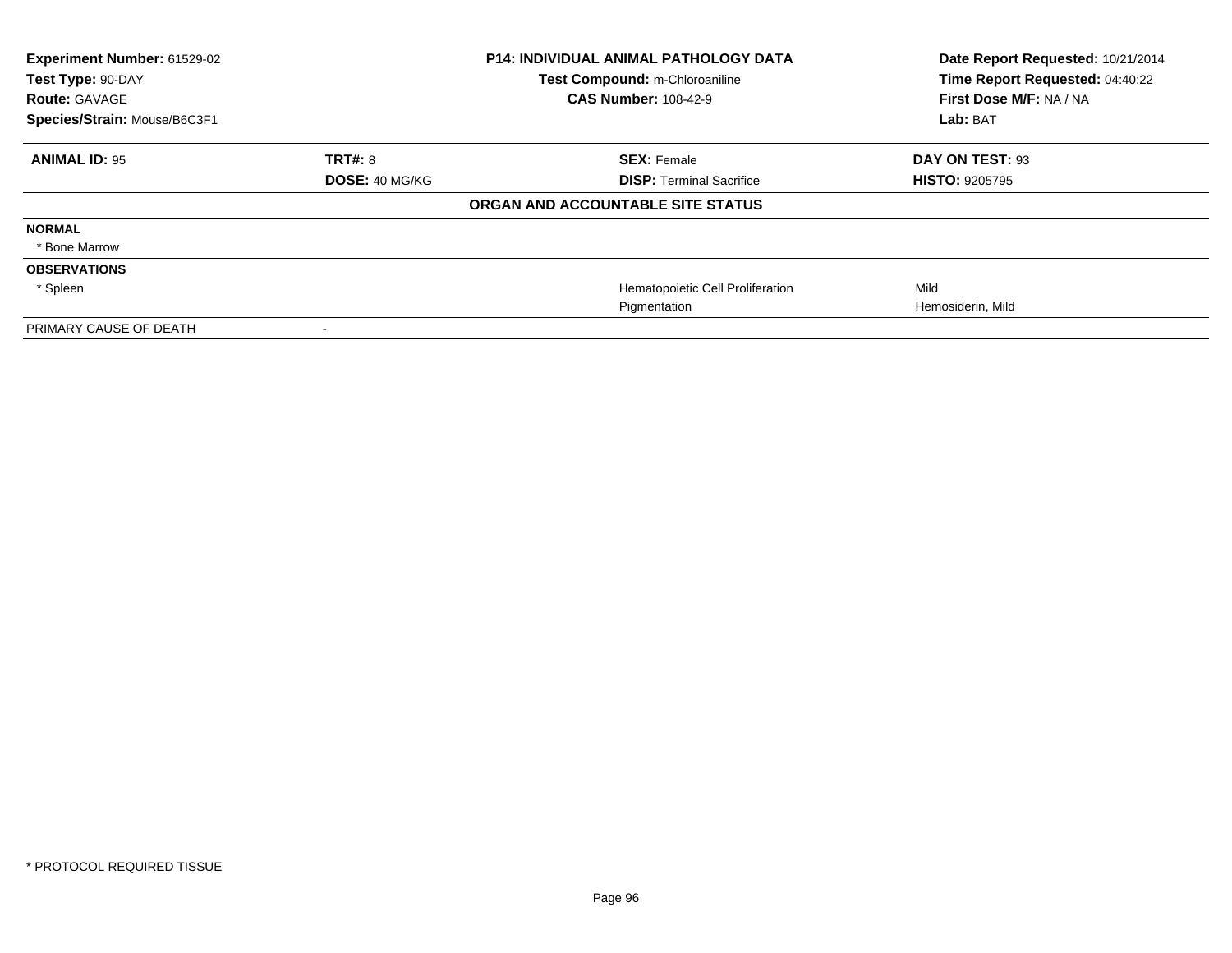| **Experiment Number:** 61529-02 | **P14: INDIVIDUAL ANIMAL PATHOLOGY DATA** | **Date Report Requested:** 10/21/2014 |
|---|---|---|
| **Test Type:** 90-DAY | **Test Compound:** m-Chloroaniline | **Time Report Requested:** 04:40:22 |
| **Route:** GAVAGE | **CAS Number:** 108-42-9 | **First Dose M/F:** NA / NA |
| **Species/Strain:** Mouse/B6C3F1 | | **Lab:** BAT |

| **ANIMAL ID:** 95 | **TRT#:** 8 | **SEX:** Female | **DAY ON TEST:** 93 |
|---|---|---|---|
| | **DOSE:** 40 MG/KG | **DISP:** Terminal Sacrifice | **HISTO:** 9205795 |

**ORGAN AND ACCOUNTABLE SITE STATUS**

| | | | |
|---|---|---|---|
| **NORMAL** | | | |
| * Bone Marrow | | | |
| **OBSERVATIONS** | | | |
| * Spleen | | Hematopoietic Cell Proliferation | Mild |
| | | Pigmentation | Hemosiderin, Mild |
| PRIMARY CAUSE OF DEATH | - | | |

* PROTOCOL REQUIRED TISSUE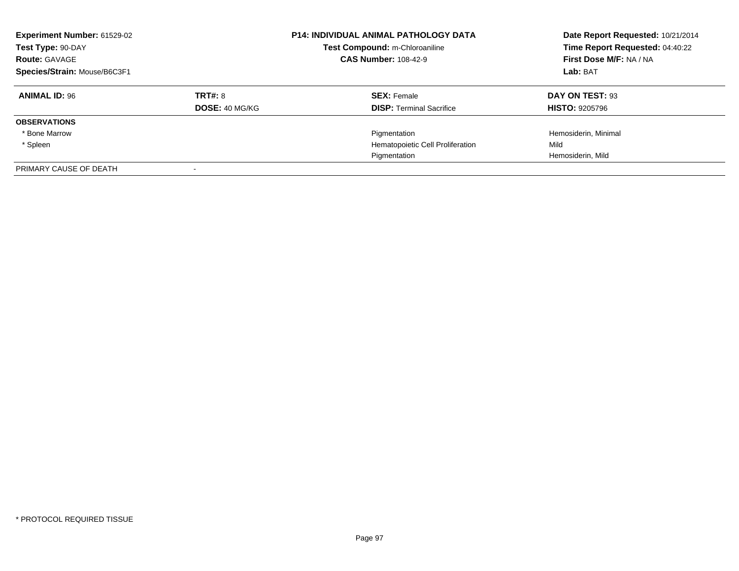**Experiment Number:** 61529-02
**Test Type:** 90-DAY
**Route:** GAVAGE
**Species/Strain:** Mouse/B6C3F1

**P14: INDIVIDUAL ANIMAL PATHOLOGY DATA**
**Test Compound:** m-Chloroaniline
**CAS Number:** 108-42-9

**Date Report Requested:** 10/21/2014
**Time Report Requested:** 04:40:22
**First Dose M/F:** NA / NA
**Lab:** BAT

| **ANIMAL ID:** 96 | **TRT#:** 8 | **SEX:** Female | **DAY ON TEST:** 93 |
|---|---|---|---|
| | **DOSE:** 40 MG/KG | **DISP:** Terminal Sacrifice | **HISTO:** 9205796 |
| **OBSERVATIONS** | | | |
| * Bone Marrow | | Pigmentation | Hemosiderin, Minimal |
| * Spleen | | Hematopoietic Cell Proliferation | Mild |
| | | Pigmentation | Hemosiderin, Mild |
| PRIMARY CAUSE OF DEATH | - | | |

* PROTOCOL REQUIRED TISSUE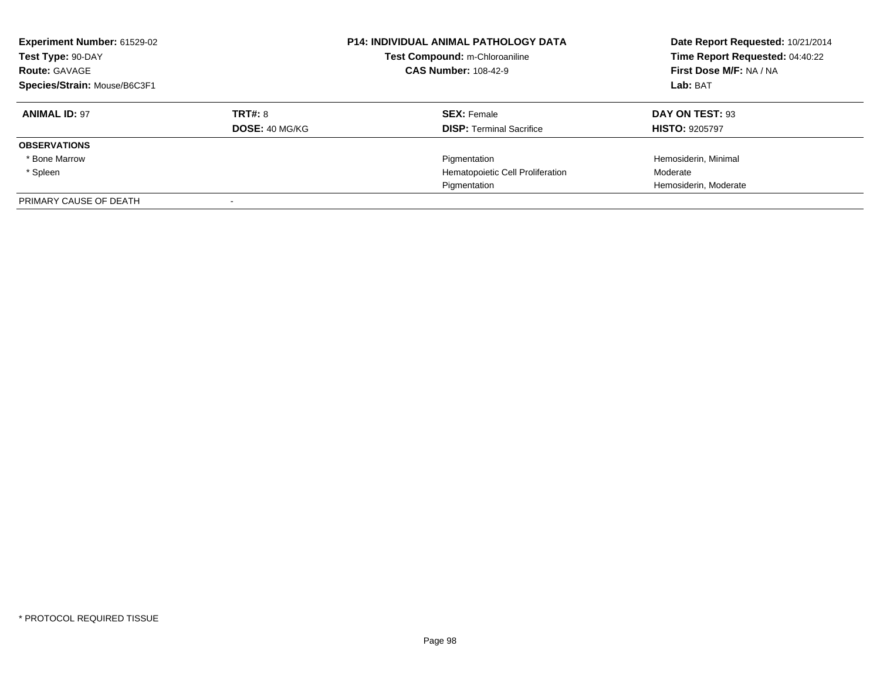**Experiment Number:** 61529-02
**Test Type:** 90-DAY
**Route:** GAVAGE
**Species/Strain:** Mouse/B6C3F1

**P14: INDIVIDUAL ANIMAL PATHOLOGY DATA**
**Test Compound:** m-Chloroaniline
**CAS Number:** 108-42-9

**Date Report Requested:** 10/21/2014
**Time Report Requested:** 04:40:22
**First Dose M/F:** NA / NA
**Lab:** BAT

| **ANIMAL ID:** 97 | **TRT#:** 8 | **SEX:** Female | **DAY ON TEST:** 93 |
|---|---|---|---|
| | **DOSE:** 40 MG/KG | **DISP:** Terminal Sacrifice | **HISTO:** 9205797 |
| **OBSERVATIONS** | | | |
| * Bone Marrow | | Pigmentation | Hemosiderin, Minimal |
| * Spleen | | Hematopoietic Cell Proliferation | Moderate |
| | | Pigmentation | Hemosiderin, Moderate |
| PRIMARY CAUSE OF DEATH | - | | |

* PROTOCOL REQUIRED TISSUE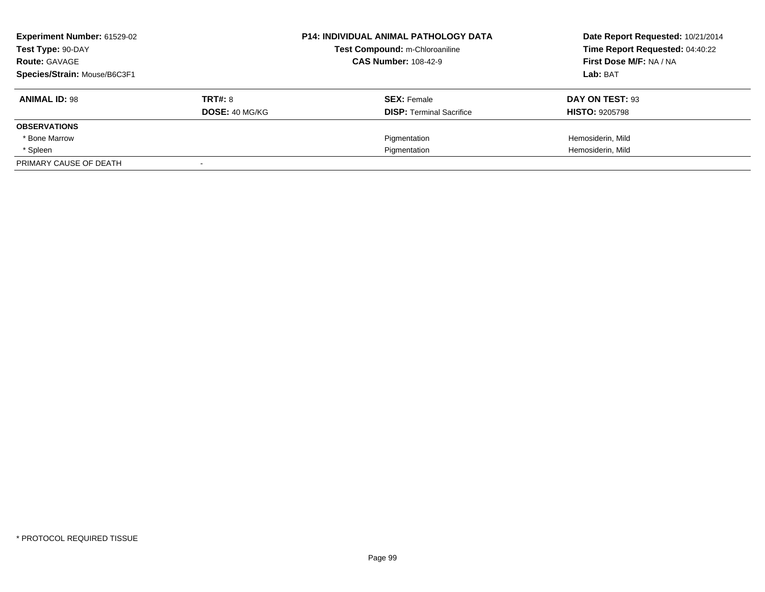**Experiment Number:** 61529-02
**Test Type:** 90-DAY
**Route:** GAVAGE
**Species/Strain:** Mouse/B6C3F1

**P14: INDIVIDUAL ANIMAL PATHOLOGY DATA**
**Test Compound:** m-Chloroaniline
**CAS Number:** 108-42-9

**Date Report Requested:** 10/21/2014
**Time Report Requested:** 04:40:22
**First Dose M/F:** NA / NA
**Lab:** BAT

| **ANIMAL ID:** 98 | **TRT#:** 8 | **SEX:** Female | **DAY ON TEST:** 93 |
|---|---|---|---|
| | **DOSE:** 40 MG/KG | **DISP:** Terminal Sacrifice | **HISTO:** 9205798 |
| **OBSERVATIONS** | | | |
| * Bone Marrow | | Pigmentation | Hemosiderin, Mild |
| * Spleen | | Pigmentation | Hemosiderin, Mild |
| PRIMARY CAUSE OF DEATH | - | | |

* PROTOCOL REQUIRED TISSUE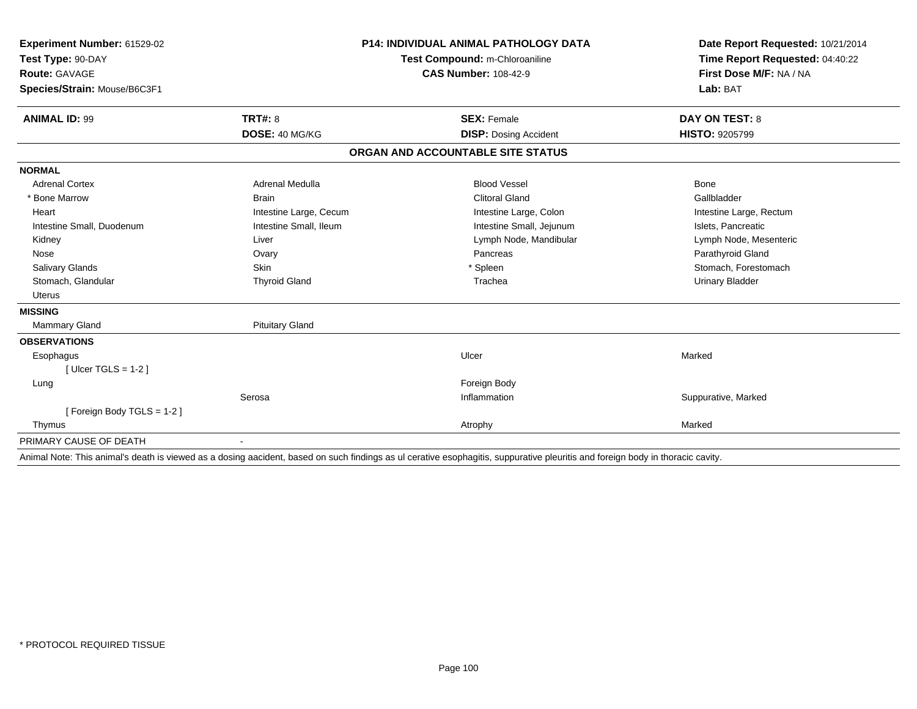**Experiment Number:** 61529-02
**Test Type:** 90-DAY
**Route:** GAVAGE
**Species/Strain:** Mouse/B6C3F1

**P14: INDIVIDUAL ANIMAL PATHOLOGY DATA**
**Test Compound:** m-Chloroaniline
**CAS Number:** 108-42-9

**Date Report Requested:** 10/21/2014
**Time Report Requested:** 04:40:22
**First Dose M/F:** NA / NA
**Lab:** BAT

| **ANIMAL ID:** 99 | **TRT#:** 8 | **SEX:** Female | **DAY ON TEST:** 8 |
|---|---|---|---|
| | **DOSE:** 40 MG/KG | **DISP:** Dosing Accident | **HISTO:** 9205799 |

## ORGAN AND ACCOUNTABLE SITE STATUS

**NORMAL**

| | | | |
|---|---|---|---|
| Adrenal Cortex | Adrenal Medulla | Blood Vessel | Bone |
| * Bone Marrow | Brain | Clitoral Gland | Gallbladder |
| Heart | Intestine Large, Cecum | Intestine Large, Colon | Intestine Large, Rectum |
| Intestine Small, Duodenum | Intestine Small, Ileum | Intestine Small, Jejunum | Islets, Pancreatic |
| Kidney | Liver | Lymph Node, Mandibular | Lymph Node, Mesenteric |
| Nose | Ovary | Pancreas | Parathyroid Gland |
| Salivary Glands | Skin | * Spleen | Stomach, Forestomach |
| Stomach, Glandular | Thyroid Gland | Trachea | Urinary Bladder |
| Uterus | | | |

**MISSING**

| | |
|---|---|
| Mammary Gland | Pituitary Gland |

**OBSERVATIONS**

| | | | |
|---|---|---|---|
| Esophagus | | Ulcer | Marked |
| [ Ulcer TGLS = 1-2 ] | | | |
| Lung | | Foreign Body | |
| | Serosa | Inflammation | Suppurative, Marked |
| [ Foreign Body TGLS = 1-2 ] | | | |
| Thymus | | Atrophy | Marked |

PRIMARY CAUSE OF DEATH -

Animal Note: This animal's death is viewed as a dosing aacident, based on such findings as ul cerative esophagitis, suppurative pleuritis and foreign body in thoracic cavity.

\* PROTOCOL REQUIRED TISSUE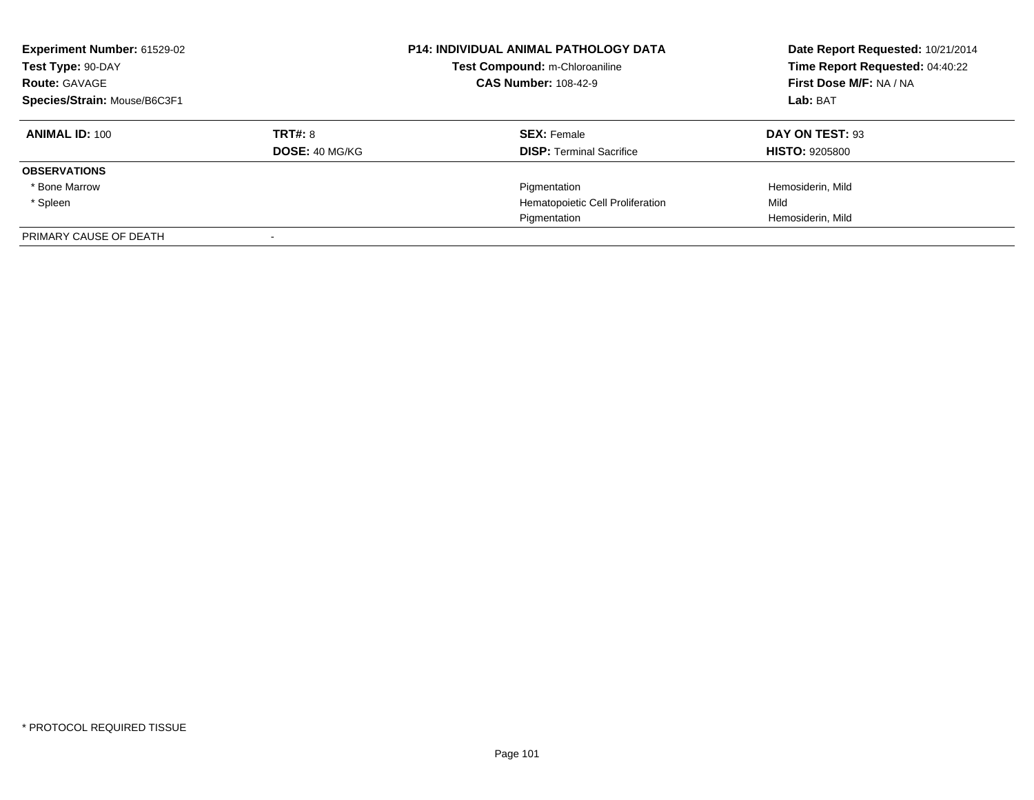**Experiment Number:** 61529-02
**Test Type:** 90-DAY
**Route:** GAVAGE
**Species/Strain:** Mouse/B6C3F1

**P14: INDIVIDUAL ANIMAL PATHOLOGY DATA**
**Test Compound:** m-Chloroaniline
**CAS Number:** 108-42-9

**Date Report Requested:** 10/21/2014
**Time Report Requested:** 04:40:22
**First Dose M/F:** NA / NA
**Lab:** BAT

| **ANIMAL ID:** 100 | **TRT#:** 8 | **SEX:** Female | **DAY ON TEST:** 93 |
|---|---|---|---|
| | **DOSE:** 40 MG/KG | **DISP:** Terminal Sacrifice | **HISTO:** 9205800 |
| **OBSERVATIONS** | | | |
| * Bone Marrow | | Pigmentation | Hemosiderin, Mild |
| * Spleen | | Hematopoietic Cell Proliferation | Mild |
| | | Pigmentation | Hemosiderin, Mild |
| PRIMARY CAUSE OF DEATH | - | | |

* PROTOCOL REQUIRED TISSUE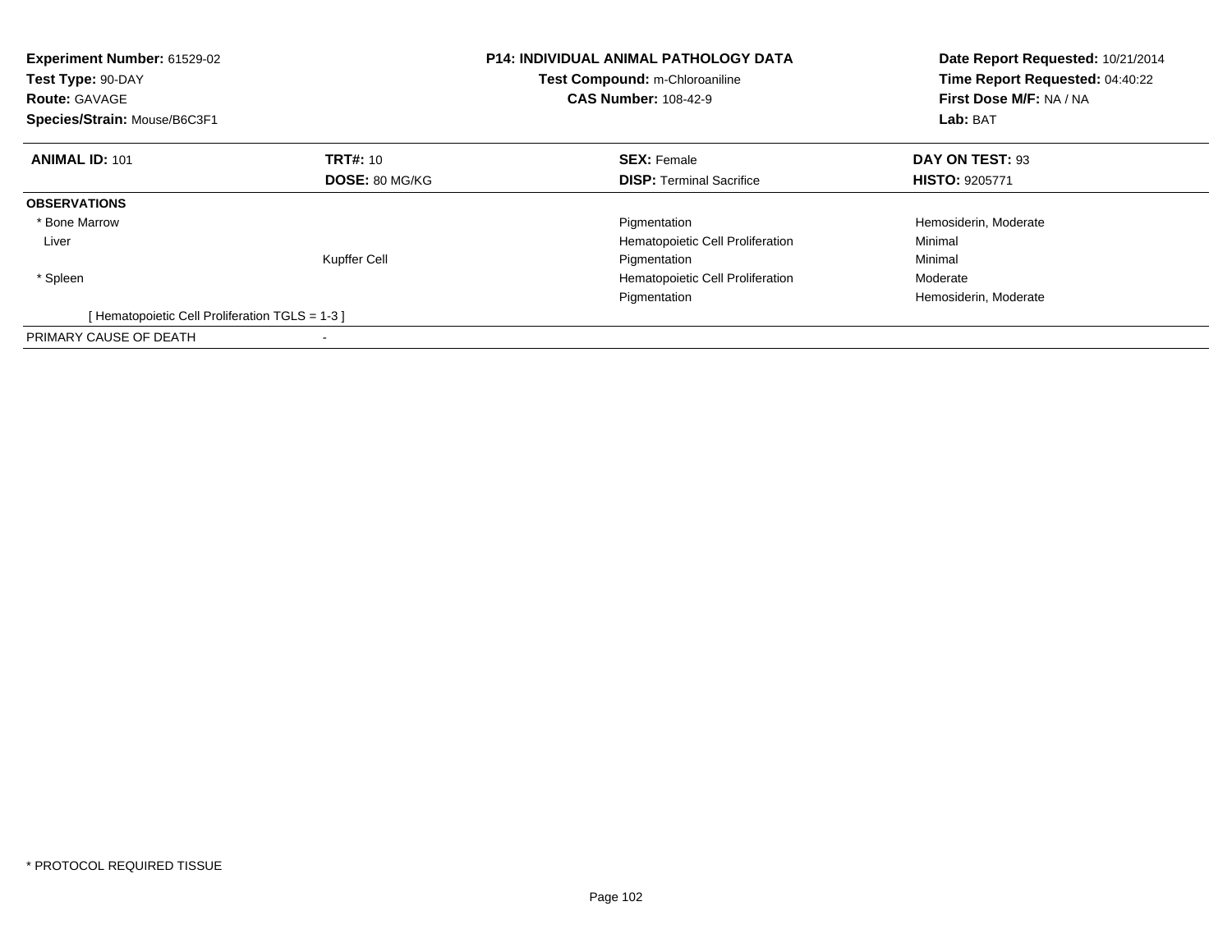**Experiment Number:** 61529-02
**Test Type:** 90-DAY
**Route:** GAVAGE
**Species/Strain:** Mouse/B6C3F1

**P14: INDIVIDUAL ANIMAL PATHOLOGY DATA**
**Test Compound:** m-Chloroaniline
**CAS Number:** 108-42-9

**Date Report Requested:** 10/21/2014
**Time Report Requested:** 04:40:22
**First Dose M/F:** NA / NA
**Lab:** BAT

| **ANIMAL ID:** 101 | **TRT#:** 10 | **SEX:** Female | **DAY ON TEST:** 93 |
|---|---|---|---|
| | **DOSE:** 80 MG/KG | **DISP:** Terminal Sacrifice | **HISTO:** 9205771 |
| **OBSERVATIONS** | | | |
| * Bone Marrow | | Pigmentation | Hemosiderin, Moderate |
| Liver | | Hematopoietic Cell Proliferation | Minimal |
| | Kupffer Cell | Pigmentation | Minimal |
| * Spleen | | Hematopoietic Cell Proliferation | Moderate |
| | | Pigmentation | Hemosiderin, Moderate |
| [ Hematopoietic Cell Proliferation TGLS = 1-3 ] | | | |
| PRIMARY CAUSE OF DEATH | - | | |

* PROTOCOL REQUIRED TISSUE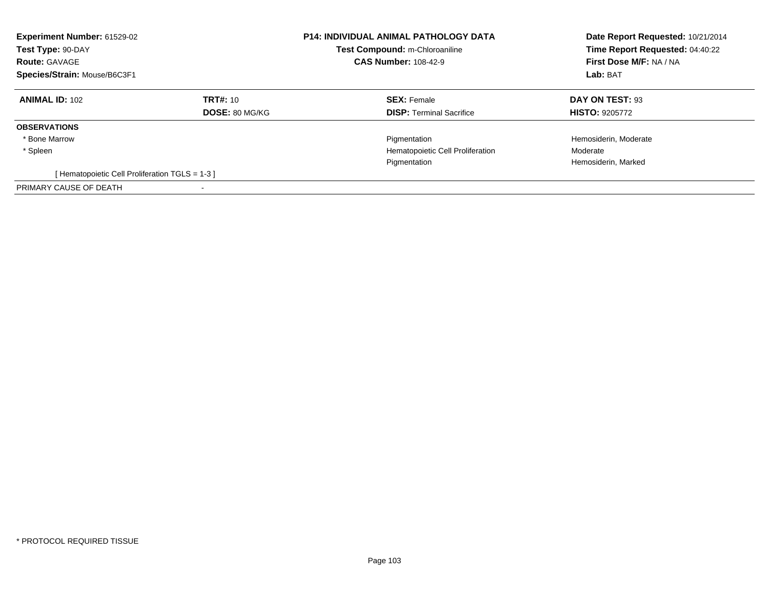**Experiment Number:** 61529-02
**Test Type:** 90-DAY
**Route:** GAVAGE
**Species/Strain:** Mouse/B6C3F1

**P14: INDIVIDUAL ANIMAL PATHOLOGY DATA**
**Test Compound:** m-Chloroaniline
**CAS Number:** 108-42-9

**Date Report Requested:** 10/21/2014
**Time Report Requested:** 04:40:22
**First Dose M/F:** NA / NA
**Lab:** BAT

| **ANIMAL ID:** 102 | **TRT#:** 10 | **SEX:** Female | **DAY ON TEST:** 93 |
|---|---|---|---|
| | **DOSE:** 80 MG/KG | **DISP:** Terminal Sacrifice | **HISTO:** 9205772 |
| **OBSERVATIONS** | | | |
| * Bone Marrow | | Pigmentation | Hemosiderin, Moderate |
| * Spleen | | Hematopoietic Cell Proliferation | Moderate |
| | | Pigmentation | Hemosiderin, Marked |
| [ Hematopoietic Cell Proliferation TGLS = 1-3 ] | | | |
| PRIMARY CAUSE OF DEATH | - | | |

* PROTOCOL REQUIRED TISSUE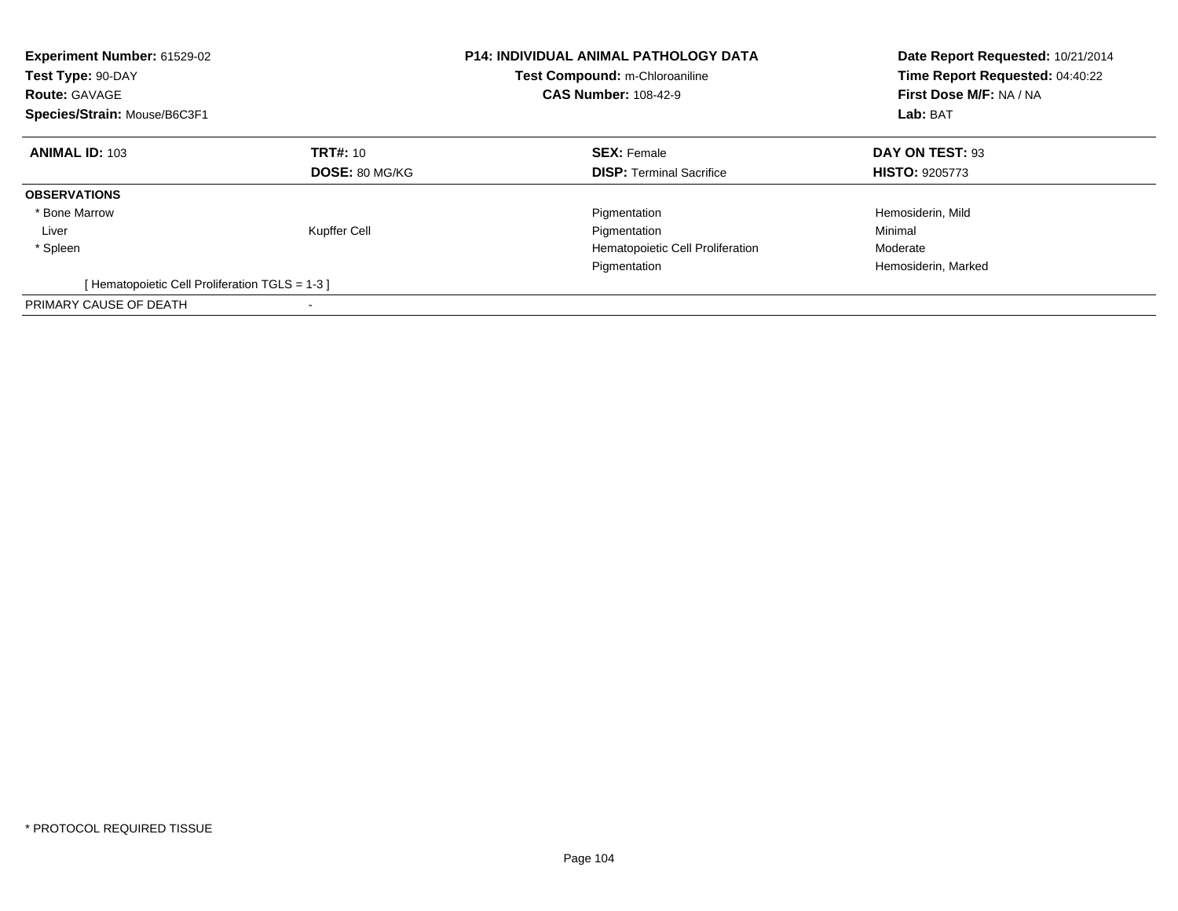**Experiment Number:** 61529-02
**Test Type:** 90-DAY
**Route:** GAVAGE
**Species/Strain:** Mouse/B6C3F1

**P14: INDIVIDUAL ANIMAL PATHOLOGY DATA**
**Test Compound:** m-Chloroaniline
**CAS Number:** 108-42-9

**Date Report Requested:** 10/21/2014
**Time Report Requested:** 04:40:22
**First Dose M/F:** NA / NA
**Lab:** BAT

| **ANIMAL ID:** 103 | **TRT#:** 10 | **SEX:** Female | **DAY ON TEST:** 93 |
|---|---|---|---|
| | **DOSE:** 80 MG/KG | **DISP:** Terminal Sacrifice | **HISTO:** 9205773 |
| **OBSERVATIONS** | | | |
| * Bone Marrow | | Pigmentation | Hemosiderin, Mild |
| Liver | Kupffer Cell | Pigmentation | Minimal |
| * Spleen | | Hematopoietic Cell Proliferation | Moderate |
| | | Pigmentation | Hemosiderin, Marked |
| [ Hematopoietic Cell Proliferation TGLS = 1-3 ] | | | |
| PRIMARY CAUSE OF DEATH | - | | |

* PROTOCOL REQUIRED TISSUE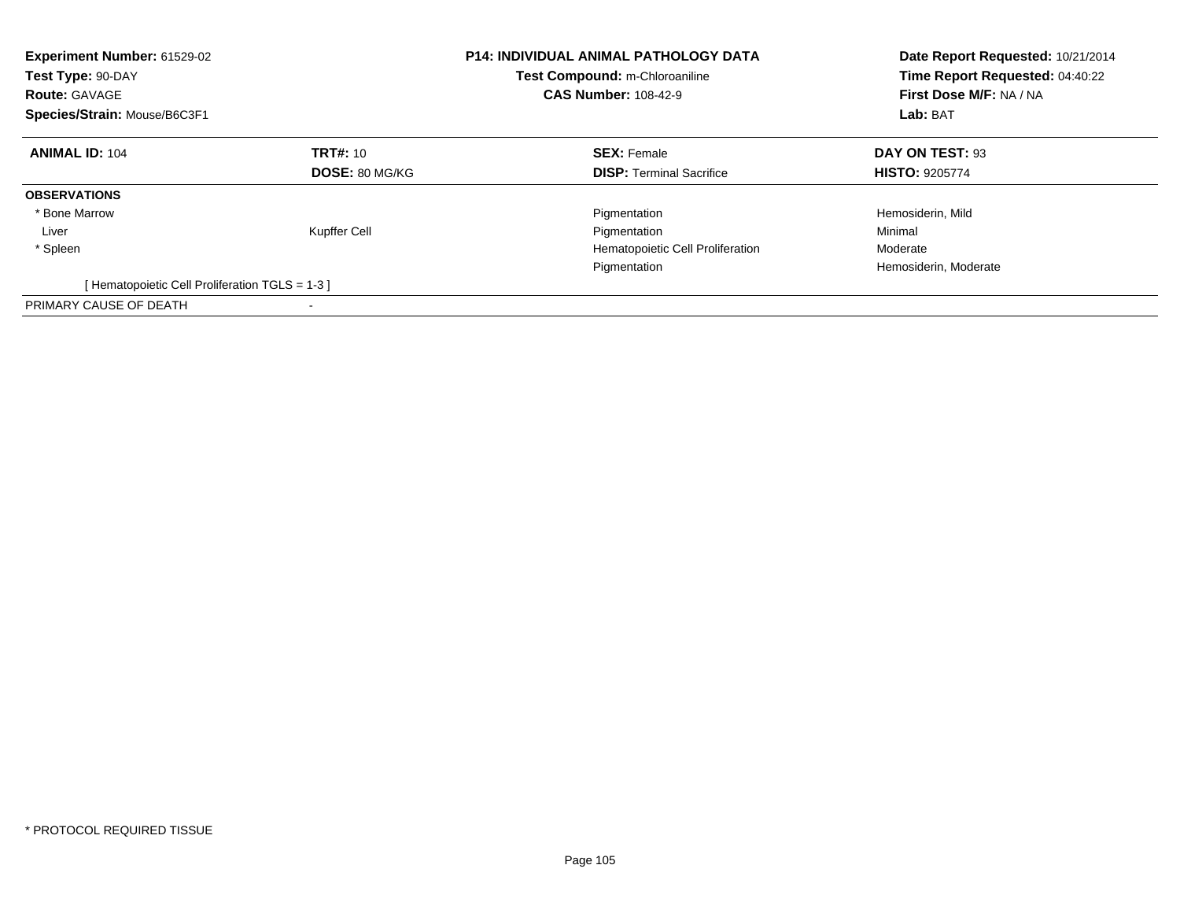**Experiment Number:** 61529-02
**Test Type:** 90-DAY
**Route:** GAVAGE
**Species/Strain:** Mouse/B6C3F1

**P14: INDIVIDUAL ANIMAL PATHOLOGY DATA**
**Test Compound:** m-Chloroaniline
**CAS Number:** 108-42-9

**Date Report Requested:** 10/21/2014
**Time Report Requested:** 04:40:22
**First Dose M/F:** NA / NA
**Lab:** BAT

| **ANIMAL ID:** 104 | **TRT#:** 10 | **SEX:** Female | **DAY ON TEST:** 93 |
|---|---|---|---|
| | **DOSE:** 80 MG/KG | **DISP:** Terminal Sacrifice | **HISTO:** 9205774 |
| **OBSERVATIONS** | | | |
| * Bone Marrow | | Pigmentation | Hemosiderin, Mild |
| Liver | Kupffer Cell | Pigmentation | Minimal |
| * Spleen | | Hematopoietic Cell Proliferation | Moderate |
| | | Pigmentation | Hemosiderin, Moderate |
| [ Hematopoietic Cell Proliferation TGLS = 1-3 ] | | | |
| PRIMARY CAUSE OF DEATH | - | | |

* PROTOCOL REQUIRED TISSUE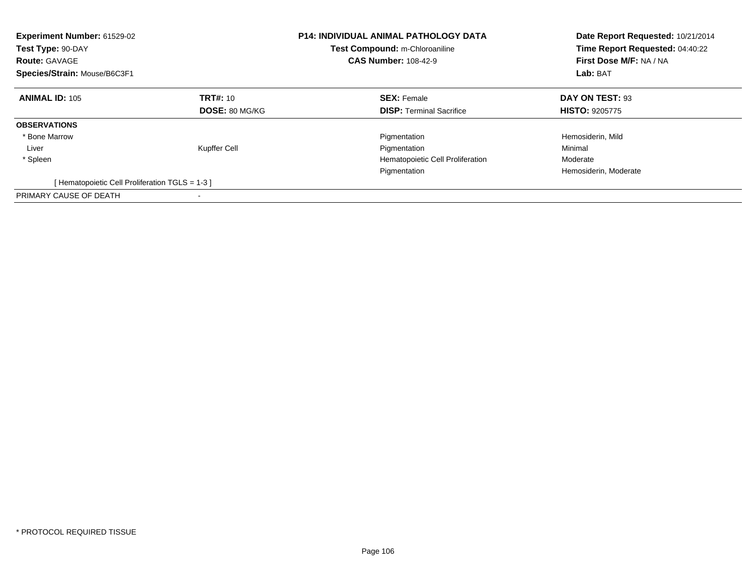**Experiment Number:** 61529-02
**Test Type:** 90-DAY
**Route:** GAVAGE
**Species/Strain:** Mouse/B6C3F1

**P14: INDIVIDUAL ANIMAL PATHOLOGY DATA**
**Test Compound:** m-Chloroaniline
**CAS Number:** 108-42-9

**Date Report Requested:** 10/21/2014
**Time Report Requested:** 04:40:22
**First Dose M/F:** NA / NA
**Lab:** BAT

| **ANIMAL ID:** 105 | **TRT#:** 10 | **SEX:** Female | **DAY ON TEST:** 93 |
|---|---|---|---|
| | **DOSE:** 80 MG/KG | **DISP:** Terminal Sacrifice | **HISTO:** 9205775 |
| **OBSERVATIONS** | | | |
| * Bone Marrow | | Pigmentation | Hemosiderin, Mild |
| Liver | Kupffer Cell | Pigmentation | Minimal |
| * Spleen | | Hematopoietic Cell Proliferation | Moderate |
| | | Pigmentation | Hemosiderin, Moderate |
| [ Hematopoietic Cell Proliferation TGLS = 1-3 ] | | | |
| PRIMARY CAUSE OF DEATH | - | | |

* PROTOCOL REQUIRED TISSUE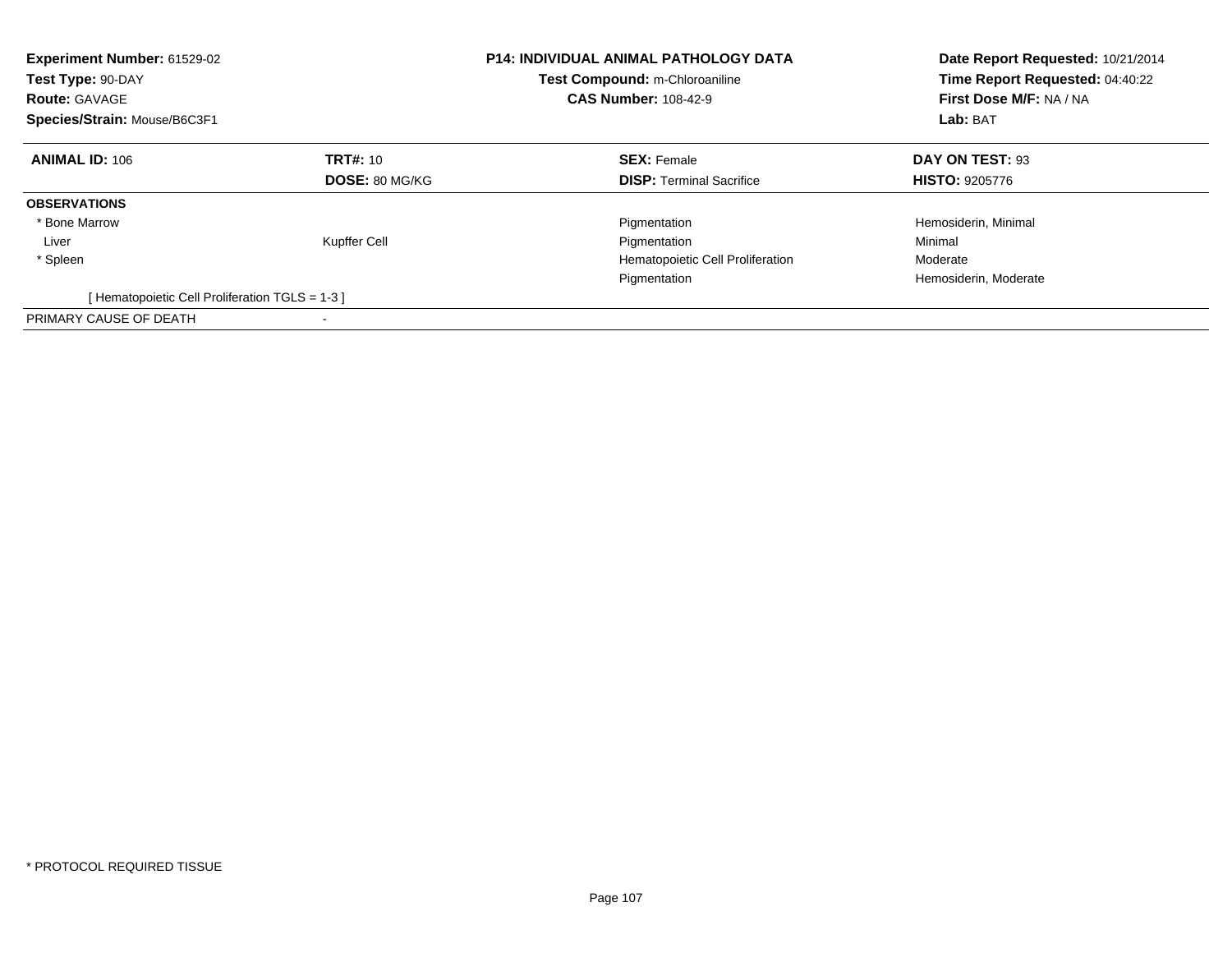**Experiment Number:** 61529-02
**Test Type:** 90-DAY
**Route:** GAVAGE
**Species/Strain:** Mouse/B6C3F1

**P14: INDIVIDUAL ANIMAL PATHOLOGY DATA**
**Test Compound:** m-Chloroaniline
**CAS Number:** 108-42-9

**Date Report Requested:** 10/21/2014
**Time Report Requested:** 04:40:22
**First Dose M/F:** NA / NA
**Lab:** BAT

| **ANIMAL ID:** 106 | **TRT#:** 10 | **SEX:** Female | **DAY ON TEST:** 93 |
|---|---|---|---|
| | **DOSE:** 80 MG/KG | **DISP:** Terminal Sacrifice | **HISTO:** 9205776 |
| **OBSERVATIONS** | | | |
| * Bone Marrow | | Pigmentation | Hemosiderin, Minimal |
| Liver | Kupffer Cell | Pigmentation | Minimal |
| * Spleen | | Hematopoietic Cell Proliferation | Moderate |
| | | Pigmentation | Hemosiderin, Moderate |
| [ Hematopoietic Cell Proliferation TGLS = 1-3 ] | | | |
| PRIMARY CAUSE OF DEATH | - | | |

* PROTOCOL REQUIRED TISSUE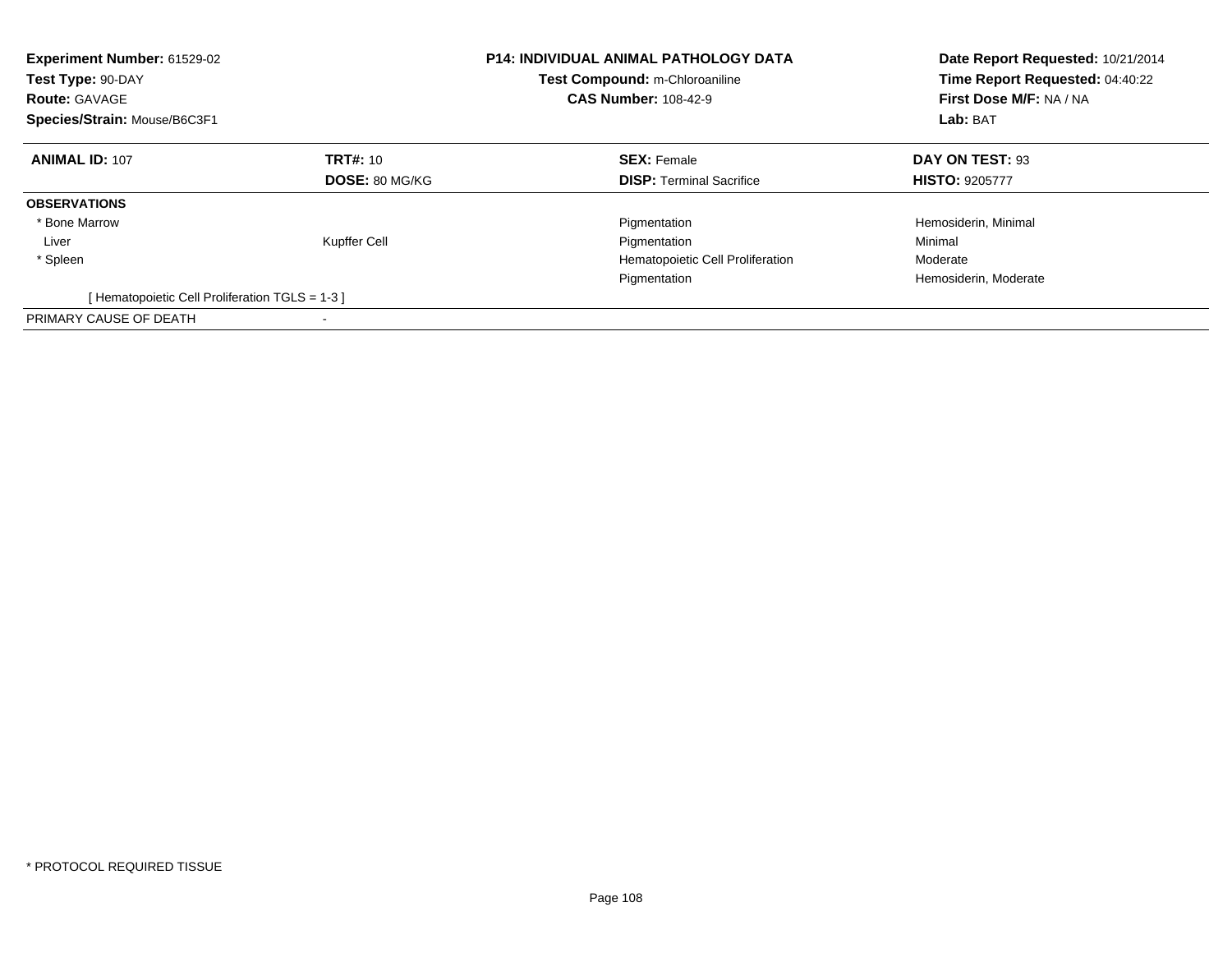**Experiment Number:** 61529-02
**Test Type:** 90-DAY
**Route:** GAVAGE
**Species/Strain:** Mouse/B6C3F1

**P14: INDIVIDUAL ANIMAL PATHOLOGY DATA**
**Test Compound:** m-Chloroaniline
**CAS Number:** 108-42-9

**Date Report Requested:** 10/21/2014
**Time Report Requested:** 04:40:22
**First Dose M/F:** NA / NA
**Lab:** BAT

| **ANIMAL ID:** 107 | **TRT#:** 10 | **SEX:** Female | **DAY ON TEST:** 93 |
|---|---|---|---|
| | **DOSE:** 80 MG/KG | **DISP:** Terminal Sacrifice | **HISTO:** 9205777 |
| **OBSERVATIONS** | | | |
| * Bone Marrow | | Pigmentation | Hemosiderin, Minimal |
| Liver | Kupffer Cell | Pigmentation | Minimal |
| * Spleen | | Hematopoietic Cell Proliferation | Moderate |
| | | Pigmentation | Hemosiderin, Moderate |
| [ Hematopoietic Cell Proliferation TGLS = 1-3 ] | | | |
| PRIMARY CAUSE OF DEATH | - | | |

* PROTOCOL REQUIRED TISSUE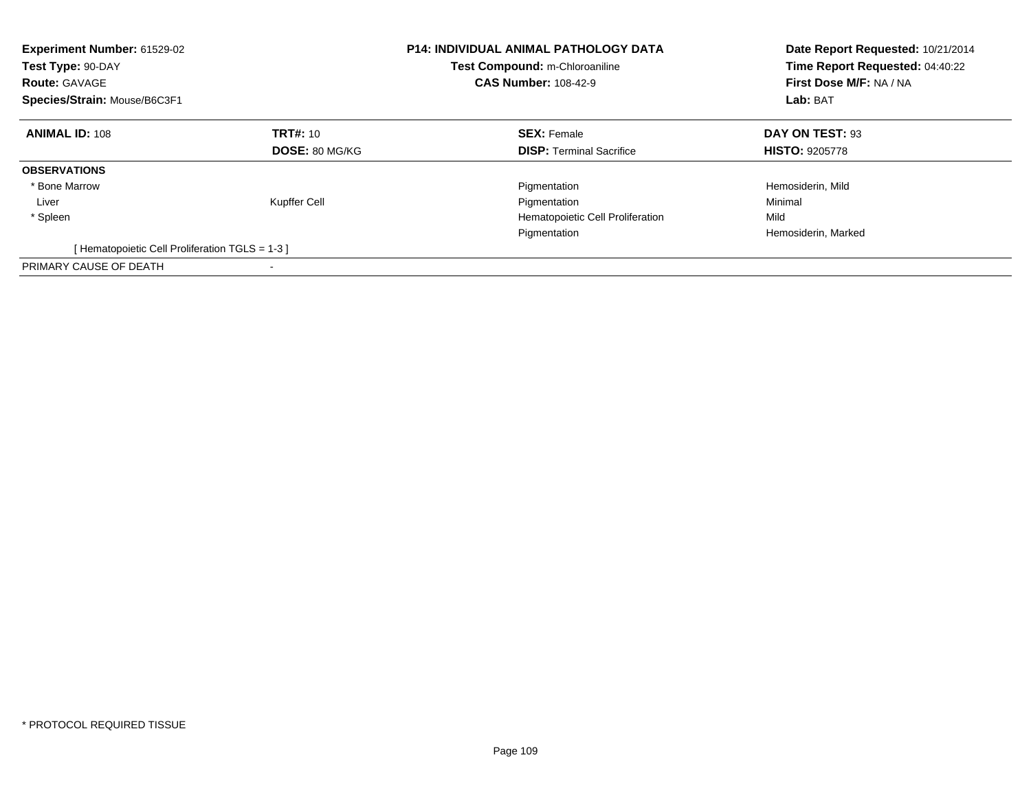**Experiment Number:** 61529-02
**Test Type:** 90-DAY
**Route:** GAVAGE
**Species/Strain:** Mouse/B6C3F1

**P14: INDIVIDUAL ANIMAL PATHOLOGY DATA**
**Test Compound:** m-Chloroaniline
**CAS Number:** 108-42-9

**Date Report Requested:** 10/21/2014
**Time Report Requested:** 04:40:22
**First Dose M/F:** NA / NA
**Lab:** BAT

| **ANIMAL ID:** 108 | **TRT#:** 10 | **SEX:** Female | **DAY ON TEST:** 93 |
|---|---|---|---|
| | **DOSE:** 80 MG/KG | **DISP:** Terminal Sacrifice | **HISTO:** 9205778 |
| **OBSERVATIONS** | | | |
| * Bone Marrow | | Pigmentation | Hemosiderin, Mild |
| Liver | Kupffer Cell | Pigmentation | Minimal |
| * Spleen | | Hematopoietic Cell Proliferation | Mild |
| | | Pigmentation | Hemosiderin, Marked |
| [ Hematopoietic Cell Proliferation TGLS = 1-3 ] | | | |
| PRIMARY CAUSE OF DEATH | - | | |

* PROTOCOL REQUIRED TISSUE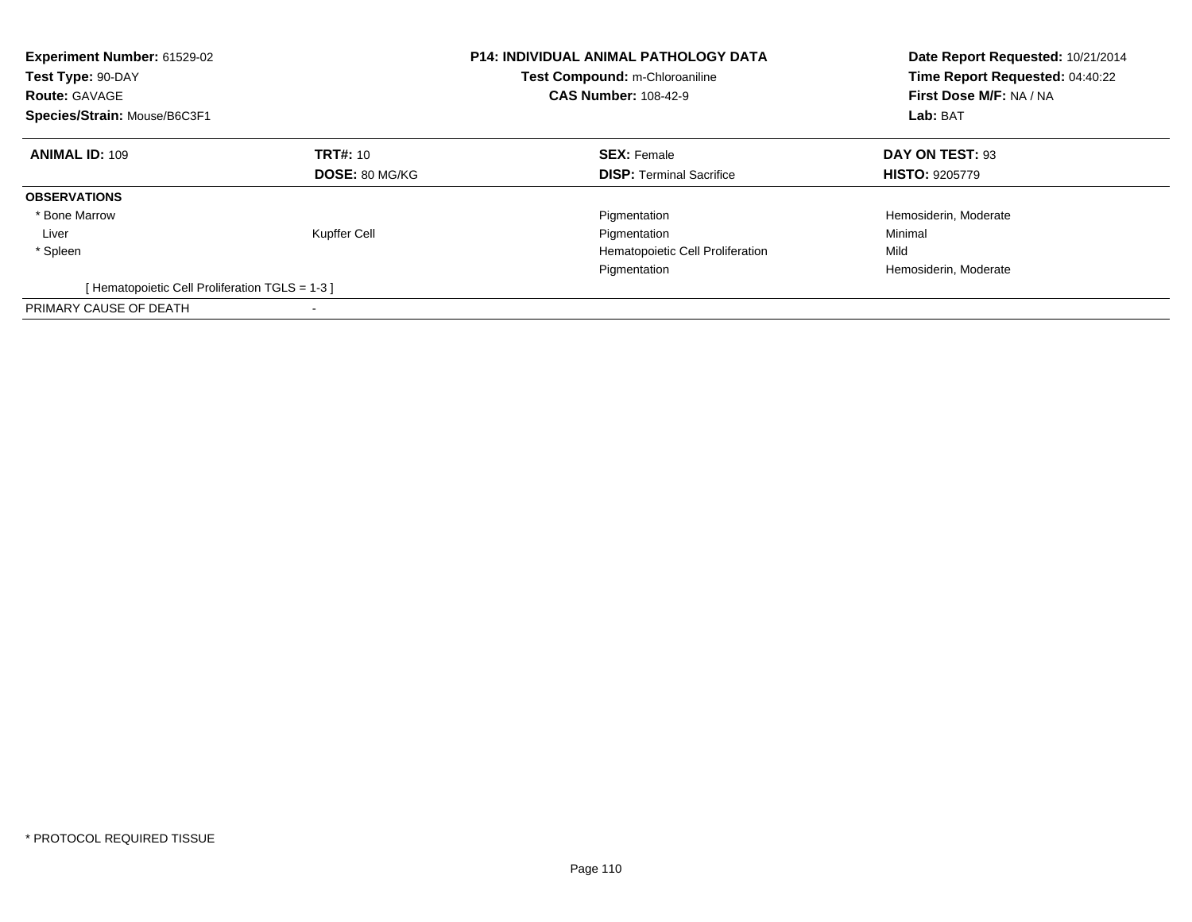**Experiment Number:** 61529-02
**Test Type:** 90-DAY
**Route:** GAVAGE
**Species/Strain:** Mouse/B6C3F1

**P14: INDIVIDUAL ANIMAL PATHOLOGY DATA**
**Test Compound:** m-Chloroaniline
**CAS Number:** 108-42-9

**Date Report Requested:** 10/21/2014
**Time Report Requested:** 04:40:22
**First Dose M/F:** NA / NA
**Lab:** BAT

| **ANIMAL ID:** 109 | **TRT#:** 10 | **SEX:** Female | **DAY ON TEST:** 93 |
|---|---|---|---|
| | **DOSE:** 80 MG/KG | **DISP:** Terminal Sacrifice | **HISTO:** 9205779 |
| **OBSERVATIONS** | | | |
| * Bone Marrow | | Pigmentation | Hemosiderin, Moderate |
| Liver | Kupffer Cell | Pigmentation | Minimal |
| * Spleen | | Hematopoietic Cell Proliferation | Mild |
| | | Pigmentation | Hemosiderin, Moderate |
| [ Hematopoietic Cell Proliferation TGLS = 1-3 ] | | | |
| PRIMARY CAUSE OF DEATH | - | | |

* PROTOCOL REQUIRED TISSUE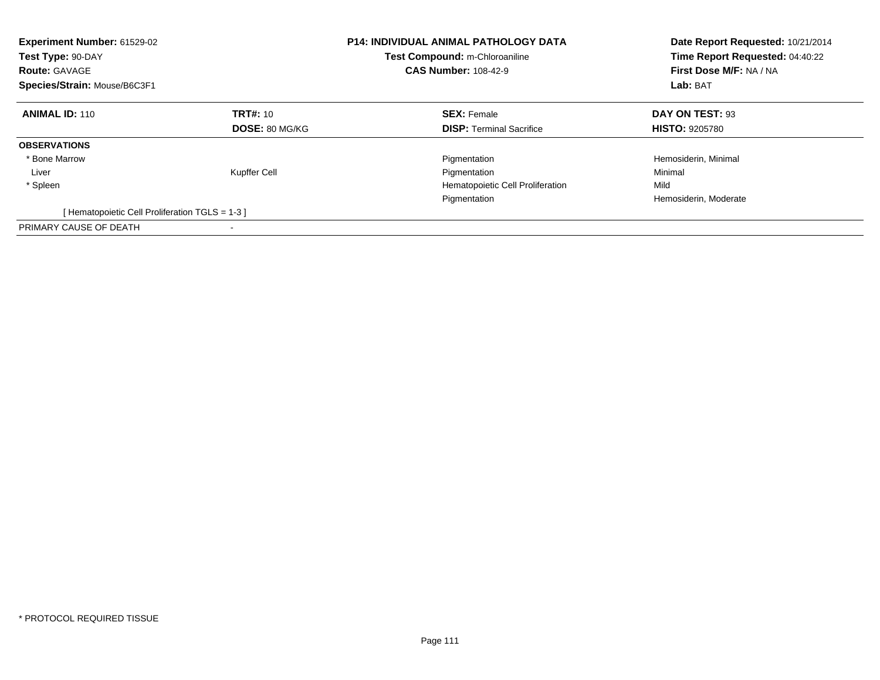**Experiment Number:** 61529-02
**Test Type:** 90-DAY
**Route:** GAVAGE
**Species/Strain:** Mouse/B6C3F1

**P14: INDIVIDUAL ANIMAL PATHOLOGY DATA**
**Test Compound:** m-Chloroaniline
**CAS Number:** 108-42-9

**Date Report Requested:** 10/21/2014
**Time Report Requested:** 04:40:22
**First Dose M/F:** NA / NA
**Lab:** BAT

| **ANIMAL ID:** 110 | **TRT#:** 10 | **SEX:** Female | **DAY ON TEST:** 93 |
|---|---|---|---|
| | **DOSE:** 80 MG/KG | **DISP:** Terminal Sacrifice | **HISTO:** 9205780 |
| **OBSERVATIONS** | | | |
| * Bone Marrow | | Pigmentation | Hemosiderin, Minimal |
| Liver | Kupffer Cell | Pigmentation | Minimal |
| * Spleen | | Hematopoietic Cell Proliferation | Mild |
| | | Pigmentation | Hemosiderin, Moderate |
| [ Hematopoietic Cell Proliferation TGLS = 1-3 ] | | | |
| PRIMARY CAUSE OF DEATH | - | | |

* PROTOCOL REQUIRED TISSUE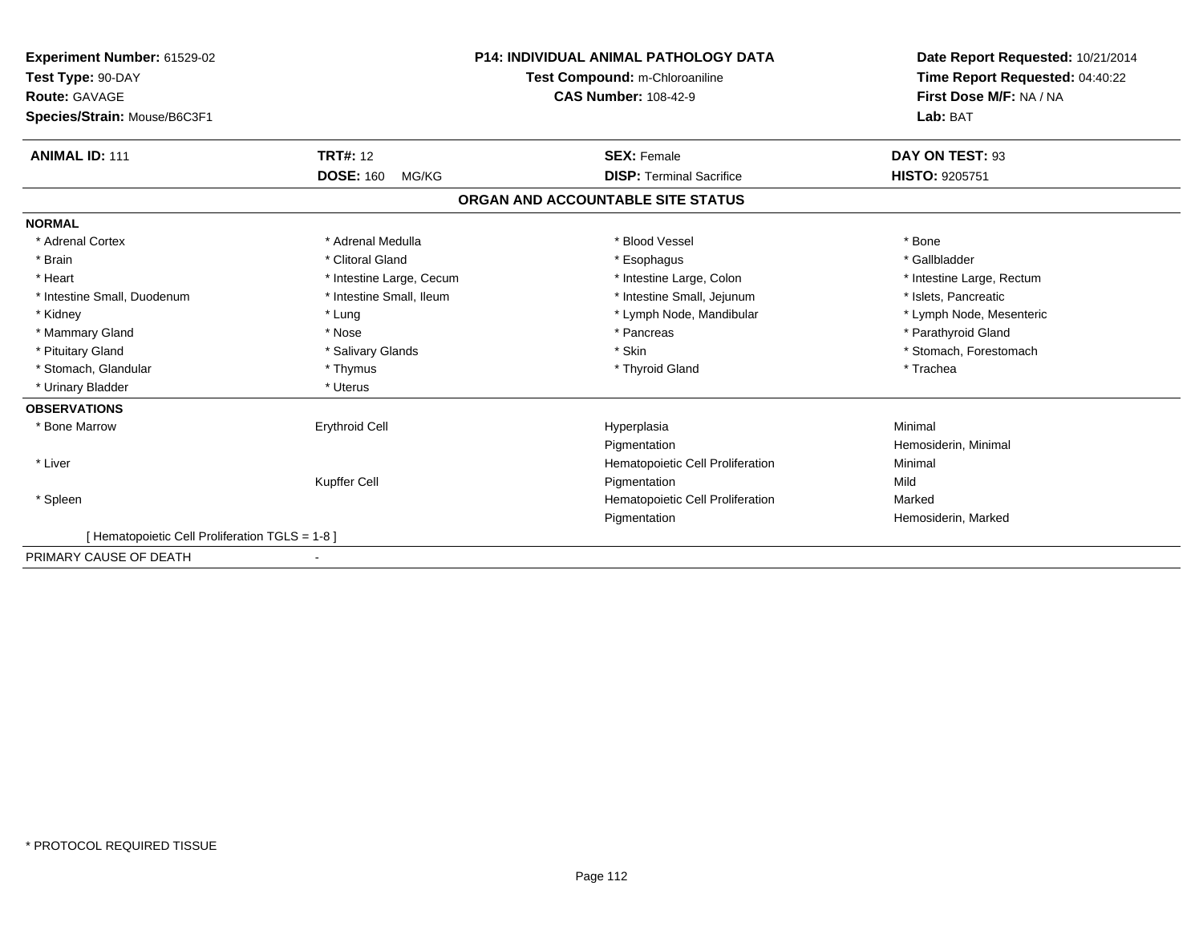**Experiment Number:** 61529-02
**Test Type:** 90-DAY
**Route:** GAVAGE
**Species/Strain:** Mouse/B6C3F1

**P14: INDIVIDUAL ANIMAL PATHOLOGY DATA**
**Test Compound:** m-Chloroaniline
**CAS Number:** 108-42-9

**Date Report Requested:** 10/21/2014
**Time Report Requested:** 04:40:22
**First Dose M/F:** NA / NA
**Lab:** BAT

| **ANIMAL ID:** 111 | **TRT#:** 12 | **SEX:** Female | **DAY ON TEST:** 93 |
|---|---|---|---|
| | **DOSE:** 160 MG/KG | **DISP:** Terminal Sacrifice | **HISTO:** 9205751 |

## ORGAN AND ACCOUNTABLE SITE STATUS

**NORMAL**

| | | | |
|---|---|---|---|
| * Adrenal Cortex | * Adrenal Medulla | * Blood Vessel | * Bone |
| * Brain | * Clitoral Gland | * Esophagus | * Gallbladder |
| * Heart | * Intestine Large, Cecum | * Intestine Large, Colon | * Intestine Large, Rectum |
| * Intestine Small, Duodenum | * Intestine Small, Ileum | * Intestine Small, Jejunum | * Islets, Pancreatic |
| * Kidney | * Lung | * Lymph Node, Mandibular | * Lymph Node, Mesenteric |
| * Mammary Gland | * Nose | * Pancreas | * Parathyroid Gland |
| * Pituitary Gland | * Salivary Glands | * Skin | * Stomach, Forestomach |
| * Stomach, Glandular | * Thymus | * Thyroid Gland | * Trachea |
| * Urinary Bladder | * Uterus | | |

**OBSERVATIONS**

| | | | |
|---|---|---|---|
| * Bone Marrow | Erythroid Cell | Hyperplasia | Minimal |
| | | Pigmentation | Hemosiderin, Minimal |
| * Liver | | Hematopoietic Cell Proliferation | Minimal |
| | Kupffer Cell | Pigmentation | Mild |
| * Spleen | | Hematopoietic Cell Proliferation | Marked |
| | | Pigmentation | Hemosiderin, Marked |

[ Hematopoietic Cell Proliferation TGLS = 1-8 ]

PRIMARY CAUSE OF DEATH -

* PROTOCOL REQUIRED TISSUE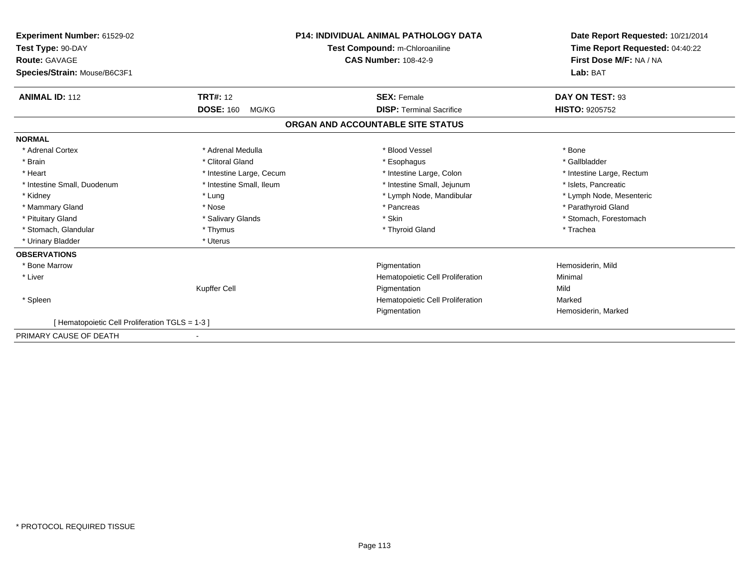**Experiment Number:** 61529-02
**Test Type:** 90-DAY
**Route:** GAVAGE
**Species/Strain:** Mouse/B6C3F1

**P14: INDIVIDUAL ANIMAL PATHOLOGY DATA**
**Test Compound:** m-Chloroaniline
**CAS Number:** 108-42-9

**Date Report Requested:** 10/21/2014
**Time Report Requested:** 04:40:22
**First Dose M/F:** NA / NA
**Lab:** BAT

| **ANIMAL ID:** 112 | **TRT#:** 12 | **SEX:** Female | **DAY ON TEST:** 93 |
|---|---|---|---|
| | **DOSE:** 160 MG/KG | **DISP:** Terminal Sacrifice | **HISTO:** 9205752 |

## ORGAN AND ACCOUNTABLE SITE STATUS

**NORMAL**

| | | | |
|---|---|---|---|
| * Adrenal Cortex | * Adrenal Medulla | * Blood Vessel | * Bone |
| * Brain | * Clitoral Gland | * Esophagus | * Gallbladder |
| * Heart | * Intestine Large, Cecum | * Intestine Large, Colon | * Intestine Large, Rectum |
| * Intestine Small, Duodenum | * Intestine Small, Ileum | * Intestine Small, Jejunum | * Islets, Pancreatic |
| * Kidney | * Lung | * Lymph Node, Mandibular | * Lymph Node, Mesenteric |
| * Mammary Gland | * Nose | * Pancreas | * Parathyroid Gland |
| * Pituitary Gland | * Salivary Glands | * Skin | * Stomach, Forestomach |
| * Stomach, Glandular | * Thymus | * Thyroid Gland | * Trachea |
| * Urinary Bladder | * Uterus | | |

**OBSERVATIONS**

| | | | |
|---|---|---|---|
| * Bone Marrow | | Pigmentation | Hemosiderin, Mild |
| * Liver | | Hematopoietic Cell Proliferation | Minimal |
| | Kupffer Cell | Pigmentation | Mild |
| * Spleen | | Hematopoietic Cell Proliferation | Marked |
| | | Pigmentation | Hemosiderin, Marked |

[ Hematopoietic Cell Proliferation TGLS = 1-3 ]

PRIMARY CAUSE OF DEATH -

* PROTOCOL REQUIRED TISSUE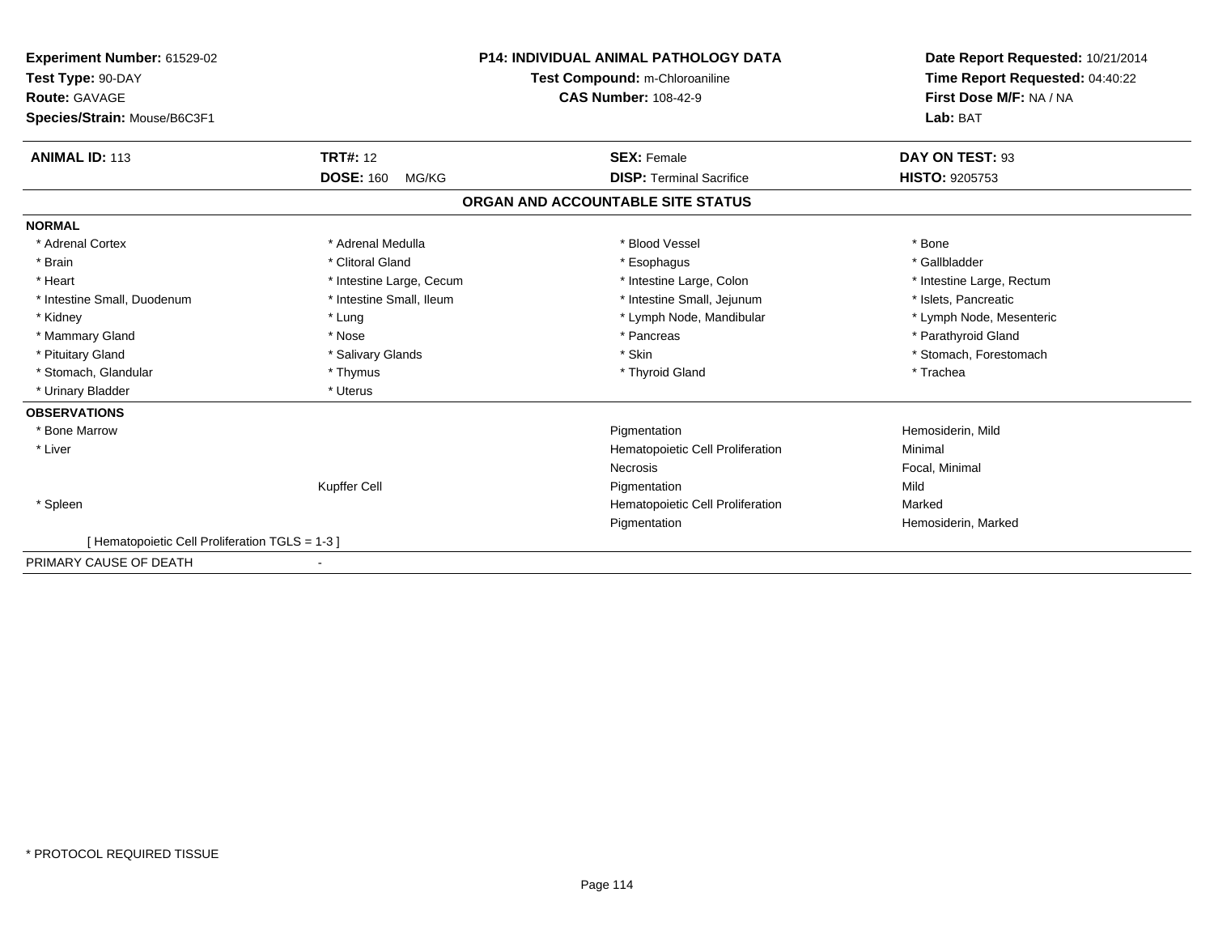**Experiment Number:** 61529-02
**Test Type:** 90-DAY
**Route:** GAVAGE
**Species/Strain:** Mouse/B6C3F1

**P14: INDIVIDUAL ANIMAL PATHOLOGY DATA**
**Test Compound:** m-Chloroaniline
**CAS Number:** 108-42-9

**Date Report Requested:** 10/21/2014
**Time Report Requested:** 04:40:22
**First Dose M/F:** NA / NA
**Lab:** BAT

| **ANIMAL ID:** 113 | **TRT#:** 12 | **SEX:** Female | **DAY ON TEST:** 93 |
|---|---|---|---|
| | **DOSE:** 160 MG/KG | **DISP:** Terminal Sacrifice | **HISTO:** 9205753 |

## ORGAN AND ACCOUNTABLE SITE STATUS

**NORMAL**

| | | | |
|---|---|---|---|
| * Adrenal Cortex | * Adrenal Medulla | * Blood Vessel | * Bone |
| * Brain | * Clitoral Gland | * Esophagus | * Gallbladder |
| * Heart | * Intestine Large, Cecum | * Intestine Large, Colon | * Intestine Large, Rectum |
| * Intestine Small, Duodenum | * Intestine Small, Ileum | * Intestine Small, Jejunum | * Islets, Pancreatic |
| * Kidney | * Lung | * Lymph Node, Mandibular | * Lymph Node, Mesenteric |
| * Mammary Gland | * Nose | * Pancreas | * Parathyroid Gland |
| * Pituitary Gland | * Salivary Glands | * Skin | * Stomach, Forestomach |
| * Stomach, Glandular | * Thymus | * Thyroid Gland | * Trachea |
| * Urinary Bladder | * Uterus | | |

**OBSERVATIONS**

| | | | |
|---|---|---|---|
| * Bone Marrow | | Pigmentation | Hemosiderin, Mild |
| * Liver | | Hematopoietic Cell Proliferation | Minimal |
| | | Necrosis | Focal, Minimal |
| | Kupffer Cell | Pigmentation | Mild |
| * Spleen | | Hematopoietic Cell Proliferation | Marked |
| | | Pigmentation | Hemosiderin, Marked |

[ Hematopoietic Cell Proliferation TGLS = 1-3 ]

PRIMARY CAUSE OF DEATH -

\* PROTOCOL REQUIRED TISSUE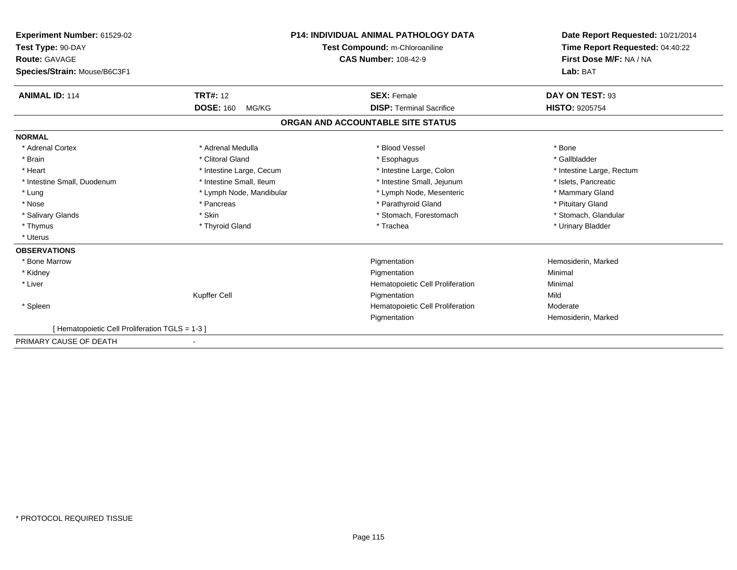**Experiment Number:** 61529-02
**Test Type:** 90-DAY
**Route:** GAVAGE
**Species/Strain:** Mouse/B6C3F1

**P14: INDIVIDUAL ANIMAL PATHOLOGY DATA**
**Test Compound:** m-Chloroaniline
**CAS Number:** 108-42-9

**Date Report Requested:** 10/21/2014
**Time Report Requested:** 04:40:22
**First Dose M/F:** NA / NA
**Lab:** BAT

| **ANIMAL ID:** 114 | **TRT#:** 12 | **SEX:** Female | **DAY ON TEST:** 93 |
|---|---|---|---|
| | **DOSE:** 160 MG/KG | **DISP:** Terminal Sacrifice | **HISTO:** 9205754 |

## ORGAN AND ACCOUNTABLE SITE STATUS

**NORMAL**

| | | | |
|---|---|---|---|
| * Adrenal Cortex | * Adrenal Medulla | * Blood Vessel | * Bone |
| * Brain | * Clitoral Gland | * Esophagus | * Gallbladder |
| * Heart | * Intestine Large, Cecum | * Intestine Large, Colon | * Intestine Large, Rectum |
| * Intestine Small, Duodenum | * Intestine Small, Ileum | * Intestine Small, Jejunum | * Islets, Pancreatic |
| * Lung | * Lymph Node, Mandibular | * Lymph Node, Mesenteric | * Mammary Gland |
| * Nose | * Pancreas | * Parathyroid Gland | * Pituitary Gland |
| * Salivary Glands | * Skin | * Stomach, Forestomach | * Stomach, Glandular |
| * Thymus | * Thyroid Gland | * Trachea | * Urinary Bladder |
| * Uterus | | | |

**OBSERVATIONS**

| | | | |
|---|---|---|---|
| * Bone Marrow | | Pigmentation | Hemosiderin, Marked |
| * Kidney | | Pigmentation | Minimal |
| * Liver | | Hematopoietic Cell Proliferation | Minimal |
| | Kupffer Cell | Pigmentation | Mild |
| * Spleen | | Hematopoietic Cell Proliferation | Moderate |
| | | Pigmentation | Hemosiderin, Marked |

[ Hematopoietic Cell Proliferation TGLS = 1-3 ]

PRIMARY CAUSE OF DEATH -

* PROTOCOL REQUIRED TISSUE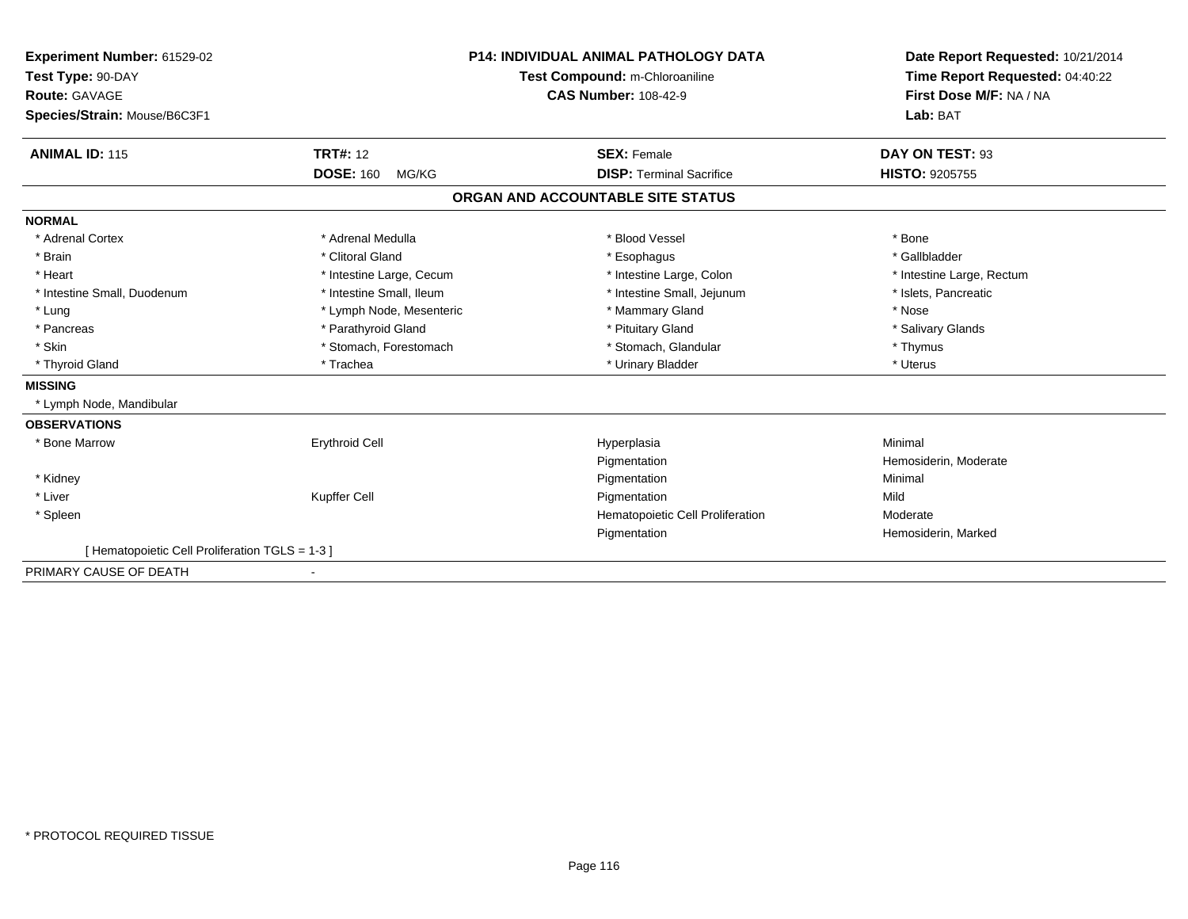**Experiment Number:** 61529-02
**Test Type:** 90-DAY
**Route:** GAVAGE
**Species/Strain:** Mouse/B6C3F1

**P14: INDIVIDUAL ANIMAL PATHOLOGY DATA**
**Test Compound:** m-Chloroaniline
**CAS Number:** 108-42-9

**Date Report Requested:** 10/21/2014
**Time Report Requested:** 04:40:22
**First Dose M/F:** NA / NA
**Lab:** BAT

| **ANIMAL ID:** 115 | **TRT#:** 12 | **SEX:** Female | **DAY ON TEST:** 93 |
|---|---|---|---|
| | **DOSE:** 160 MG/KG | **DISP:** Terminal Sacrifice | **HISTO:** 9205755 |

## ORGAN AND ACCOUNTABLE SITE STATUS

**NORMAL**

| | | | |
|---|---|---|---|
| * Adrenal Cortex | * Adrenal Medulla | * Blood Vessel | * Bone |
| * Brain | * Clitoral Gland | * Esophagus | * Gallbladder |
| * Heart | * Intestine Large, Cecum | * Intestine Large, Colon | * Intestine Large, Rectum |
| * Intestine Small, Duodenum | * Intestine Small, Ileum | * Intestine Small, Jejunum | * Islets, Pancreatic |
| * Lung | * Lymph Node, Mesenteric | * Mammary Gland | * Nose |
| * Pancreas | * Parathyroid Gland | * Pituitary Gland | * Salivary Glands |
| * Skin | * Stomach, Forestomach | * Stomach, Glandular | * Thymus |
| * Thyroid Gland | * Trachea | * Urinary Bladder | * Uterus |

**MISSING**

* Lymph Node, Mandibular

**OBSERVATIONS**

| | | | |
|---|---|---|---|
| * Bone Marrow | Erythroid Cell | Hyperplasia | Minimal |
| | | Pigmentation | Hemosiderin, Moderate |
| * Kidney | | Pigmentation | Minimal |
| * Liver | Kupffer Cell | Pigmentation | Mild |
| * Spleen | | Hematopoietic Cell Proliferation | Moderate |
| | | Pigmentation | Hemosiderin, Marked |

[ Hematopoietic Cell Proliferation TGLS = 1-3 ]

PRIMARY CAUSE OF DEATH -

* PROTOCOL REQUIRED TISSUE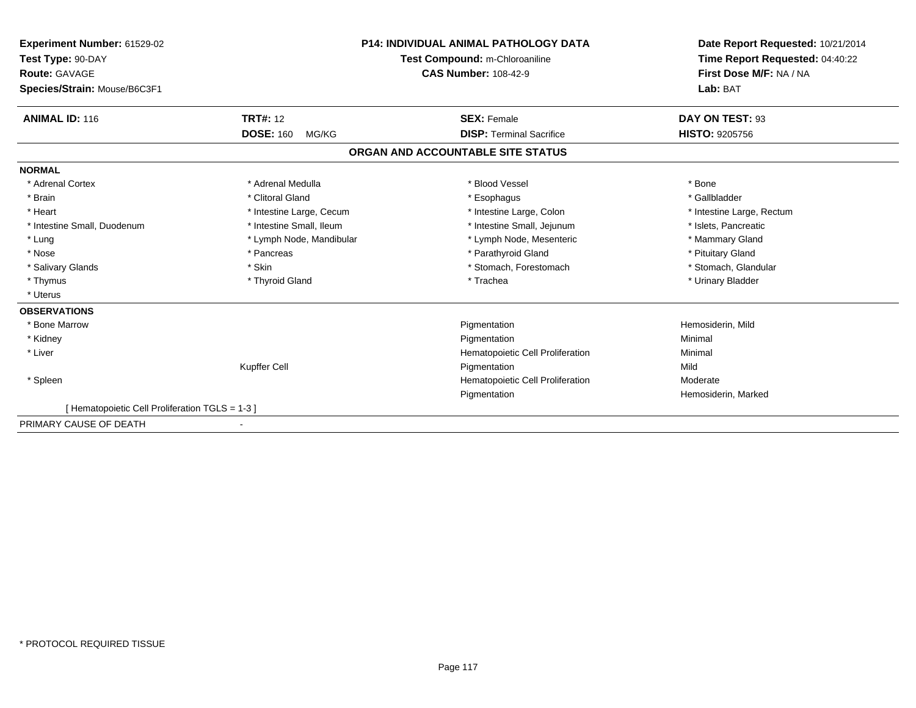**Experiment Number:** 61529-02
**Test Type:** 90-DAY
**Route:** GAVAGE
**Species/Strain:** Mouse/B6C3F1

**P14: INDIVIDUAL ANIMAL PATHOLOGY DATA**
**Test Compound:** m-Chloroaniline
**CAS Number:** 108-42-9

**Date Report Requested:** 10/21/2014
**Time Report Requested:** 04:40:22
**First Dose M/F:** NA / NA
**Lab:** BAT

| **ANIMAL ID:** 116 | **TRT#:** 12 | **SEX:** Female | **DAY ON TEST:** 93 |
|---|---|---|---|
| | **DOSE:** 160 MG/KG | **DISP:** Terminal Sacrifice | **HISTO:** 9205756 |

## ORGAN AND ACCOUNTABLE SITE STATUS

**NORMAL**

| | | | |
|---|---|---|---|
| * Adrenal Cortex | * Adrenal Medulla | * Blood Vessel | * Bone |
| * Brain | * Clitoral Gland | * Esophagus | * Gallbladder |
| * Heart | * Intestine Large, Cecum | * Intestine Large, Colon | * Intestine Large, Rectum |
| * Intestine Small, Duodenum | * Intestine Small, Ileum | * Intestine Small, Jejunum | * Islets, Pancreatic |
| * Lung | * Lymph Node, Mandibular | * Lymph Node, Mesenteric | * Mammary Gland |
| * Nose | * Pancreas | * Parathyroid Gland | * Pituitary Gland |
| * Salivary Glands | * Skin | * Stomach, Forestomach | * Stomach, Glandular |
| * Thymus | * Thyroid Gland | * Trachea | * Urinary Bladder |
| * Uterus | | | |

**OBSERVATIONS**

| | | | |
|---|---|---|---|
| * Bone Marrow | | Pigmentation | Hemosiderin, Mild |
| * Kidney | | Pigmentation | Minimal |
| * Liver | | Hematopoietic Cell Proliferation | Minimal |
| | Kupffer Cell | Pigmentation | Mild |
| * Spleen | | Hematopoietic Cell Proliferation | Moderate |
| | | Pigmentation | Hemosiderin, Marked |

[ Hematopoietic Cell Proliferation TGLS = 1-3 ]

PRIMARY CAUSE OF DEATH -

* PROTOCOL REQUIRED TISSUE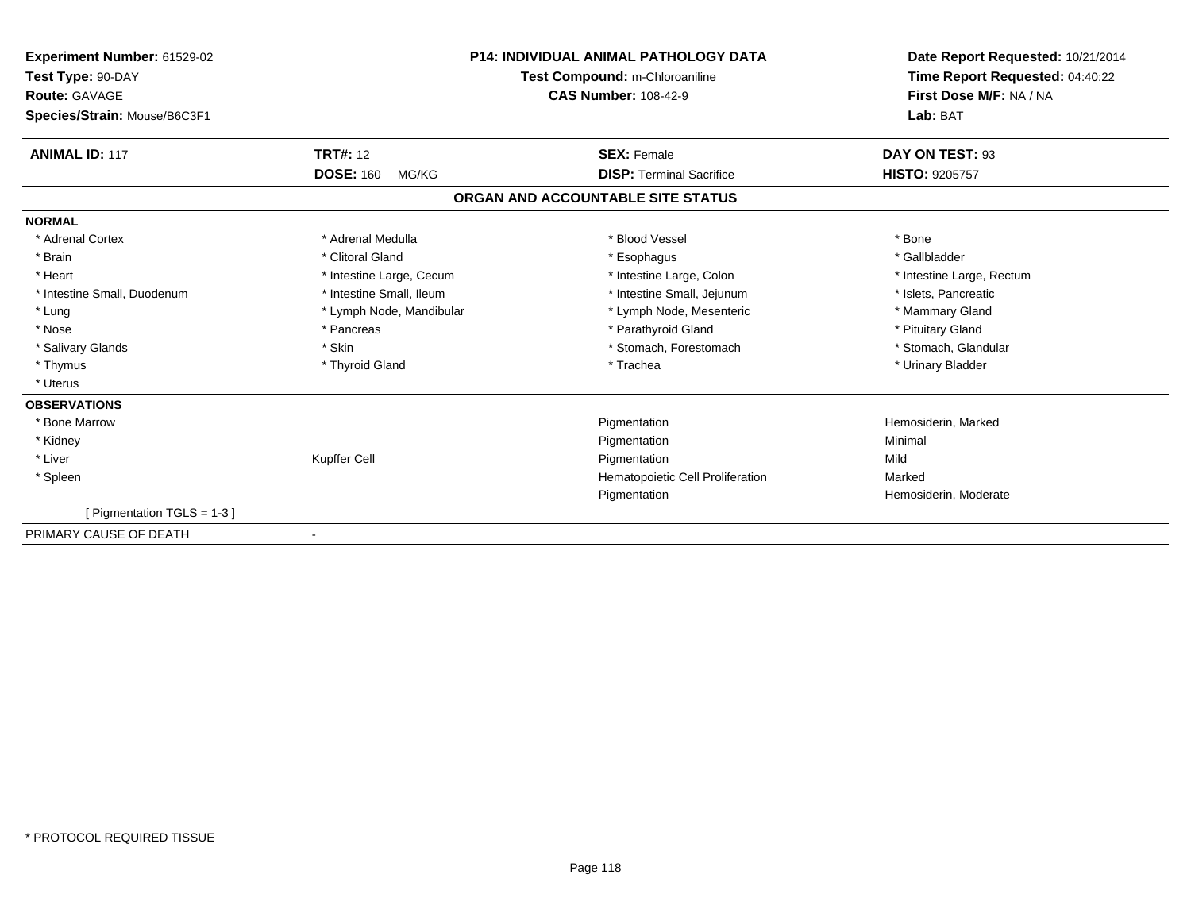**Experiment Number:** 61529-02
**Test Type:** 90-DAY
**Route:** GAVAGE
**Species/Strain:** Mouse/B6C3F1

**P14: INDIVIDUAL ANIMAL PATHOLOGY DATA**
**Test Compound:** m-Chloroaniline
**CAS Number:** 108-42-9

**Date Report Requested:** 10/21/2014
**Time Report Requested:** 04:40:22
**First Dose M/F:** NA / NA
**Lab:** BAT

| **ANIMAL ID:** 117 | **TRT#:** 12 | **SEX:** Female | **DAY ON TEST:** 93 |
|---|---|---|---|
| | **DOSE:** 160 MG/KG | **DISP:** Terminal Sacrifice | **HISTO:** 9205757 |

## ORGAN AND ACCOUNTABLE SITE STATUS

**NORMAL**

| | | | |
|---|---|---|---|
| * Adrenal Cortex | * Adrenal Medulla | * Blood Vessel | * Bone |
| * Brain | * Clitoral Gland | * Esophagus | * Gallbladder |
| * Heart | * Intestine Large, Cecum | * Intestine Large, Colon | * Intestine Large, Rectum |
| * Intestine Small, Duodenum | * Intestine Small, Ileum | * Intestine Small, Jejunum | * Islets, Pancreatic |
| * Lung | * Lymph Node, Mandibular | * Lymph Node, Mesenteric | * Mammary Gland |
| * Nose | * Pancreas | * Parathyroid Gland | * Pituitary Gland |
| * Salivary Glands | * Skin | * Stomach, Forestomach | * Stomach, Glandular |
| * Thymus | * Thyroid Gland | * Trachea | * Urinary Bladder |
| * Uterus | | | |

**OBSERVATIONS**

| | | | |
|---|---|---|---|
| * Bone Marrow | | Pigmentation | Hemosiderin, Marked |
| * Kidney | | Pigmentation | Minimal |
| * Liver | Kupffer Cell | Pigmentation | Mild |
| * Spleen | | Hematopoietic Cell Proliferation | Marked |
| | | Pigmentation | Hemosiderin, Moderate |
| [ Pigmentation TGLS = 1-3 ] | | | |

| | |
|---|---|
| PRIMARY CAUSE OF DEATH | - |

* PROTOCOL REQUIRED TISSUE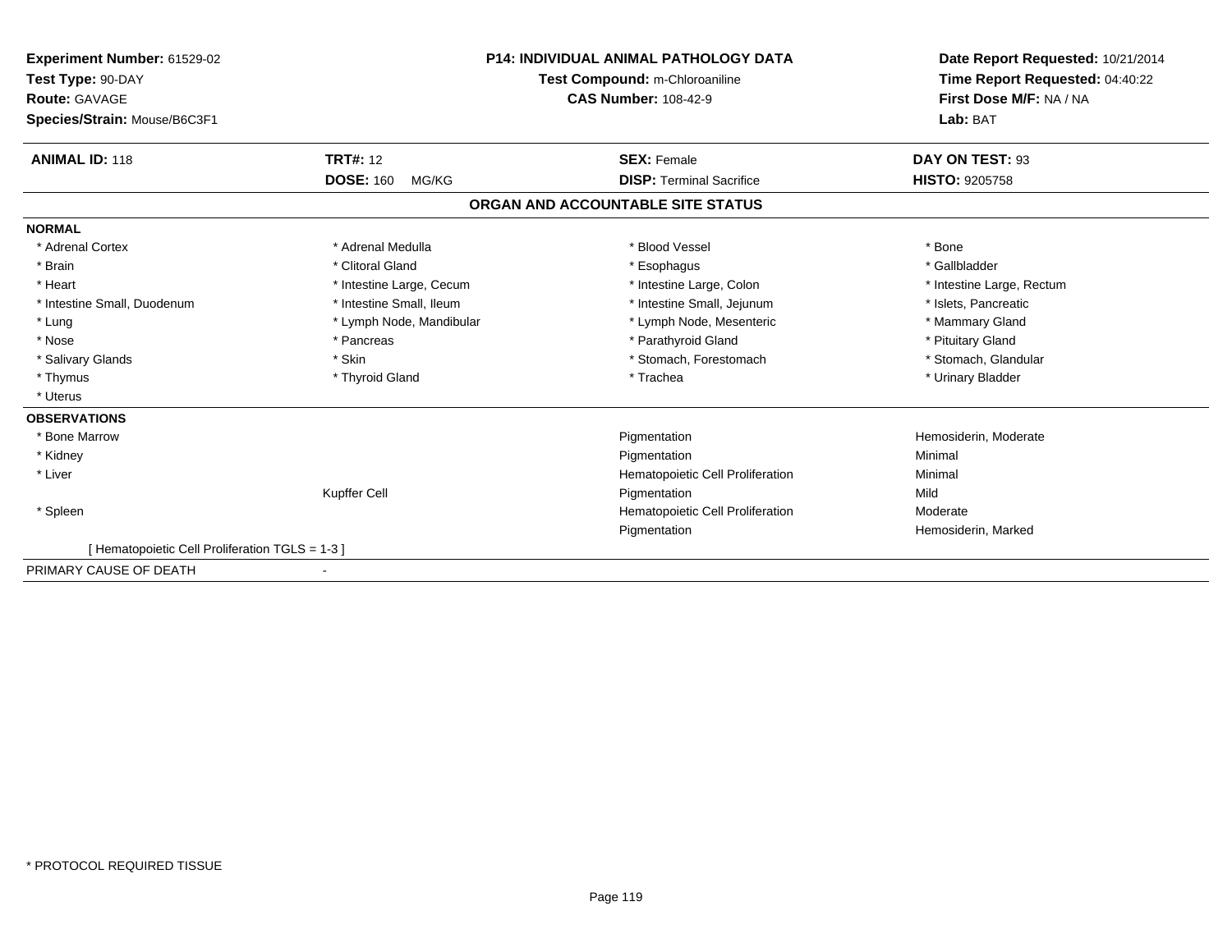**Experiment Number:** 61529-02
**Test Type:** 90-DAY
**Route:** GAVAGE
**Species/Strain:** Mouse/B6C3F1

**P14: INDIVIDUAL ANIMAL PATHOLOGY DATA**
**Test Compound:** m-Chloroaniline
**CAS Number:** 108-42-9

**Date Report Requested:** 10/21/2014
**Time Report Requested:** 04:40:22
**First Dose M/F:** NA / NA
**Lab:** BAT

| **ANIMAL ID:** 118 | **TRT#:** 12 | **SEX:** Female | **DAY ON TEST:** 93 |
|---|---|---|---|
| | **DOSE:** 160 MG/KG | **DISP:** Terminal Sacrifice | **HISTO:** 9205758 |

## ORGAN AND ACCOUNTABLE SITE STATUS

**NORMAL**

| | | | |
|---|---|---|---|
| * Adrenal Cortex | * Adrenal Medulla | * Blood Vessel | * Bone |
| * Brain | * Clitoral Gland | * Esophagus | * Gallbladder |
| * Heart | * Intestine Large, Cecum | * Intestine Large, Colon | * Intestine Large, Rectum |
| * Intestine Small, Duodenum | * Intestine Small, Ileum | * Intestine Small, Jejunum | * Islets, Pancreatic |
| * Lung | * Lymph Node, Mandibular | * Lymph Node, Mesenteric | * Mammary Gland |
| * Nose | * Pancreas | * Parathyroid Gland | * Pituitary Gland |
| * Salivary Glands | * Skin | * Stomach, Forestomach | * Stomach, Glandular |
| * Thymus | * Thyroid Gland | * Trachea | * Urinary Bladder |
| * Uterus | | | |

**OBSERVATIONS**

| | | | |
|---|---|---|---|
| * Bone Marrow | | Pigmentation | Hemosiderin, Moderate |
| * Kidney | | Pigmentation | Minimal |
| * Liver | | Hematopoietic Cell Proliferation | Minimal |
| | Kupffer Cell | Pigmentation | Mild |
| * Spleen | | Hematopoietic Cell Proliferation | Moderate |
| | | Pigmentation | Hemosiderin, Marked |

[ Hematopoietic Cell Proliferation TGLS = 1-3 ]

PRIMARY CAUSE OF DEATH -

* PROTOCOL REQUIRED TISSUE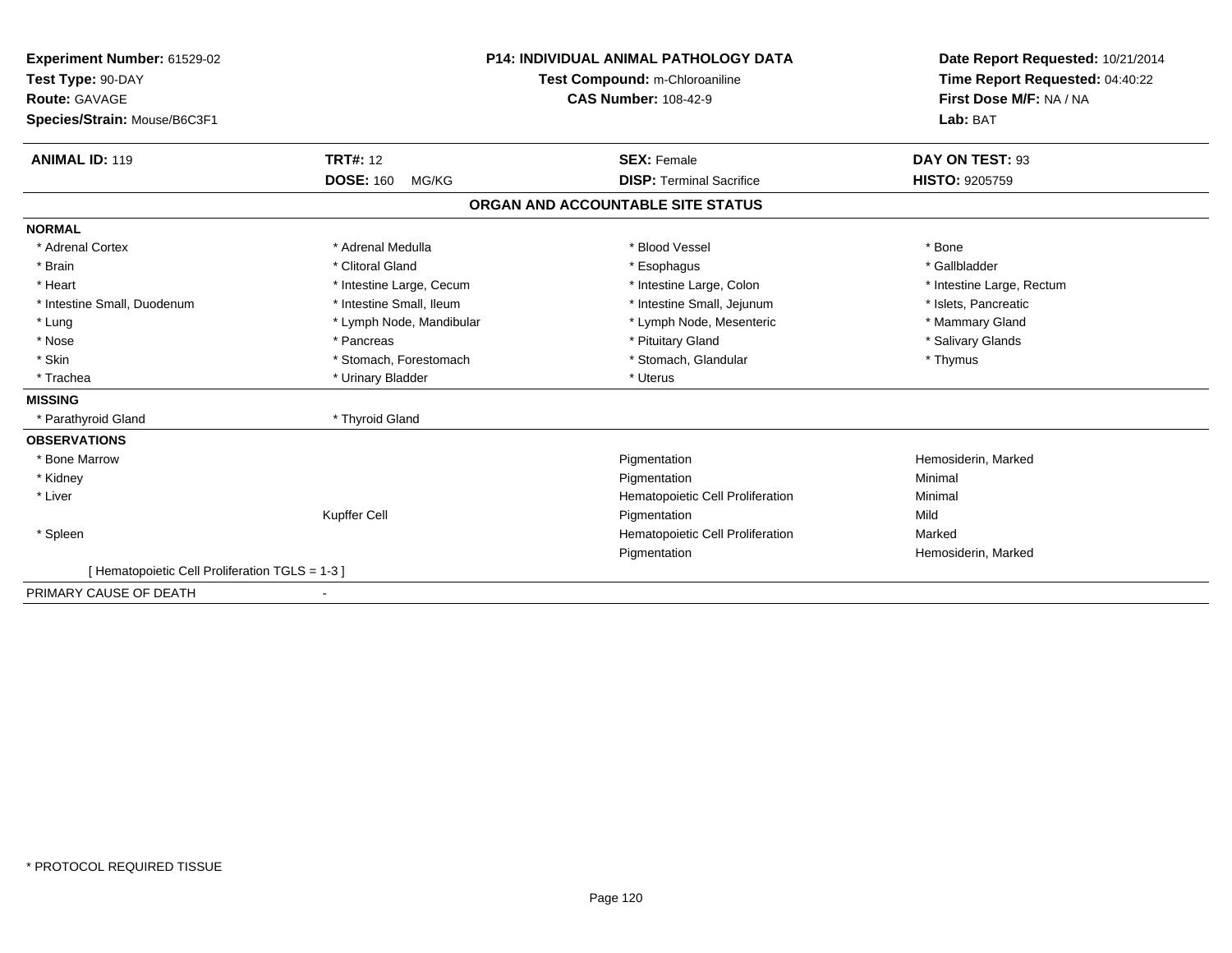**Experiment Number:** 61529-02
**Test Type:** 90-DAY
**Route:** GAVAGE
**Species/Strain:** Mouse/B6C3F1

**P14: INDIVIDUAL ANIMAL PATHOLOGY DATA**
**Test Compound:** m-Chloroaniline
**CAS Number:** 108-42-9

**Date Report Requested:** 10/21/2014
**Time Report Requested:** 04:40:22
**First Dose M/F:** NA / NA
**Lab:** BAT

| **ANIMAL ID:** 119 | **TRT#:** 12 | **SEX:** Female | **DAY ON TEST:** 93 |
|---|---|---|---|
| | **DOSE:** 160 MG/KG | **DISP:** Terminal Sacrifice | **HISTO:** 9205759 |

## ORGAN AND ACCOUNTABLE SITE STATUS

| | | | |
|---|---|---|---|
| **NORMAL** | | | |
| * Adrenal Cortex | * Adrenal Medulla | * Blood Vessel | * Bone |
| * Brain | * Clitoral Gland | * Esophagus | * Gallbladder |
| * Heart | * Intestine Large, Cecum | * Intestine Large, Colon | * Intestine Large, Rectum |
| * Intestine Small, Duodenum | * Intestine Small, Ileum | * Intestine Small, Jejunum | * Islets, Pancreatic |
| * Lung | * Lymph Node, Mandibular | * Lymph Node, Mesenteric | * Mammary Gland |
| * Nose | * Pancreas | * Pituitary Gland | * Salivary Glands |
| * Skin | * Stomach, Forestomach | * Stomach, Glandular | * Thymus |
| * Trachea | * Urinary Bladder | * Uterus | |
| **MISSING** | | | |
| * Parathyroid Gland | * Thyroid Gland | | |
| **OBSERVATIONS** | | | |
| * Bone Marrow | | Pigmentation | Hemosiderin, Marked |
| * Kidney | | Pigmentation | Minimal |
| * Liver | | Hematopoietic Cell Proliferation | Minimal |
| | Kupffer Cell | Pigmentation | Mild |
| * Spleen | | Hematopoietic Cell Proliferation | Marked |
| | | Pigmentation | Hemosiderin, Marked |
| [ Hematopoietic Cell Proliferation TGLS = 1-3 ] | | | |
| PRIMARY CAUSE OF DEATH | - | | |

* PROTOCOL REQUIRED TISSUE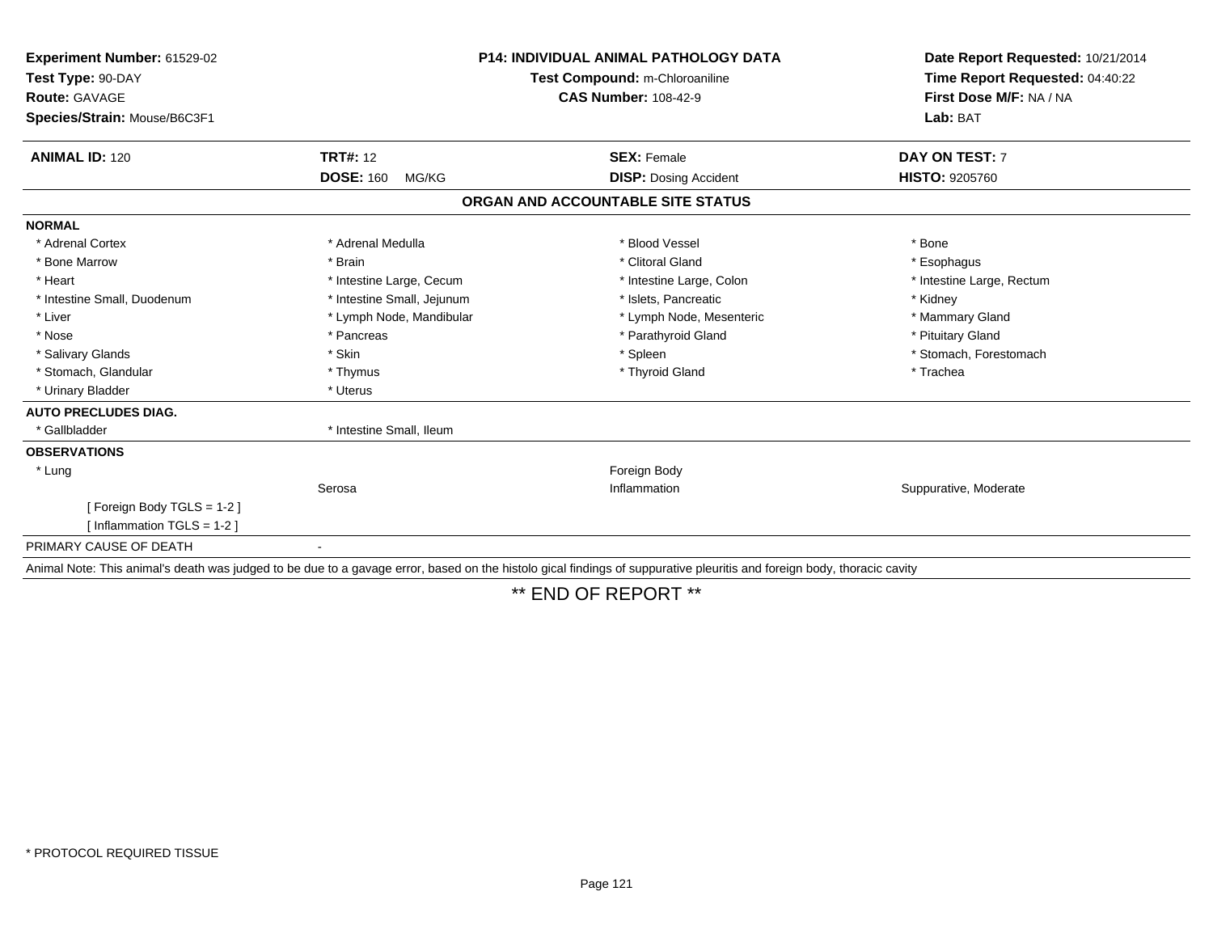**Experiment Number:** 61529-02
**Test Type:** 90-DAY
**Route:** GAVAGE
**Species/Strain:** Mouse/B6C3F1

**P14: INDIVIDUAL ANIMAL PATHOLOGY DATA**
**Test Compound:** m-Chloroaniline
**CAS Number:** 108-42-9

**Date Report Requested:** 10/21/2014
**Time Report Requested:** 04:40:22
**First Dose M/F:** NA / NA
**Lab:** BAT

| | | | |
|---|---|---|---|
| **ANIMAL ID:** 120 | **TRT#:** 12 | **SEX:** Female | **DAY ON TEST:** 7 |
| | **DOSE:** 160 MG/KG | **DISP:** Dosing Accident | **HISTO:** 9205760 |

## ORGAN AND ACCOUNTABLE SITE STATUS

**NORMAL**

| | | | |
|---|---|---|---|
| * Adrenal Cortex | * Adrenal Medulla | * Blood Vessel | * Bone |
| * Bone Marrow | * Brain | * Clitoral Gland | * Esophagus |
| * Heart | * Intestine Large, Cecum | * Intestine Large, Colon | * Intestine Large, Rectum |
| * Intestine Small, Duodenum | * Intestine Small, Jejunum | * Islets, Pancreatic | * Kidney |
| * Liver | * Lymph Node, Mandibular | * Lymph Node, Mesenteric | * Mammary Gland |
| * Nose | * Pancreas | * Parathyroid Gland | * Pituitary Gland |
| * Salivary Glands | * Skin | * Spleen | * Stomach, Forestomach |
| * Stomach, Glandular | * Thymus | * Thyroid Gland | * Trachea |
| * Urinary Bladder | * Uterus | | |

**AUTO PRECLUDES DIAG.**

| | |
|---|---|
| * Gallbladder | * Intestine Small, Ileum |

**OBSERVATIONS**

| | | | |
|---|---|---|---|
| * Lung | | Foreign Body | |
| | Serosa | Inflammation | Suppurative, Moderate |
| [ Foreign Body TGLS = 1-2 ] | | | |
| [ Inflammation TGLS = 1-2 ] | | | |

PRIMARY CAUSE OF DEATH -

Animal Note: This animal's death was judged to be due to a gavage error, based on the histolo gical findings of suppurative pleuritis and foreign body, thoracic cavity

** END OF REPORT **

* PROTOCOL REQUIRED TISSUE